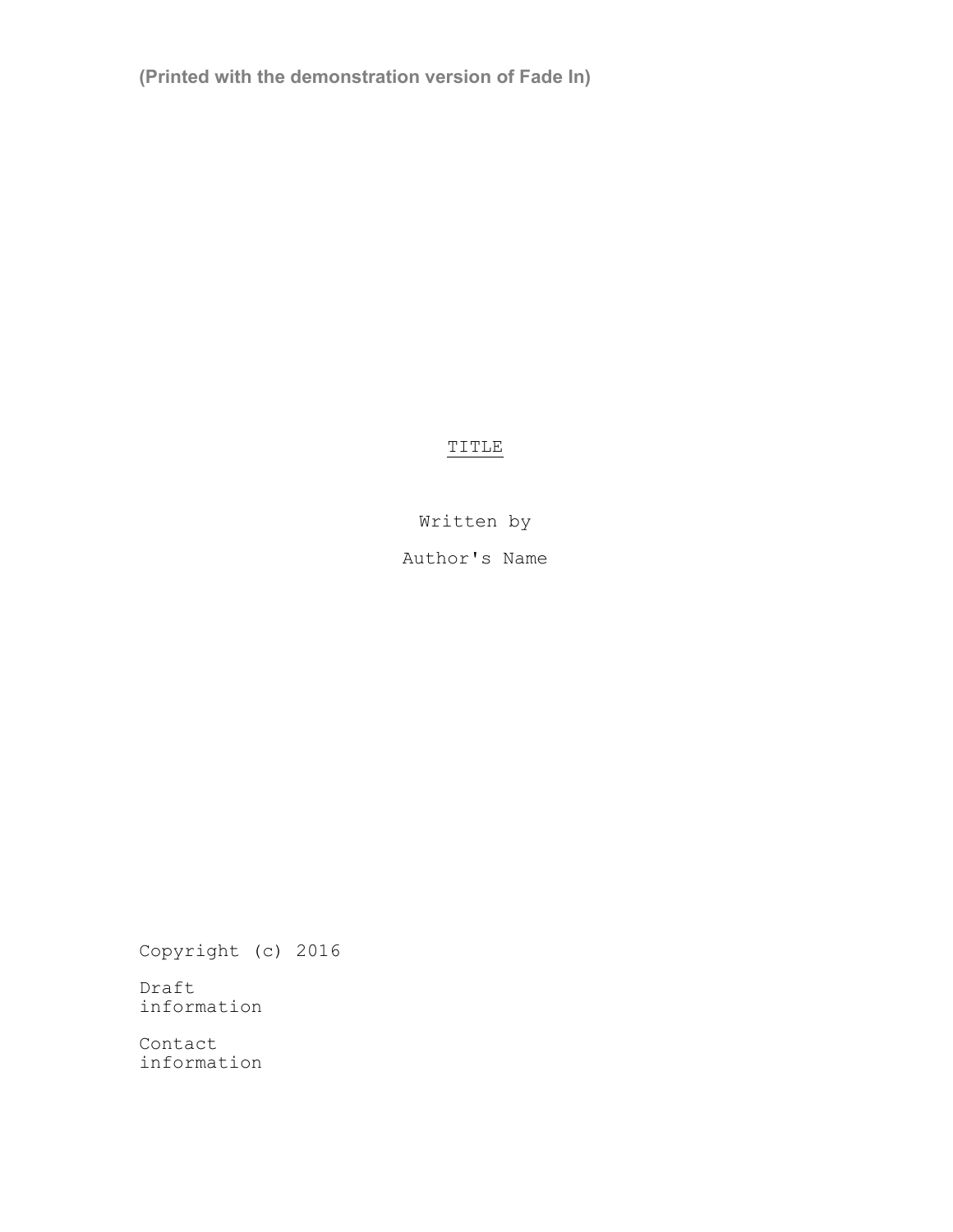(Printed with the demonstration version of Fade In)

# TITLE

Written by

Author's Name

Copyright (c) 2016

Draft
information

Contact
information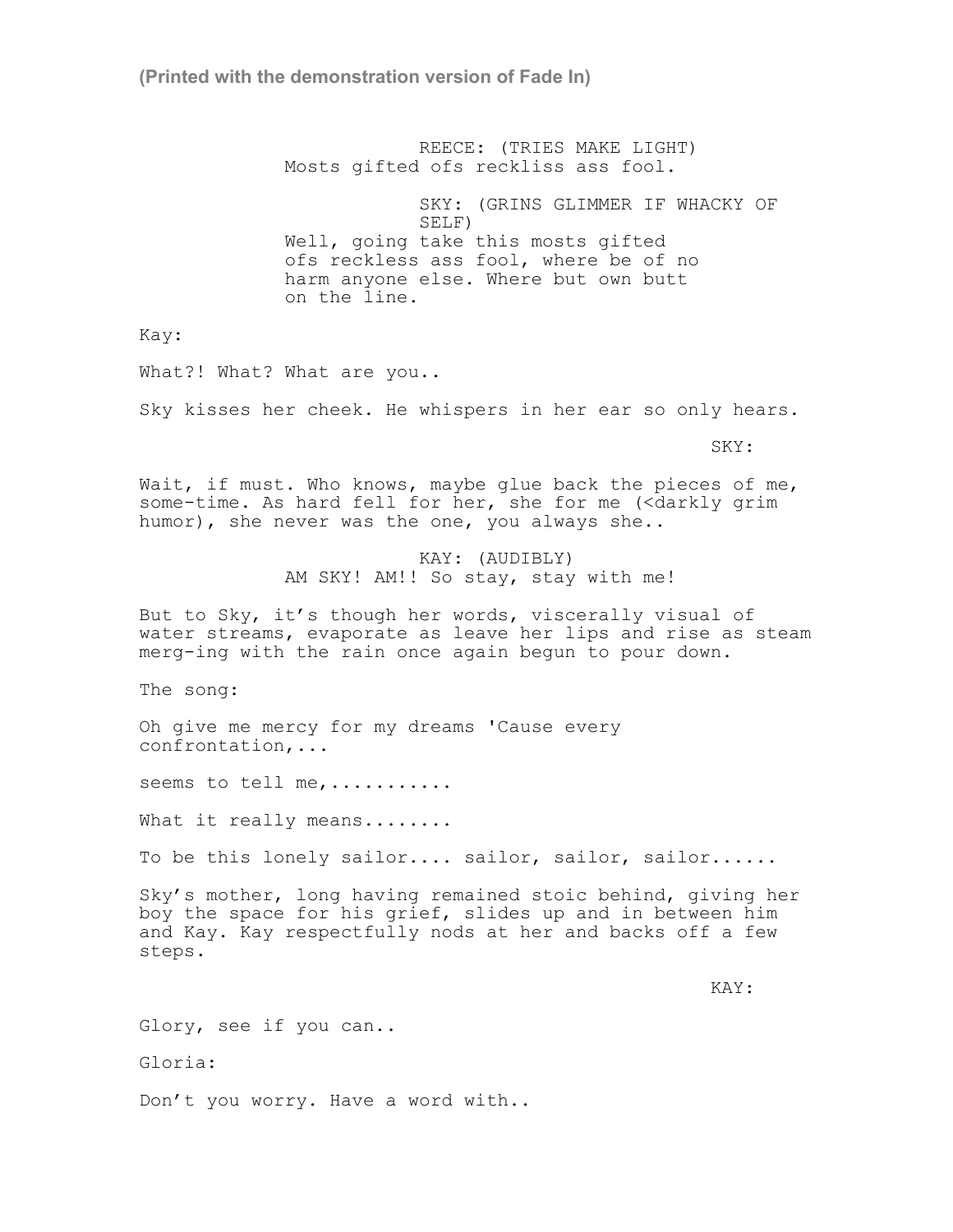REECE: (TRIES MAKE LIGHT)
Mosts gifted ofs reckliss ass fool.

SKY: (GRINS GLIMMER IF WHACKY OF SELF)
Well, going take this mosts gifted ofs reckless ass fool, where be of no harm anyone else. Where but own butt on the line.

Kay:

What?! What? What are you..

Sky kisses her cheek. He whispers in her ear so only hears.

SKY:

Wait, if must. Who knows, maybe glue back the pieces of me, some-time. As hard fell for her, she for me (<darkly grim humor), she never was the one, you always she..

KAY: (AUDIBLY)
AM SKY! AM!! So stay, stay with me!

But to Sky, it's though her words, viscerally visual of water streams, evaporate as leave her lips and rise as steam merg-ing with the rain once again begun to pour down.

The song:

Oh give me mercy for my dreams 'Cause every confrontation,...

seems to tell me,..........

What it really means........

To be this lonely sailor.... sailor, sailor, sailor......

Sky's mother, long having remained stoic behind, giving her boy the space for his grief, slides up and in between him and Kay. Kay respectfully nods at her and backs off a few steps.

KAY:

Glory, see if you can..

Gloria:

Don't you worry. Have a word with..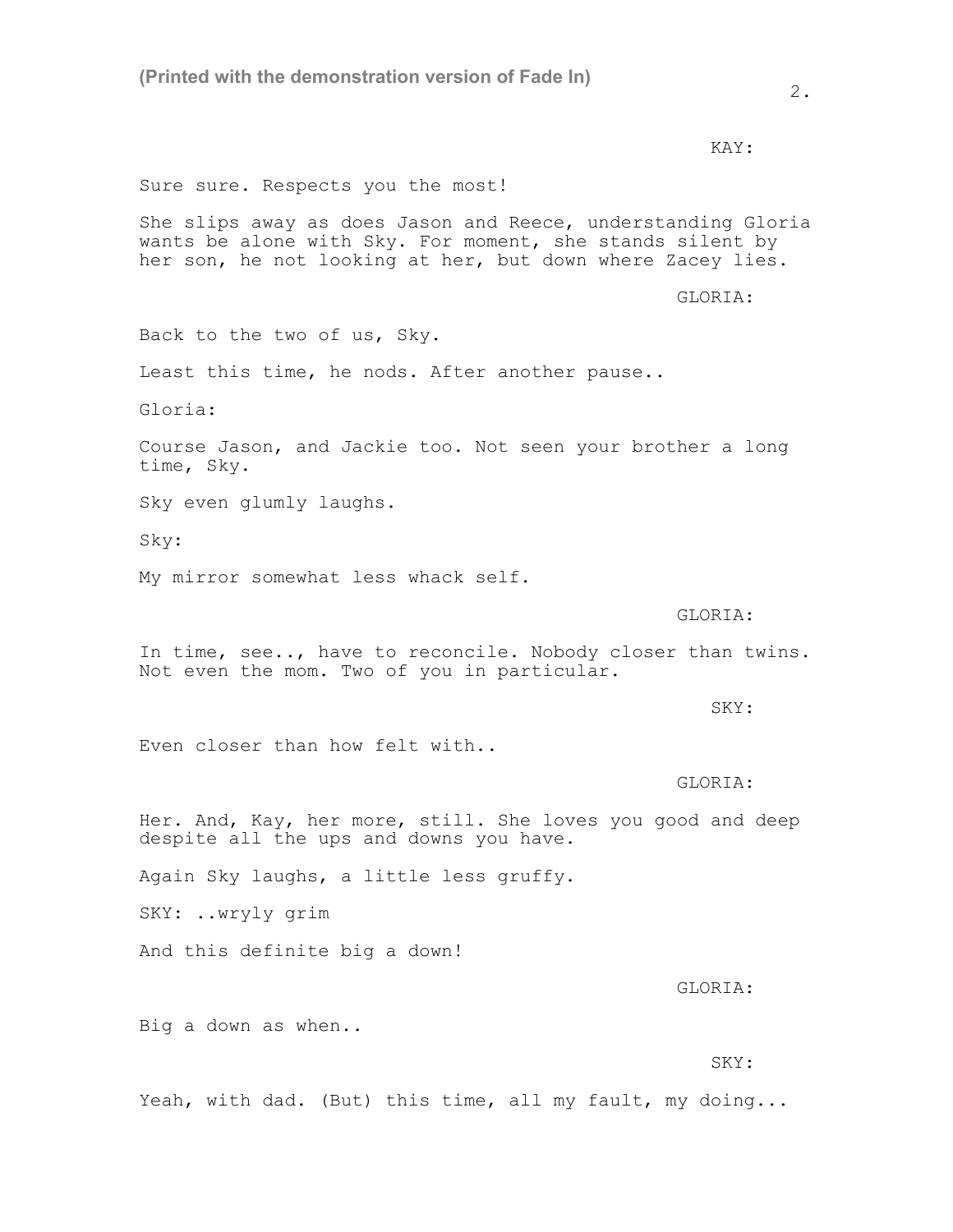KAY:

Sure sure. Respects you the most!

She slips away as does Jason and Reece, understanding Gloria wants be alone with Sky. For moment, she stands silent by her son, he not looking at her, but down where Zacey lies.

GLORIA:

Back to the two of us, Sky.

Least this time, he nods. After another pause..

Gloria:

Course Jason, and Jackie too. Not seen your brother a long time, Sky.

Sky even glumly laughs.

Sky:

My mirror somewhat less whack self.

GLORIA:

In time, see.., have to reconcile. Nobody closer than twins. Not even the mom. Two of you in particular.

SKY:

Even closer than how felt with..

GLORIA:

Her. And, Kay, her more, still. She loves you good and deep despite all the ups and downs you have.

Again Sky laughs, a little less gruffy.

SKY: ..wryly grim

And this definite big a down!

GLORIA:

Big a down as when..

SKY:

Yeah, with dad. (But) this time, all my fault, my doing...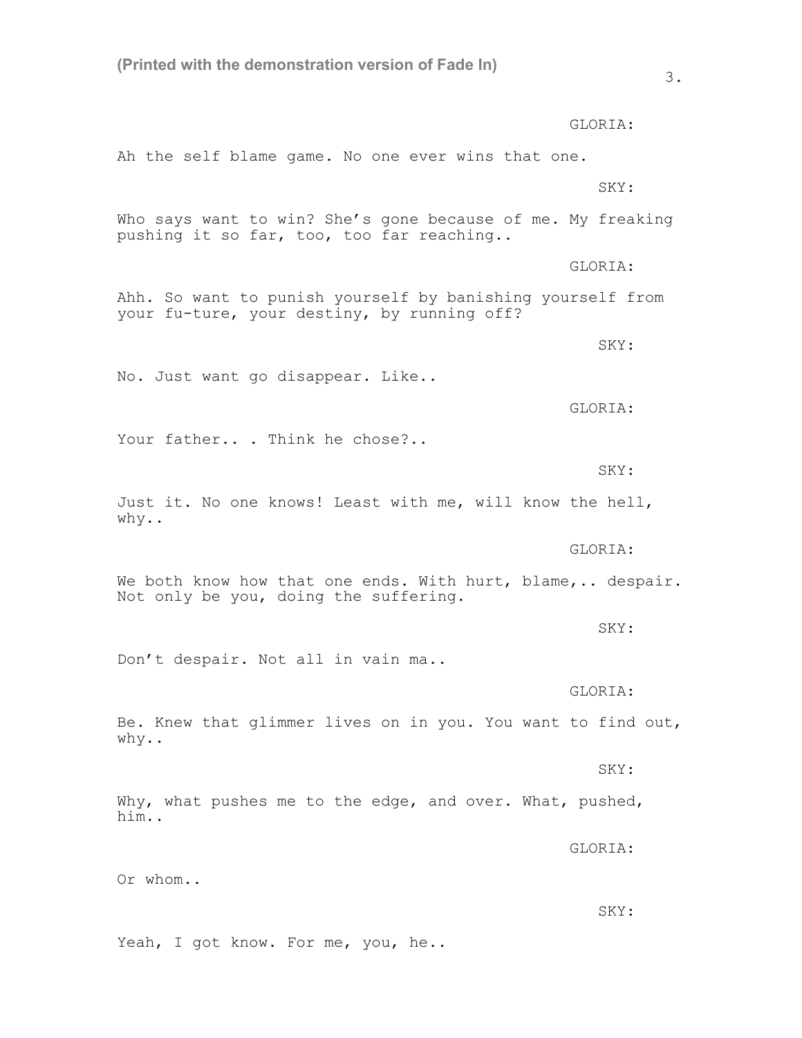GLORIA:

Ah the self blame game. No one ever wins that one.

SKY:

Who says want to win? She's gone because of me. My freaking pushing it so far, too, too far reaching..

GLORIA:

Ahh. So want to punish yourself by banishing yourself from your fu-ture, your destiny, by running off?

SKY:

No. Just want go disappear. Like..

GLORIA:

Your father.. . Think he chose?..

SKY:

Just it. No one knows! Least with me, will know the hell, why..

GLORIA:

We both know how that one ends. With hurt, blame,.. despair. Not only be you, doing the suffering.

SKY:

Don't despair. Not all in vain ma..

GLORIA:

Be. Knew that glimmer lives on in you. You want to find out, why..

SKY:

Why, what pushes me to the edge, and over. What, pushed, him..

GLORIA:

Or whom..

SKY:

Yeah, I got know. For me, you, he..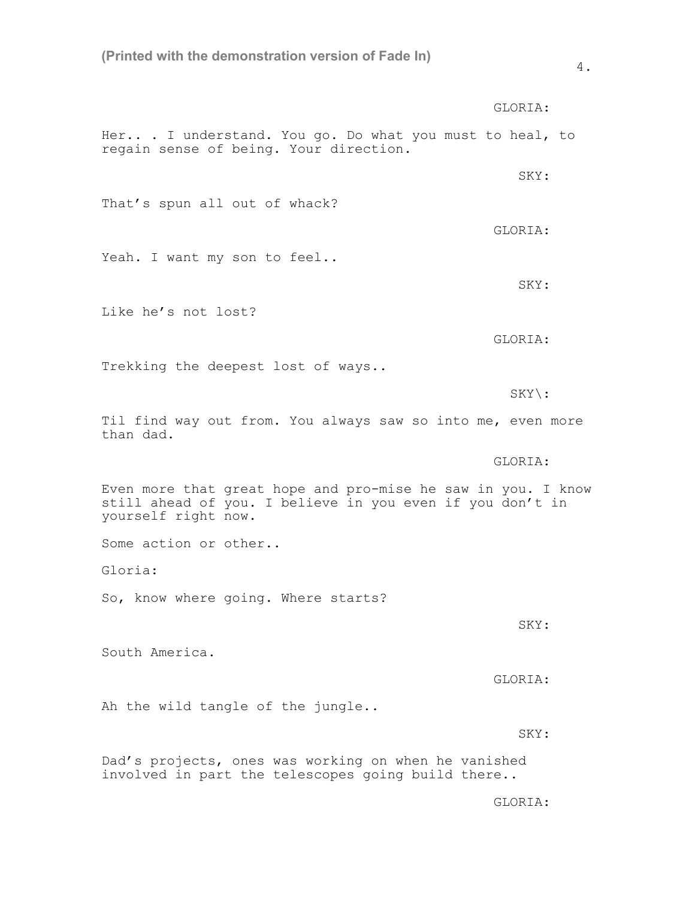GLORIA:

Her.. . I understand. You go. Do what you must to heal, to regain sense of being. Your direction.

SKY:

That's spun all out of whack?

GLORIA:

Yeah. I want my son to feel..

SKY:

Like he's not lost?

GLORIA:

Trekking the deepest lost of ways..

SKY\:

Til find way out from. You always saw so into me, even more than dad.

GLORIA:

Even more that great hope and pro-mise he saw in you. I know still ahead of you. I believe in you even if you don't in yourself right now.

Some action or other..

Gloria:

So, know where going. Where starts?

SKY:

South America.

GLORIA:

Ah the wild tangle of the jungle..

SKY:

Dad's projects, ones was working on when he vanished involved in part the telescopes going build there..

GLORIA: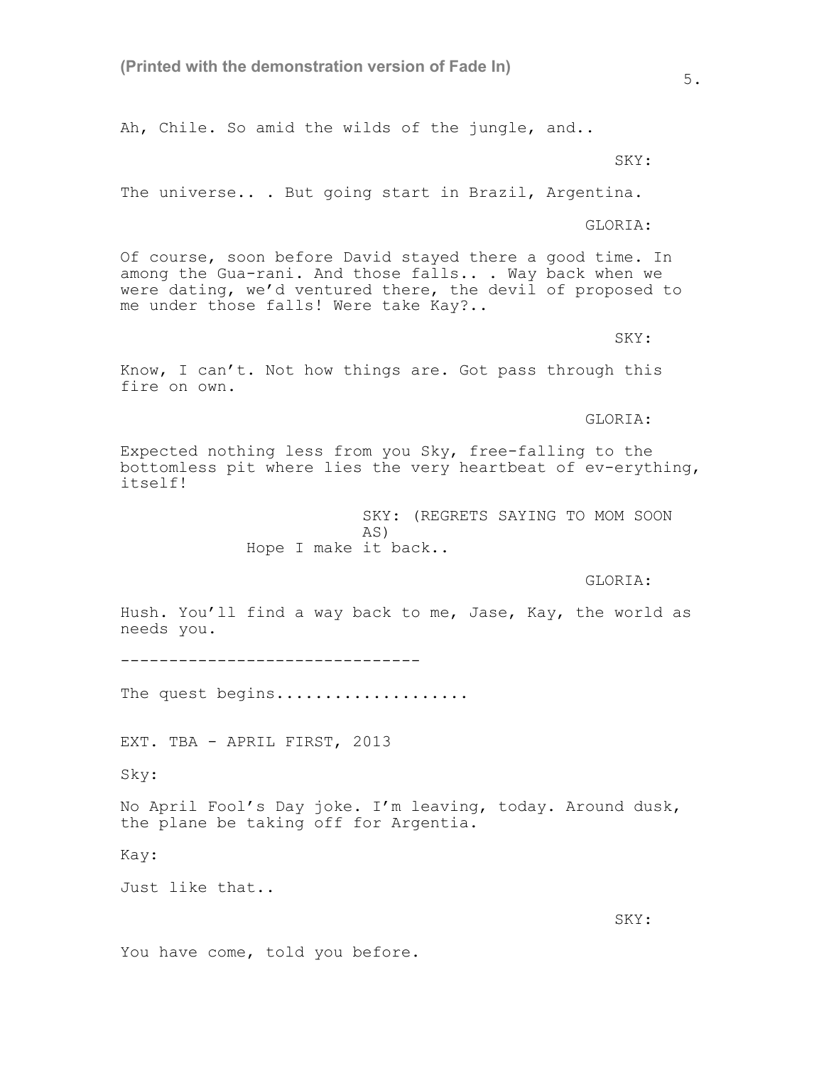Ah, Chile. So amid the wilds of the jungle, and..

SKY:

The universe.. . But going start in Brazil, Argentina.

GLORIA:

Of course, soon before David stayed there a good time. In among the Gua-rani. And those falls.. . Way back when we were dating, we'd ventured there, the devil of proposed to me under those falls! Were take Kay?..

SKY:

Know, I can't. Not how things are. Got pass through this fire on own.

GLORIA:

Expected nothing less from you Sky, free-falling to the bottomless pit where lies the very heartbeat of ev-erything, itself!

SKY: (REGRETS SAYING TO MOM SOON AS)

Hope I make it back..

GLORIA:

Hush. You'll find a way back to me, Jase, Kay, the world as needs you.

------------------------------

The quest begins...................

EXT. TBA - APRIL FIRST, 2013

Sky:

No April Fool's Day joke. I'm leaving, today. Around dusk, the plane be taking off for Argentia.

Kay:

Just like that..

SKY:

You have come, told you before.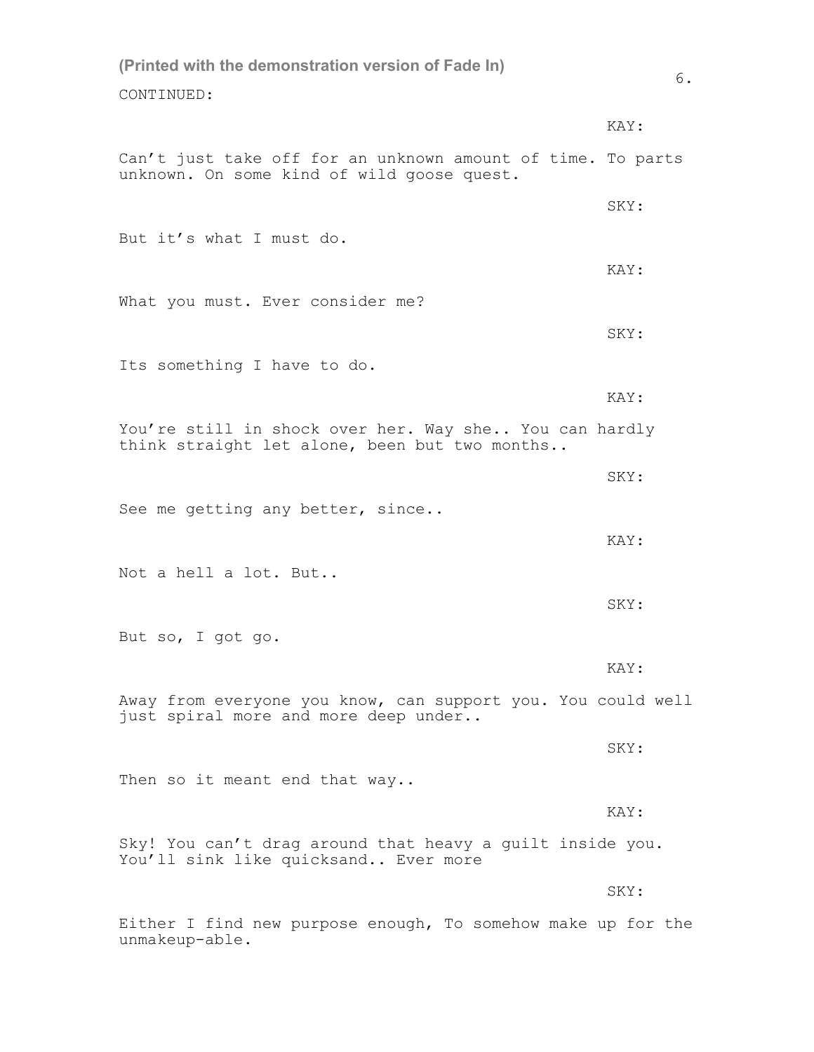CONTINUED:

KAY:

Can't just take off for an unknown amount of time. To parts unknown. On some kind of wild goose quest.

SKY:

But it's what I must do.

KAY:

What you must. Ever consider me?

SKY:

Its something I have to do.

KAY:

You're still in shock over her. Way she.. You can hardly think straight let alone, been but two months..

SKY:

See me getting any better, since..

KAY:

Not a hell a lot. But..

SKY:

But so, I got go.

KAY:

Away from everyone you know, can support you. You could well just spiral more and more deep under..

SKY:

Then so it meant end that way..

KAY:

Sky! You can't drag around that heavy a guilt inside you. You'll sink like quicksand.. Ever more

SKY:

Either I find new purpose enough, To somehow make up for the unmakeup-able.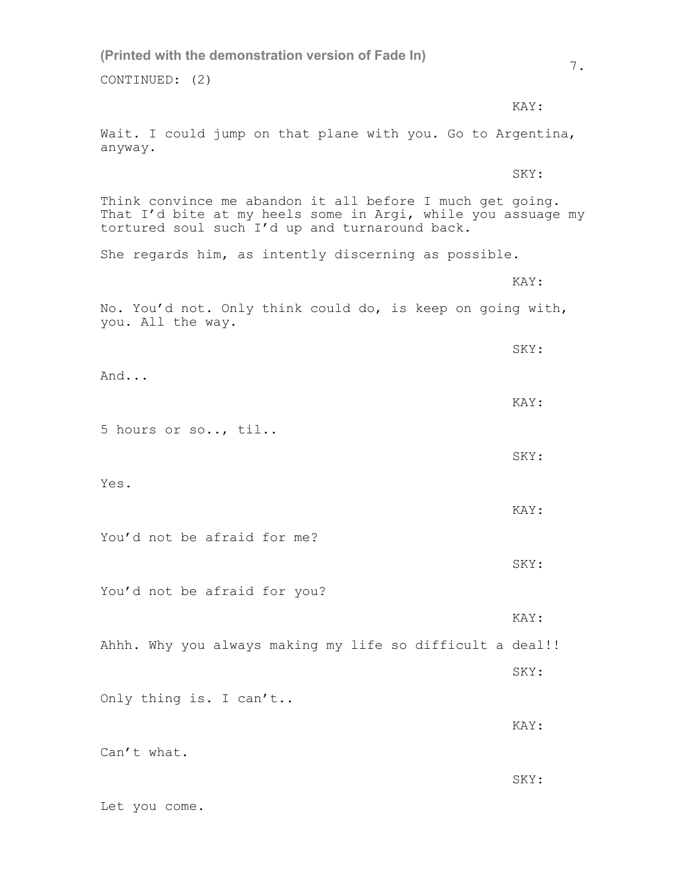CONTINUED: (2)

KAY:

Wait. I could jump on that plane with you. Go to Argentina, anyway.

SKY:

Think convince me abandon it all before I much get going. That I'd bite at my heels some in Argi, while you assuage my tortured soul such I'd up and turnaround back.

She regards him, as intently discerning as possible.

KAY:

No. You'd not. Only think could do, is keep on going with, you. All the way.

SKY:

And...

KAY:

5 hours or so.., til..

SKY:

Yes.

KAY:

You'd not be afraid for me?

SKY:

You'd not be afraid for you?

KAY:

Ahhh. Why you always making my life so difficult a deal!!

SKY:

Only thing is. I can't..

KAY:

Can't what.

SKY:

Let you come.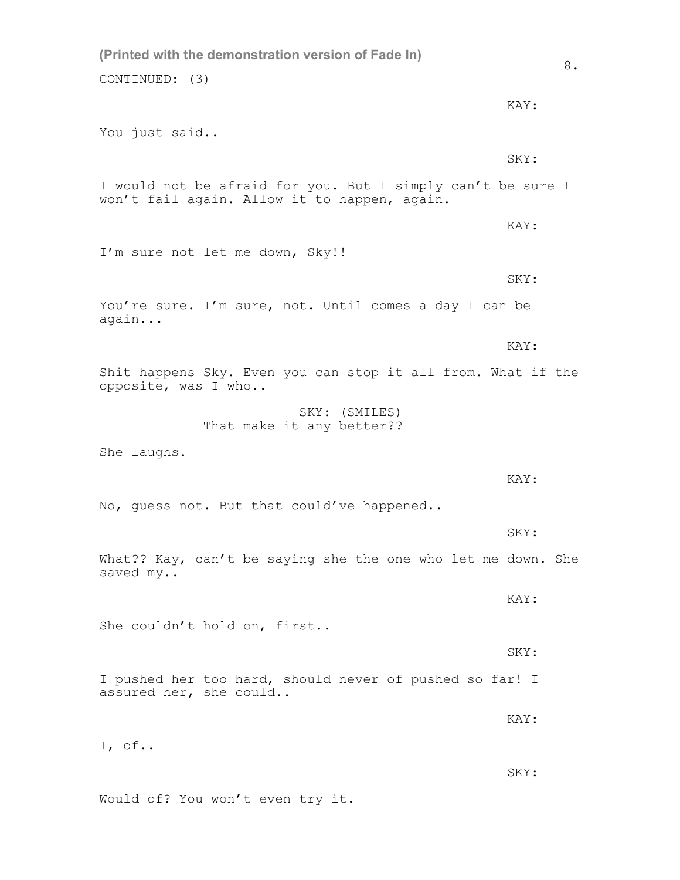(Printed with the demonstration version of Fade In)

CONTINUED: (3)

KAY:

You just said..

SKY:

I would not be afraid for you. But I simply can't be sure I won't fail again. Allow it to happen, again.

KAY:

I'm sure not let me down, Sky!!

SKY:

You're sure. I'm sure, not. Until comes a day I can be again...

KAY:

Shit happens Sky. Even you can stop it all from. What if the opposite, was I who..

SKY: (SMILES)
That make it any better??

She laughs.

KAY:

No, guess not. But that could've happened..

SKY:

What?? Kay, can't be saying she the one who let me down. She saved my..

KAY:

She couldn't hold on, first..

SKY:

I pushed her too hard, should never of pushed so far! I assured her, she could..

KAY:

I, of..

SKY:

Would of? You won't even try it.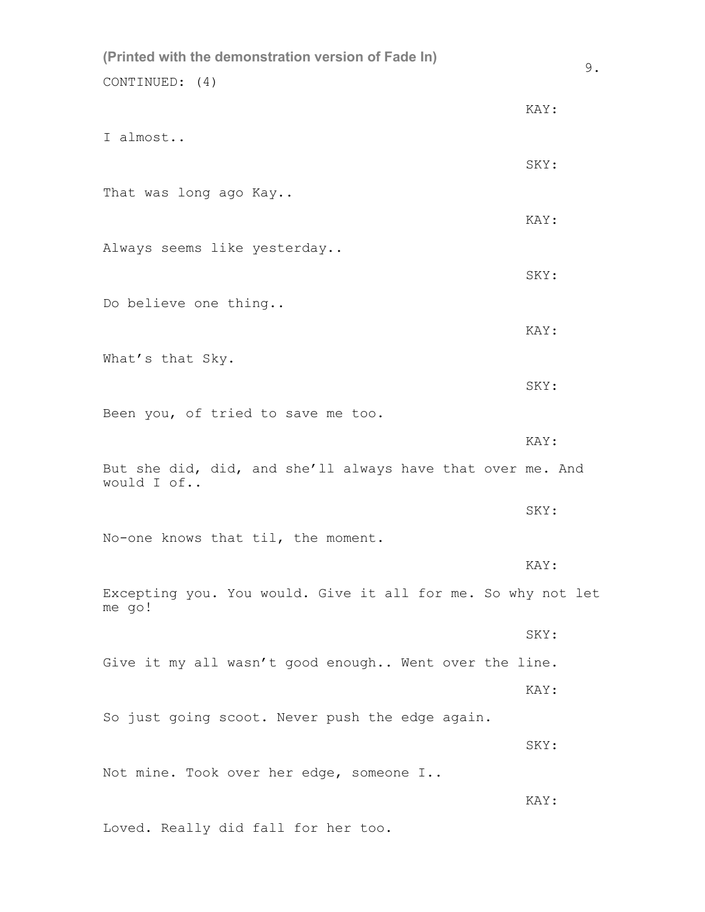(Printed with the demonstration version of Fade In)

CONTINUED: (4)

KAY:

I almost..

SKY:

That was long ago Kay..

KAY:

Always seems like yesterday..

SKY:

Do believe one thing..

KAY:

What's that Sky.

SKY:

Been you, of tried to save me too.

KAY:

But she did, did, and she'll always have that over me. And would I of..

SKY:

No-one knows that til, the moment.

KAY:

Excepting you. You would. Give it all for me. So why not let me go!

SKY:

Give it my all wasn't good enough.. Went over the line.

KAY:

So just going scoot. Never push the edge again.

SKY:

Not mine. Took over her edge, someone I..

KAY:

Loved. Really did fall for her too.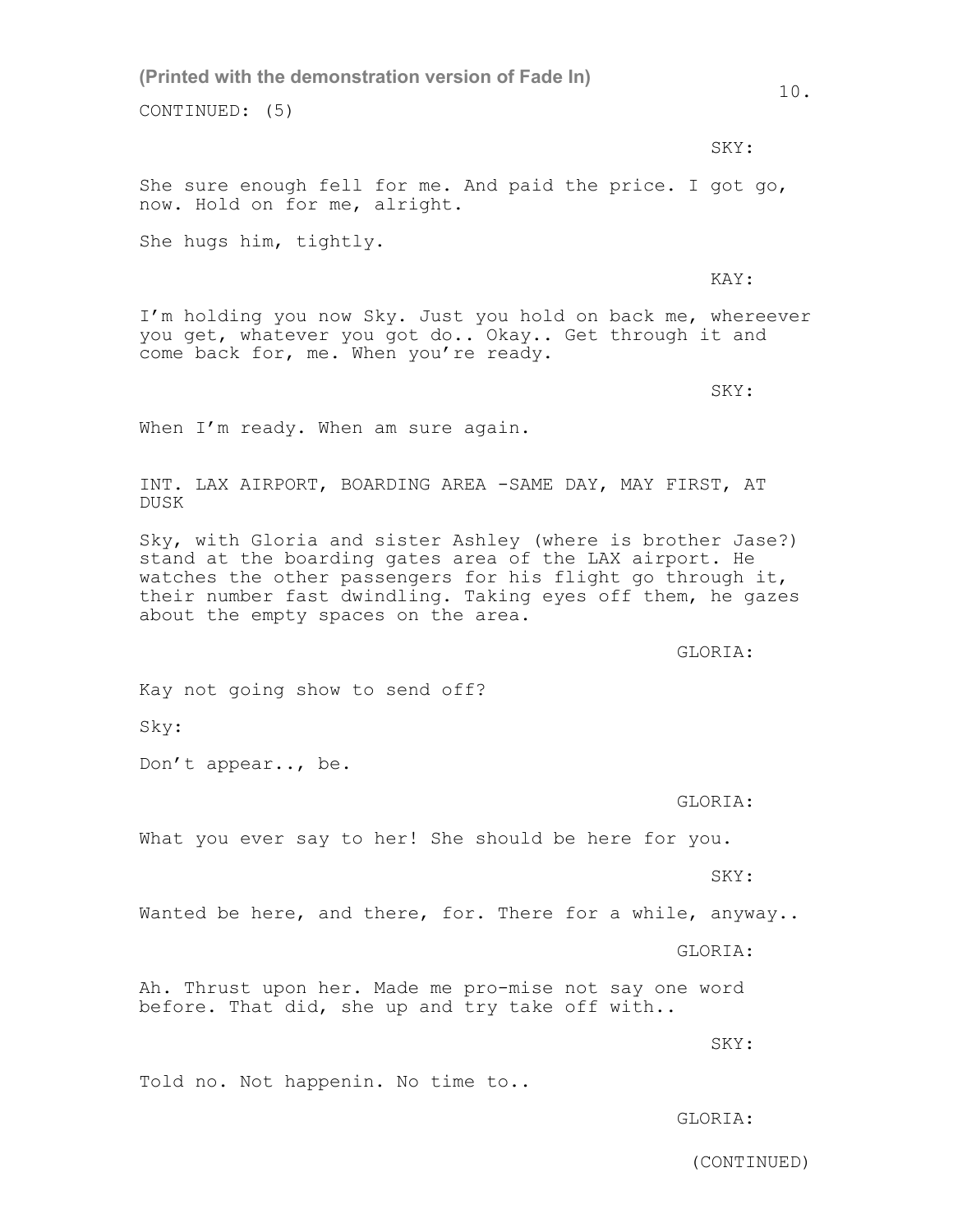(Printed with the demonstration version of Fade In)

CONTINUED: (5)

SKY:

She sure enough fell for me. And paid the price. I got go, now. Hold on for me, alright.

She hugs him, tightly.

KAY:

I'm holding you now Sky. Just you hold on back me, whereever you get, whatever you got do.. Okay.. Get through it and come back for, me. When you're ready.

SKY:

When I'm ready. When am sure again.

INT. LAX AIRPORT, BOARDING AREA -SAME DAY, MAY FIRST, AT DUSK

Sky, with Gloria and sister Ashley (where is brother Jase?) stand at the boarding gates area of the LAX airport. He watches the other passengers for his flight go through it, their number fast dwindling. Taking eyes off them, he gazes about the empty spaces on the area.

GLORIA:

Kay not going show to send off?

Sky:

Don't appear.., be.

GLORIA:

What you ever say to her! She should be here for you.

SKY:

Wanted be here, and there, for. There for a while, anyway..

GLORIA:

Ah. Thrust upon her. Made me pro-mise not say one word before. That did, she up and try take off with..

SKY:

Told no. Not happenin. No time to..

GLORIA:

(CONTINUED)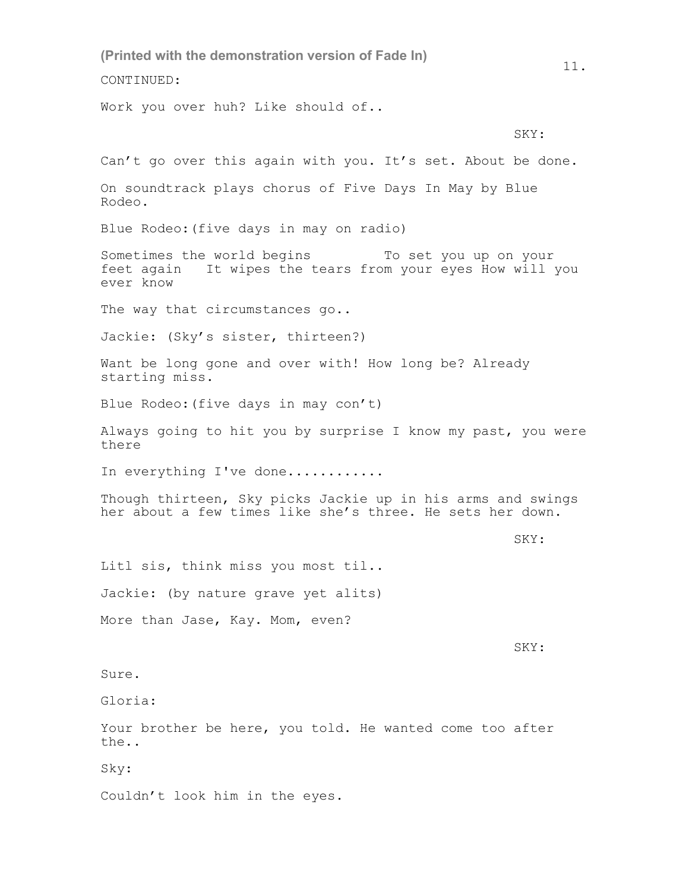(Printed with the demonstration version of Fade In)

CONTINUED:

Work you over huh? Like should of..

SKY:

Can't go over this again with you. It's set. About be done.

On soundtrack plays chorus of Five Days In May by Blue Rodeo.

Blue Rodeo:(five days in may on radio)

Sometimes the world begins To set you up on your feet again It wipes the tears from your eyes How will you ever know

The way that circumstances go..

Jackie: (Sky's sister, thirteen?)

Want be long gone and over with! How long be? Already starting miss.

Blue Rodeo:(five days in may con't)

Always going to hit you by surprise I know my past, you were there

In everything I've done............

Though thirteen, Sky picks Jackie up in his arms and swings her about a few times like she's three. He sets her down.

SKY:

Litl sis, think miss you most til..

Jackie: (by nature grave yet alits)

More than Jase, Kay. Mom, even?

SKY:

Sure.

Gloria:

Your brother be here, you told. He wanted come too after the..

Sky:

Couldn't look him in the eyes.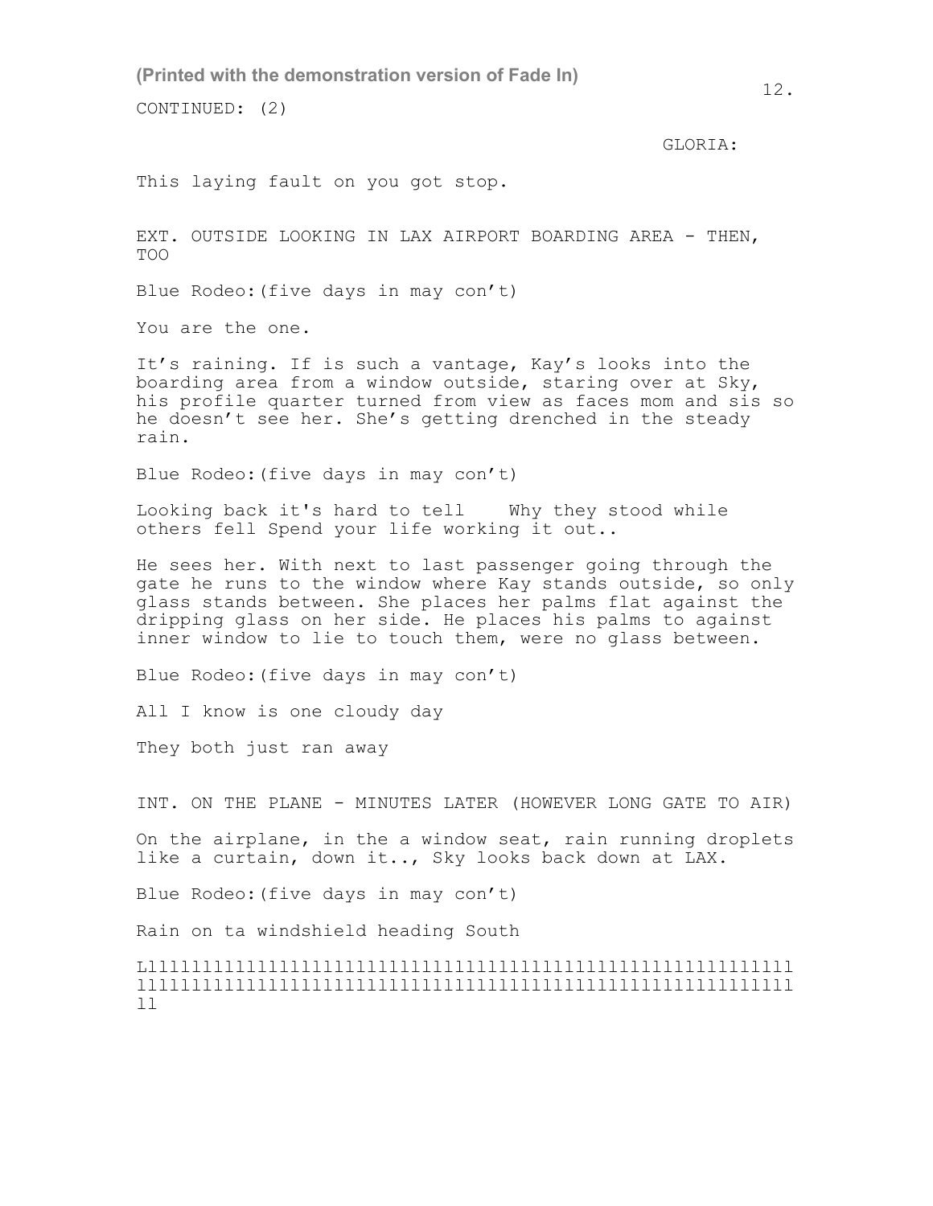(Printed with the demonstration version of Fade In)

CONTINUED: (2)

GLORIA:

This laying fault on you got stop.

EXT. OUTSIDE LOOKING IN LAX AIRPORT BOARDING AREA - THEN, TOO

Blue Rodeo:(five days in may con't)

You are the one.

It's raining. If is such a vantage, Kay's looks into the boarding area from a window outside, staring over at Sky, his profile quarter turned from view as faces mom and sis so he doesn't see her. She's getting drenched in the steady rain.

Blue Rodeo:(five days in may con't)

Looking back it's hard to tell    Why they stood while others fell Spend your life working it out..

He sees her. With next to last passenger going through the gate he runs to the window where Kay stands outside, so only glass stands between. She places her palms flat against the dripping glass on her side. He places his palms to against inner window to lie to touch them, were no glass between.

Blue Rodeo:(five days in may con't)

All I know is one cloudy day

They both just ran away

INT. ON THE PLANE - MINUTES LATER (HOWEVER LONG GATE TO AIR)

On the airplane, in the a window seat, rain running droplets like a curtain, down it.., Sky looks back down at LAX.

Blue Rodeo:(five days in may con't)

Rain on ta windshield heading South

Llllllllllllllllllllllllllllllllllllllllllllllllllllll
llllllllllllllllllllllllllllllllllllllllllllllllllllll
ll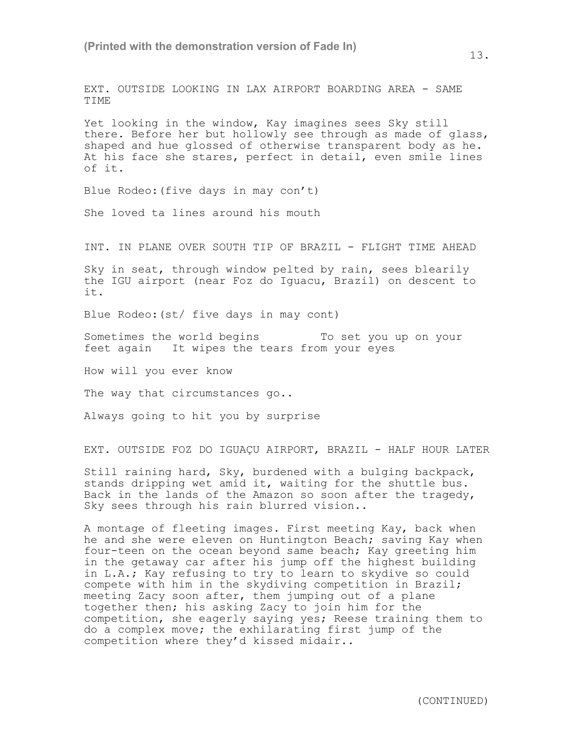EXT. OUTSIDE LOOKING IN LAX AIRPORT BOARDING AREA - SAME TIME

Yet looking in the window, Kay imagines sees Sky still there. Before her but hollowly see through as made of glass, shaped and hue glossed of otherwise transparent body as he. At his face she stares, perfect in detail, even smile lines of it.

Blue Rodeo:(five days in may con't)

She loved ta lines around his mouth

INT. IN PLANE OVER SOUTH TIP OF BRAZIL - FLIGHT TIME AHEAD

Sky in seat, through window pelted by rain, sees blearily the IGU airport (near Foz do Iguacu, Brazil) on descent to it.

Blue Rodeo:(st/ five days in may cont)

Sometimes the world begins         To set you up on your feet again   It wipes the tears from your eyes

How will you ever know

The way that circumstances go..

Always going to hit you by surprise

EXT. OUTSIDE FOZ DO IGUAÇU AIRPORT, BRAZIL - HALF HOUR LATER

Still raining hard, Sky, burdened with a bulging backpack, stands dripping wet amid it, waiting for the shuttle bus. Back in the lands of the Amazon so soon after the tragedy, Sky sees through his rain blurred vision..

A montage of fleeting images. First meeting Kay, back when he and she were eleven on Huntington Beach; saving Kay when four-teen on the ocean beyond same beach; Kay greeting him in the getaway car after his jump off the highest building in L.A.; Kay refusing to try to learn to skydive so could compete with him in the skydiving competition in Brazil; meeting Zacy soon after, them jumping out of a plane together then; his asking Zacy to join him for the competition, she eagerly saying yes; Reese training them to do a complex move; the exhilarating first jump of the competition where they'd kissed midair..

(CONTINUED)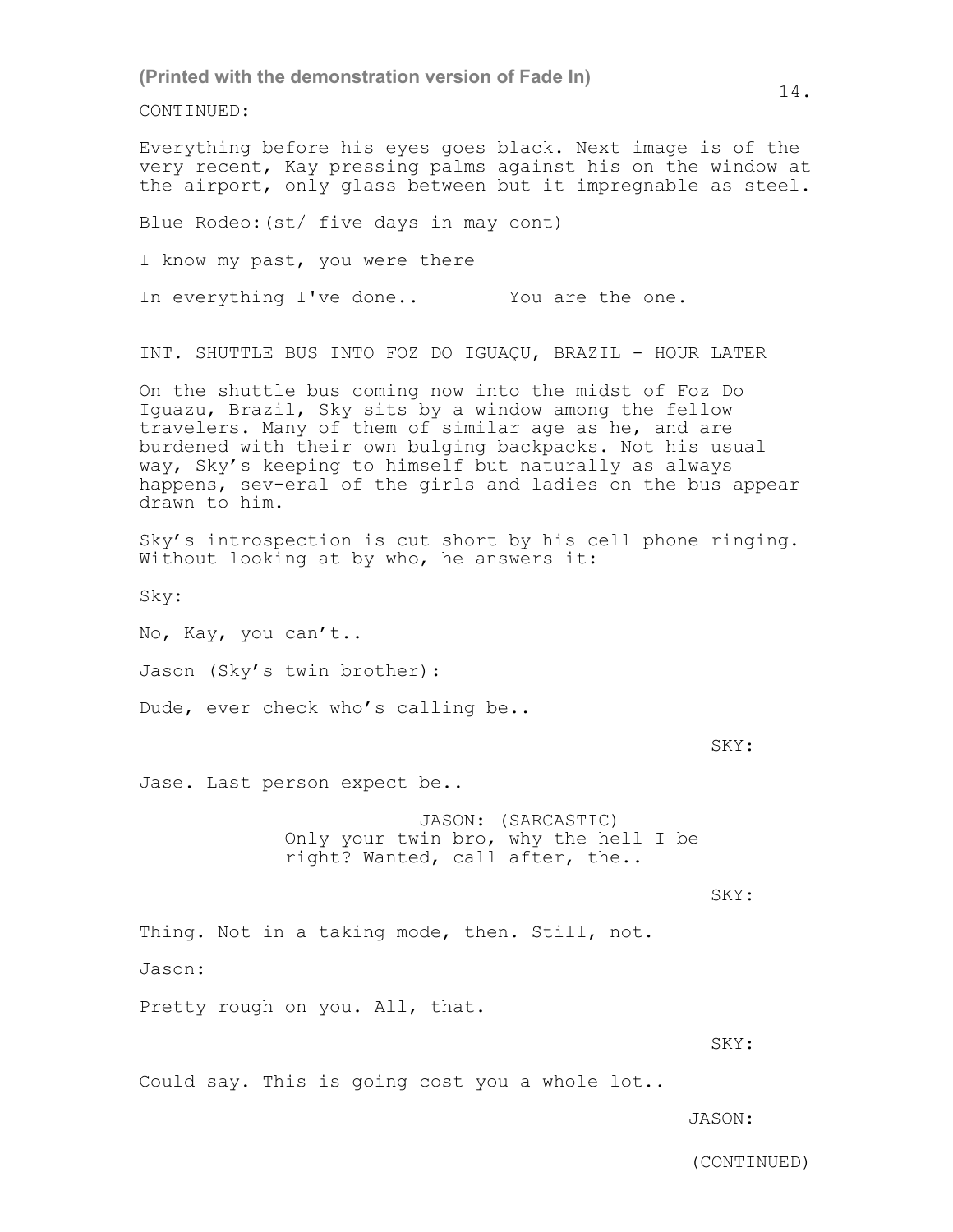(Printed with the demonstration version of Fade In)

CONTINUED:

Everything before his eyes goes black. Next image is of the very recent, Kay pressing palms against his on the window at the airport, only glass between but it impregnable as steel.

Blue Rodeo:(st/ five days in may cont)

I know my past, you were there

In everything I've done..        You are the one.

INT. SHUTTLE BUS INTO FOZ DO IGUAÇU, BRAZIL - HOUR LATER

On the shuttle bus coming now into the midst of Foz Do Iguazu, Brazil, Sky sits by a window among the fellow travelers. Many of them of similar age as he, and are burdened with their own bulging backpacks. Not his usual way, Sky's keeping to himself but naturally as always happens, sev-eral of the girls and ladies on the bus appear drawn to him.

Sky's introspection is cut short by his cell phone ringing. Without looking at by who, he answers it:

Sky:

No, Kay, you can't..

Jason (Sky's twin brother):

Dude, ever check who's calling be..

SKY:

Jase. Last person expect be..

JASON: (SARCASTIC)
Only your twin bro, why the hell I be right? Wanted, call after, the..

SKY:

Thing. Not in a taking mode, then. Still, not.

Jason:

Pretty rough on you. All, that.

SKY:

Could say. This is going cost you a whole lot..

JASON:

(CONTINUED)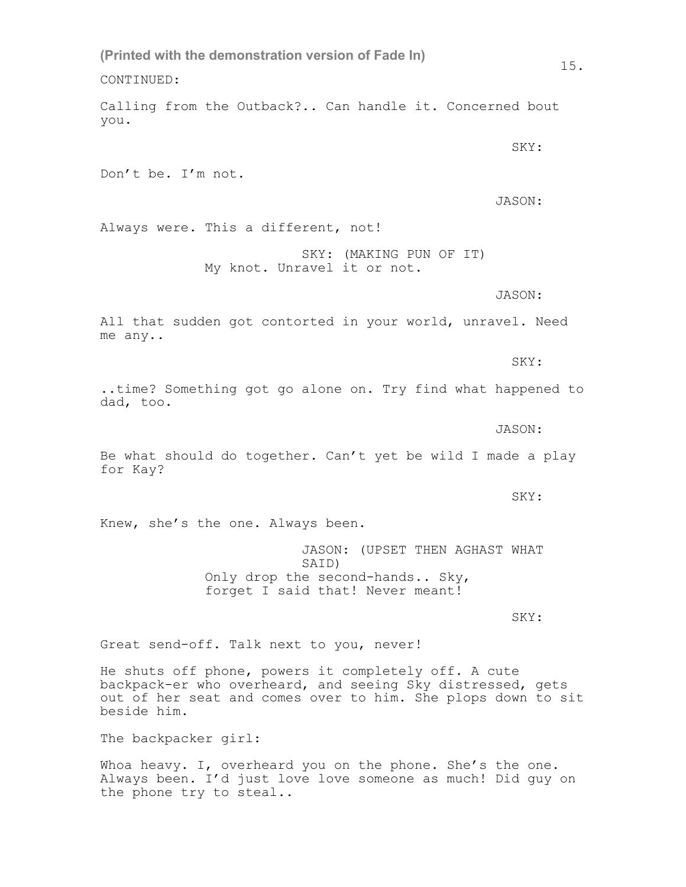(Printed with the demonstration version of Fade In)

CONTINUED:

Calling from the Outback?.. Can handle it. Concerned bout you.

SKY:

Don’t be. I’m not.

JASON:

Always were. This a different, not!

SKY: (MAKING PUN OF IT)
My knot. Unravel it or not.

JASON:

All that sudden got contorted in your world, unravel. Need me any..

SKY:

..time? Something got go alone on. Try find what happened to dad, too.

JASON:

Be what should do together. Can’t yet be wild I made a play for Kay?

SKY:

Knew, she’s the one. Always been.

JASON: (UPSET THEN AGHAST WHAT SAID)
Only drop the second-hands.. Sky, forget I said that! Never meant!

SKY:

Great send-off. Talk next to you, never!

He shuts off phone, powers it completely off. A cute backpack-er who overheard, and seeing Sky distressed, gets out of her seat and comes over to him. She plops down to sit beside him.

The backpacker girl:

Whoa heavy. I, overheard you on the phone. She’s the one. Always been. I’d just love love someone as much! Did guy on the phone try to steal..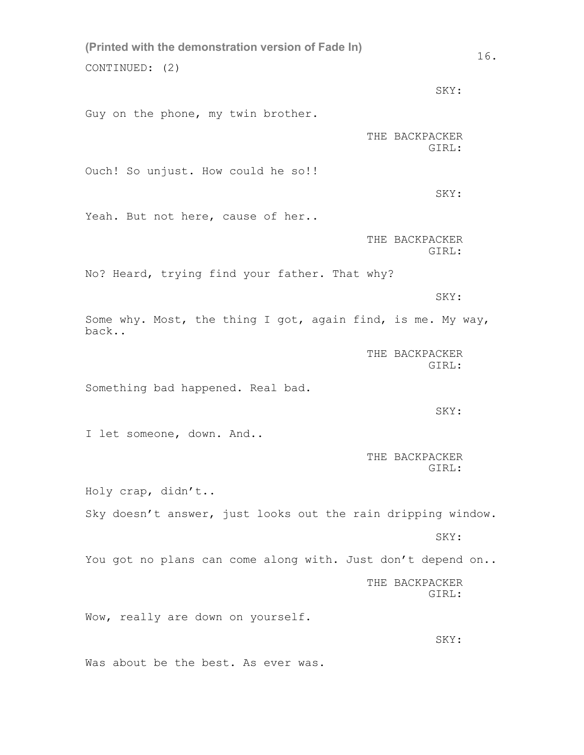(Printed with the demonstration version of Fade In)

CONTINUED: (2)

SKY:

Guy on the phone, my twin brother.

THE BACKPACKER GIRL:

Ouch! So unjust. How could he so!!

SKY:

Yeah. But not here, cause of her..

THE BACKPACKER GIRL:

No? Heard, trying find your father. That why?

SKY:

Some why. Most, the thing I got, again find, is me. My way, back..

THE BACKPACKER GIRL:

Something bad happened. Real bad.

SKY:

I let someone, down. And..

THE BACKPACKER GIRL:

Holy crap, didn't..

Sky doesn't answer, just looks out the rain dripping window.

SKY:

You got no plans can come along with. Just don't depend on..

THE BACKPACKER GIRL:

Wow, really are down on yourself.

SKY:

Was about be the best. As ever was.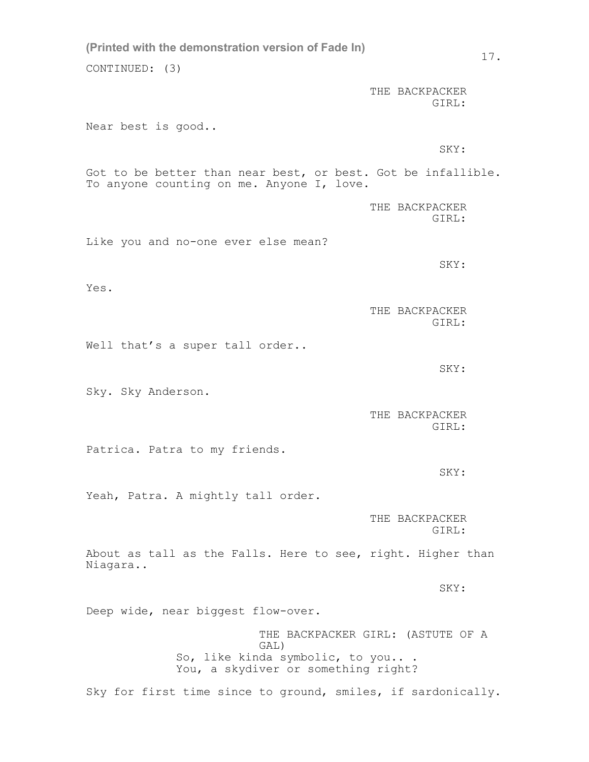CONTINUED: (3)

THE BACKPACKER GIRL:

Near best is good..

SKY:

Got to be better than near best, or best. Got be infallible. To anyone counting on me. Anyone I, love.

THE BACKPACKER GIRL:

Like you and no-one ever else mean?

SKY:

Yes.

THE BACKPACKER GIRL:

Well that's a super tall order..

SKY:

Sky. Sky Anderson.

THE BACKPACKER GIRL:

Patrica. Patra to my friends.

SKY:

Yeah, Patra. A mightly tall order.

THE BACKPACKER GIRL:

About as tall as the Falls. Here to see, right. Higher than Niagara..

SKY:

Deep wide, near biggest flow-over.

THE BACKPACKER GIRL: (ASTUTE OF A GAL)
So, like kinda symbolic, to you.. .
You, a skydiver or something right?

Sky for first time since to ground, smiles, if sardonically.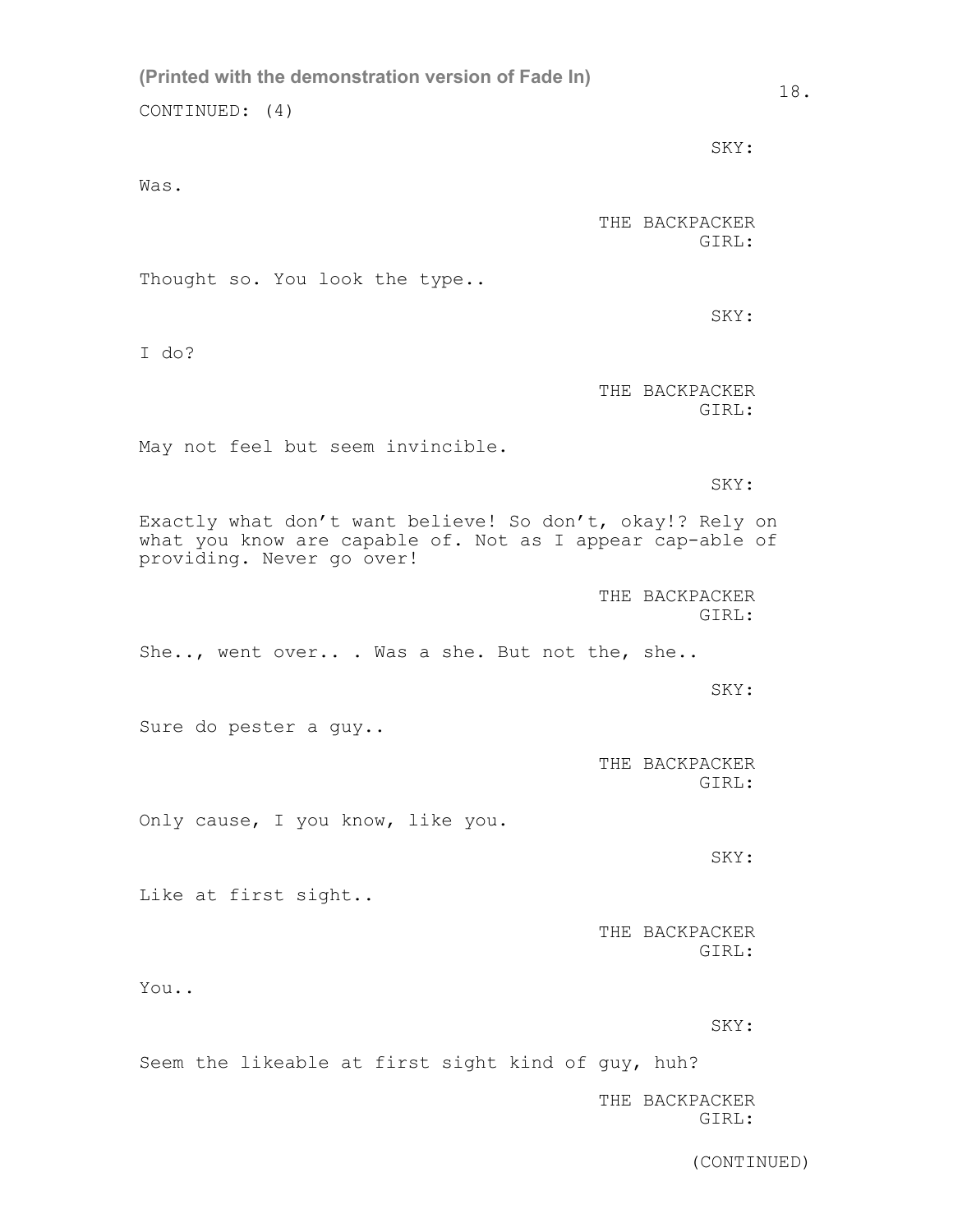CONTINUED: (4)

SKY:

Was.

THE BACKPACKER GIRL:

Thought so. You look the type..

SKY:

I do?

THE BACKPACKER GIRL:

May not feel but seem invincible.

SKY:

Exactly what don't want believe! So don't, okay!? Rely on what you know are capable of. Not as I appear cap-able of providing. Never go over!

THE BACKPACKER GIRL:

She.., went over.. . Was a she. But not the, she..

SKY:

Sure do pester a guy..

THE BACKPACKER GIRL:

Only cause, I you know, like you.

SKY:

Like at first sight..

THE BACKPACKER GIRL:

You..

SKY:

Seem the likeable at first sight kind of guy, huh?

THE BACKPACKER GIRL:

(CONTINUED)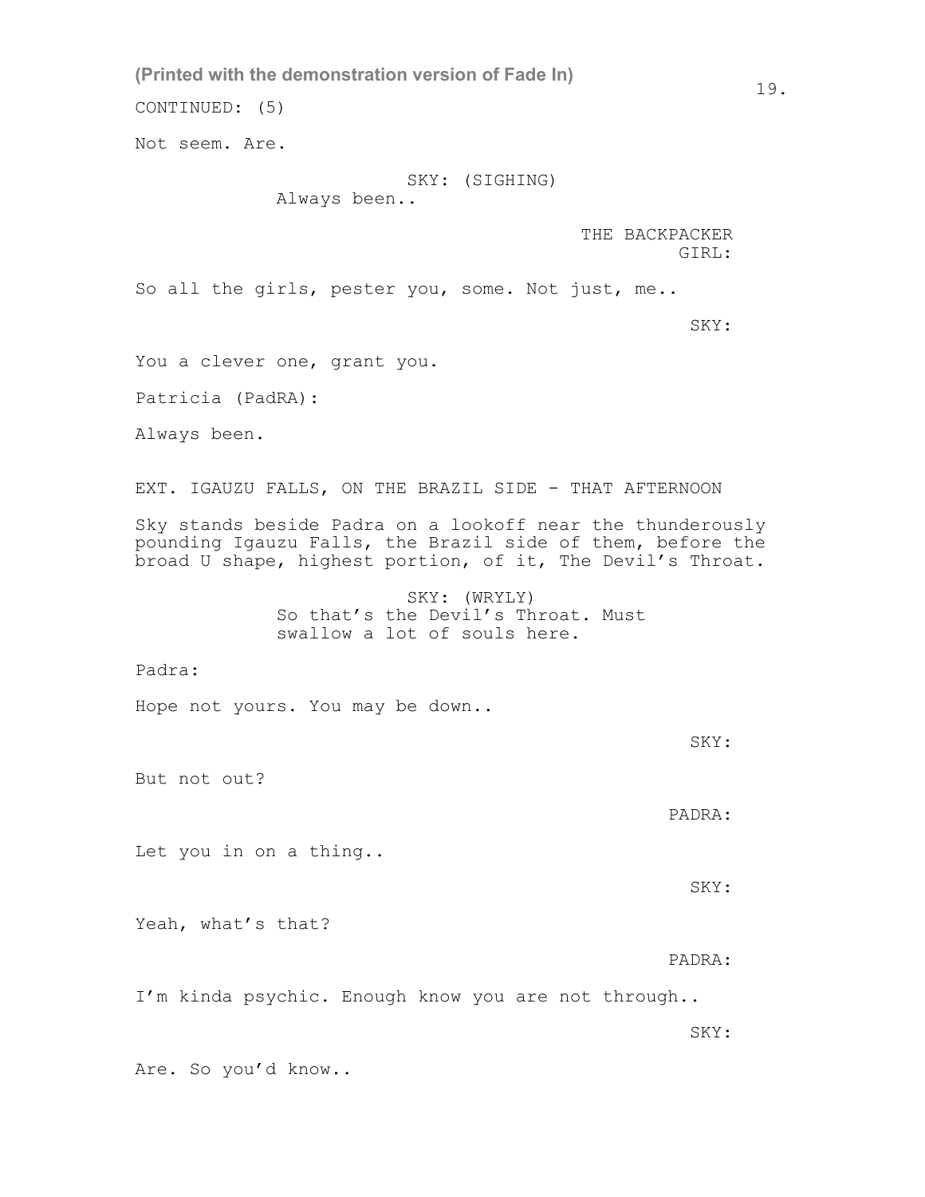CONTINUED: (5)

Not seem. Are.

SKY: (SIGHING)
Always been..

THE BACKPACKER GIRL:

So all the girls, pester you, some. Not just, me..

SKY:

You a clever one, grant you.

Patricia (PadRA):

Always been.

EXT. IGAUZU FALLS, ON THE BRAZIL SIDE - THAT AFTERNOON

Sky stands beside Padra on a lookoff near the thunderously pounding Igauzu Falls, the Brazil side of them, before the broad U shape, highest portion, of it, The Devil's Throat.

SKY: (WRYLY)
So that's the Devil's Throat. Must swallow a lot of souls here.

Padra:

Hope not yours. You may be down..

SKY:

But not out?

PADRA:

Let you in on a thing..

SKY:

Yeah, what's that?

PADRA:

I'm kinda psychic. Enough know you are not through..

SKY:

Are. So you'd know..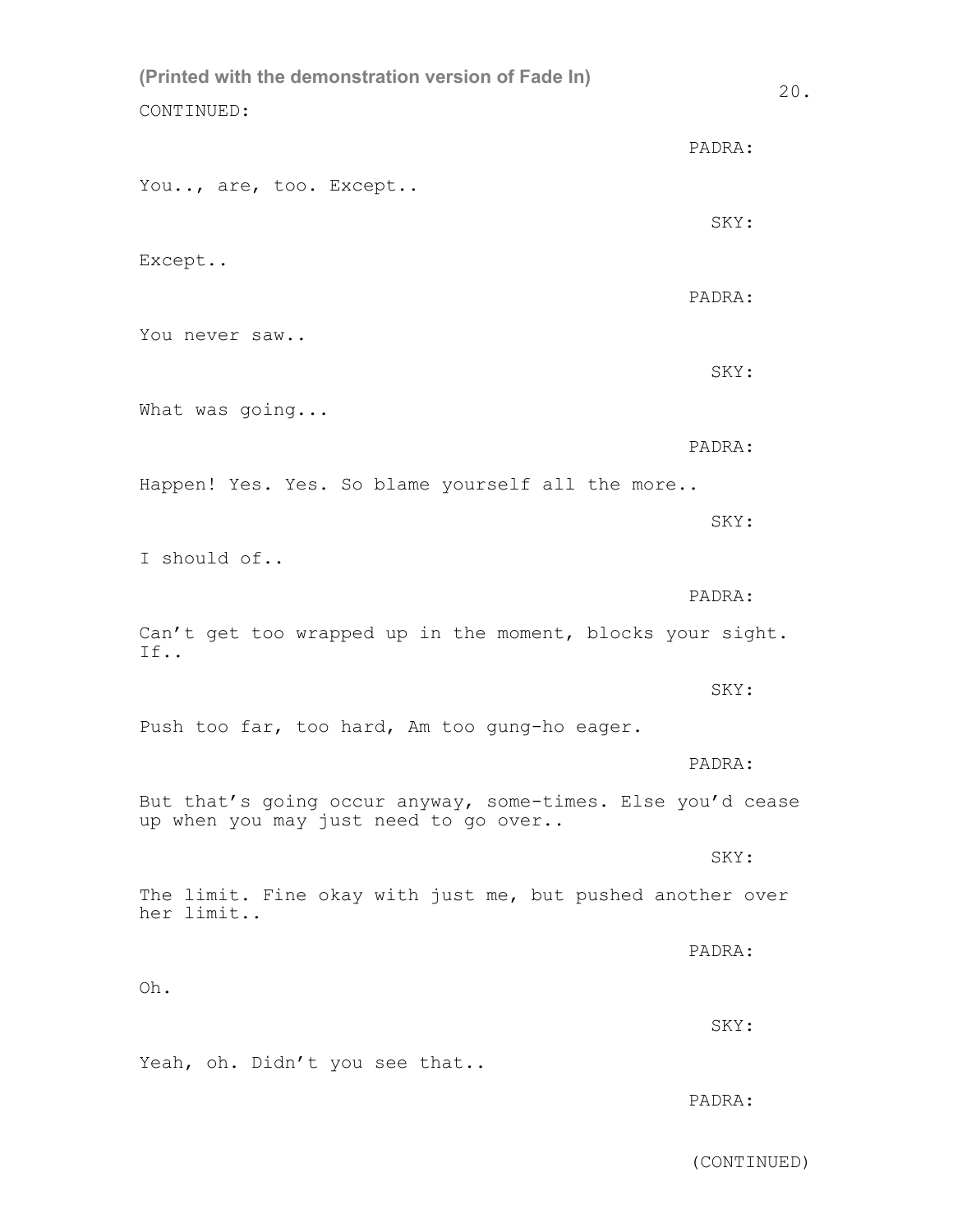(Printed with the demonstration version of Fade In)

CONTINUED:

PADRA:

You.., are, too. Except..

SKY:

Except..

PADRA:

You never saw..

SKY:

What was going...

PADRA:

Happen! Yes. Yes. So blame yourself all the more..

SKY:

I should of..

PADRA:

Can't get too wrapped up in the moment, blocks your sight. If..

SKY:

Push too far, too hard, Am too gung-ho eager.

PADRA:

But that's going occur anyway, some-times. Else you'd cease up when you may just need to go over..

SKY:

The limit. Fine okay with just me, but pushed another over her limit..

PADRA:

Oh.

SKY:

Yeah, oh. Didn't you see that..

PADRA:

(CONTINUED)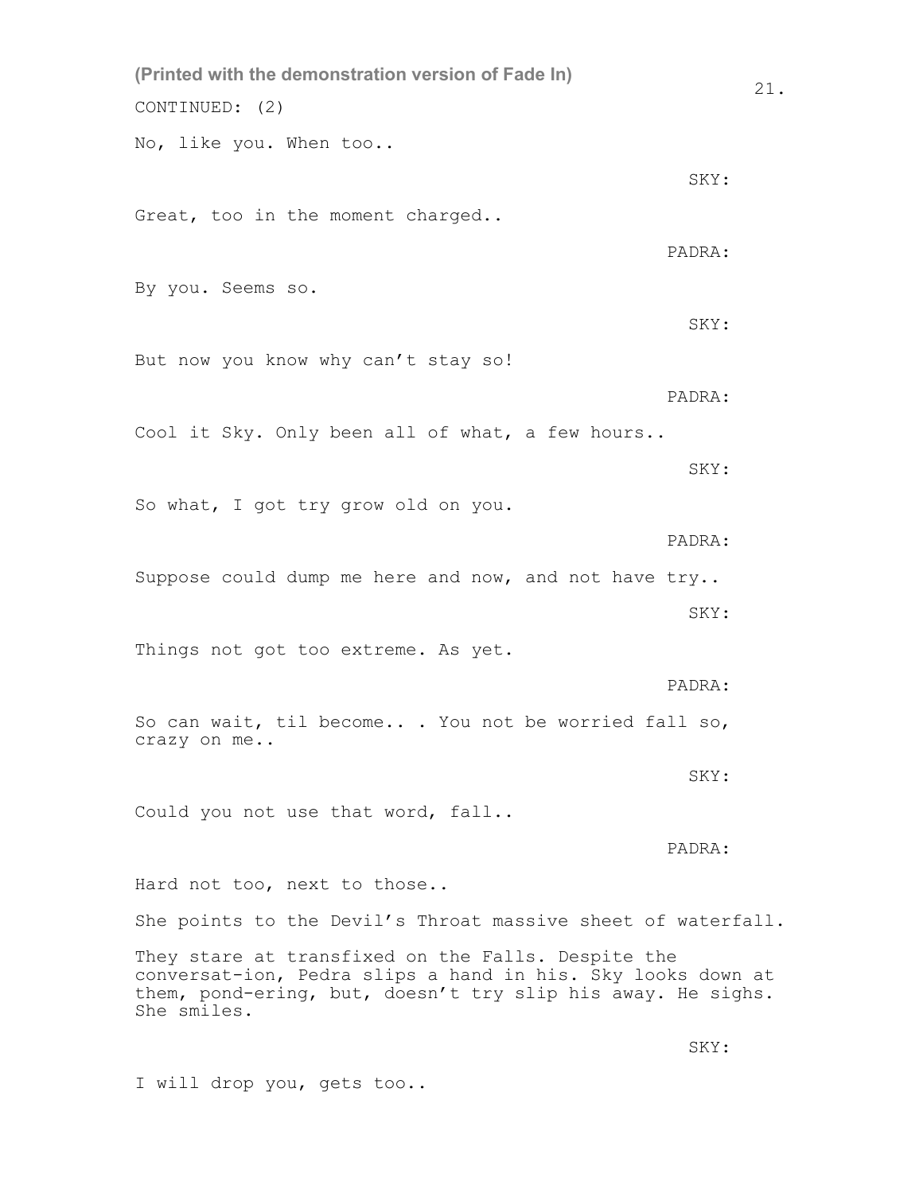CONTINUED: (2)

No, like you. When too..

SKY:

Great, too in the moment charged..

PADRA:

By you. Seems so.

SKY:

But now you know why can't stay so!

PADRA:

Cool it Sky. Only been all of what, a few hours..

SKY:

So what, I got try grow old on you.

PADRA:

Suppose could dump me here and now, and not have try..

SKY:

Things not got too extreme. As yet.

PADRA:

So can wait, til become.. . You not be worried fall so, crazy on me..

SKY:

Could you not use that word, fall..

PADRA:

Hard not too, next to those..

She points to the Devil's Throat massive sheet of waterfall.

They stare at transfixed on the Falls. Despite the conversat-ion, Pedra slips a hand in his. Sky looks down at them, pond-ering, but, doesn't try slip his away. He sighs. She smiles.

SKY:

I will drop you, gets too..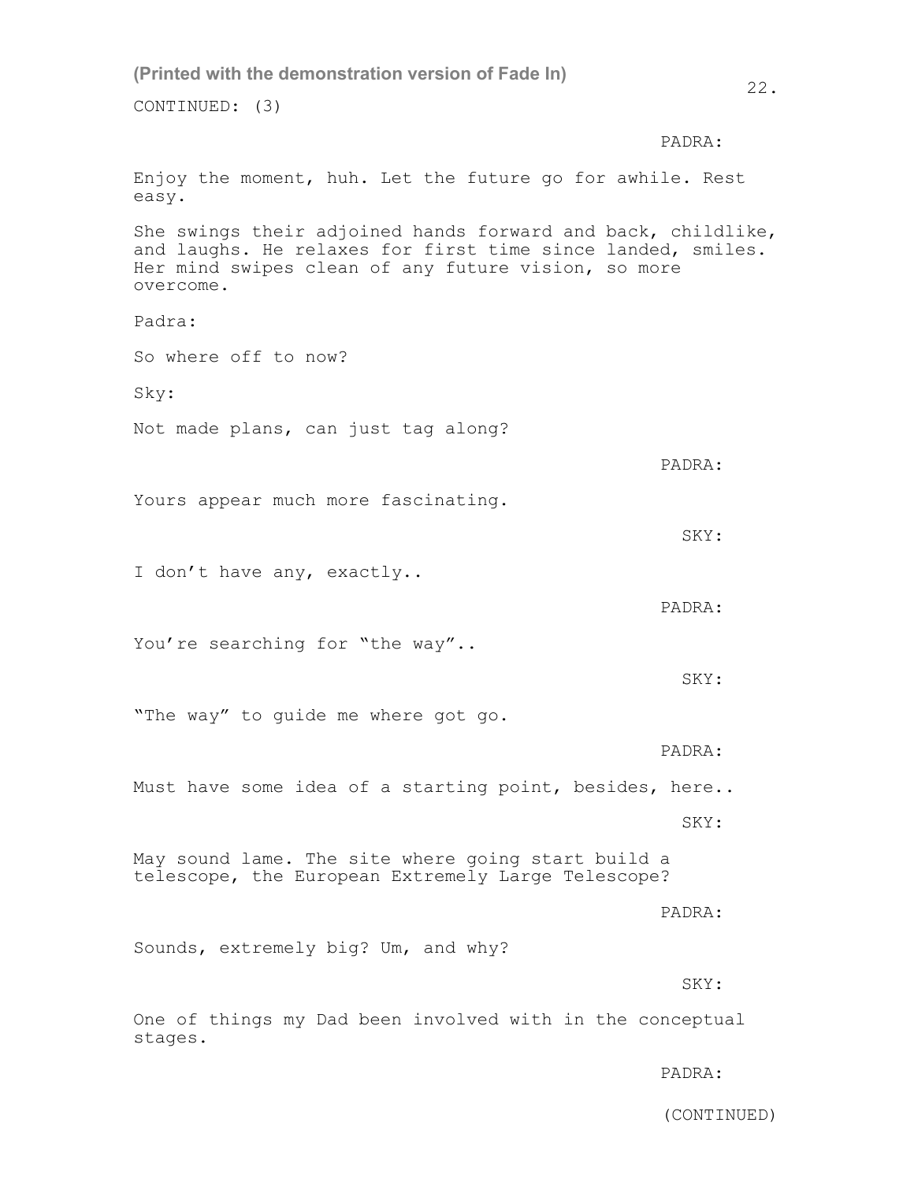(Printed with the demonstration version of Fade In)

CONTINUED: (3)

PADRA:

Enjoy the moment, huh. Let the future go for awhile. Rest easy.

She swings their adjoined hands forward and back, childlike, and laughs. He relaxes for first time since landed, smiles. Her mind swipes clean of any future vision, so more overcome.

Padra:

So where off to now?

Sky:

Not made plans, can just tag along?

PADRA:

Yours appear much more fascinating.

SKY:

I don't have any, exactly..

PADRA:

You're searching for "the way"..

SKY:

"The way" to guide me where got go.

PADRA:

Must have some idea of a starting point, besides, here..

SKY:

May sound lame. The site where going start build a telescope, the European Extremely Large Telescope?

PADRA:

Sounds, extremely big? Um, and why?

SKY:

One of things my Dad been involved with in the conceptual stages.

PADRA:

(CONTINUED)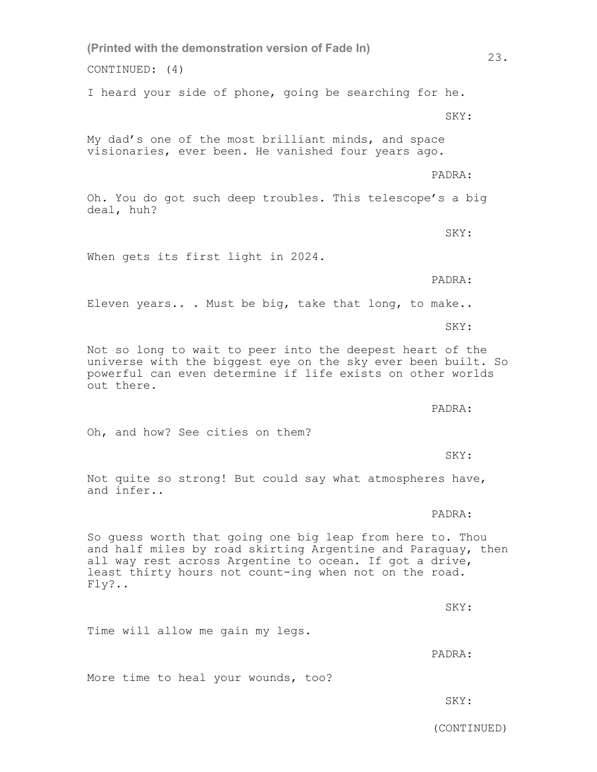(Printed with the demonstration version of Fade In)

CONTINUED: (4)

I heard your side of phone, going be searching for he.

SKY:

My dad's one of the most brilliant minds, and space visionaries, ever been. He vanished four years ago.

PADRA:

Oh. You do got such deep troubles. This telescope's a big deal, huh?

SKY:

When gets its first light in 2024.

PADRA:

Eleven years.. . Must be big, take that long, to make..

SKY:

Not so long to wait to peer into the deepest heart of the universe with the biggest eye on the sky ever been built. So powerful can even determine if life exists on other worlds out there.

PADRA:

Oh, and how? See cities on them?

SKY:

Not quite so strong! But could say what atmospheres have, and infer..

PADRA:

So guess worth that going one big leap from here to. Thou and half miles by road skirting Argentine and Paraguay, then all way rest across Argentine to ocean. If got a drive, least thirty hours not count-ing when not on the road. Fly?..

SKY:

Time will allow me gain my legs.

PADRA:

More time to heal your wounds, too?

SKY:

(CONTINUED)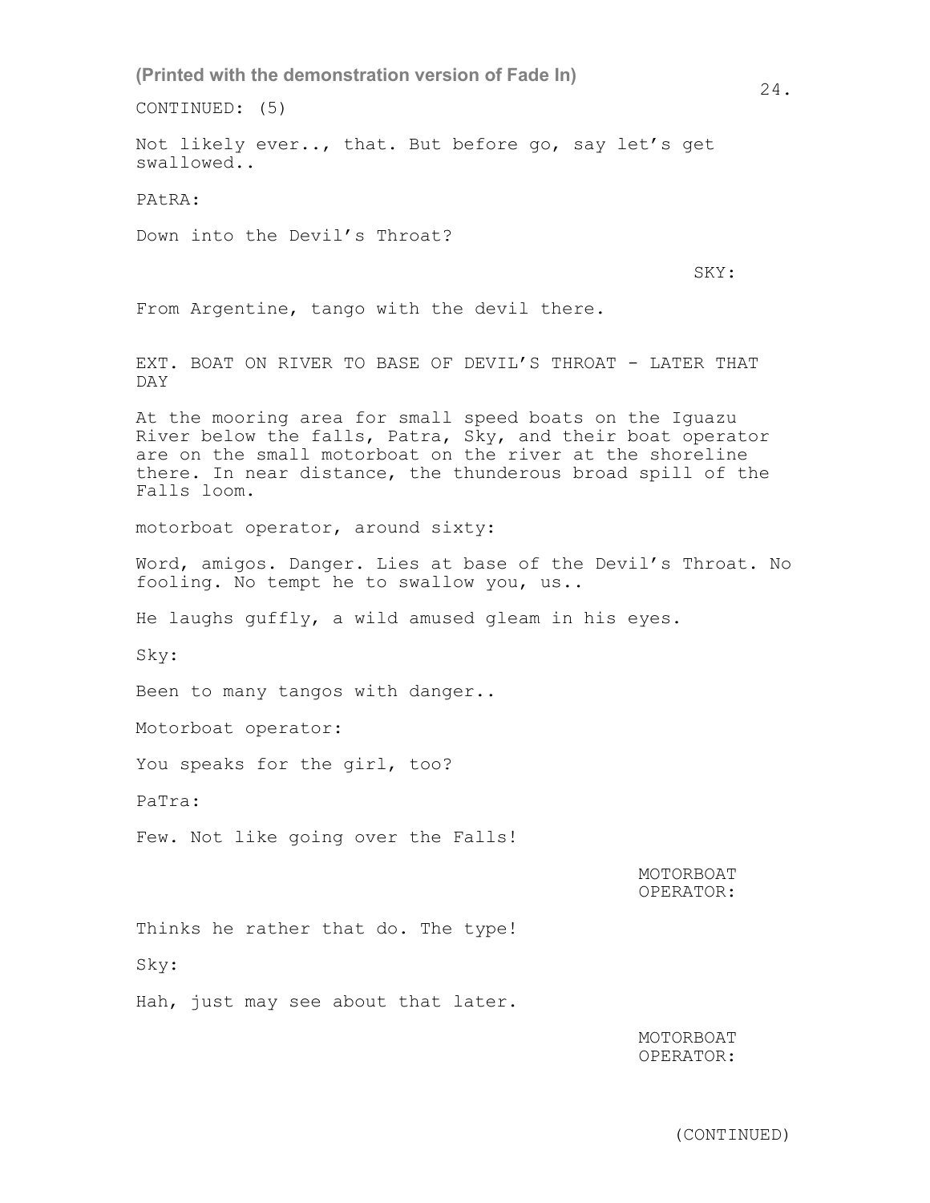(Printed with the demonstration version of Fade In)

CONTINUED: (5)

Not likely ever.., that. But before go, say let's get swallowed..

PAtRA:

Down into the Devil's Throat?

SKY:

From Argentine, tango with the devil there.

EXT. BOAT ON RIVER TO BASE OF DEVIL'S THROAT - LATER THAT DAY

At the mooring area for small speed boats on the Iguazu River below the falls, Patra, Sky, and their boat operator are on the small motorboat on the river at the shoreline there. In near distance, the thunderous broad spill of the Falls loom.

motorboat operator, around sixty:

Word, amigos. Danger. Lies at base of the Devil's Throat. No fooling. No tempt he to swallow you, us..

He laughs guffly, a wild amused gleam in his eyes.

Sky:

Been to many tangos with danger..

Motorboat operator:

You speaks for the girl, too?

PaTra:

Few. Not like going over the Falls!

MOTORBOAT OPERATOR:

Thinks he rather that do. The type!

Sky:

Hah, just may see about that later.

MOTORBOAT OPERATOR:

(CONTINUED)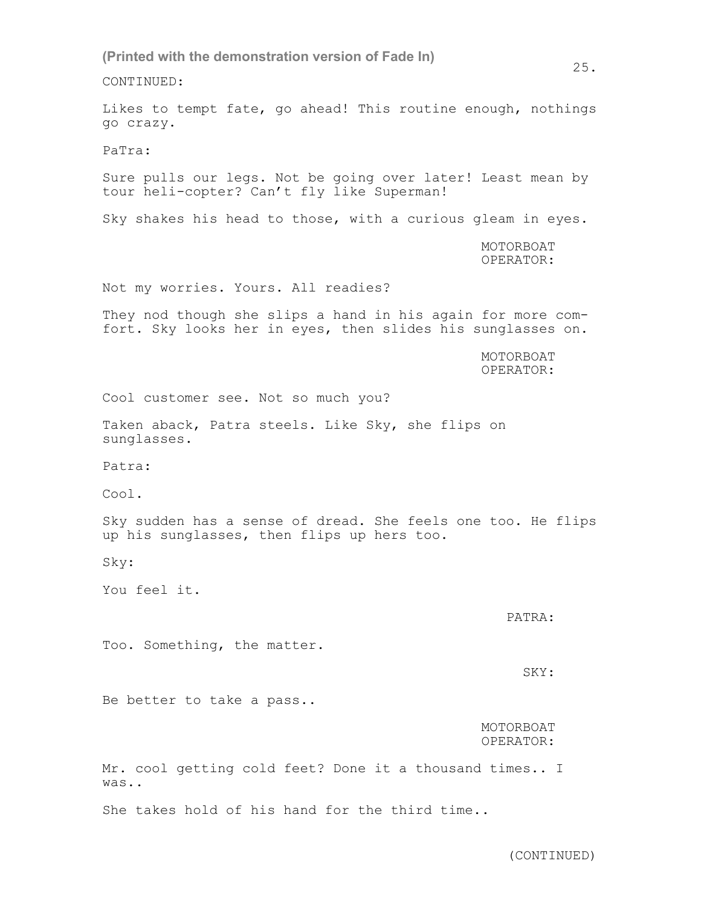(Printed with the demonstration version of Fade In)

CONTINUED:

Likes to tempt fate, go ahead! This routine enough, nothings go crazy.

PaTra:

Sure pulls our legs. Not be going over later! Least mean by tour heli-copter? Can't fly like Superman!

Sky shakes his head to those, with a curious gleam in eyes.

MOTORBOAT OPERATOR:

Not my worries. Yours. All readies?

They nod though she slips a hand in his again for more comfort. Sky looks her in eyes, then slides his sunglasses on.

MOTORBOAT OPERATOR:

Cool customer see. Not so much you?

Taken aback, Patra steels. Like Sky, she flips on sunglasses.

Patra:

Cool.

Sky sudden has a sense of dread. She feels one too. He flips up his sunglasses, then flips up hers too.

Sky:

You feel it.

PATRA:

Too. Something, the matter.

SKY:

Be better to take a pass..

MOTORBOAT OPERATOR:

Mr. cool getting cold feet? Done it a thousand times.. I was..

She takes hold of his hand for the third time..

(CONTINUED)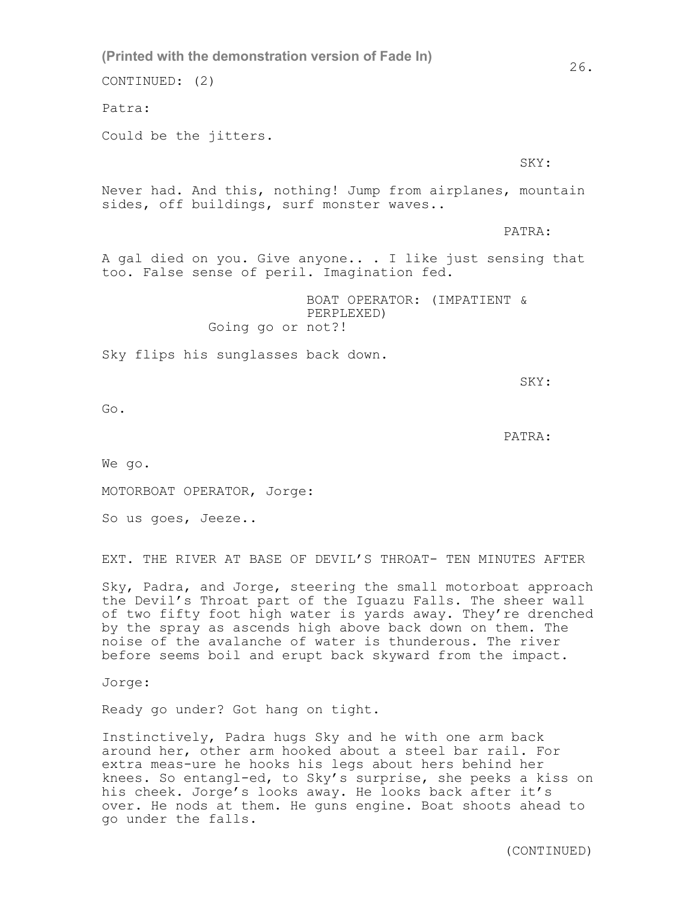(Printed with the demonstration version of Fade In)

CONTINUED: (2)

Patra:

Could be the jitters.

SKY:

Never had. And this, nothing! Jump from airplanes, mountain sides, off buildings, surf monster waves..

PATRA:

A gal died on you. Give anyone.. . I like just sensing that too. False sense of peril. Imagination fed.

BOAT OPERATOR: (IMPATIENT & PERPLEXED)
Going go or not?!

Sky flips his sunglasses back down.

SKY:

Go.

PATRA:

We go.

MOTORBOAT OPERATOR, Jorge:

So us goes, Jeeze..

EXT. THE RIVER AT BASE OF DEVIL'S THROAT- TEN MINUTES AFTER

Sky, Padra, and Jorge, steering the small motorboat approach the Devil's Throat part of the Iguazu Falls. The sheer wall of two fifty foot high water is yards away. They're drenched by the spray as ascends high above back down on them. The noise of the avalanche of water is thunderous. The river before seems boil and erupt back skyward from the impact.

Jorge:

Ready go under? Got hang on tight.

Instinctively, Padra hugs Sky and he with one arm back around her, other arm hooked about a steel bar rail. For extra meas-ure he hooks his legs about hers behind her knees. So entangl-ed, to Sky's surprise, she peeks a kiss on his cheek. Jorge's looks away. He looks back after it's over. He nods at them. He guns engine. Boat shoots ahead to go under the falls.

(CONTINUED)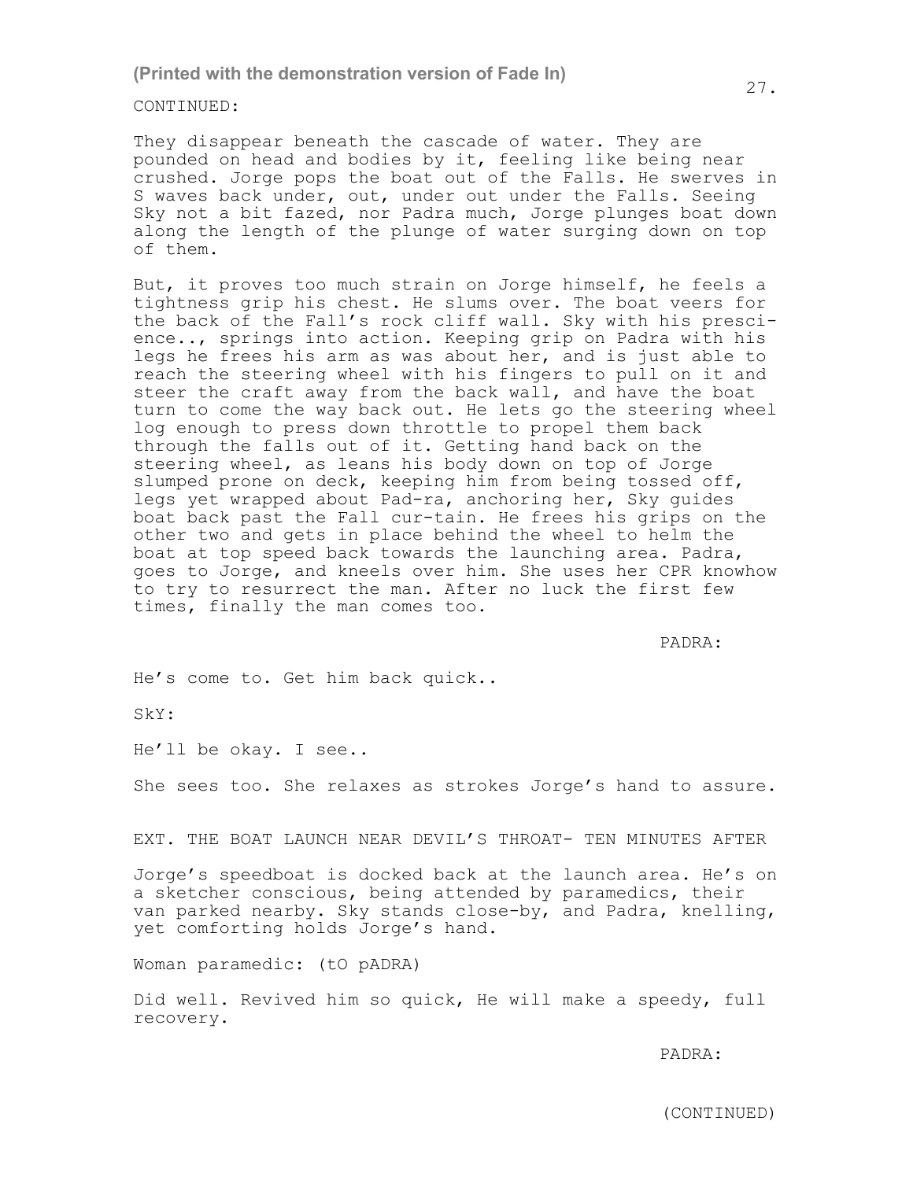CONTINUED:

They disappear beneath the cascade of water. They are pounded on head and bodies by it, feeling like being near crushed. Jorge pops the boat out of the Falls. He swerves in S waves back under, out, under out under the Falls. Seeing Sky not a bit fazed, nor Padra much, Jorge plunges boat down along the length of the plunge of water surging down on top of them.

But, it proves too much strain on Jorge himself, he feels a tightness grip his chest. He slums over. The boat veers for the back of the Fall's rock cliff wall. Sky with his prescience.., springs into action. Keeping grip on Padra with his legs he frees his arm as was about her, and is just able to reach the steering wheel with his fingers to pull on it and steer the craft away from the back wall, and have the boat turn to come the way back out. He lets go the steering wheel log enough to press down throttle to propel them back through the falls out of it. Getting hand back on the steering wheel, as leans his body down on top of Jorge slumped prone on deck, keeping him from being tossed off, legs yet wrapped about Pad-ra, anchoring her, Sky guides boat back past the Fall cur-tain. He frees his grips on the other two and gets in place behind the wheel to helm the boat at top speed back towards the launching area. Padra, goes to Jorge, and kneels over him. She uses her CPR knowhow to try to resurrect the man. After no luck the first few times, finally the man comes too.

PADRA:

He's come to. Get him back quick..

SkY:

He'll be okay. I see..

She sees too. She relaxes as strokes Jorge's hand to assure.

EXT. THE BOAT LAUNCH NEAR DEVIL'S THROAT- TEN MINUTES AFTER

Jorge's speedboat is docked back at the launch area. He's on a sketcher conscious, being attended by paramedics, their van parked nearby. Sky stands close-by, and Padra, knelling, yet comforting holds Jorge's hand.

Woman paramedic: (tO pADRA)

Did well. Revived him so quick, He will make a speedy, full recovery.

PADRA:

(CONTINUED)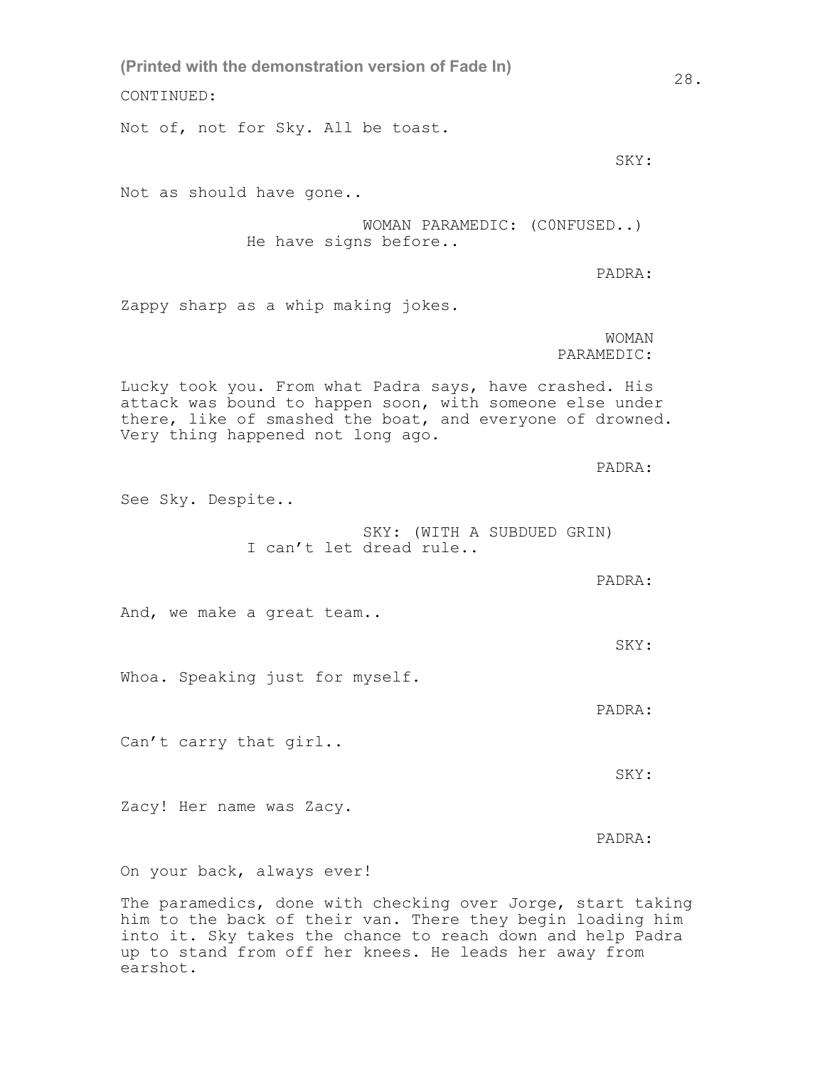(Printed with the demonstration version of Fade In)

CONTINUED:

Not of, not for Sky. All be toast.

SKY:

Not as should have gone..

WOMAN PARAMEDIC: (C0NFUSED..)

He have signs before..

PADRA:

Zappy sharp as a whip making jokes.

WOMAN PARAMEDIC:

Lucky took you. From what Padra says, have crashed. His attack was bound to happen soon, with someone else under there, like of smashed the boat, and everyone of drowned. Very thing happened not long ago.

PADRA:

See Sky. Despite..

SKY: (WITH A SUBDUED GRIN)

I can't let dread rule..

PADRA:

And, we make a great team..

SKY:

Whoa. Speaking just for myself.

PADRA:

Can't carry that girl..

SKY:

Zacy! Her name was Zacy.

PADRA:

On your back, always ever!

The paramedics, done with checking over Jorge, start taking him to the back of their van. There they begin loading him into it. Sky takes the chance to reach down and help Padra up to stand from off her knees. He leads her away from earshot.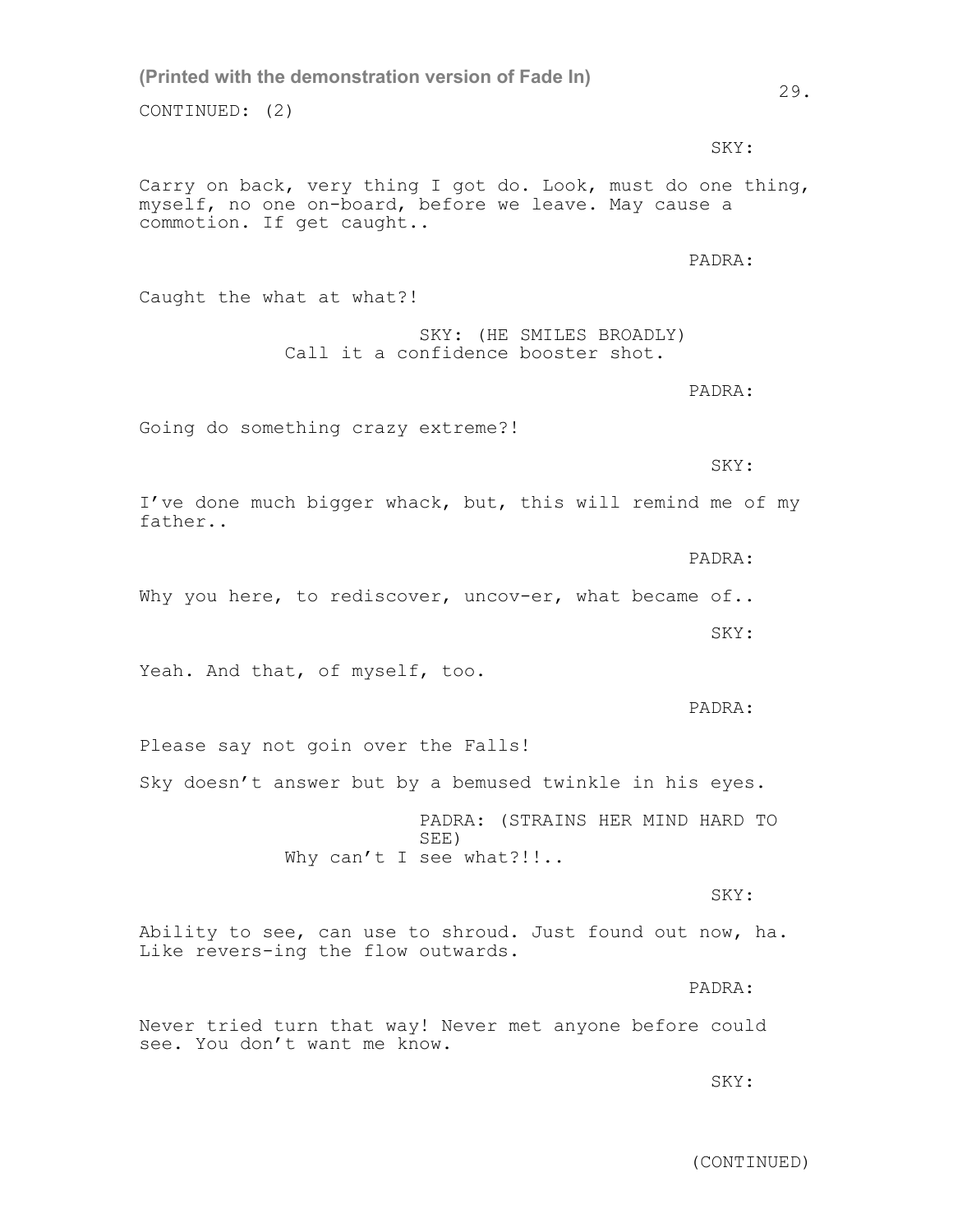(Printed with the demonstration version of Fade In)

CONTINUED: (2)

SKY:

Carry on back, very thing I got do. Look, must do one thing, myself, no one on-board, before we leave. May cause a commotion. If get caught..

PADRA:

Caught the what at what?!

SKY: (HE SMILES BROADLY)
Call it a confidence booster shot.

PADRA:

Going do something crazy extreme?!

SKY:

I've done much bigger whack, but, this will remind me of my father..

PADRA:

Why you here, to rediscover, uncov-er, what became of..

SKY:

Yeah. And that, of myself, too.

PADRA:

Please say not goin over the Falls!

Sky doesn't answer but by a bemused twinkle in his eyes.

PADRA: (STRAINS HER MIND HARD TO SEE)
Why can't I see what?!!..

SKY:

Ability to see, can use to shroud. Just found out now, ha. Like revers-ing the flow outwards.

PADRA:

Never tried turn that way! Never met anyone before could see. You don't want me know.

SKY:

(CONTINUED)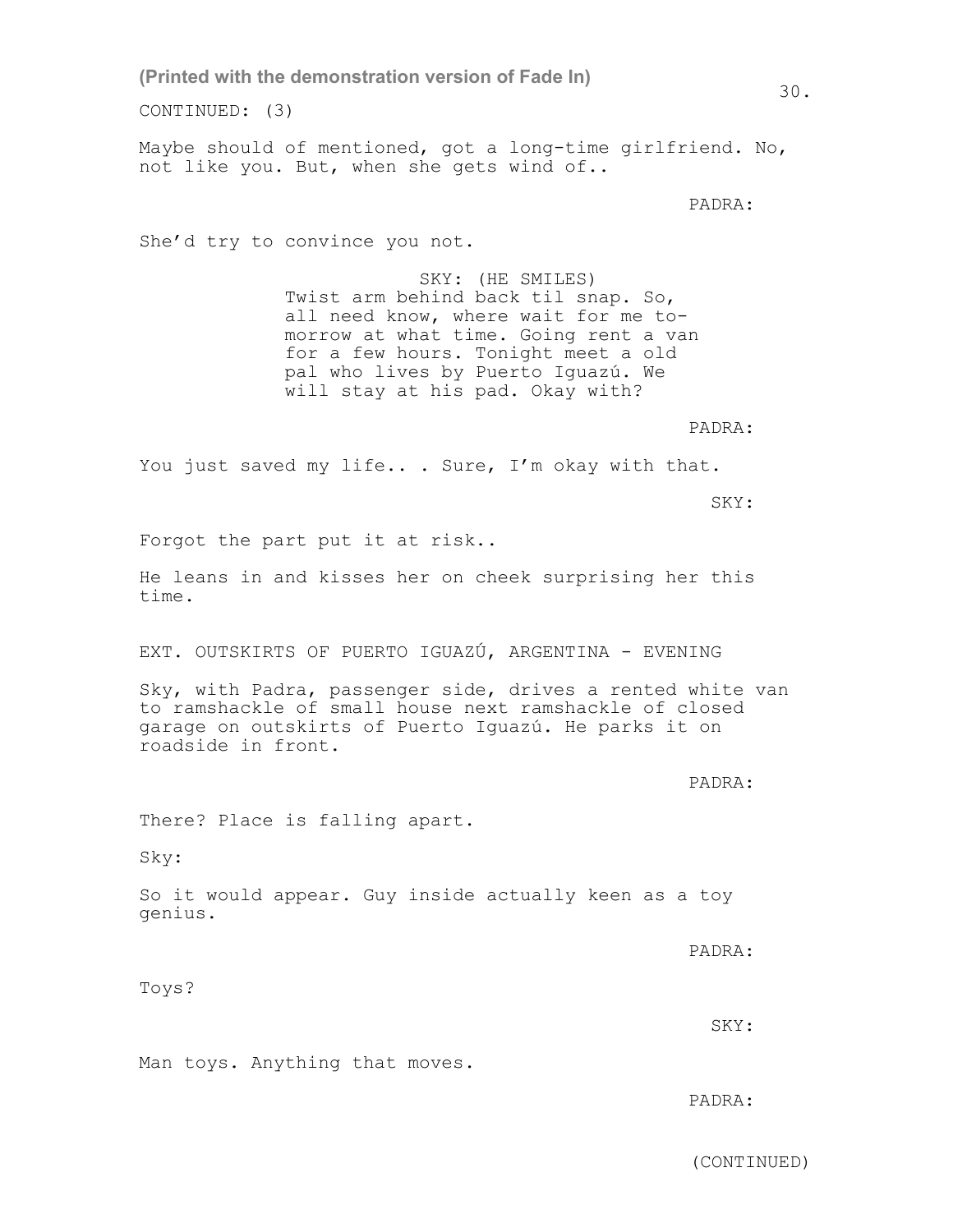CONTINUED: (3)

Maybe should of mentioned, got a long-time girlfriend. No, not like you. But, when she gets wind of..

PADRA:

She'd try to convince you not.

SKY: (HE SMILES)
Twist arm behind back til snap. So, all need know, where wait for me to-morrow at what time. Going rent a van for a few hours. Tonight meet a old pal who lives by Puerto Iguazú. We will stay at his pad. Okay with?

PADRA:

You just saved my life.. . Sure, I'm okay with that.

SKY:

Forgot the part put it at risk..

He leans in and kisses her on cheek surprising her this time.

EXT. OUTSKIRTS OF PUERTO IGUAZÚ, ARGENTINA - EVENING

Sky, with Padra, passenger side, drives a rented white van to ramshackle of small house next ramshackle of closed garage on outskirts of Puerto Iguazú. He parks it on roadside in front.

PADRA:

There? Place is falling apart.

Sky:

So it would appear. Guy inside actually keen as a toy genius.

PADRA:

Toys?

SKY:

Man toys. Anything that moves.

PADRA:

(CONTINUED)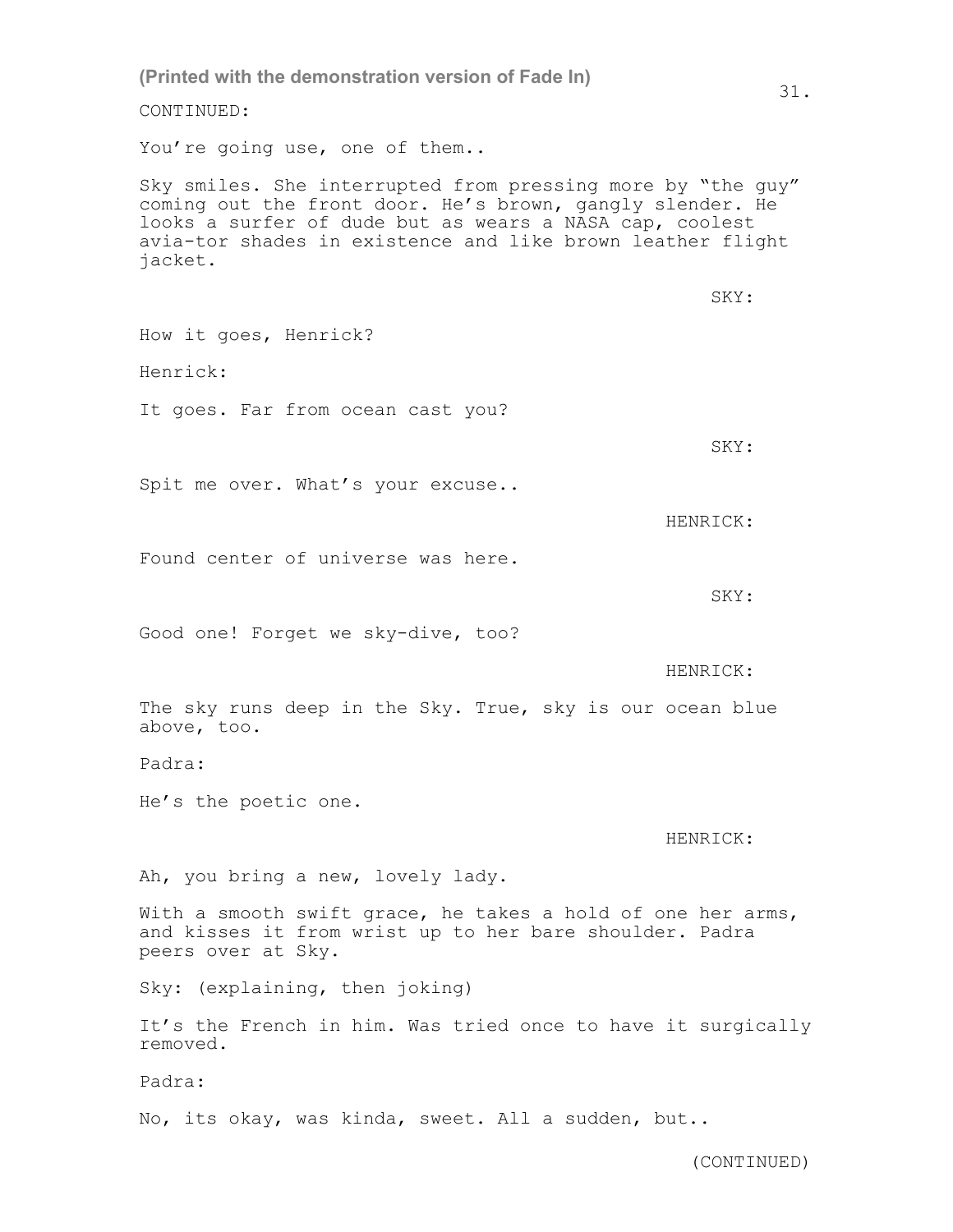(Printed with the demonstration version of Fade In)

CONTINUED:

You're going use, one of them..

Sky smiles. She interrupted from pressing more by "the guy" coming out the front door. He's brown, gangly slender. He looks a surfer of dude but as wears a NASA cap, coolest avia-tor shades in existence and like brown leather flight jacket.

SKY:

How it goes, Henrick?

Henrick:

It goes. Far from ocean cast you?

SKY:

Spit me over. What's your excuse..

HENRICK:

Found center of universe was here.

SKY:

Good one! Forget we sky-dive, too?

HENRICK:

The sky runs deep in the Sky. True, sky is our ocean blue above, too.

Padra:

He's the poetic one.

HENRICK:

Ah, you bring a new, lovely lady.

With a smooth swift grace, he takes a hold of one her arms, and kisses it from wrist up to her bare shoulder. Padra peers over at Sky.

Sky: (explaining, then joking)

It's the French in him. Was tried once to have it surgically removed.

Padra:

No, its okay, was kinda, sweet. All a sudden, but..

(CONTINUED)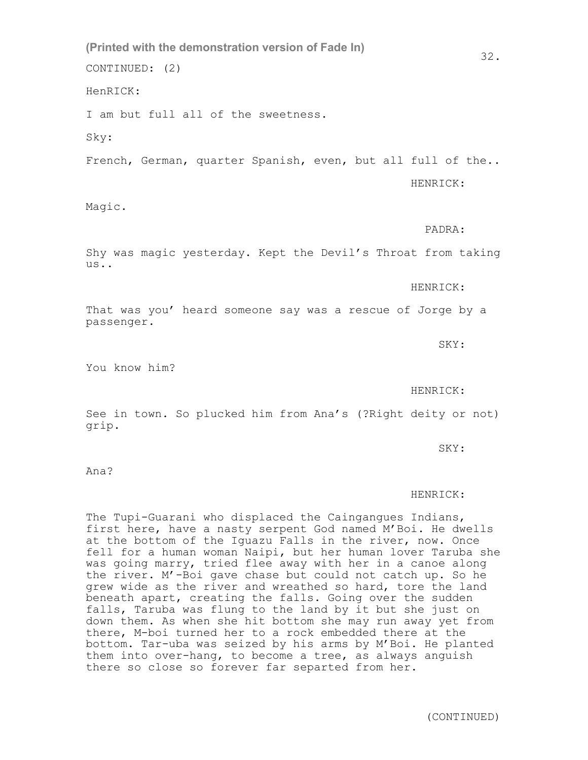CONTINUED: (2)

HenRICK:

I am but full all of the sweetness.

Sky:

French, German, quarter Spanish, even, but all full of the..

HENRICK:

Magic.

PADRA:

Shy was magic yesterday. Kept the Devil's Throat from taking us..

HENRICK:

That was you' heard someone say was a rescue of Jorge by a passenger.

SKY:

You know him?

HENRICK:

See in town. So plucked him from Ana's (?Right deity or not) grip.

SKY:

Ana?

HENRICK:

The Tupi-Guarani who displaced the Caingangues Indians, first here, have a nasty serpent God named M'Boi. He dwells at the bottom of the Iguazu Falls in the river, now. Once fell for a human woman Naipi, but her human lover Taruba she was going marry, tried flee away with her in a canoe along the river. M'-Boi gave chase but could not catch up. So he grew wide as the river and wreathed so hard, tore the land beneath apart, creating the falls. Going over the sudden falls, Taruba was flung to the land by it but she just on down them. As when she hit bottom she may run away yet from there, M-boi turned her to a rock embedded there at the bottom. Tar-uba was seized by his arms by M'Boi. He planted them into over-hang, to become a tree, as always anguish there so close so forever far separted from her.

(CONTINUED)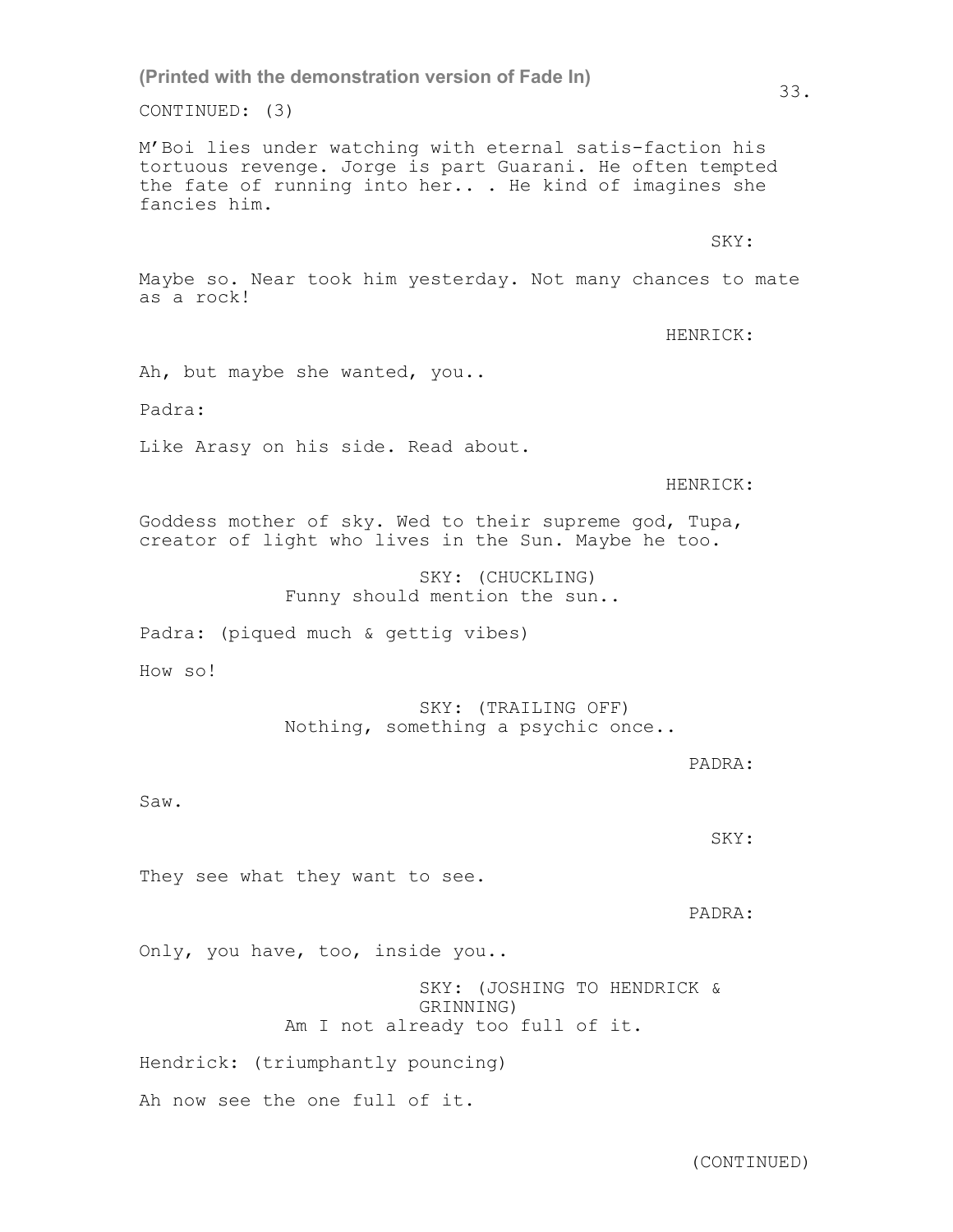(Printed with the demonstration version of Fade In)

CONTINUED: (3)

M'Boi lies under watching with eternal satis-faction his tortuous revenge. Jorge is part Guarani. He often tempted the fate of running into her.. . He kind of imagines she fancies him.

SKY:

Maybe so. Near took him yesterday. Not many chances to mate as a rock!

HENRICK:

Ah, but maybe she wanted, you..

Padra:

Like Arasy on his side. Read about.

HENRICK:

Goddess mother of sky. Wed to their supreme god, Tupa, creator of light who lives in the Sun. Maybe he too.

SKY: (CHUCKLING)
Funny should mention the sun..

Padra: (piqued much & gettig vibes)

How so!

SKY: (TRAILING OFF)
Nothing, something a psychic once..

PADRA:

Saw.

SKY:

They see what they want to see.

PADRA:

Only, you have, too, inside you..

SKY: (JOSHING TO HENDRICK & GRINNING)
Am I not already too full of it.

Hendrick: (triumphantly pouncing)

Ah now see the one full of it.

(CONTINUED)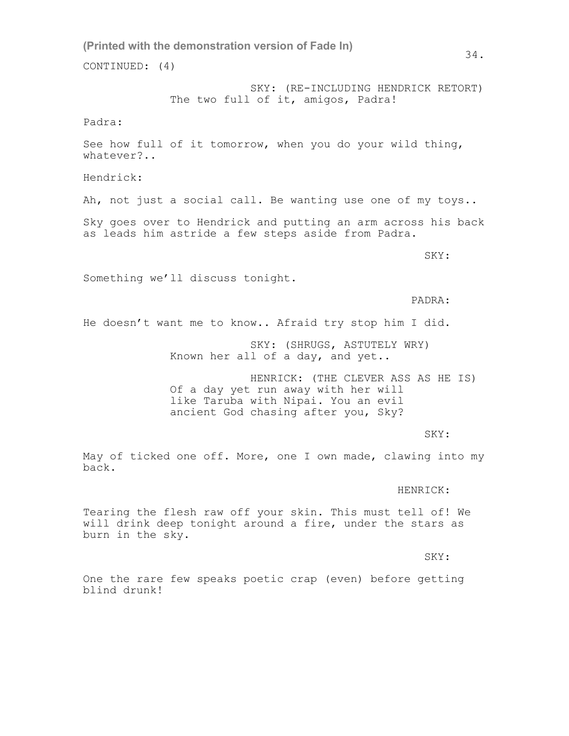(Printed with the demonstration version of Fade In)

CONTINUED: (4)

SKY: (RE-INCLUDING HENDRICK RETORT)
The two full of it, amigos, Padra!

Padra:

See how full of it tomorrow, when you do your wild thing, whatever?..

Hendrick:

Ah, not just a social call. Be wanting use one of my toys..

Sky goes over to Hendrick and putting an arm across his back as leads him astride a few steps aside from Padra.

SKY:

Something we'll discuss tonight.

PADRA:

He doesn't want me to know.. Afraid try stop him I did.

SKY: (SHRUGS, ASTUTELY WRY)
Known her all of a day, and yet..

HENRICK: (THE CLEVER ASS AS HE IS)
Of a day yet run away with her will like Taruba with Nipai. You an evil ancient God chasing after you, Sky?

SKY:

May of ticked one off. More, one I own made, clawing into my back.

HENRICK:

Tearing the flesh raw off your skin. This must tell of! We will drink deep tonight around a fire, under the stars as burn in the sky.

SKY:

One the rare few speaks poetic crap (even) before getting blind drunk!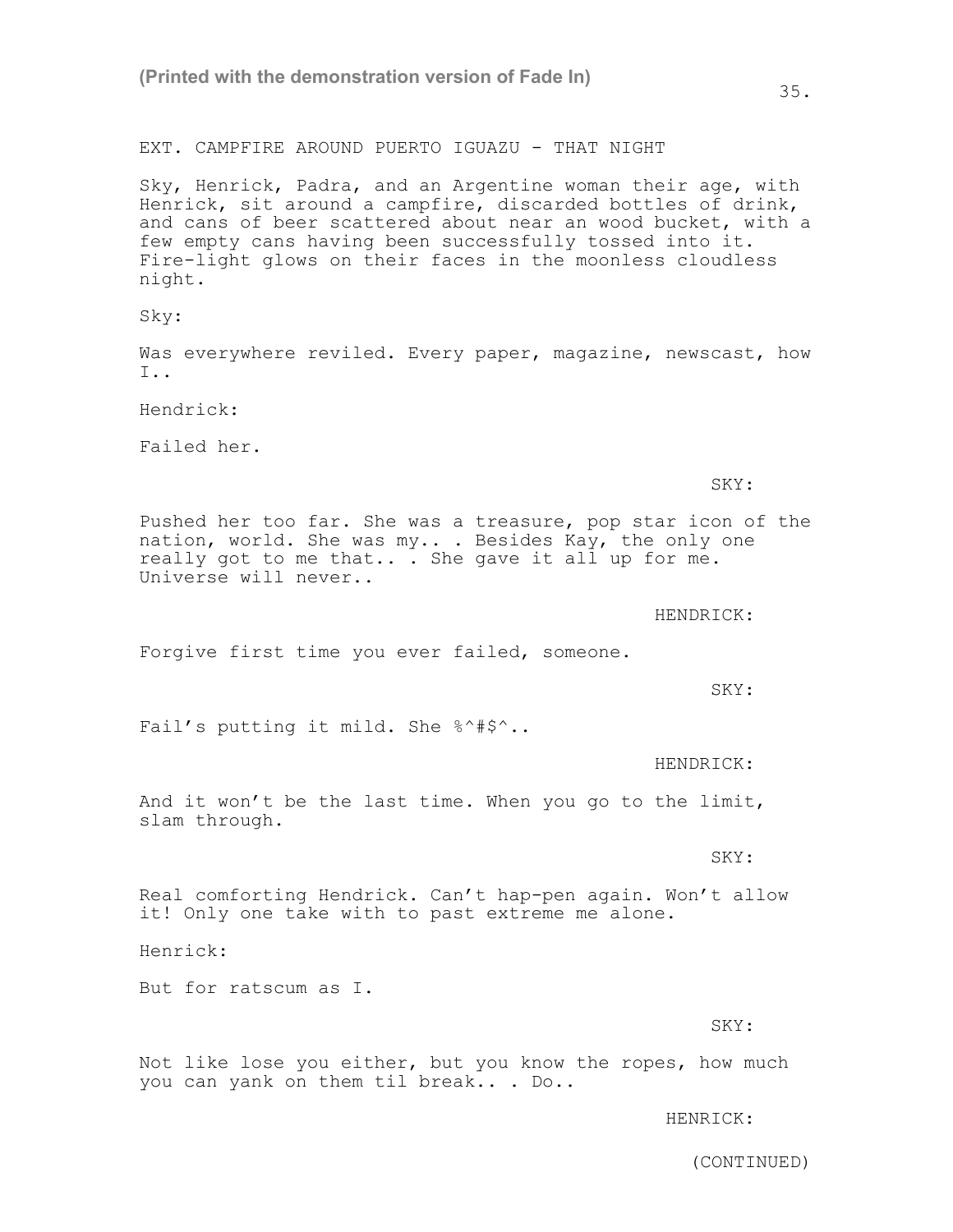EXT. CAMPFIRE AROUND PUERTO IGUAZU - THAT NIGHT

Sky, Henrick, Padra, and an Argentine woman their age, with Henrick, sit around a campfire, discarded bottles of drink, and cans of beer scattered about near an wood bucket, with a few empty cans having been successfully tossed into it. Fire-light glows on their faces in the moonless cloudless night.

Sky:

Was everywhere reviled. Every paper, magazine, newscast, how I..

Hendrick:

Failed her.

SKY:

Pushed her too far. She was a treasure, pop star icon of the nation, world. She was my.. . Besides Kay, the only one really got to me that.. . She gave it all up for me. Universe will never..

HENDRICK:

Forgive first time you ever failed, someone.

SKY:

Fail's putting it mild. She %^#$^..

HENDRICK:

And it won't be the last time. When you go to the limit, slam through.

SKY:

Real comforting Hendrick. Can't hap-pen again. Won't allow it! Only one take with to past extreme me alone.

Henrick:

But for ratscum as I.

SKY:

Not like lose you either, but you know the ropes, how much you can yank on them til break.. . Do..

HENRICK:

(CONTINUED)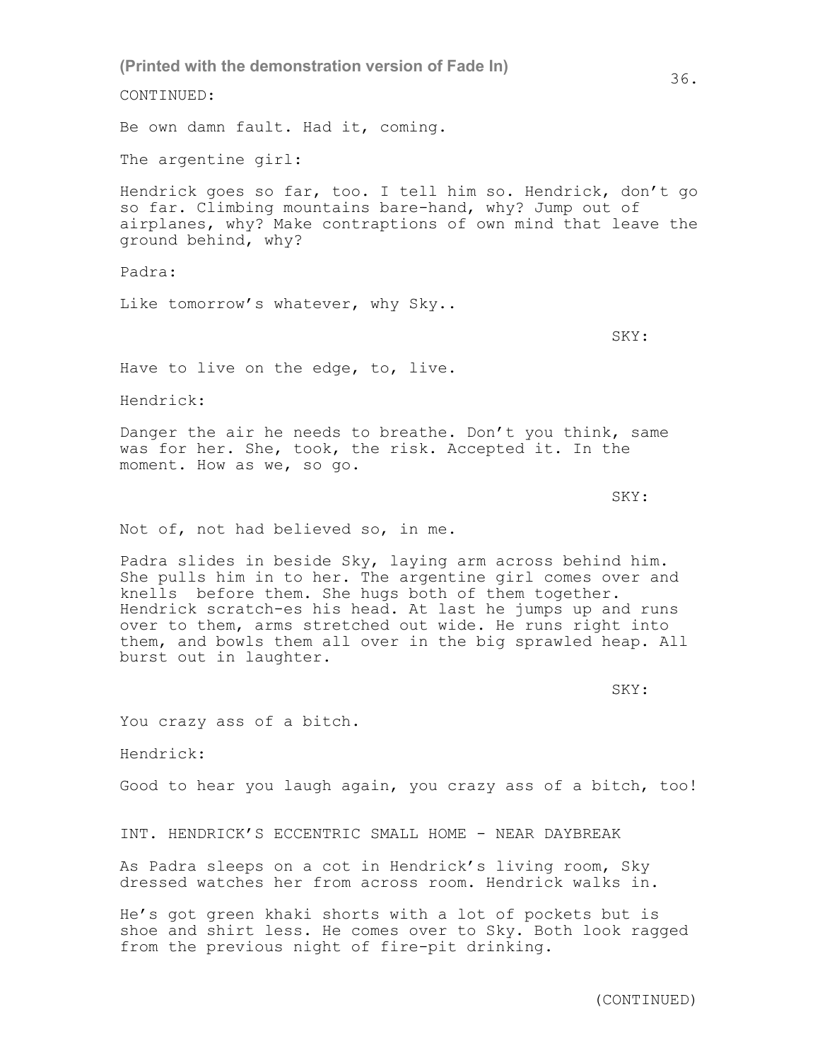CONTINUED:

Be own damn fault. Had it, coming.

The argentine girl:

Hendrick goes so far, too. I tell him so. Hendrick, don't go so far. Climbing mountains bare-hand, why? Jump out of airplanes, why? Make contraptions of own mind that leave the ground behind, why?

Padra:

Like tomorrow's whatever, why Sky..

SKY:

Have to live on the edge, to, live.

Hendrick:

Danger the air he needs to breathe. Don't you think, same was for her. She, took, the risk. Accepted it. In the moment. How as we, so go.

SKY:

Not of, not had believed so, in me.

Padra slides in beside Sky, laying arm across behind him. She pulls him in to her. The argentine girl comes over and knells before them. She hugs both of them together. Hendrick scratch-es his head. At last he jumps up and runs over to them, arms stretched out wide. He runs right into them, and bowls them all over in the big sprawled heap. All burst out in laughter.

SKY:

You crazy ass of a bitch.

Hendrick:

Good to hear you laugh again, you crazy ass of a bitch, too!

INT. HENDRICK'S ECCENTRIC SMALL HOME - NEAR DAYBREAK

As Padra sleeps on a cot in Hendrick's living room, Sky dressed watches her from across room. Hendrick walks in.

He's got green khaki shorts with a lot of pockets but is shoe and shirt less. He comes over to Sky. Both look ragged from the previous night of fire-pit drinking.

(CONTINUED)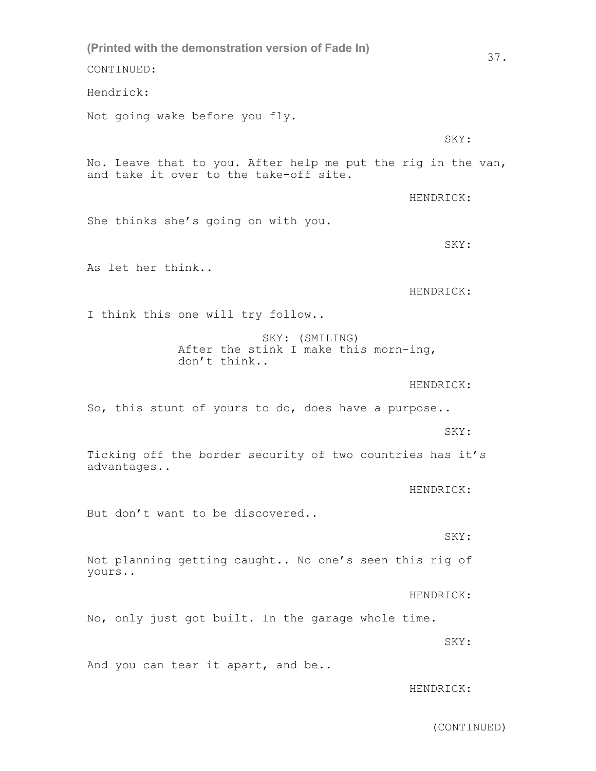CONTINUED:

Hendrick:

Not going wake before you fly.

SKY:

No. Leave that to you. After help me put the rig in the van, and take it over to the take-off site.

HENDRICK:

She thinks she's going on with you.

SKY:

As let her think..

HENDRICK:

I think this one will try follow..

SKY: (SMILING)
After the stink I make this morn-ing, don't think..

HENDRICK:

So, this stunt of yours to do, does have a purpose..

SKY:

Ticking off the border security of two countries has it's advantages..

HENDRICK:

But don't want to be discovered..

SKY:

Not planning getting caught.. No one's seen this rig of yours..

HENDRICK:

No, only just got built. In the garage whole time.

SKY:

And you can tear it apart, and be..

HENDRICK:

(CONTINUED)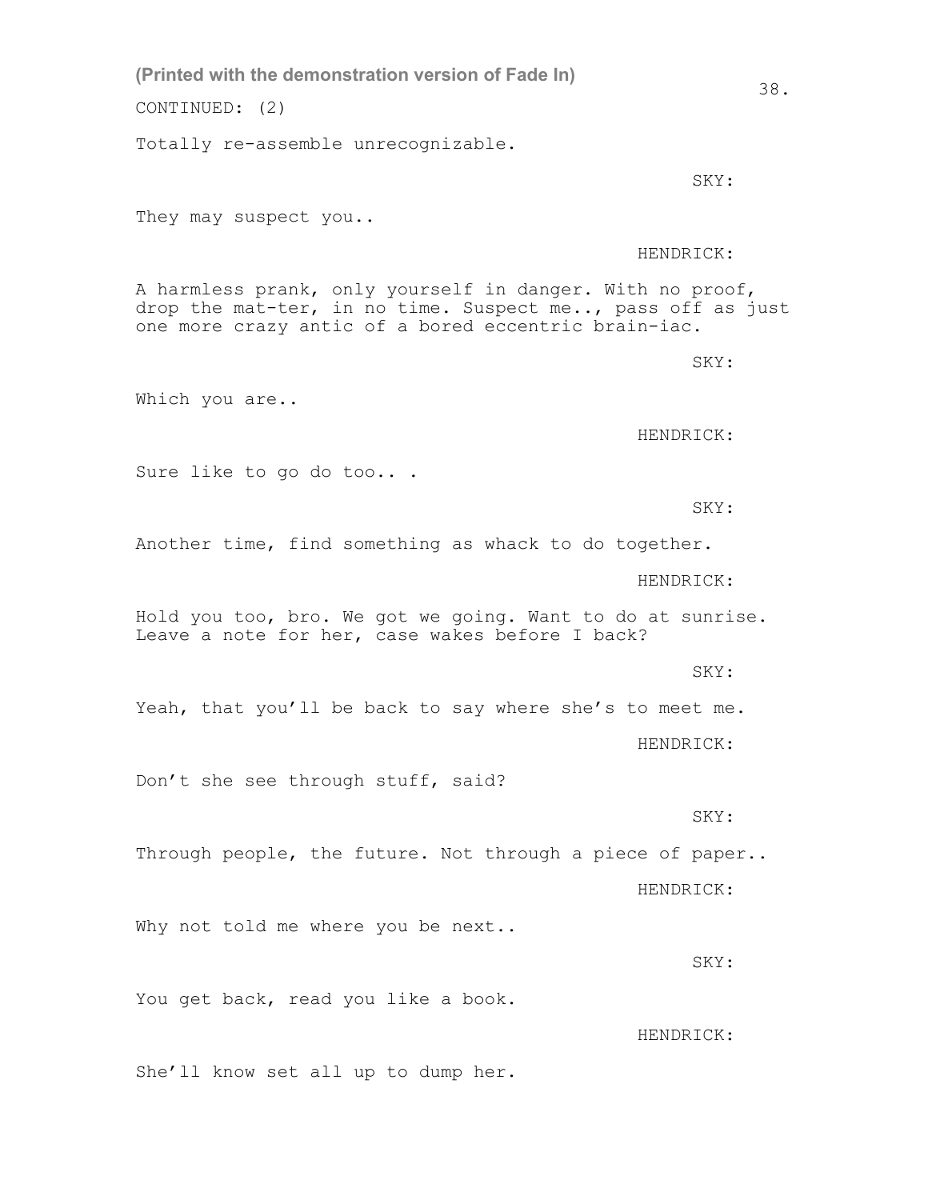CONTINUED: (2)

Totally re-assemble unrecognizable.

SKY:

They may suspect you..

HENDRICK:

A harmless prank, only yourself in danger. With no proof, drop the mat-ter, in no time. Suspect me.., pass off as just one more crazy antic of a bored eccentric brain-iac.

SKY:

Which you are..

HENDRICK:

Sure like to go do too.. .

SKY:

Another time, find something as whack to do together.

HENDRICK:

Hold you too, bro. We got we going. Want to do at sunrise. Leave a note for her, case wakes before I back?

SKY:

Yeah, that you'll be back to say where she's to meet me.

HENDRICK:

Don't she see through stuff, said?

SKY:

Through people, the future. Not through a piece of paper..

HENDRICK:

Why not told me where you be next..

SKY:

You get back, read you like a book.

HENDRICK:

She'll know set all up to dump her.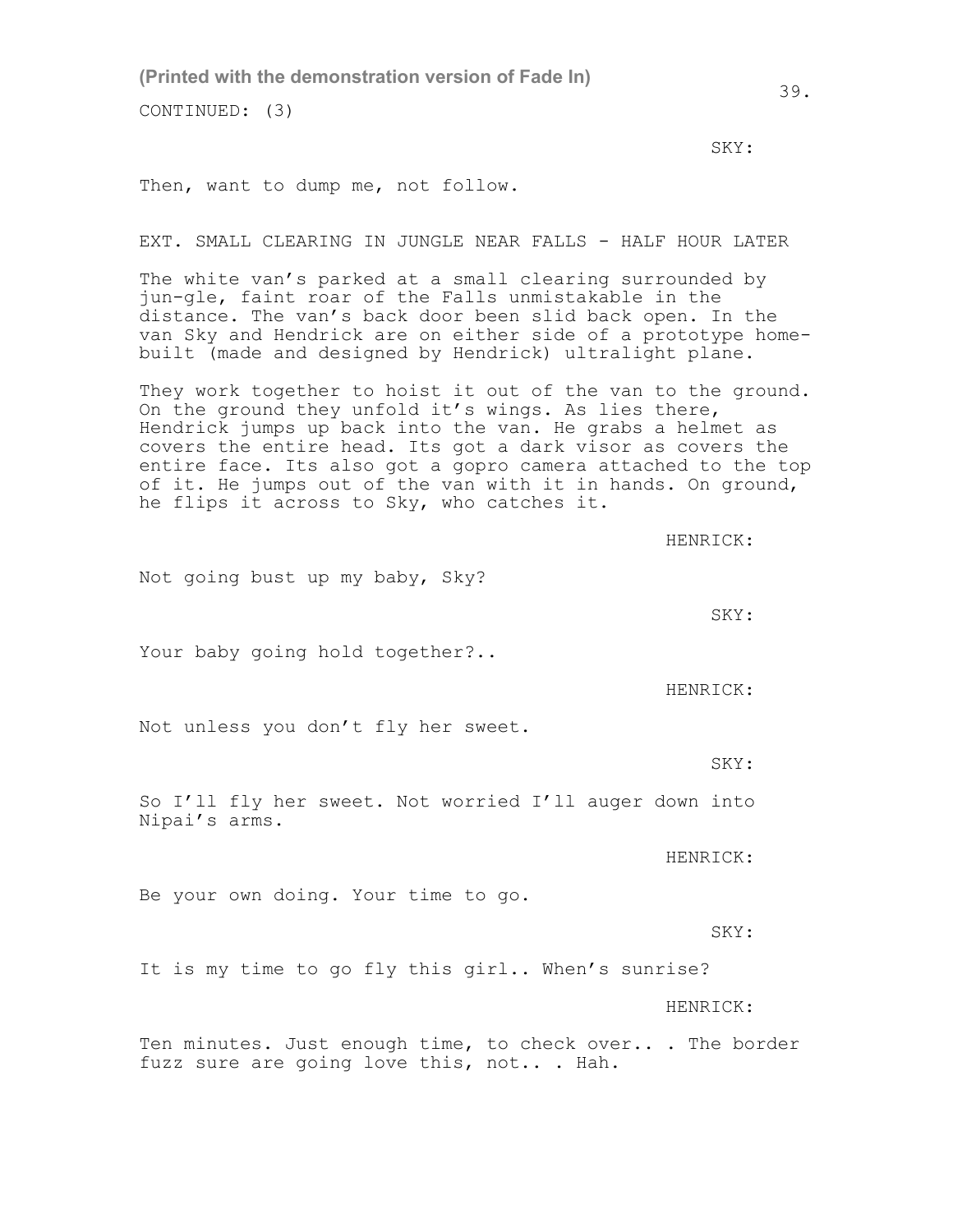(Printed with the demonstration version of Fade In)

CONTINUED: (3)

SKY:

Then, want to dump me, not follow.

EXT. SMALL CLEARING IN JUNGLE NEAR FALLS - HALF HOUR LATER

The white van's parked at a small clearing surrounded by jun-gle, faint roar of the Falls unmistakable in the distance. The van's back door been slid back open. In the van Sky and Hendrick are on either side of a prototype home-built (made and designed by Hendrick) ultralight plane.

They work together to hoist it out of the van to the ground. On the ground they unfold it's wings. As lies there, Hendrick jumps up back into the van. He grabs a helmet as covers the entire head. Its got a dark visor as covers the entire face. Its also got a gopro camera attached to the top of it. He jumps out of the van with it in hands. On ground, he flips it across to Sky, who catches it.

HENRICK:

Not going bust up my baby, Sky?

SKY:

Your baby going hold together?..

HENRICK:

Not unless you don't fly her sweet.

SKY:

So I'll fly her sweet. Not worried I'll auger down into Nipai's arms.

HENRICK:

Be your own doing. Your time to go.

SKY:

It is my time to go fly this girl.. When's sunrise?

HENRICK:

Ten minutes. Just enough time, to check over.. . The border fuzz sure are going love this, not.. . Hah.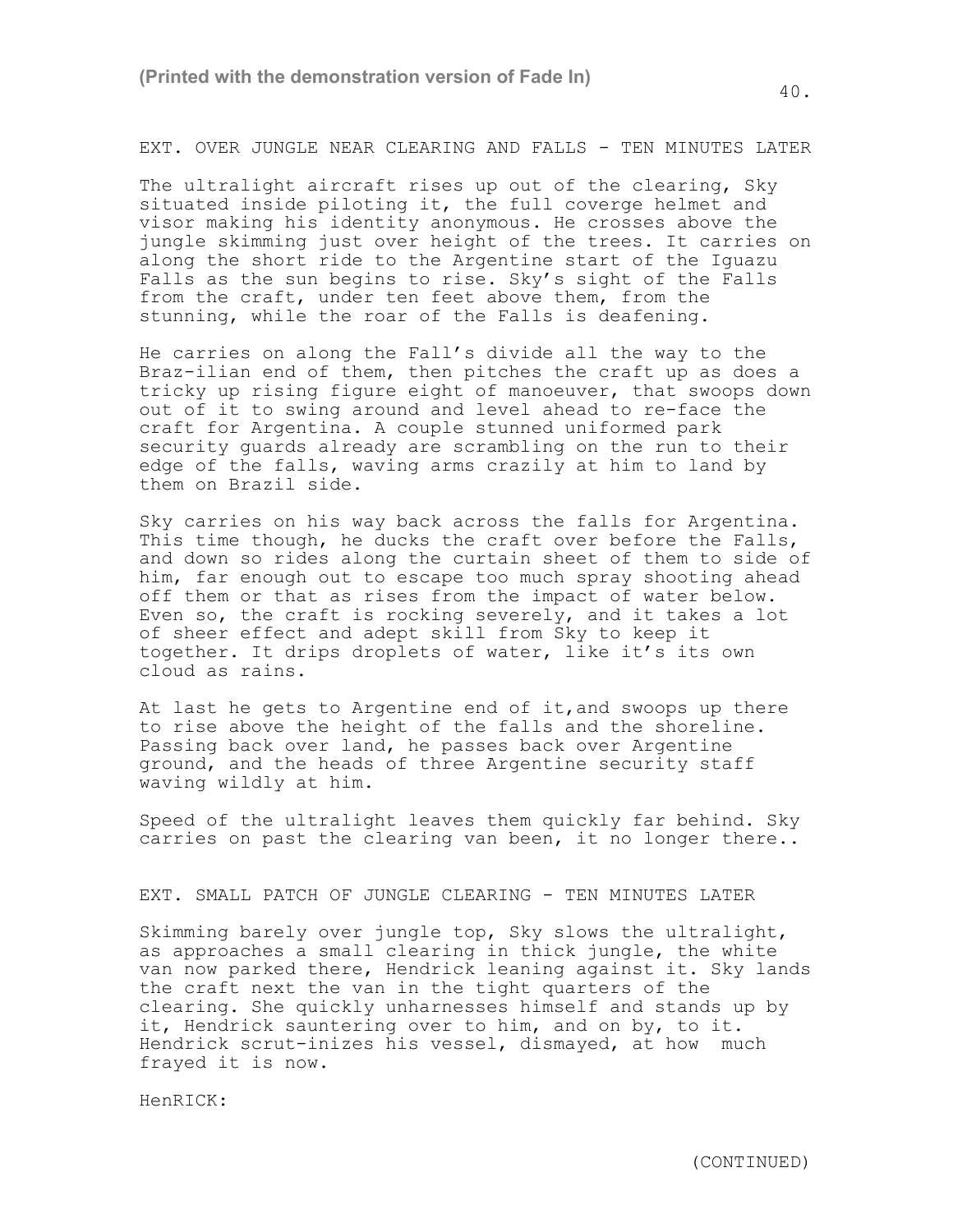EXT. OVER JUNGLE NEAR CLEARING AND FALLS - TEN MINUTES LATER

The ultralight aircraft rises up out of the clearing, Sky situated inside piloting it, the full coverge helmet and visor making his identity anonymous. He crosses above the jungle skimming just over height of the trees. It carries on along the short ride to the Argentine start of the Iguazu Falls as the sun begins to rise. Sky's sight of the Falls from the craft, under ten feet above them, from the stunning, while the roar of the Falls is deafening.

He carries on along the Fall's divide all the way to the Braz-ilian end of them, then pitches the craft up as does a tricky up rising figure eight of manoeuver, that swoops down out of it to swing around and level ahead to re-face the craft for Argentina. A couple stunned uniformed park security guards already are scrambling on the run to their edge of the falls, waving arms crazily at him to land by them on Brazil side.

Sky carries on his way back across the falls for Argentina. This time though, he ducks the craft over before the Falls, and down so rides along the curtain sheet of them to side of him, far enough out to escape too much spray shooting ahead off them or that as rises from the impact of water below. Even so, the craft is rocking severely, and it takes a lot of sheer effect and adept skill from Sky to keep it together. It drips droplets of water, like it's its own cloud as rains.

At last he gets to Argentine end of it,and swoops up there to rise above the height of the falls and the shoreline. Passing back over land, he passes back over Argentine ground, and the heads of three Argentine security staff waving wildly at him.

Speed of the ultralight leaves them quickly far behind. Sky carries on past the clearing van been, it no longer there..

EXT. SMALL PATCH OF JUNGLE CLEARING - TEN MINUTES LATER

Skimming barely over jungle top, Sky slows the ultralight, as approaches a small clearing in thick jungle, the white van now parked there, Hendrick leaning against it. Sky lands the craft next the van in the tight quarters of the clearing. She quickly unharnesses himself and stands up by it, Hendrick sauntering over to him, and on by, to it. Hendrick scrut-inizes his vessel, dismayed, at how much frayed it is now.

HenRICK:

(CONTINUED)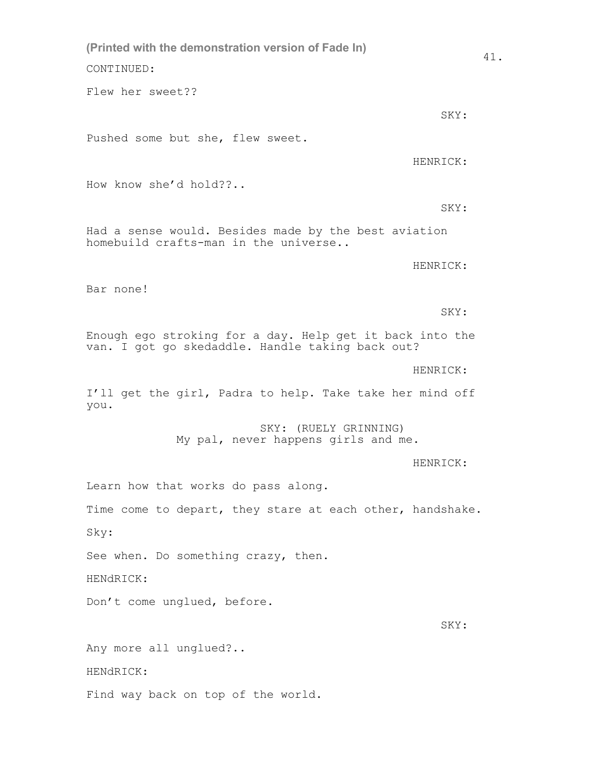(Printed with the demonstration version of Fade In)

CONTINUED:

Flew her sweet??

SKY:

Pushed some but she, flew sweet.

HENRICK:

How know she'd hold??..

SKY:

Had a sense would. Besides made by the best aviation homebuild crafts-man in the universe..

HENRICK:

Bar none!

SKY:

Enough ego stroking for a day. Help get it back into the van. I got go skedaddle. Handle taking back out?

HENRICK:

I'll get the girl, Padra to help. Take take her mind off you.

SKY: (RUELY GRINNING)
My pal, never happens girls and me.

HENRICK:

Learn how that works do pass along.

Time come to depart, they stare at each other, handshake.

Sky:

See when. Do something crazy, then.

HENdRICK:

Don't come unglued, before.

SKY:

Any more all unglued?..

HENdRICK:

Find way back on top of the world.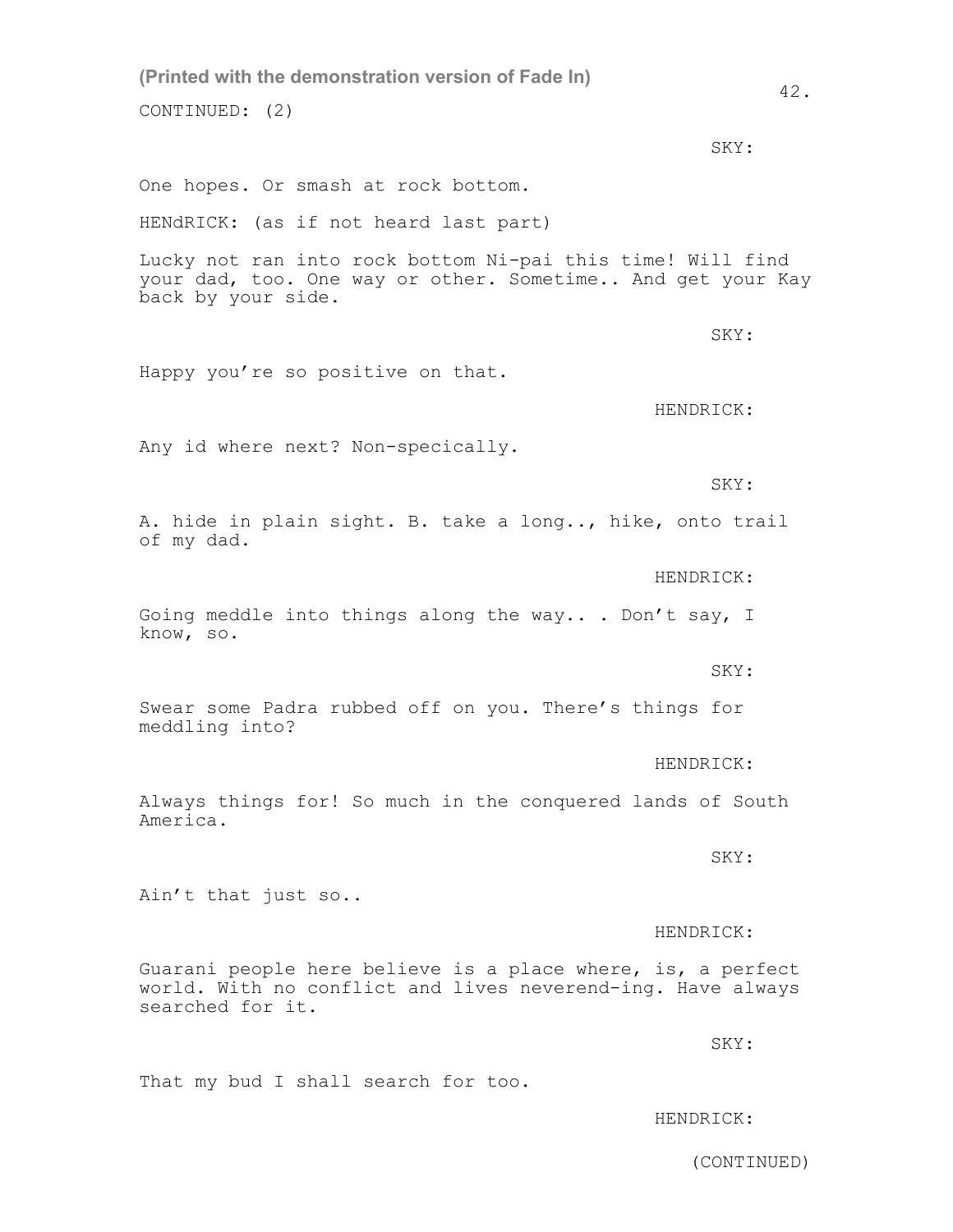(Printed with the demonstration version of Fade In)

CONTINUED: (2)

SKY:

One hopes. Or smash at rock bottom.

HENdRICK: (as if not heard last part)

Lucky not ran into rock bottom Ni-pai this time! Will find your dad, too. One way or other. Sometime.. And get your Kay back by your side.

SKY:

Happy you're so positive on that.

HENDRICK:

Any id where next? Non-specically.

SKY:

A. hide in plain sight. B. take a long.., hike, onto trail of my dad.

HENDRICK:

Going meddle into things along the way.. . Don't say, I know, so.

SKY:

Swear some Padra rubbed off on you. There's things for meddling into?

HENDRICK:

Always things for! So much in the conquered lands of South America.

SKY:

Ain't that just so..

HENDRICK:

Guarani people here believe is a place where, is, a perfect world. With no conflict and lives neverend-ing. Have always searched for it.

SKY:

That my bud I shall search for too.

HENDRICK:

(CONTINUED)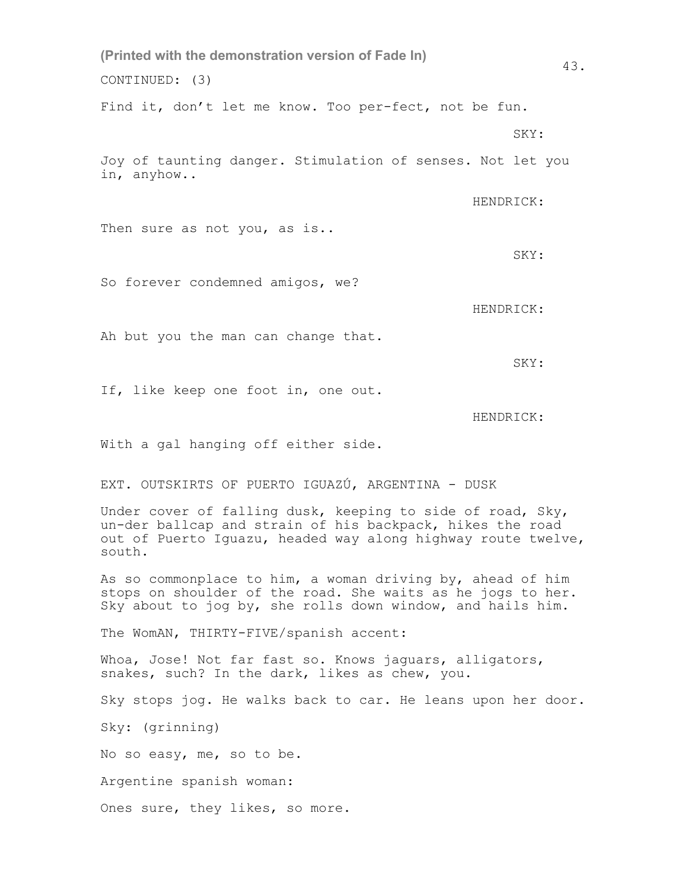CONTINUED: (3)

Find it, don't let me know. Too per-fect, not be fun.

SKY:

Joy of taunting danger. Stimulation of senses. Not let you in, anyhow..

HENDRICK:

Then sure as not you, as is..

SKY:

So forever condemned amigos, we?

HENDRICK:

Ah but you the man can change that.

SKY:

If, like keep one foot in, one out.

HENDRICK:

With a gal hanging off either side.

EXT. OUTSKIRTS OF PUERTO IGUAZÚ, ARGENTINA - DUSK

Under cover of falling dusk, keeping to side of road, Sky, un-der ballcap and strain of his backpack, hikes the road out of Puerto Iguazu, headed way along highway route twelve, south.

As so commonplace to him, a woman driving by, ahead of him stops on shoulder of the road. She waits as he jogs to her. Sky about to jog by, she rolls down window, and hails him.

The WomAN, THIRTY-FIVE/spanish accent:

Whoa, Jose! Not far fast so. Knows jaguars, alligators, snakes, such? In the dark, likes as chew, you.

Sky stops jog. He walks back to car. He leans upon her door.

Sky: (grinning)

No so easy, me, so to be.

Argentine spanish woman:

Ones sure, they likes, so more.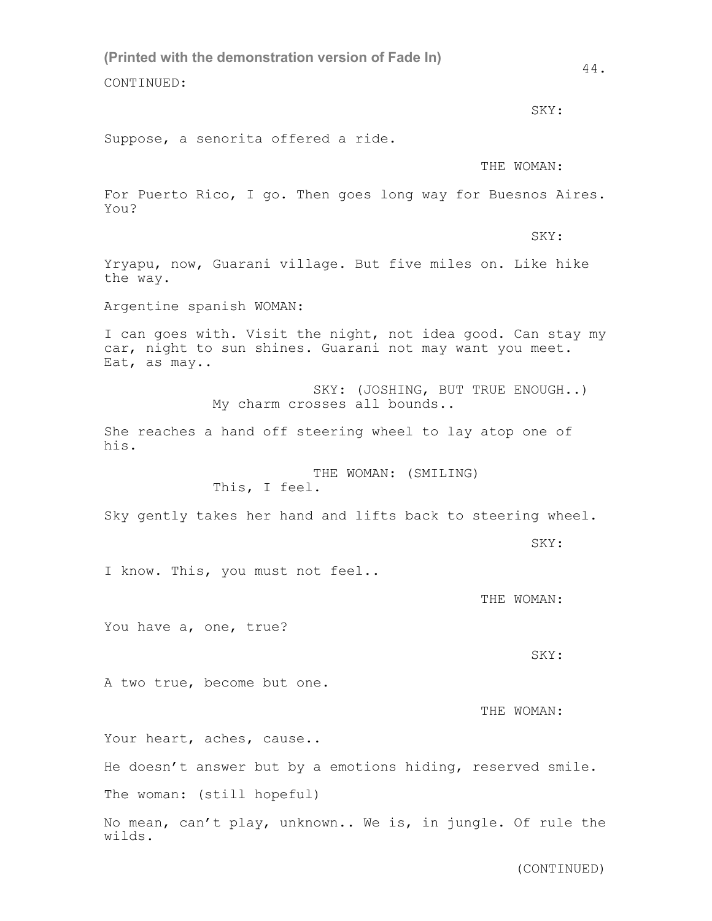(Printed with the demonstration version of Fade In)

CONTINUED:

SKY:

Suppose, a senorita offered a ride.

THE WOMAN:

For Puerto Rico, I go. Then goes long way for Buesnos Aires. You?

SKY:

Yryapu, now, Guarani village. But five miles on. Like hike the way.

Argentine spanish WOMAN:

I can goes with. Visit the night, not idea good. Can stay my car, night to sun shines. Guarani not may want you meet. Eat, as may..

SKY: (JOSHING, BUT TRUE ENOUGH..)
My charm crosses all bounds..

She reaches a hand off steering wheel to lay atop one of his.

THE WOMAN: (SMILING)
This, I feel.

Sky gently takes her hand and lifts back to steering wheel.

SKY:

I know. This, you must not feel..

THE WOMAN:

You have a, one, true?

SKY:

A two true, become but one.

THE WOMAN:

Your heart, aches, cause..

He doesn't answer but by a emotions hiding, reserved smile.

The woman: (still hopeful)

No mean, can't play, unknown.. We is, in jungle. Of rule the wilds.

(CONTINUED)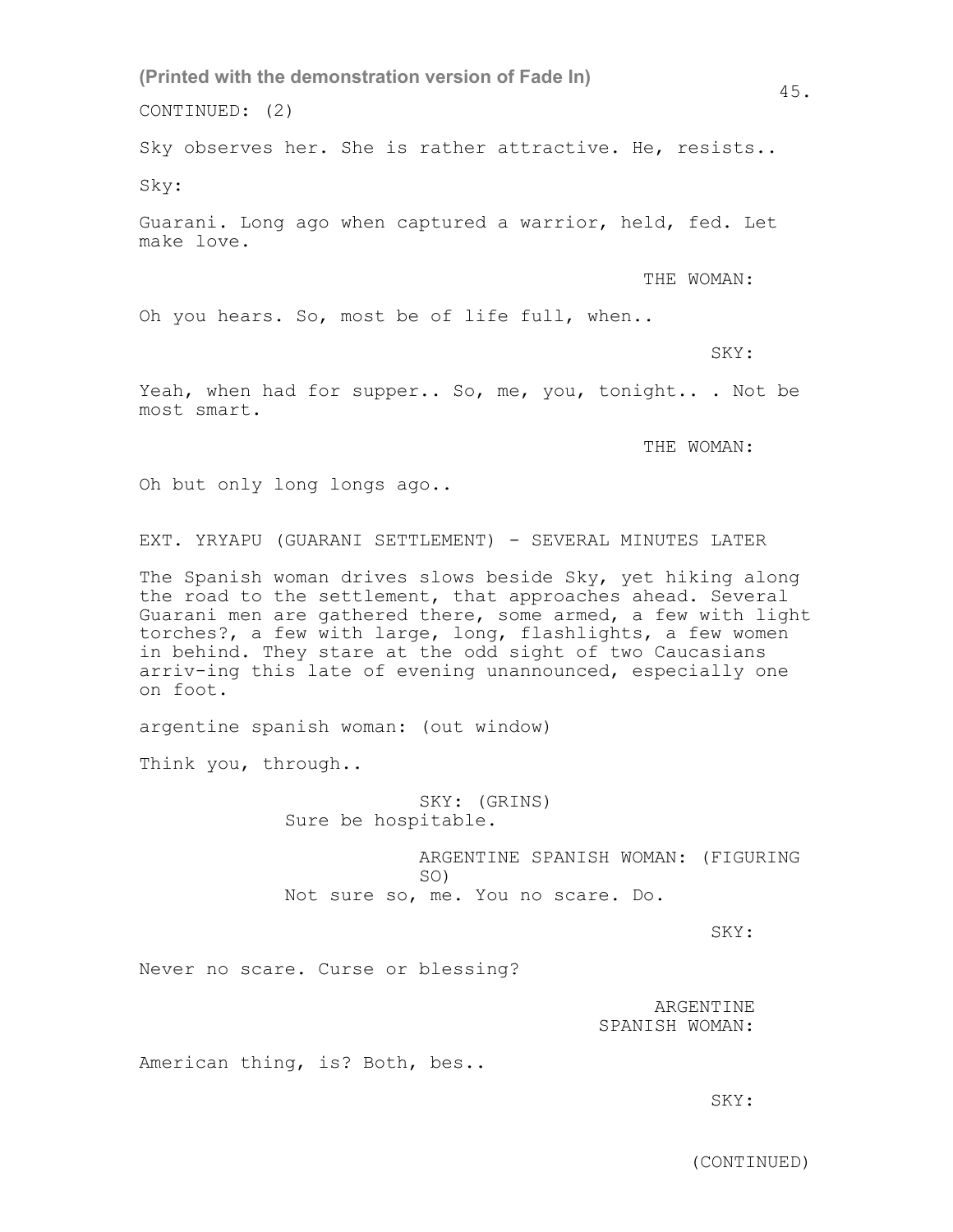(Printed with the demonstration version of Fade In)

CONTINUED: (2)

Sky observes her. She is rather attractive. He, resists..

Sky:

Guarani. Long ago when captured a warrior, held, fed. Let make love.

THE WOMAN:

Oh you hears. So, most be of life full, when..

SKY:

Yeah, when had for supper.. So, me, you, tonight.. . Not be most smart.

THE WOMAN:

Oh but only long longs ago..

EXT. YRYAPU (GUARANI SETTLEMENT) - SEVERAL MINUTES LATER

The Spanish woman drives slows beside Sky, yet hiking along the road to the settlement, that approaches ahead. Several Guarani men are gathered there, some armed, a few with light torches?, a few with large, long, flashlights, a few women in behind. They stare at the odd sight of two Caucasians arriv-ing this late of evening unannounced, especially one on foot.

argentine spanish woman: (out window)

Think you, through..

SKY: (GRINS)
Sure be hospitable.

ARGENTINE SPANISH WOMAN: (FIGURING SO)
Not sure so, me. You no scare. Do.

SKY:

Never no scare. Curse or blessing?

ARGENTINE SPANISH WOMAN:

American thing, is? Both, bes..

SKY:

(CONTINUED)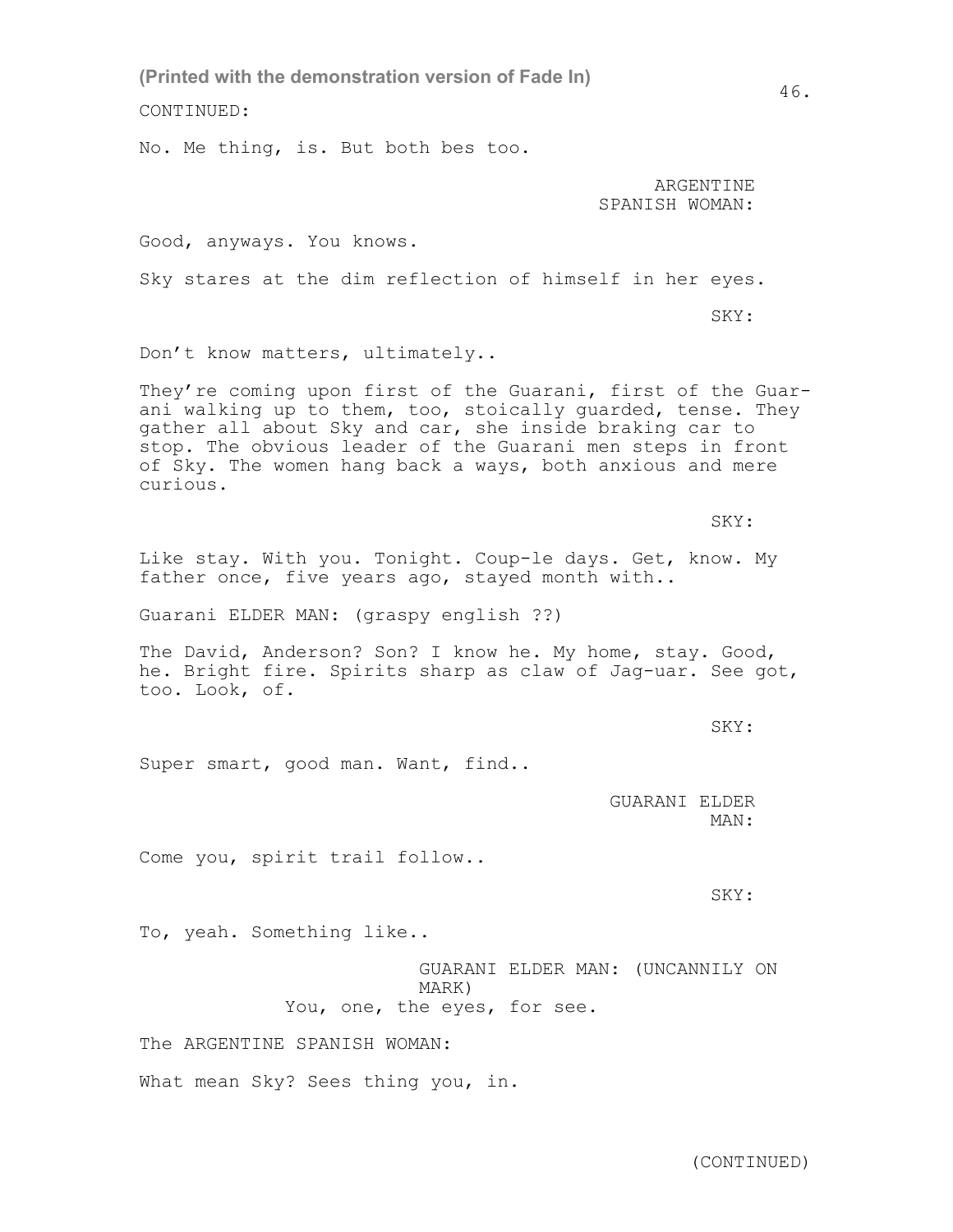(Printed with the demonstration version of Fade In)

CONTINUED:

No. Me thing, is. But both bes too.

ARGENTINE SPANISH WOMAN:

Good, anyways. You knows.

Sky stares at the dim reflection of himself in her eyes.

SKY:

Don't know matters, ultimately..

They're coming upon first of the Guarani, first of the Guarani walking up to them, too, stoically guarded, tense. They gather all about Sky and car, she inside braking car to stop. The obvious leader of the Guarani men steps in front of Sky. The women hang back a ways, both anxious and mere curious.

SKY:

Like stay. With you. Tonight. Coup-le days. Get, know. My father once, five years ago, stayed month with..

Guarani ELDER MAN: (graspy english ??)

The David, Anderson? Son? I know he. My home, stay. Good, he. Bright fire. Spirits sharp as claw of Jag-uar. See got, too. Look, of.

SKY:

Super smart, good man. Want, find..

GUARANI ELDER MAN:

Come you, spirit trail follow..

SKY:

To, yeah. Something like..

GUARANI ELDER MAN: (UNCANNILY ON MARK)

You, one, the eyes, for see.

The ARGENTINE SPANISH WOMAN:

What mean Sky? Sees thing you, in.

(CONTINUED)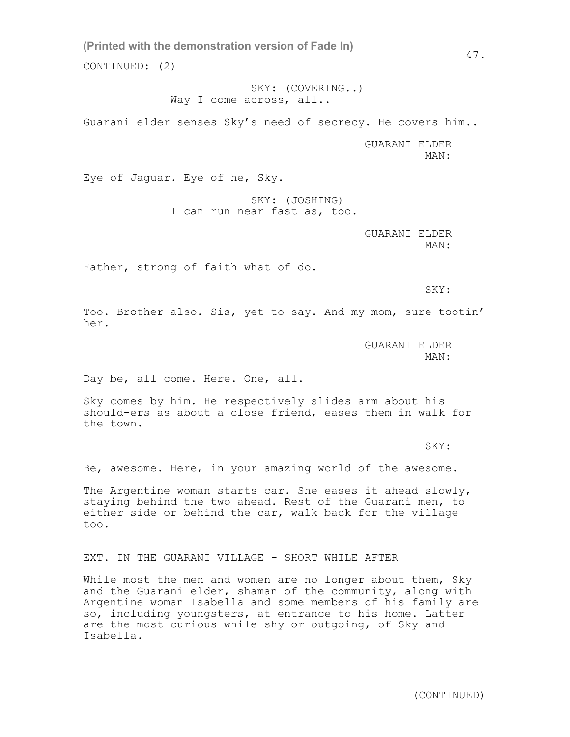CONTINUED: (2)

SKY: (COVERING..)
Way I come across, all..

Guarani elder senses Sky's need of secrecy. He covers him..

GUARANI ELDER MAN:

Eye of Jaguar. Eye of he, Sky.

SKY: (JOSHING)
I can run near fast as, too.

GUARANI ELDER MAN:

Father, strong of faith what of do.

SKY:

Too. Brother also. Sis, yet to say. And my mom, sure tootin' her.

GUARANI ELDER MAN:

Day be, all come. Here. One, all.

Sky comes by him. He respectively slides arm about his should-ers as about a close friend, eases them in walk for the town.

SKY:

Be, awesome. Here, in your amazing world of the awesome.

The Argentine woman starts car. She eases it ahead slowly, staying behind the two ahead. Rest of the Guarani men, to either side or behind the car, walk back for the village too.

EXT. IN THE GUARANI VILLAGE - SHORT WHILE AFTER

While most the men and women are no longer about them, Sky and the Guarani elder, shaman of the community, along with Argentine woman Isabella and some members of his family are so, including youngsters, at entrance to his home. Latter are the most curious while shy or outgoing, of Sky and Isabella.

(CONTINUED)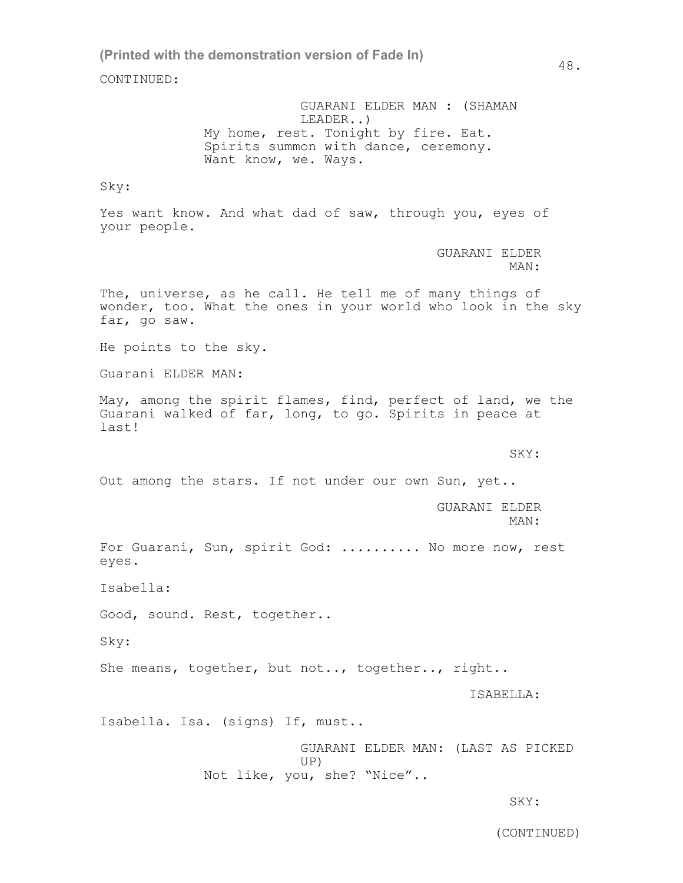CONTINUED:

GUARANI ELDER MAN : (SHAMAN LEADER..)

My home, rest. Tonight by fire. Eat. Spirits summon with dance, ceremony. Want know, we. Ways.

Sky:

Yes want know. And what dad of saw, through you, eyes of your people.

GUARANI ELDER MAN:

The, universe, as he call. He tell me of many things of wonder, too. What the ones in your world who look in the sky far, go saw.

He points to the sky.

Guarani ELDER MAN:

May, among the spirit flames, find, perfect of land, we the Guarani walked of far, long, to go. Spirits in peace at last!

SKY:

Out among the stars. If not under our own Sun, yet..

GUARANI ELDER MAN:

For Guarani, Sun, spirit God: .......... No more now, rest eyes.

Isabella:

Good, sound. Rest, together..

Sky:

She means, together, but not.., together.., right..

ISABELLA:

Isabella. Isa. (signs) If, must..

GUARANI ELDER MAN: (LAST AS PICKED UP)

Not like, you, she? “Nice”..

SKY:

(CONTINUED)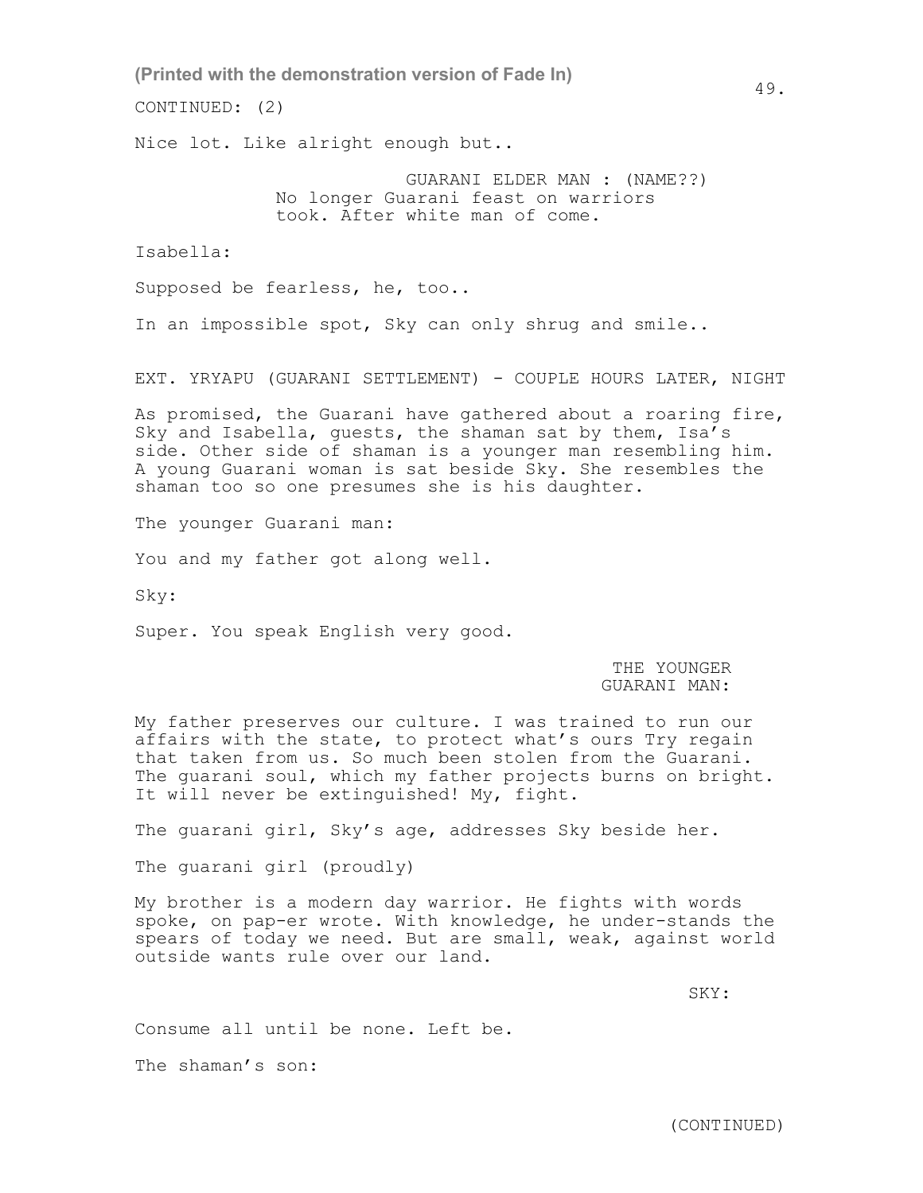(Printed with the demonstration version of Fade In)

CONTINUED: (2)

Nice lot. Like alright enough but..

GUARANI ELDER MAN : (NAME??)
No longer Guarani feast on warriors took. After white man of come.

Isabella:

Supposed be fearless, he, too..

In an impossible spot, Sky can only shrug and smile..

EXT. YRYAPU (GUARANI SETTLEMENT) - COUPLE HOURS LATER, NIGHT

As promised, the Guarani have gathered about a roaring fire, Sky and Isabella, guests, the shaman sat by them, Isa's side. Other side of shaman is a younger man resembling him. A young Guarani woman is sat beside Sky. She resembles the shaman too so one presumes she is his daughter.

The younger Guarani man:

You and my father got along well.

Sky:

Super. You speak English very good.

THE YOUNGER GUARANI MAN:

My father preserves our culture. I was trained to run our affairs with the state, to protect what's ours Try regain that taken from us. So much been stolen from the Guarani. The guarani soul, which my father projects burns on bright. It will never be extinguished! My, fight.

The guarani girl, Sky's age, addresses Sky beside her.

The guarani girl (proudly)

My brother is a modern day warrior. He fights with words spoke, on pap-er wrote. With knowledge, he under-stands the spears of today we need. But are small, weak, against world outside wants rule over our land.

SKY:

Consume all until be none. Left be.

The shaman's son:

(CONTINUED)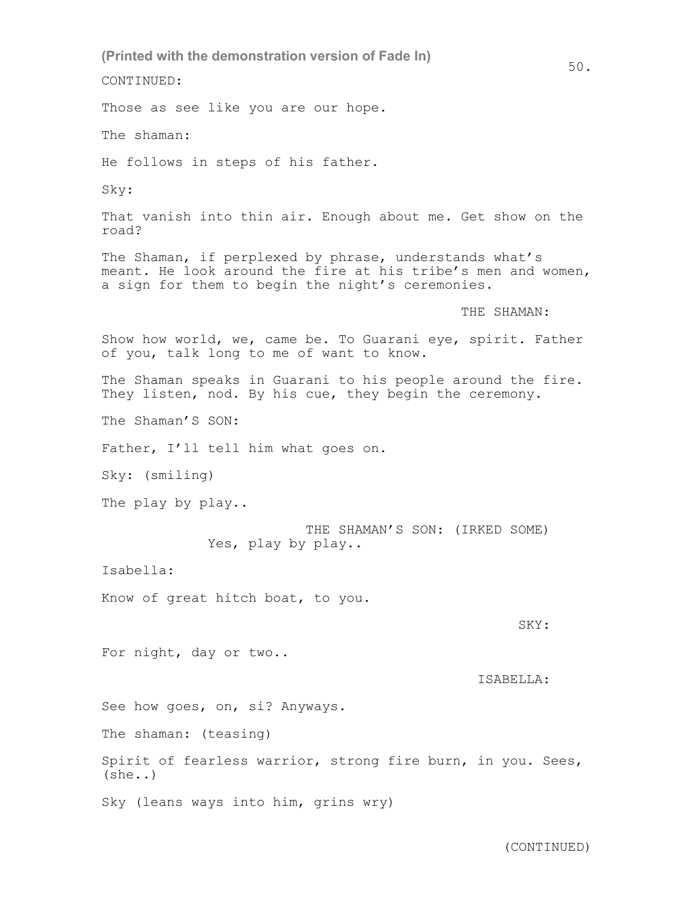CONTINUED:

Those as see like you are our hope.

The shaman:

He follows in steps of his father.

Sky:

That vanish into thin air. Enough about me. Get show on the road?

The Shaman, if perplexed by phrase, understands what's meant. He look around the fire at his tribe's men and women, a sign for them to begin the night's ceremonies.

THE SHAMAN:

Show how world, we, came be. To Guarani eye, spirit. Father of you, talk long to me of want to know.

The Shaman speaks in Guarani to his people around the fire. They listen, nod. By his cue, they begin the ceremony.

The Shaman'S SON:

Father, I'll tell him what goes on.

Sky: (smiling)

The play by play..

THE SHAMAN'S SON: (IRKED SOME)
Yes, play by play..

Isabella:

Know of great hitch boat, to you.

SKY:

For night, day or two..

ISABELLA:

See how goes, on, si? Anyways.

The shaman: (teasing)

Spirit of fearless warrior, strong fire burn, in you. Sees, (she..)

Sky (leans ways into him, grins wry)

(CONTINUED)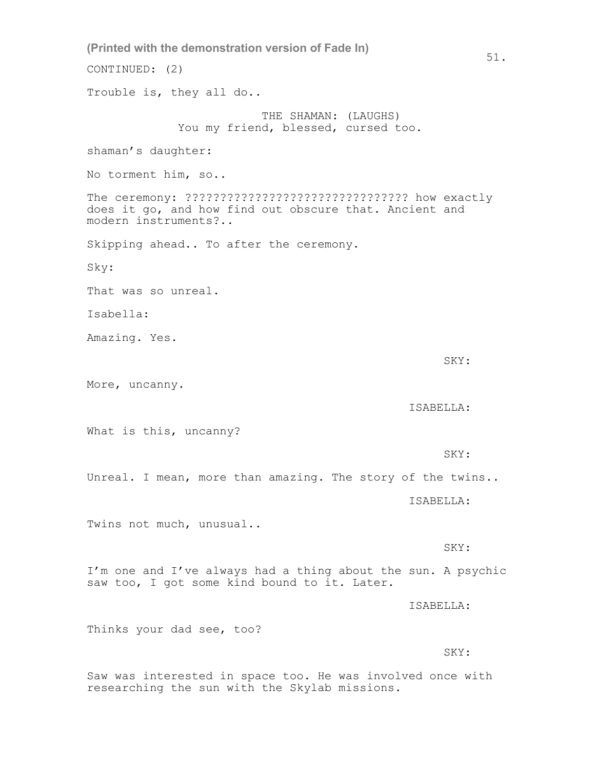(Printed with the demonstration version of Fade In)

CONTINUED: (2)

Trouble is, they all do..

THE SHAMAN: (LAUGHS)
You my friend, blessed, cursed too.

shaman's daughter:

No torment him, so..

The ceremony: ???????????????????????????????? how exactly does it go, and how find out obscure that. Ancient and modern instruments?..

Skipping ahead.. To after the ceremony.

Sky:

That was so unreal.

Isabella:

Amazing. Yes.

SKY:

More, uncanny.

ISABELLA:

What is this, uncanny?

SKY:

Unreal. I mean, more than amazing. The story of the twins..

ISABELLA:

Twins not much, unusual..

SKY:

I'm one and I've always had a thing about the sun. A psychic saw too, I got some kind bound to it. Later.

ISABELLA:

Thinks your dad see, too?

SKY:

Saw was interested in space too. He was involved once with researching the sun with the Skylab missions.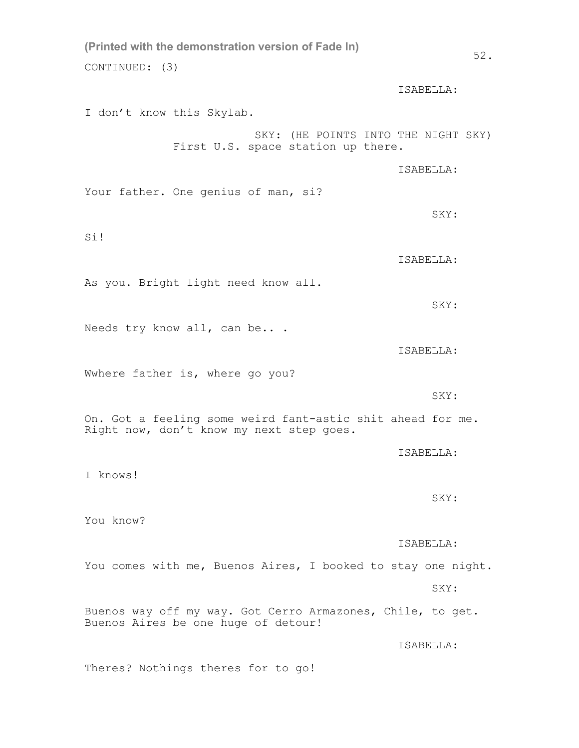(Printed with the demonstration version of Fade In)

CONTINUED: (3)

ISABELLA:

I don't know this Skylab.

SKY: (HE POINTS INTO THE NIGHT SKY)
First U.S. space station up there.

ISABELLA:

Your father. One genius of man, si?

SKY:

Si!

ISABELLA:

As you. Bright light need know all.

SKY:

Needs try know all, can be.. .

ISABELLA:

Wwhere father is, where go you?

SKY:

On. Got a feeling some weird fant-astic shit ahead for me. Right now, don't know my next step goes.

ISABELLA:

I knows!

SKY:

You know?

ISABELLA:

You comes with me, Buenos Aires, I booked to stay one night.

SKY:

Buenos way off my way. Got Cerro Armazones, Chile, to get. Buenos Aires be one huge of detour!

ISABELLA:

Theres? Nothings theres for to go!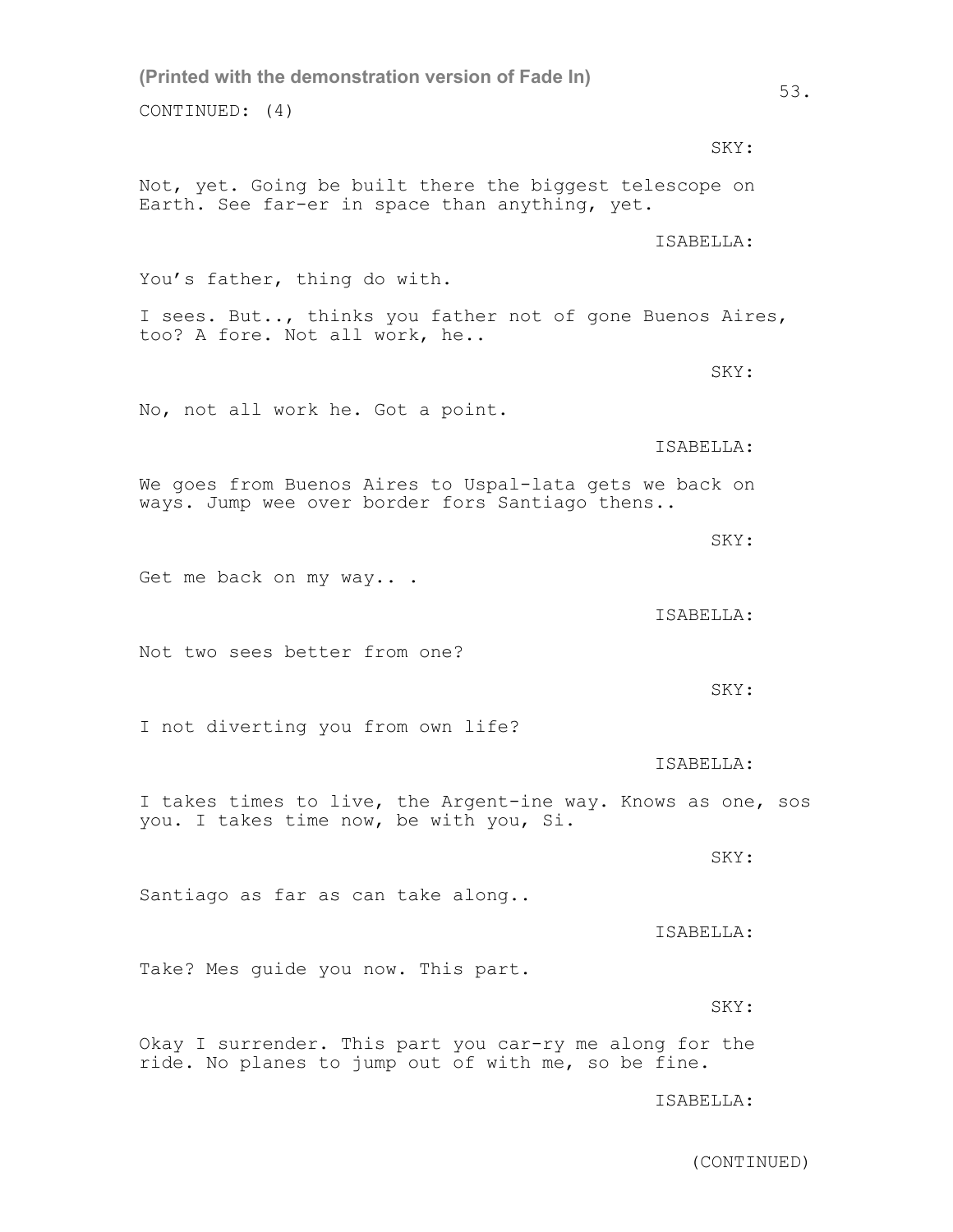CONTINUED: (4)

SKY:

Not, yet. Going be built there the biggest telescope on Earth. See far-er in space than anything, yet.

ISABELLA:

You's father, thing do with.

I sees. But.., thinks you father not of gone Buenos Aires, too? A fore. Not all work, he..

SKY:

No, not all work he. Got a point.

ISABELLA:

We goes from Buenos Aires to Uspal-lata gets we back on ways. Jump wee over border fors Santiago thens..

SKY:

Get me back on my way.. .

ISABELLA:

Not two sees better from one?

SKY:

I not diverting you from own life?

ISABELLA:

I takes times to live, the Argent-ine way. Knows as one, sos you. I takes time now, be with you, Si.

SKY:

Santiago as far as can take along..

ISABELLA:

Take? Mes guide you now. This part.

SKY:

Okay I surrender. This part you car-ry me along for the ride. No planes to jump out of with me, so be fine.

ISABELLA:

(CONTINUED)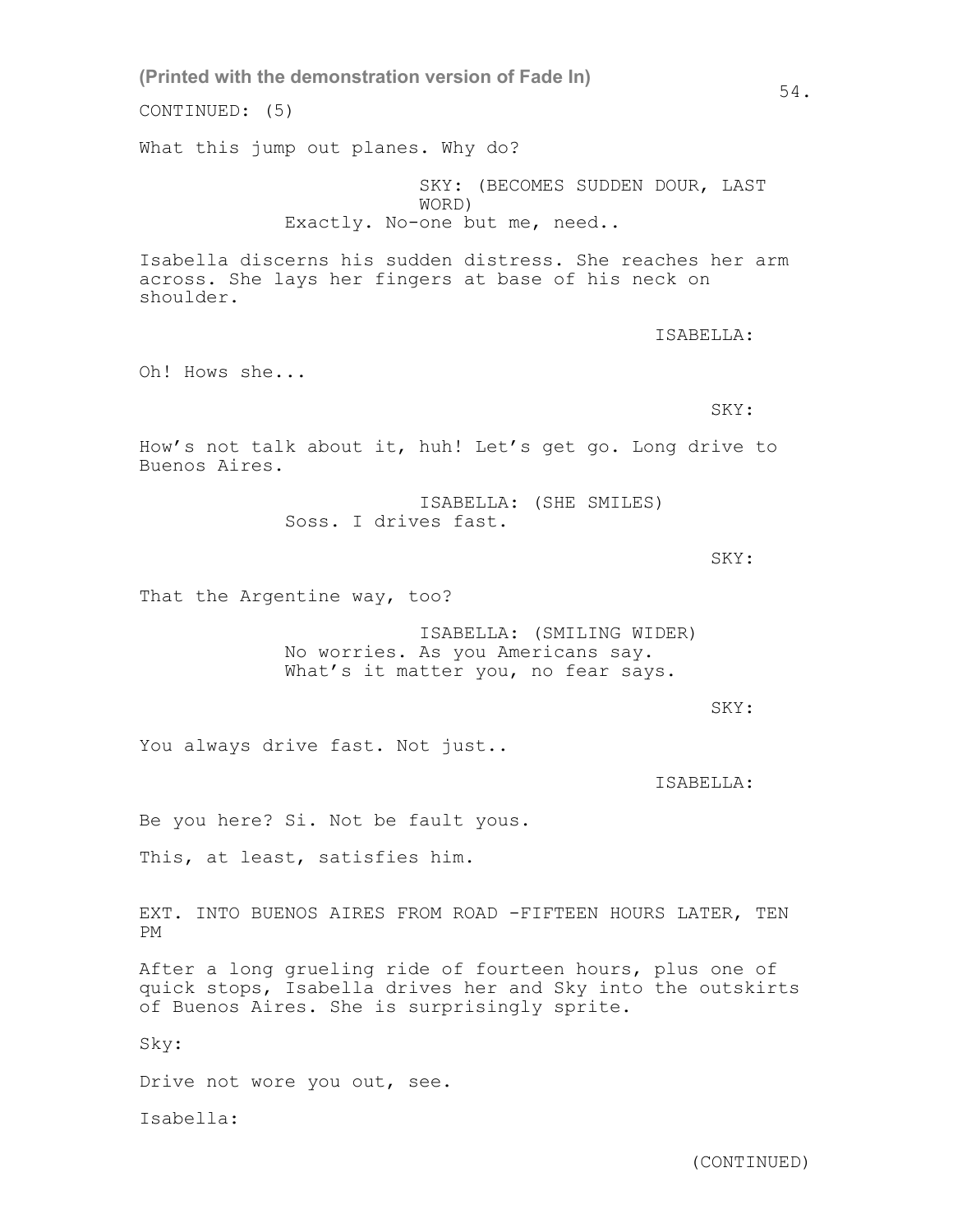CONTINUED: (5)

What this jump out planes. Why do?

SKY: (BECOMES SUDDEN DOUR, LAST WORD)
Exactly. No-one but me, need..

Isabella discerns his sudden distress. She reaches her arm across. She lays her fingers at base of his neck on shoulder.

ISABELLA:

Oh! Hows she...

SKY:

How's not talk about it, huh! Let's get go. Long drive to Buenos Aires.

ISABELLA: (SHE SMILES)
Soss. I drives fast.

SKY:

That the Argentine way, too?

ISABELLA: (SMILING WIDER)
No worries. As you Americans say.
What's it matter you, no fear says.

SKY:

You always drive fast. Not just..

ISABELLA:

Be you here? Si. Not be fault yous.

This, at least, satisfies him.

EXT. INTO BUENOS AIRES FROM ROAD -FIFTEEN HOURS LATER, TEN PM

After a long grueling ride of fourteen hours, plus one of quick stops, Isabella drives her and Sky into the outskirts of Buenos Aires. She is surprisingly sprite.

Sky:

Drive not wore you out, see.

Isabella:

(CONTINUED)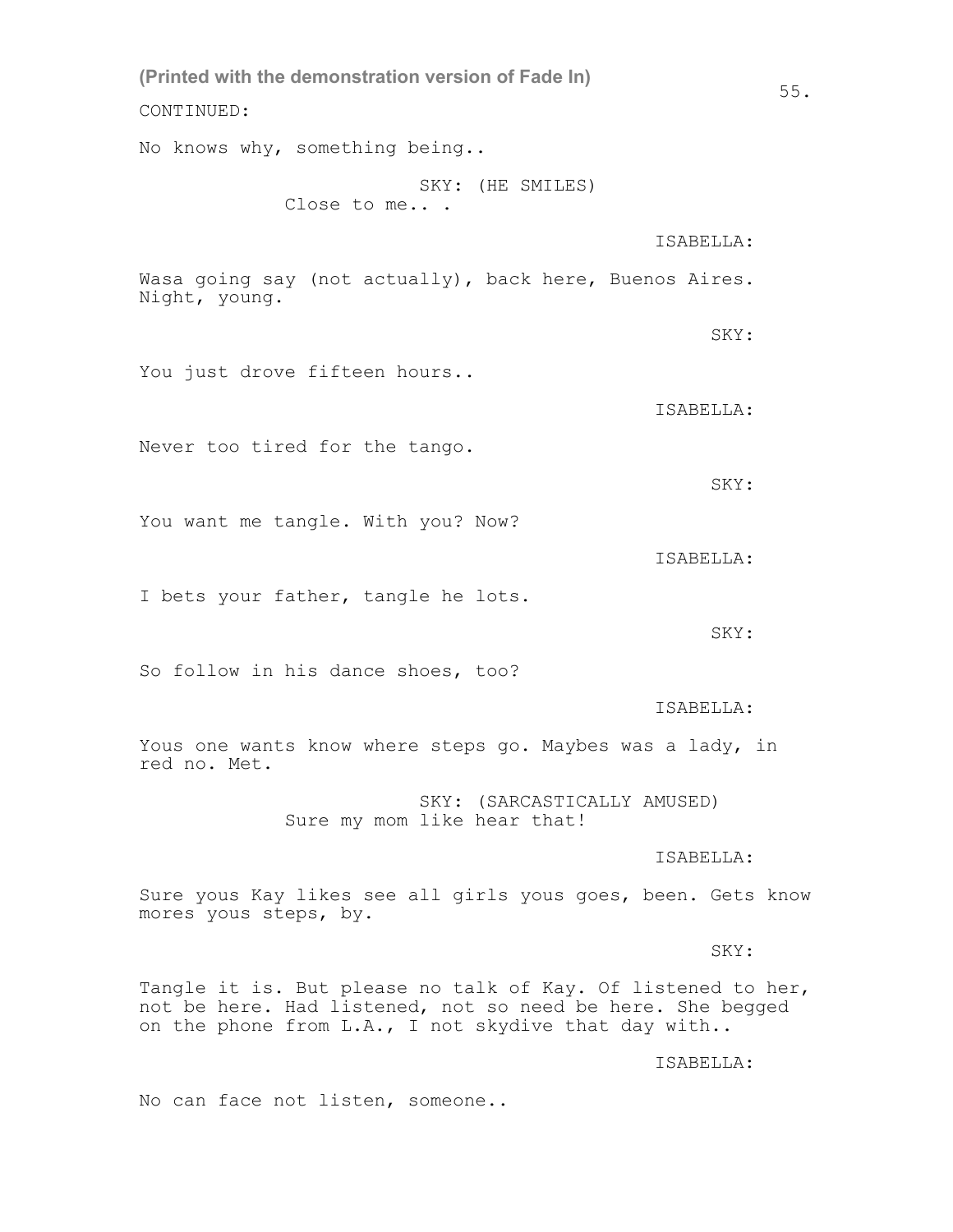CONTINUED:

No knows why, something being..

SKY: (HE SMILES)
Close to me.. .

ISABELLA:

Wasa going say (not actually), back here, Buenos Aires. Night, young.

SKY:

You just drove fifteen hours..

ISABELLA:

Never too tired for the tango.

SKY:

You want me tangle. With you? Now?

ISABELLA:

I bets your father, tangle he lots.

SKY:

So follow in his dance shoes, too?

ISABELLA:

Yous one wants know where steps go. Maybes was a lady, in red no. Met.

SKY: (SARCASTICALLY AMUSED)
Sure my mom like hear that!

ISABELLA:

Sure yous Kay likes see all girls yous goes, been. Gets know mores yous steps, by.

SKY:

Tangle it is. But please no talk of Kay. Of listened to her, not be here. Had listened, not so need be here. She begged on the phone from L.A., I not skydive that day with..

ISABELLA:

No can face not listen, someone..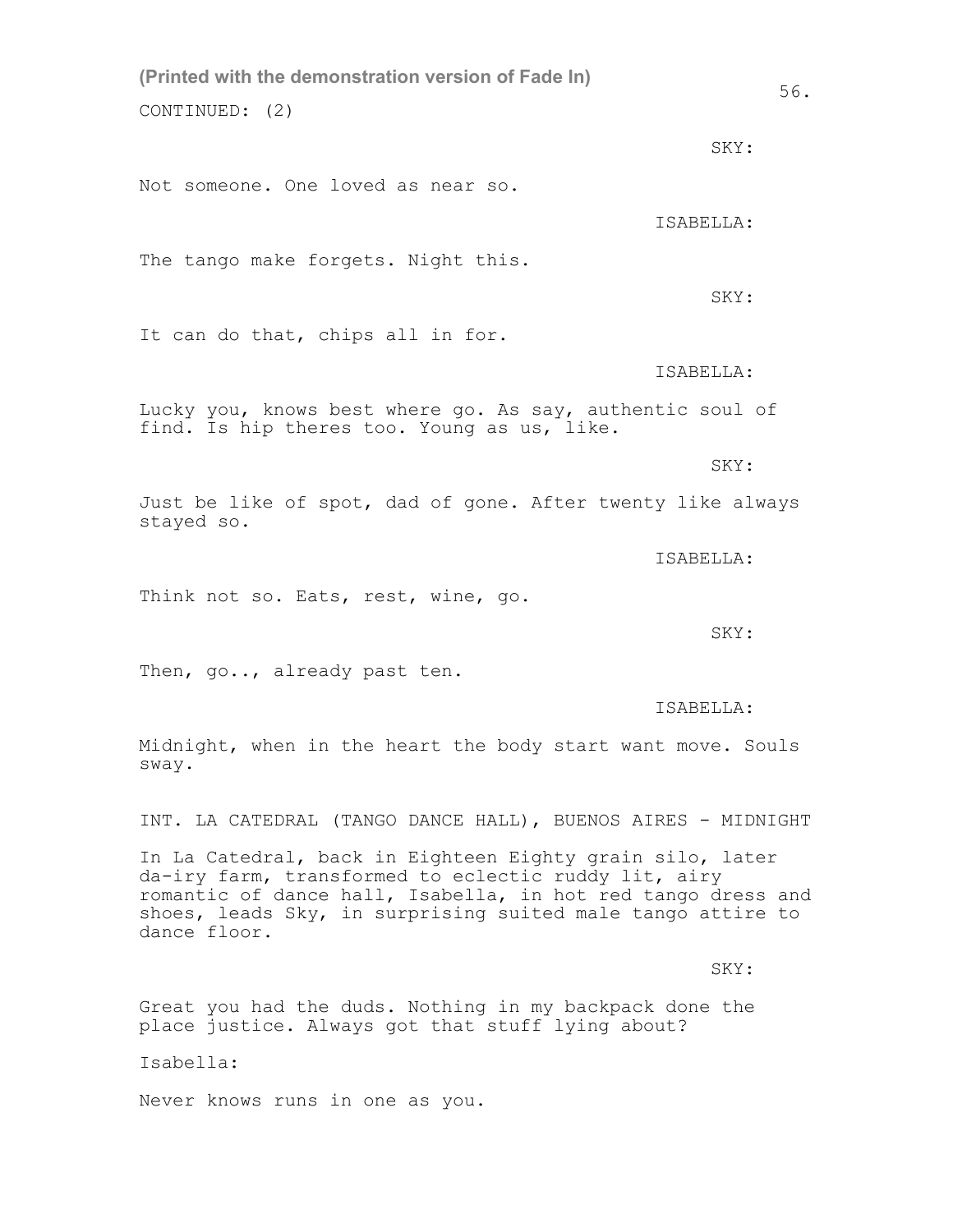(Printed with the demonstration version of Fade In)

CONTINUED: (2)

SKY:

Not someone. One loved as near so.

ISABELLA:

The tango make forgets. Night this.

SKY:

It can do that, chips all in for.

ISABELLA:

Lucky you, knows best where go. As say, authentic soul of find. Is hip theres too. Young as us, like.

SKY:

Just be like of spot, dad of gone. After twenty like always stayed so.

ISABELLA:

Think not so. Eats, rest, wine, go.

SKY:

Then, go.., already past ten.

ISABELLA:

Midnight, when in the heart the body start want move. Souls sway.

INT. LA CATEDRAL (TANGO DANCE HALL), BUENOS AIRES - MIDNIGHT

In La Catedral, back in Eighteen Eighty grain silo, later da-iry farm, transformed to eclectic ruddy lit, airy romantic of dance hall, Isabella, in hot red tango dress and shoes, leads Sky, in surprising suited male tango attire to dance floor.

SKY:

Great you had the duds. Nothing in my backpack done the place justice. Always got that stuff lying about?

Isabella:

Never knows runs in one as you.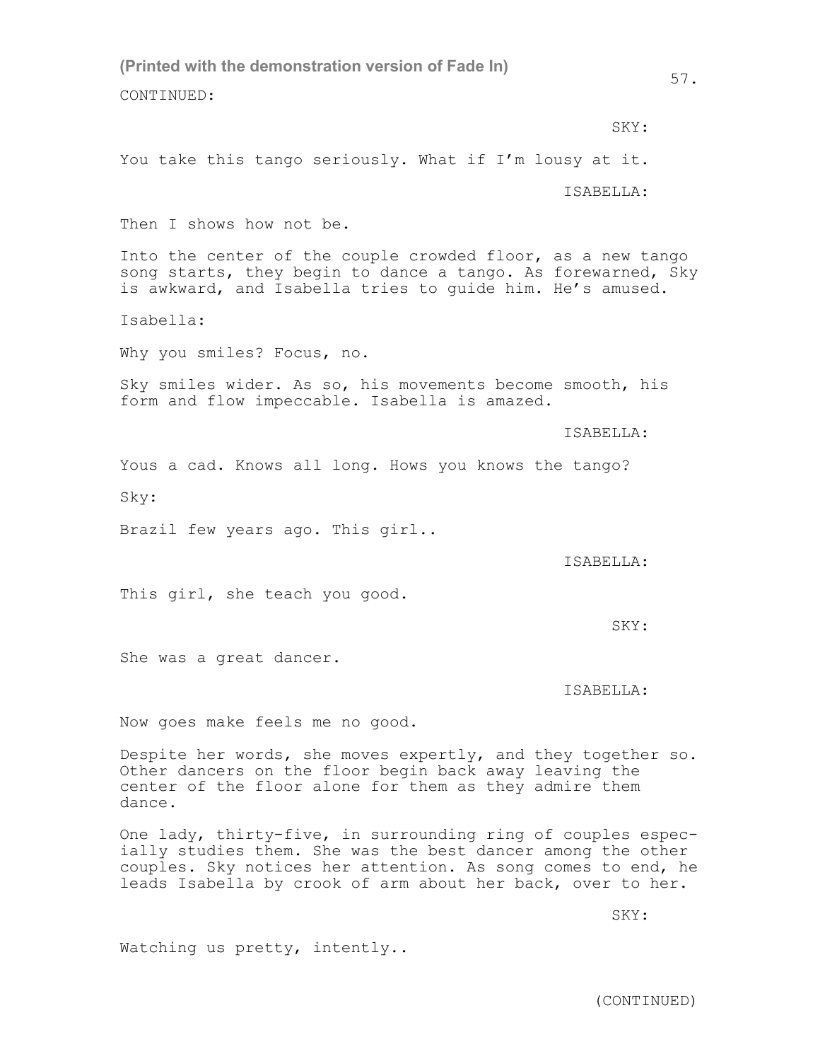CONTINUED:

SKY:

You take this tango seriously. What if I'm lousy at it.

ISABELLA:

Then I shows how not be.

Into the center of the couple crowded floor, as a new tango song starts, they begin to dance a tango. As forewarned, Sky is awkward, and Isabella tries to guide him. He's amused.

Isabella:

Why you smiles? Focus, no.

Sky smiles wider. As so, his movements become smooth, his form and flow impeccable. Isabella is amazed.

ISABELLA:

Yous a cad. Knows all long. Hows you knows the tango?

Sky:

Brazil few years ago. This girl..

ISABELLA:

This girl, she teach you good.

SKY:

She was a great dancer.

ISABELLA:

Now goes make feels me no good.

Despite her words, she moves expertly, and they together so. Other dancers on the floor begin back away leaving the center of the floor alone for them as they admire them dance.

One lady, thirty-five, in surrounding ring of couples especially studies them. She was the best dancer among the other couples. Sky notices her attention. As song comes to end, he leads Isabella by crook of arm about her back, over to her.

SKY:

Watching us pretty, intently..

(CONTINUED)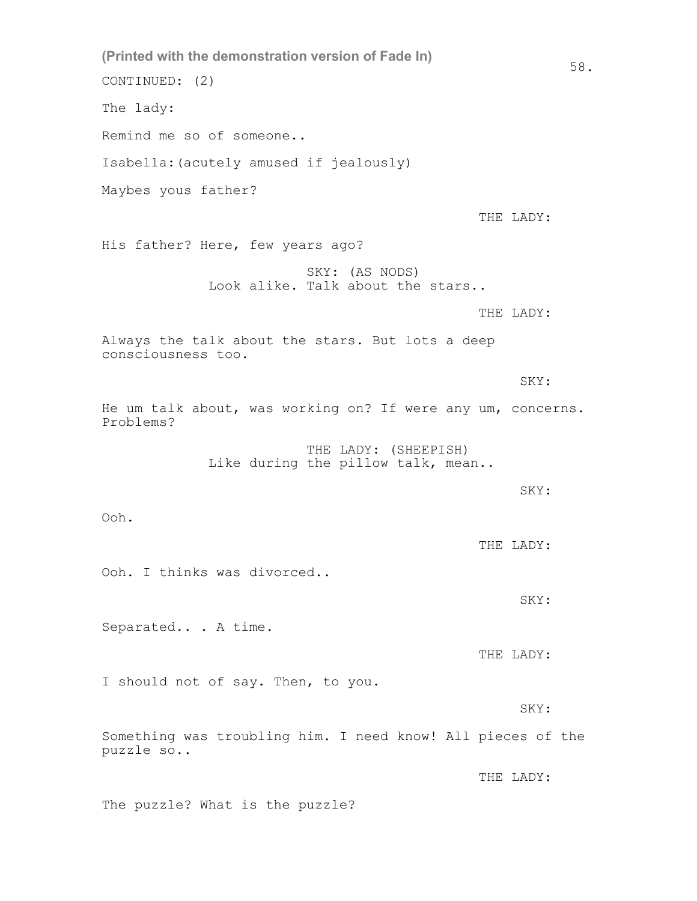(Printed with the demonstration version of Fade In)

CONTINUED: (2)

The lady:

Remind me so of someone..

Isabella:(acutely amused if jealously)

Maybes yous father?

THE LADY:

His father? Here, few years ago?

SKY: (AS NODS)
Look alike. Talk about the stars..

THE LADY:

Always the talk about the stars. But lots a deep consciousness too.

SKY:

He um talk about, was working on? If were any um, concerns. Problems?

THE LADY: (SHEEPISH)
Like during the pillow talk, mean..

SKY:

Ooh.

THE LADY:

Ooh. I thinks was divorced..

SKY:

Separated.. . A time.

THE LADY:

I should not of say. Then, to you.

SKY:

Something was troubling him. I need know! All pieces of the puzzle so..

THE LADY:

The puzzle? What is the puzzle?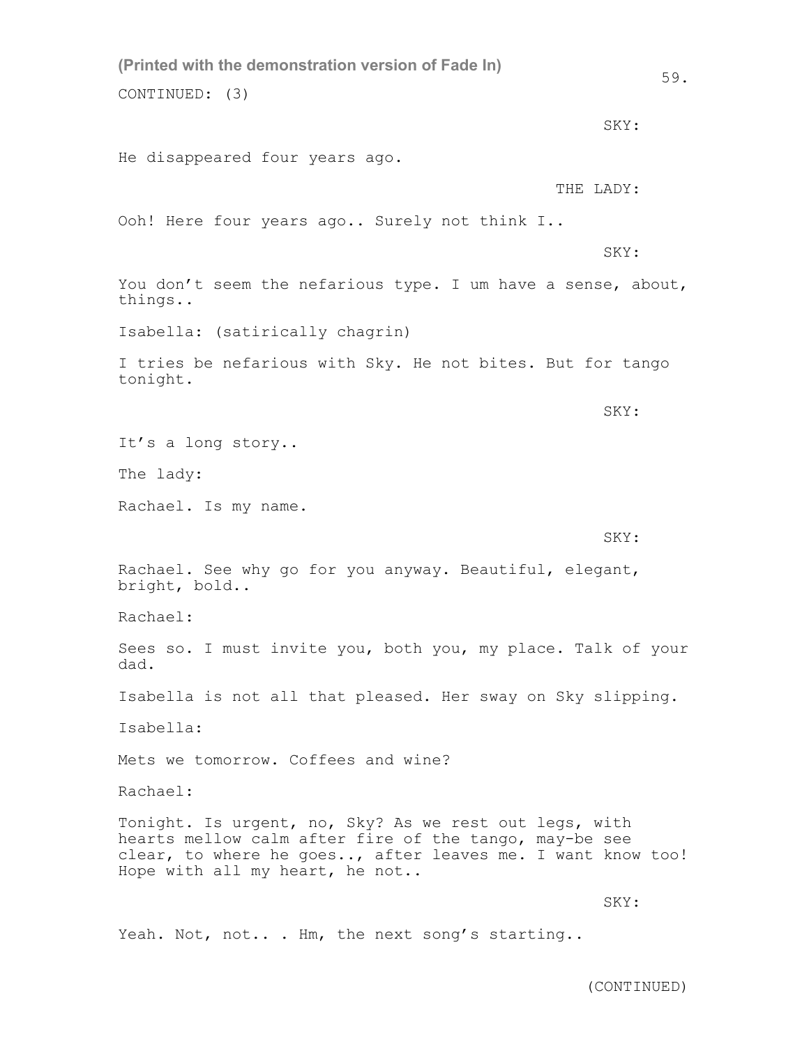(Printed with the demonstration version of Fade In)

CONTINUED: (3)

SKY:

He disappeared four years ago.

THE LADY:

Ooh! Here four years ago.. Surely not think I..

SKY:

You don't seem the nefarious type. I um have a sense, about, things..

Isabella: (satirically chagrin)

I tries be nefarious with Sky. He not bites. But for tango tonight.

SKY:

It's a long story..

The lady:

Rachael. Is my name.

SKY:

Rachael. See why go for you anyway. Beautiful, elegant, bright, bold..

Rachael:

Sees so. I must invite you, both you, my place. Talk of your dad.

Isabella is not all that pleased. Her sway on Sky slipping.

Isabella:

Mets we tomorrow. Coffees and wine?

Rachael:

Tonight. Is urgent, no, Sky? As we rest out legs, with hearts mellow calm after fire of the tango, may-be see clear, to where he goes.., after leaves me. I want know too! Hope with all my heart, he not..

SKY:

Yeah. Not, not.. . Hm, the next song's starting..

(CONTINUED)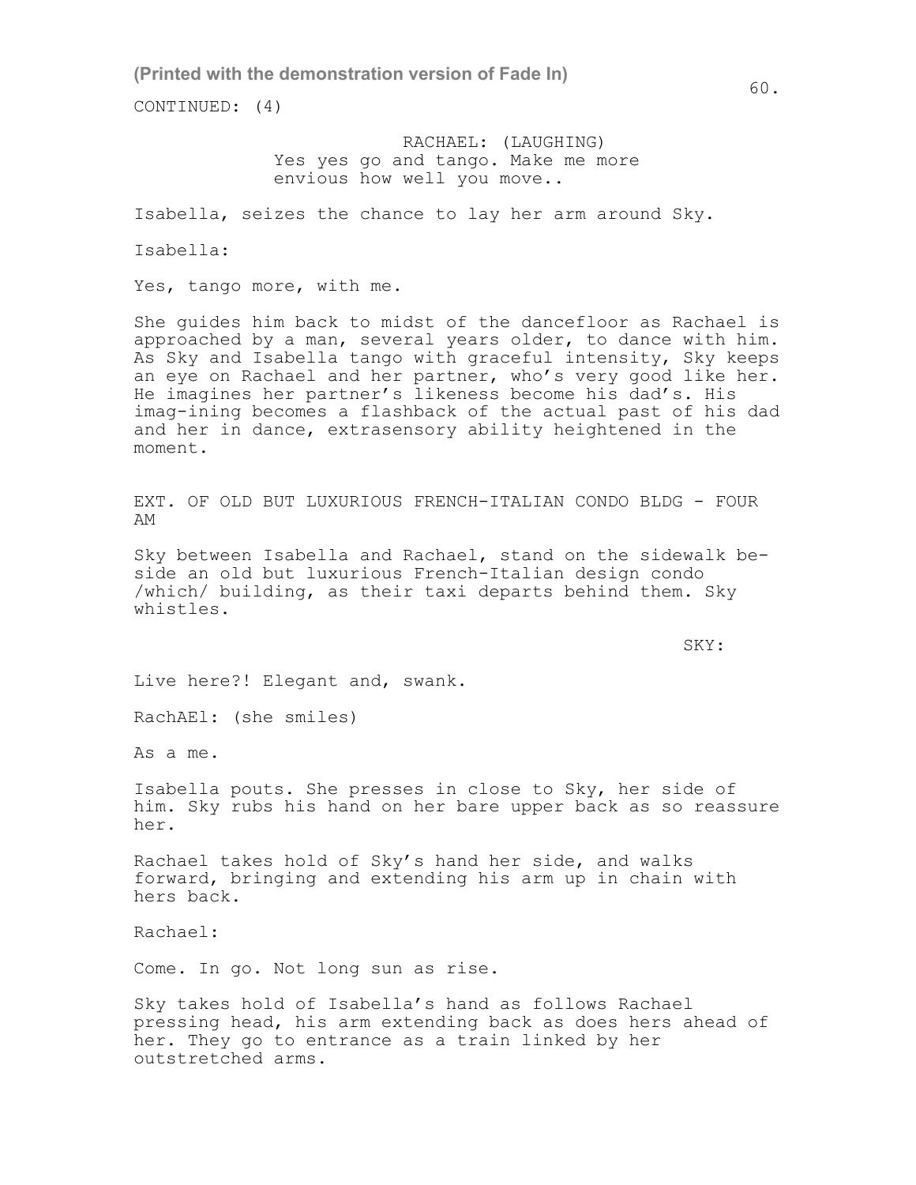CONTINUED: (4)

RACHAEL: (LAUGHING)
Yes yes go and tango. Make me more envious how well you move..

Isabella, seizes the chance to lay her arm around Sky.

Isabella:

Yes, tango more, with me.

She guides him back to midst of the dancefloor as Rachael is approached by a man, several years older, to dance with him. As Sky and Isabella tango with graceful intensity, Sky keeps an eye on Rachael and her partner, who's very good like her. He imagines her partner's likeness become his dad's. His imag-ining becomes a flashback of the actual past of his dad and her in dance, extrasensory ability heightened in the moment.

EXT. OF OLD BUT LUXURIOUS FRENCH-ITALIAN CONDO BLDG - FOUR AM

Sky between Isabella and Rachael, stand on the sidewalk be-side an old but luxurious French-Italian design condo /which/ building, as their taxi departs behind them. Sky whistles.

SKY:

Live here?! Elegant and, swank.

RachAEl: (she smiles)

As a me.

Isabella pouts. She presses in close to Sky, her side of him. Sky rubs his hand on her bare upper back as so reassure her.

Rachael takes hold of Sky's hand her side, and walks forward, bringing and extending his arm up in chain with hers back.

Rachael:

Come. In go. Not long sun as rise.

Sky takes hold of Isabella's hand as follows Rachael pressing head, his arm extending back as does hers ahead of her. They go to entrance as a train linked by her outstretched arms.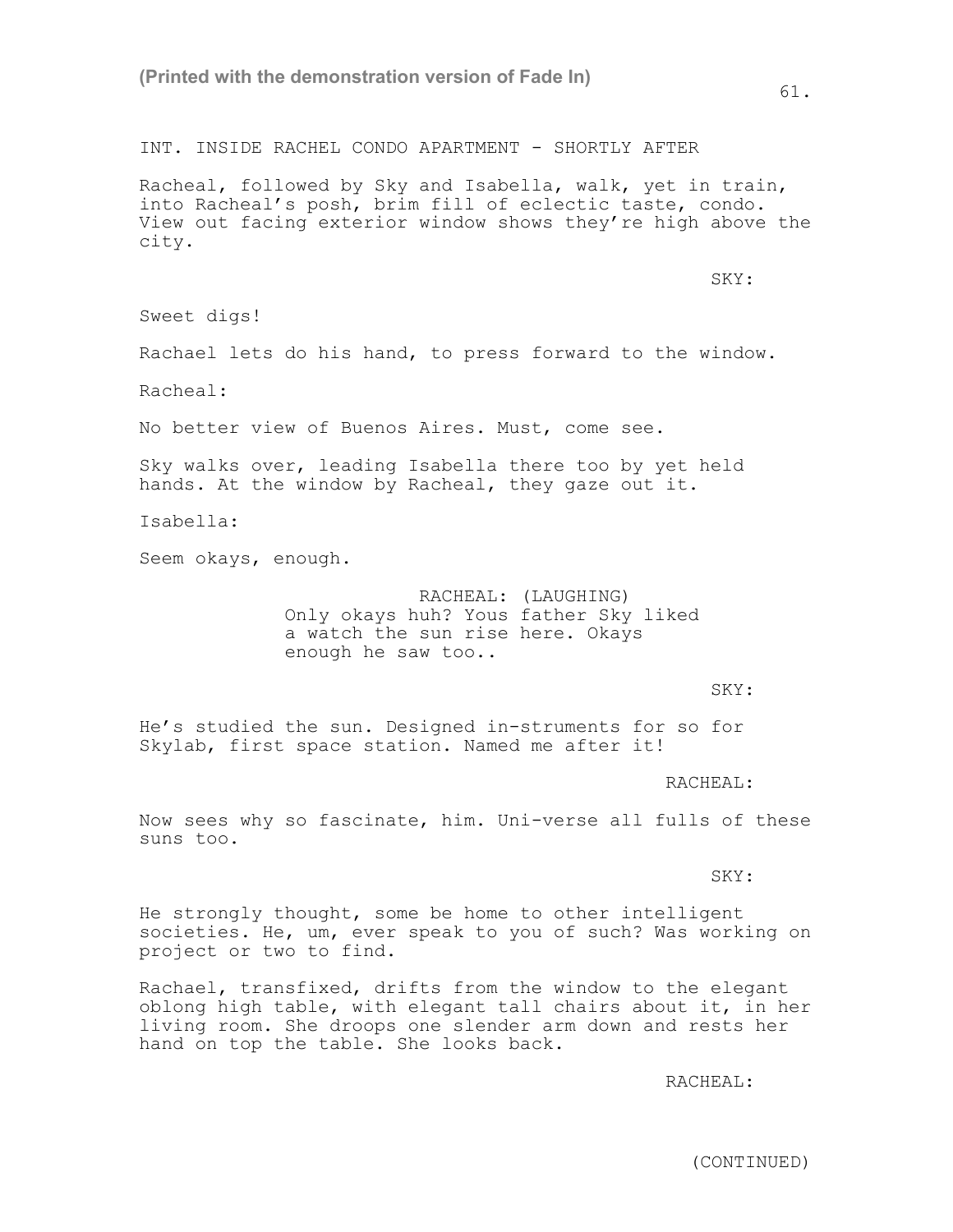INT. INSIDE RACHEL CONDO APARTMENT - SHORTLY AFTER

Racheal, followed by Sky and Isabella, walk, yet in train, into Racheal's posh, brim fill of eclectic taste, condo. View out facing exterior window shows they're high above the city.

SKY:

Sweet digs!

Rachael lets do his hand, to press forward to the window.

Racheal:

No better view of Buenos Aires. Must, come see.

Sky walks over, leading Isabella there too by yet held hands. At the window by Racheal, they gaze out it.

Isabella:

Seem okays, enough.

RACHEAL: (LAUGHING)
Only okays huh? Yous father Sky liked a watch the sun rise here. Okays enough he saw too..

SKY:

He's studied the sun. Designed in-struments for so for Skylab, first space station. Named me after it!

RACHEAL:

Now sees why so fascinate, him. Uni-verse all fulls of these suns too.

SKY:

He strongly thought, some be home to other intelligent societies. He, um, ever speak to you of such? Was working on project or two to find.

Rachael, transfixed, drifts from the window to the elegant oblong high table, with elegant tall chairs about it, in her living room. She droops one slender arm down and rests her hand on top the table. She looks back.

RACHEAL:

(CONTINUED)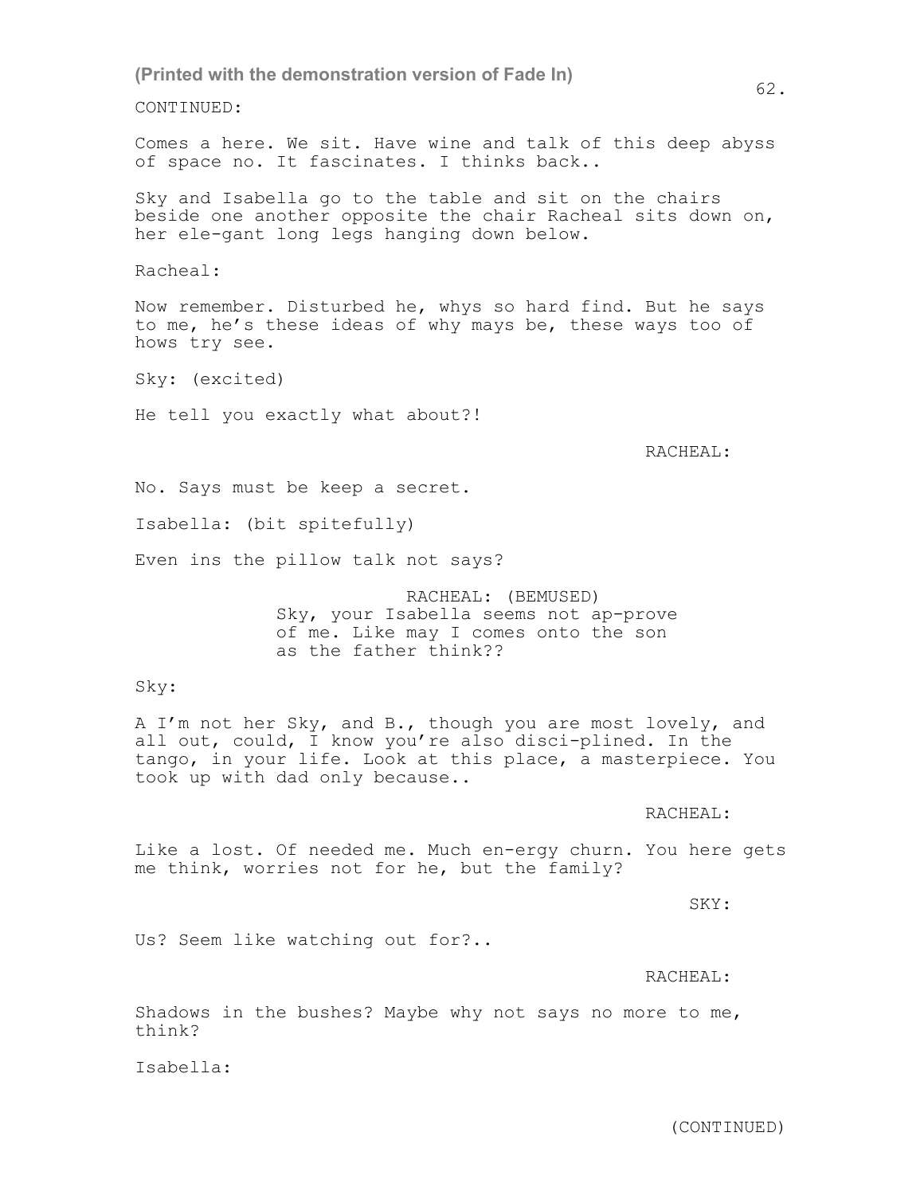CONTINUED:

Comes a here. We sit. Have wine and talk of this deep abyss of space no. It fascinates. I thinks back..

Sky and Isabella go to the table and sit on the chairs beside one another opposite the chair Racheal sits down on, her ele-gant long legs hanging down below.

Racheal:

Now remember. Disturbed he, whys so hard find. But he says to me, he's these ideas of why mays be, these ways too of hows try see.

Sky: (excited)

He tell you exactly what about?!

RACHEAL:

No. Says must be keep a secret.

Isabella: (bit spitefully)

Even ins the pillow talk not says?

RACHEAL: (BEMUSED)
Sky, your Isabella seems not ap-prove of me. Like may I comes onto the son as the father think??

Sky:

A I'm not her Sky, and B., though you are most lovely, and all out, could, I know you're also disci-plined. In the tango, in your life. Look at this place, a masterpiece. You took up with dad only because..

RACHEAL:

Like a lost. Of needed me. Much en-ergy churn. You here gets me think, worries not for he, but the family?

SKY:

Us? Seem like watching out for?..

RACHEAL:

Shadows in the bushes? Maybe why not says no more to me, think?

Isabella:

(CONTINUED)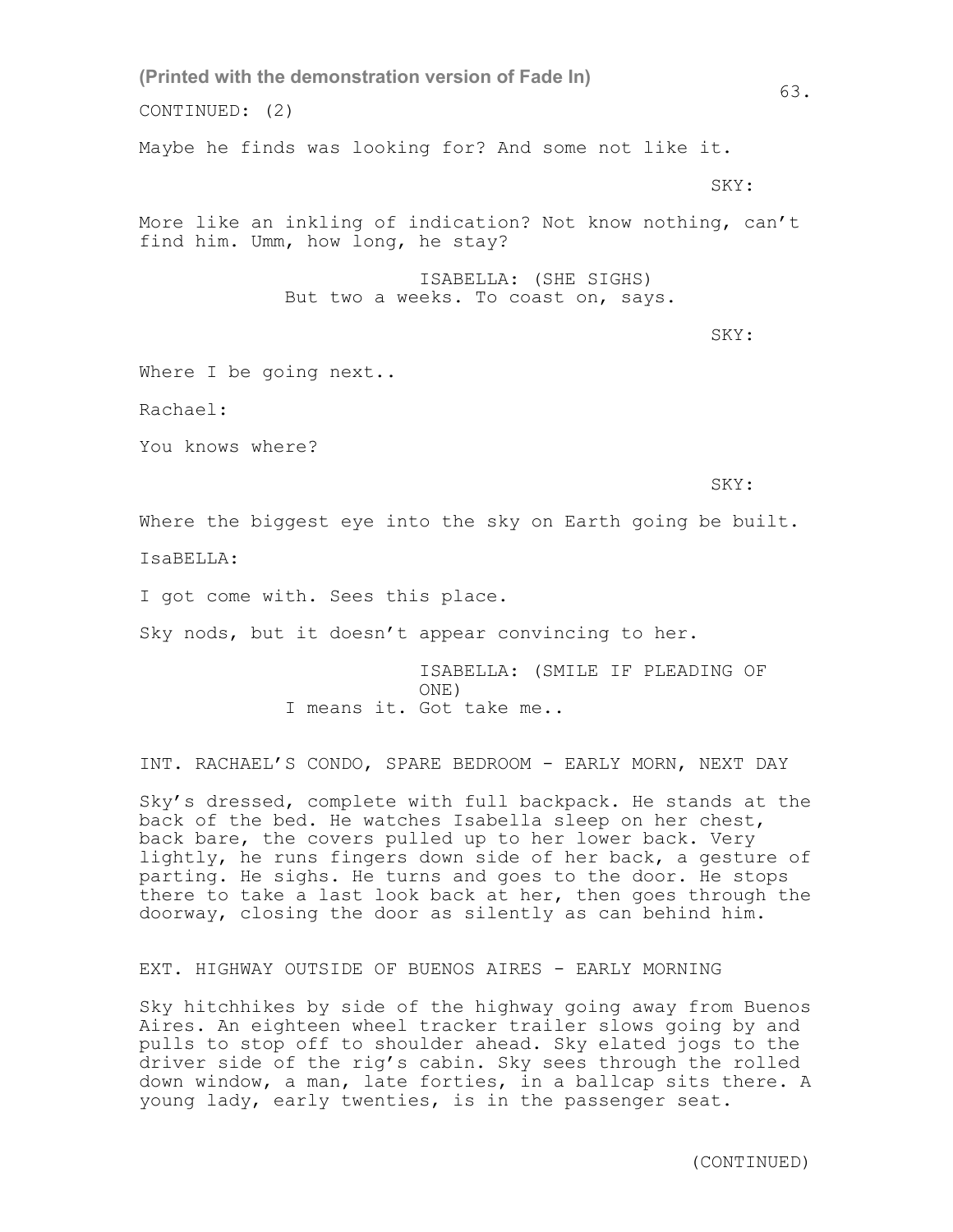(Printed with the demonstration version of Fade In)

CONTINUED: (2)

Maybe he finds was looking for? And some not like it.

SKY:

More like an inkling of indication? Not know nothing, can't find him. Umm, how long, he stay?

ISABELLA: (SHE SIGHS)
But two a weeks. To coast on, says.

SKY:

Where I be going next..

Rachael:

You knows where?

SKY:

Where the biggest eye into the sky on Earth going be built.

IsaBELLA:

I got come with. Sees this place.

Sky nods, but it doesn't appear convincing to her.

ISABELLA: (SMILE IF PLEADING OF ONE)
I means it. Got take me..

INT. RACHAEL'S CONDO, SPARE BEDROOM - EARLY MORN, NEXT DAY

Sky's dressed, complete with full backpack. He stands at the back of the bed. He watches Isabella sleep on her chest, back bare, the covers pulled up to her lower back. Very lightly, he runs fingers down side of her back, a gesture of parting. He sighs. He turns and goes to the door. He stops there to take a last look back at her, then goes through the doorway, closing the door as silently as can behind him.

EXT. HIGHWAY OUTSIDE OF BUENOS AIRES - EARLY MORNING

Sky hitchhikes by side of the highway going away from Buenos Aires. An eighteen wheel tracker trailer slows going by and pulls to stop off to shoulder ahead. Sky elated jogs to the driver side of the rig's cabin. Sky sees through the rolled down window, a man, late forties, in a ballcap sits there. A young lady, early twenties, is in the passenger seat.

(CONTINUED)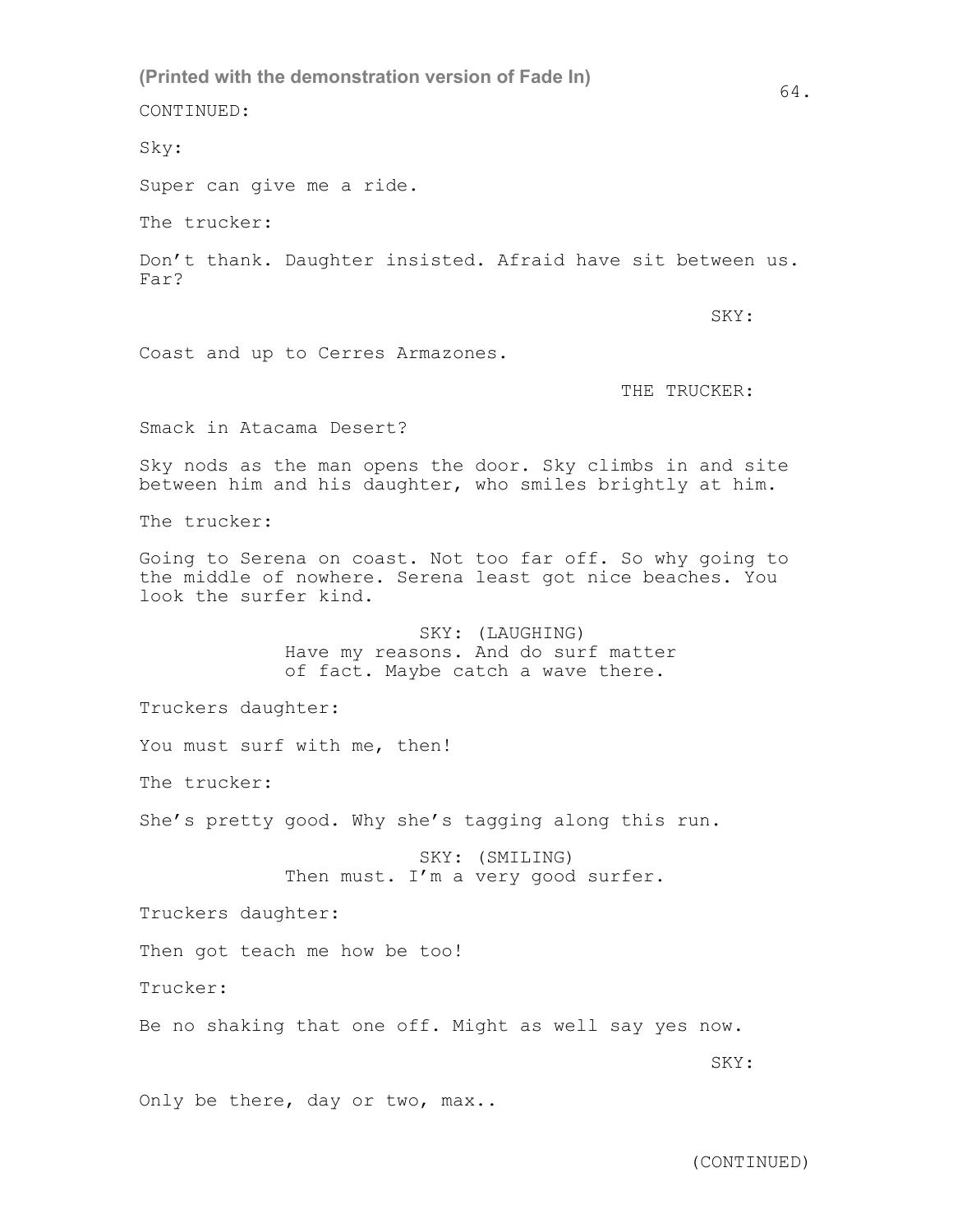(Printed with the demonstration version of Fade In)

CONTINUED:

Sky:

Super can give me a ride.

The trucker:

Don't thank. Daughter insisted. Afraid have sit between us. Far?

SKY:

Coast and up to Cerres Armazones.

THE TRUCKER:

Smack in Atacama Desert?

Sky nods as the man opens the door. Sky climbs in and site between him and his daughter, who smiles brightly at him.

The trucker:

Going to Serena on coast. Not too far off. So why going to the middle of nowhere. Serena least got nice beaches. You look the surfer kind.

SKY: (LAUGHING)
Have my reasons. And do surf matter of fact. Maybe catch a wave there.

Truckers daughter:

You must surf with me, then!

The trucker:

She's pretty good. Why she's tagging along this run.

SKY: (SMILING)
Then must. I'm a very good surfer.

Truckers daughter:

Then got teach me how be too!

Trucker:

Be no shaking that one off. Might as well say yes now.

SKY:

Only be there, day or two, max..

(CONTINUED)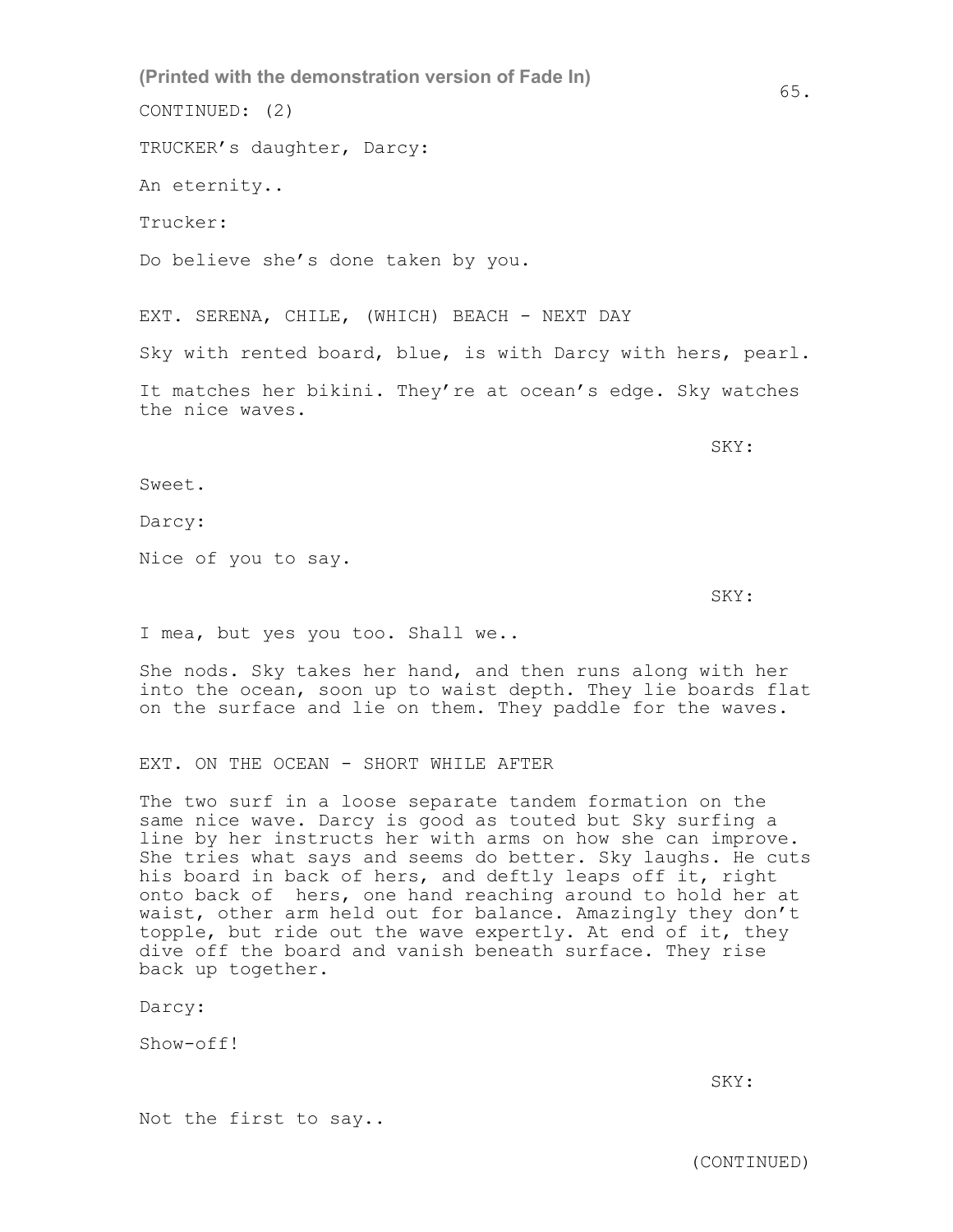CONTINUED: (2)

TRUCKER's daughter, Darcy:

An eternity..

Trucker:

Do believe she's done taken by you.

EXT. SERENA, CHILE, (WHICH) BEACH - NEXT DAY

Sky with rented board, blue, is with Darcy with hers, pearl.

It matches her bikini. They're at ocean's edge. Sky watches the nice waves.

SKY:

Sweet.

Darcy:

Nice of you to say.

SKY:

I mea, but yes you too. Shall we..

She nods. Sky takes her hand, and then runs along with her into the ocean, soon up to waist depth. They lie boards flat on the surface and lie on them. They paddle for the waves.

EXT. ON THE OCEAN - SHORT WHILE AFTER

The two surf in a loose separate tandem formation on the same nice wave. Darcy is good as touted but Sky surfing a line by her instructs her with arms on how she can improve. She tries what says and seems do better. Sky laughs. He cuts his board in back of hers, and deftly leaps off it, right onto back of hers, one hand reaching around to hold her at waist, other arm held out for balance. Amazingly they don't topple, but ride out the wave expertly. At end of it, they dive off the board and vanish beneath surface. They rise back up together.

Darcy:

Show-off!

SKY:

Not the first to say..

(CONTINUED)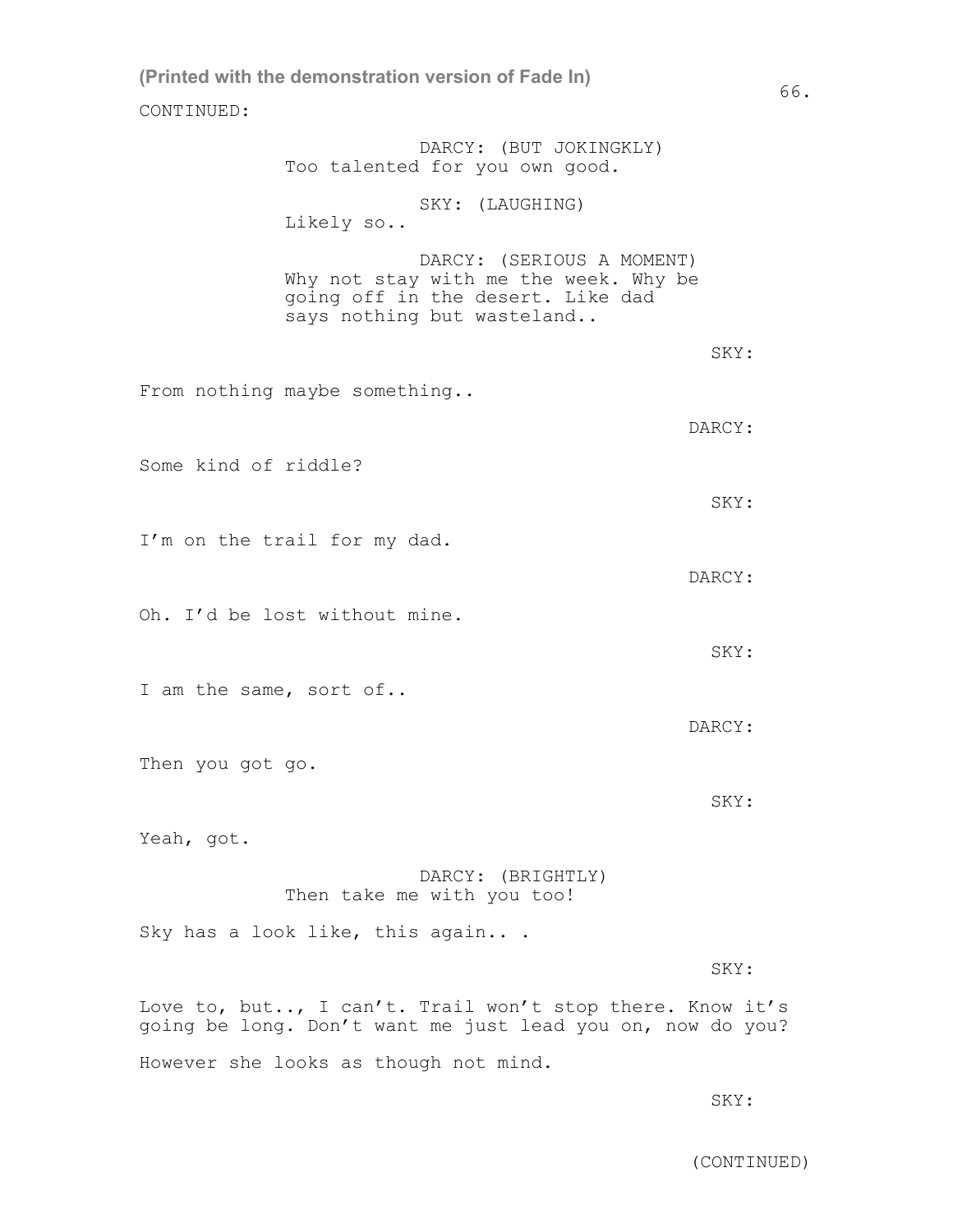CONTINUED:

DARCY: (BUT JOKINGKLY)
Too talented for you own good.

SKY: (LAUGHING)
Likely so..

DARCY: (SERIOUS A MOMENT)
Why not stay with me the week. Why be going off in the desert. Like dad says nothing but wasteland..

SKY:

From nothing maybe something..

DARCY:

Some kind of riddle?

SKY:

I'm on the trail for my dad.

DARCY:

Oh. I'd be lost without mine.

SKY:

I am the same, sort of..

DARCY:

Then you got go.

SKY:

Yeah, got.

DARCY: (BRIGHTLY)
Then take me with you too!

Sky has a look like, this again.. .

SKY:

Love to, but.., I can't. Trail won't stop there. Know it's going be long. Don't want me just lead you on, now do you?

However she looks as though not mind.

SKY:

(CONTINUED)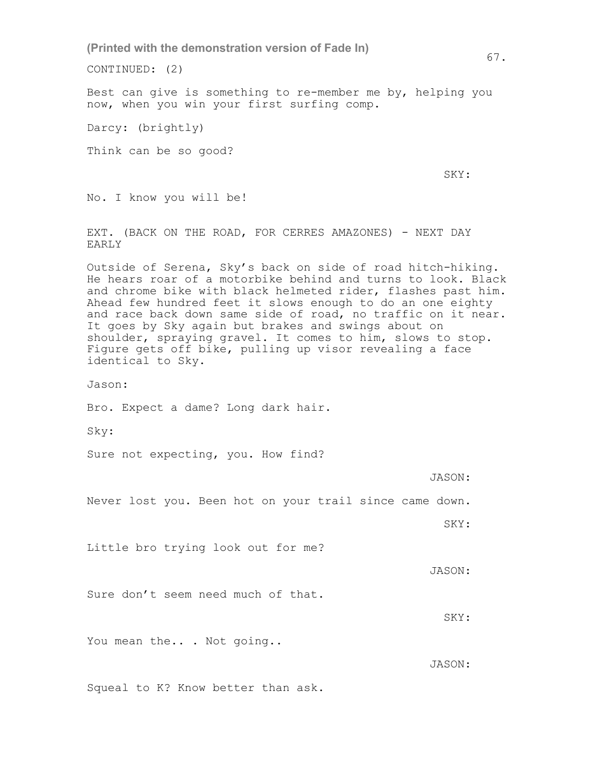(Printed with the demonstration version of Fade In)

CONTINUED: (2)

Best can give is something to re-member me by, helping you now, when you win your first surfing comp.

Darcy: (brightly)

Think can be so good?

SKY:

No. I know you will be!

EXT. (BACK ON THE ROAD, FOR CERRES AMAZONES) - NEXT DAY EARLY

Outside of Serena, Sky's back on side of road hitch-hiking. He hears roar of a motorbike behind and turns to look. Black and chrome bike with black helmeted rider, flashes past him. Ahead few hundred feet it slows enough to do an one eighty and race back down same side of road, no traffic on it near. It goes by Sky again but brakes and swings about on shoulder, spraying gravel. It comes to him, slows to stop. Figure gets off bike, pulling up visor revealing a face identical to Sky.

Jason:

Bro. Expect a dame? Long dark hair.

Sky:

Sure not expecting, you. How find?

JASON:

Never lost you. Been hot on your trail since came down.

SKY:

Little bro trying look out for me?

JASON:

Sure don't seem need much of that.

SKY:

You mean the.. . Not going..

JASON:

Squeal to K? Know better than ask.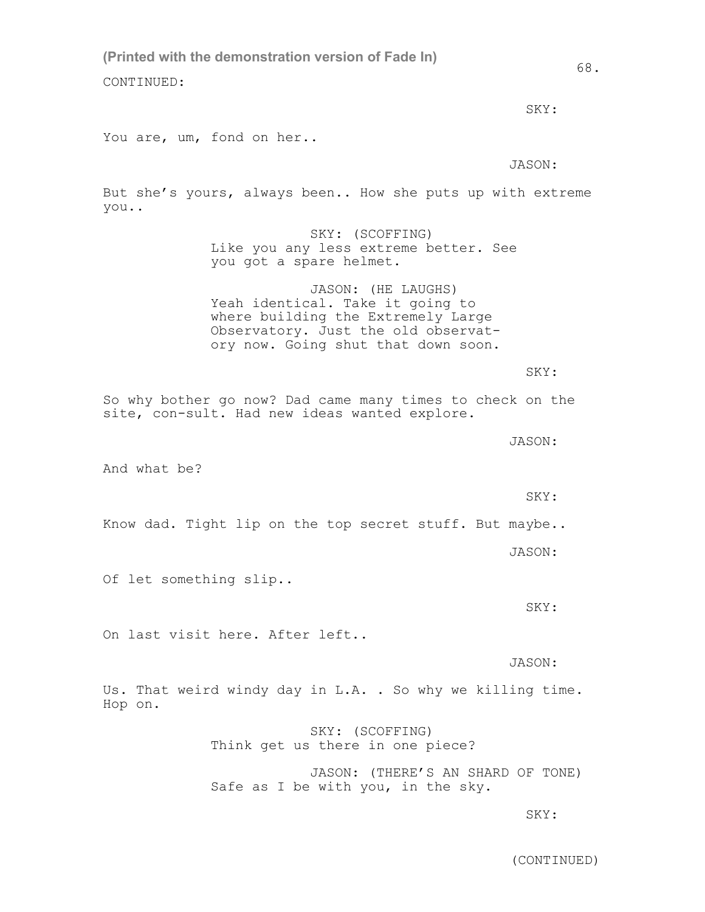(Printed with the demonstration version of Fade In)

CONTINUED:

SKY:

You are, um, fond on her..

JASON:

But she's yours, always been.. How she puts up with extreme you..

SKY: (SCOFFING)
Like you any less extreme better. See you got a spare helmet.

JASON: (HE LAUGHS)
Yeah identical. Take it going to where building the Extremely Large Observatory. Just the old observat-ory now. Going shut that down soon.

SKY:

So why bother go now? Dad came many times to check on the site, con-sult. Had new ideas wanted explore.

JASON:

And what be?

SKY:

Know dad. Tight lip on the top secret stuff. But maybe..

JASON:

Of let something slip..

SKY:

On last visit here. After left..

JASON:

Us. That weird windy day in L.A. . So why we killing time. Hop on.

SKY: (SCOFFING)
Think get us there in one piece?

JASON: (THERE'S AN SHARD OF TONE)
Safe as I be with you, in the sky.

SKY:

(CONTINUED)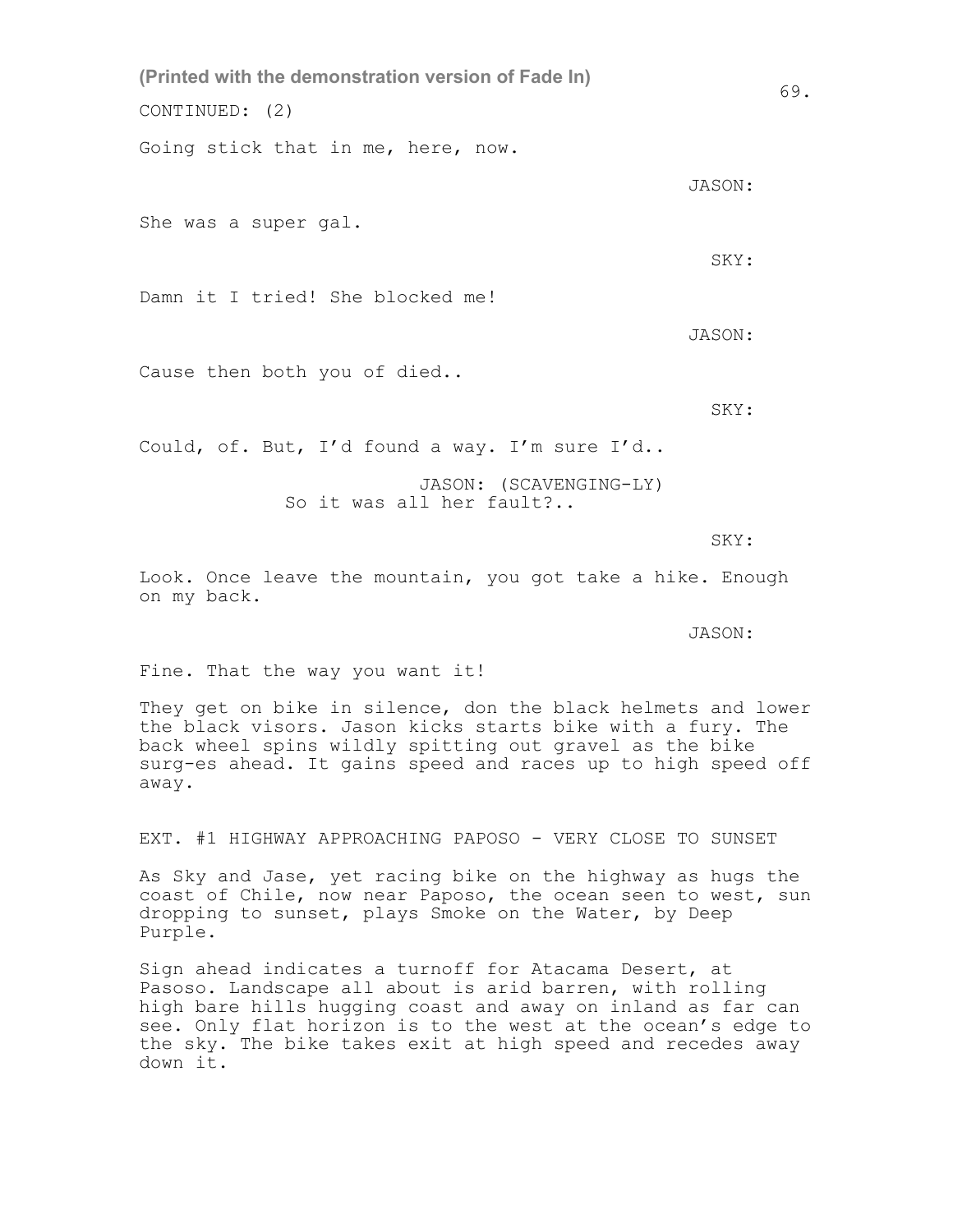CONTINUED: (2)

Going stick that in me, here, now.

JASON:

She was a super gal.

SKY:

Damn it I tried! She blocked me!

JASON:

Cause then both you of died..

SKY:

Could, of. But, I'd found a way. I'm sure I'd..

JASON: (SCAVENGING-LY)
So it was all her fault?..

SKY:

Look. Once leave the mountain, you got take a hike. Enough on my back.

JASON:

Fine. That the way you want it!

They get on bike in silence, don the black helmets and lower the black visors. Jason kicks starts bike with a fury. The back wheel spins wildly spitting out gravel as the bike surg-es ahead. It gains speed and races up to high speed off away.

EXT. #1 HIGHWAY APPROACHING PAPOSO - VERY CLOSE TO SUNSET

As Sky and Jase, yet racing bike on the highway as hugs the coast of Chile, now near Paposo, the ocean seen to west, sun dropping to sunset, plays Smoke on the Water, by Deep Purple.

Sign ahead indicates a turnoff for Atacama Desert, at Pasoso. Landscape all about is arid barren, with rolling high bare hills hugging coast and away on inland as far can see. Only flat horizon is to the west at the ocean's edge to the sky. The bike takes exit at high speed and recedes away down it.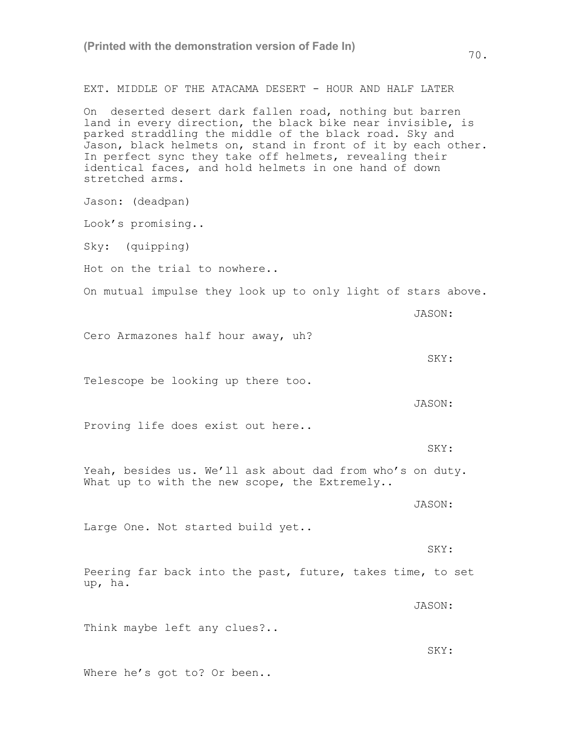EXT. MIDDLE OF THE ATACAMA DESERT - HOUR AND HALF LATER

On  deserted desert dark fallen road, nothing but barren land in every direction, the black bike near invisible, is parked straddling the middle of the black road. Sky and Jason, black helmets on, stand in front of it by each other. In perfect sync they take off helmets, revealing their identical faces, and hold helmets in one hand of down stretched arms.

Jason: (deadpan)

Look's promising..

Sky:  (quipping)

Hot on the trial to nowhere..

On mutual impulse they look up to only light of stars above.

JASON:

Cero Armazones half hour away, uh?

SKY:

Telescope be looking up there too.

JASON:

Proving life does exist out here..

SKY:

Yeah, besides us. We'll ask about dad from who's on duty. What up to with the new scope, the Extremely..

JASON:

Large One. Not started build yet..

SKY:

Peering far back into the past, future, takes time, to set up, ha.

JASON:

Think maybe left any clues?..

SKY:

Where he's got to? Or been..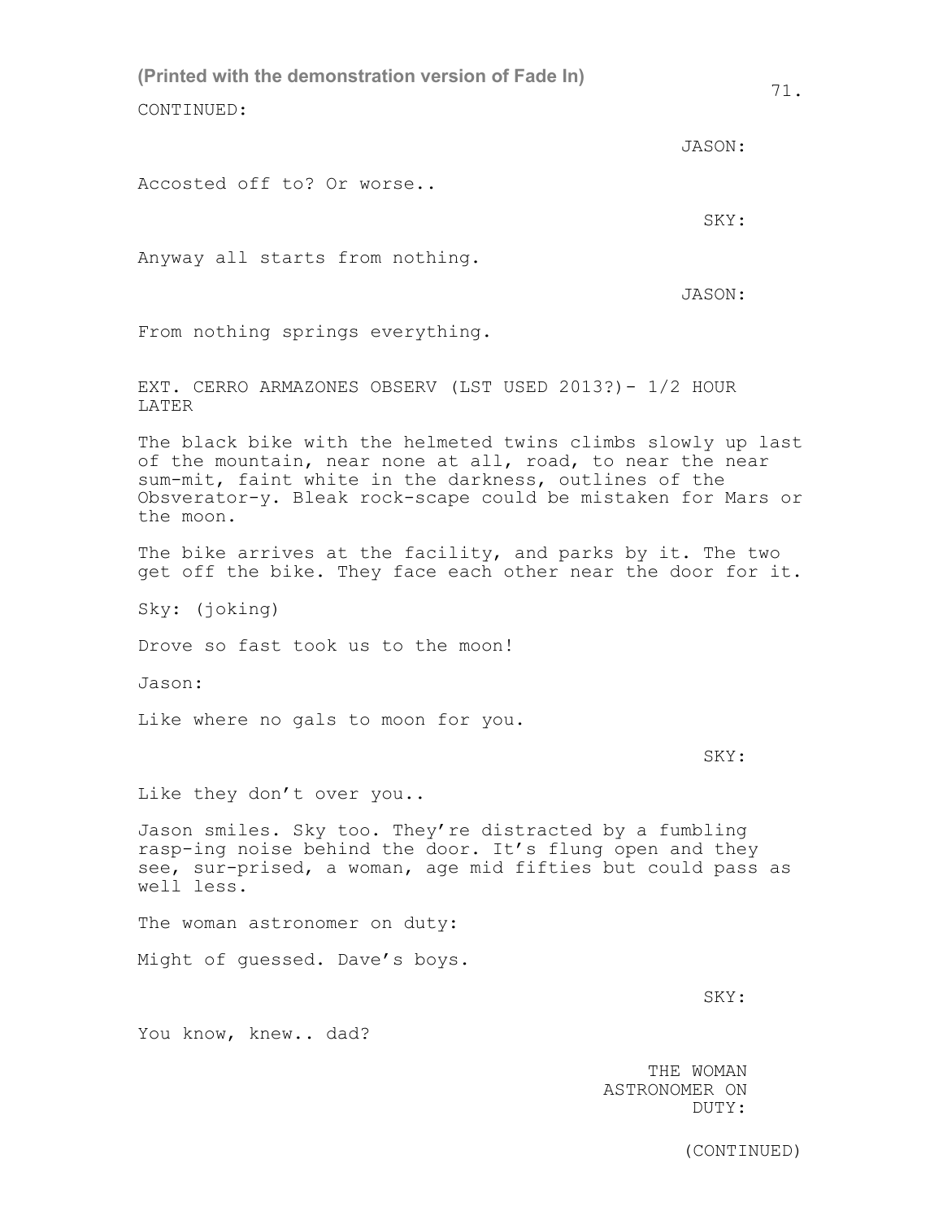CONTINUED:

JASON:

Accosted off to? Or worse..

SKY:

Anyway all starts from nothing.

JASON:

From nothing springs everything.

EXT. CERRO ARMAZONES OBSERV (LST USED 2013?)- 1/2 HOUR LATER

The black bike with the helmeted twins climbs slowly up last of the mountain, near none at all, road, to near the near sum-mit, faint white in the darkness, outlines of the Obsverator-y. Bleak rock-scape could be mistaken for Mars or the moon.

The bike arrives at the facility, and parks by it. The two get off the bike. They face each other near the door for it.

Sky: (joking)

Drove so fast took us to the moon!

Jason:

Like where no gals to moon for you.

SKY:

Like they don't over you..

Jason smiles. Sky too. They're distracted by a fumbling rasp-ing noise behind the door. It's flung open and they see, sur-prised, a woman, age mid fifties but could pass as well less.

The woman astronomer on duty:

Might of guessed. Dave's boys.

SKY:

You know, knew.. dad?

THE WOMAN ASTRONOMER ON DUTY:

(CONTINUED)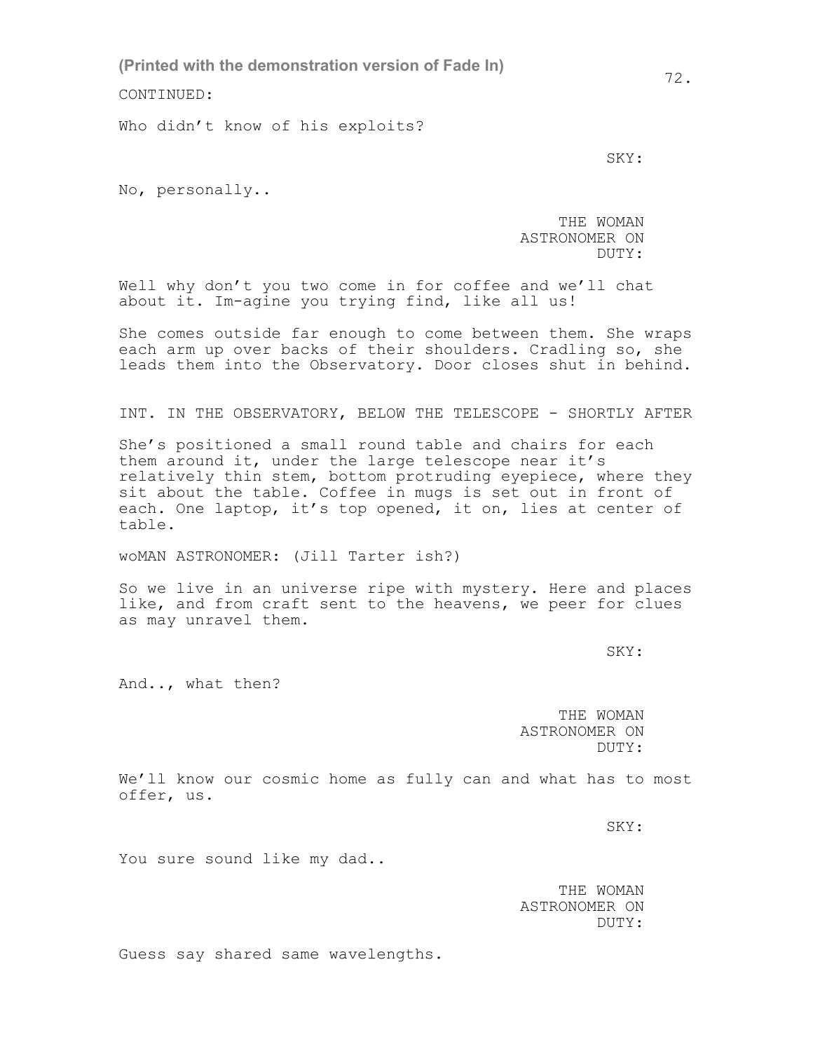(Printed with the demonstration version of Fade In)

CONTINUED:

Who didn't know of his exploits?

SKY:

No, personally..

THE WOMAN ASTRONOMER ON DUTY:

Well why don't you two come in for coffee and we'll chat about it. Im-agine you trying find, like all us!

She comes outside far enough to come between them. She wraps each arm up over backs of their shoulders. Cradling so, she leads them into the Observatory. Door closes shut in behind.

INT. IN THE OBSERVATORY, BELOW THE TELESCOPE - SHORTLY AFTER

She's positioned a small round table and chairs for each them around it, under the large telescope near it's relatively thin stem, bottom protruding eyepiece, where they sit about the table. Coffee in mugs is set out in front of each. One laptop, it's top opened, it on, lies at center of table.

woMAN ASTRONOMER: (Jill Tarter ish?)

So we live in an universe ripe with mystery. Here and places like, and from craft sent to the heavens, we peer for clues as may unravel them.

SKY:

And.., what then?

THE WOMAN ASTRONOMER ON DUTY:

We'll know our cosmic home as fully can and what has to most offer, us.

SKY:

You sure sound like my dad..

THE WOMAN ASTRONOMER ON DUTY:

Guess say shared same wavelengths.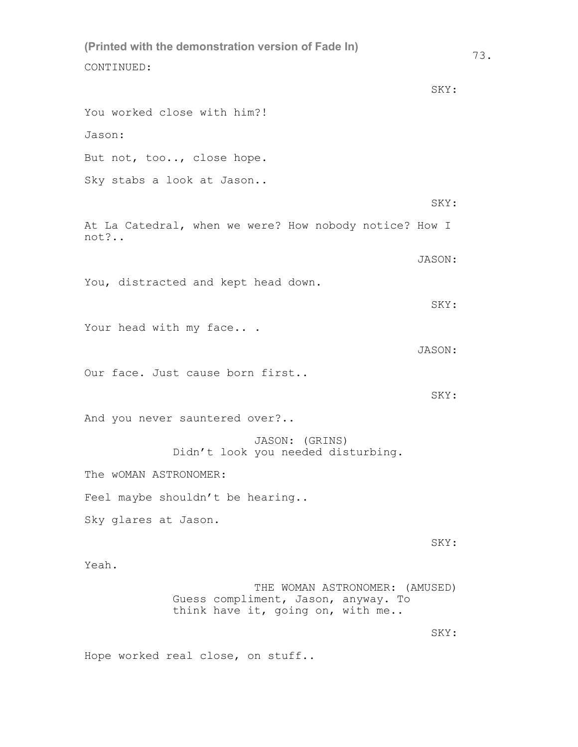(Printed with the demonstration version of Fade In)

CONTINUED:

SKY:

You worked close with him?!

Jason:

But not, too.., close hope.

Sky stabs a look at Jason..

SKY:

At La Catedral, when we were? How nobody notice? How I not?..

JASON:

You, distracted and kept head down.

SKY:

Your head with my face.. .

JASON:

Our face. Just cause born first..

SKY:

And you never sauntered over?..

JASON: (GRINS)
Didn't look you needed disturbing.

The wOMAN ASTRONOMER:

Feel maybe shouldn't be hearing..

Sky glares at Jason.

SKY:

Yeah.

THE WOMAN ASTRONOMER: (AMUSED)
Guess compliment, Jason, anyway. To think have it, going on, with me..

SKY:

Hope worked real close, on stuff..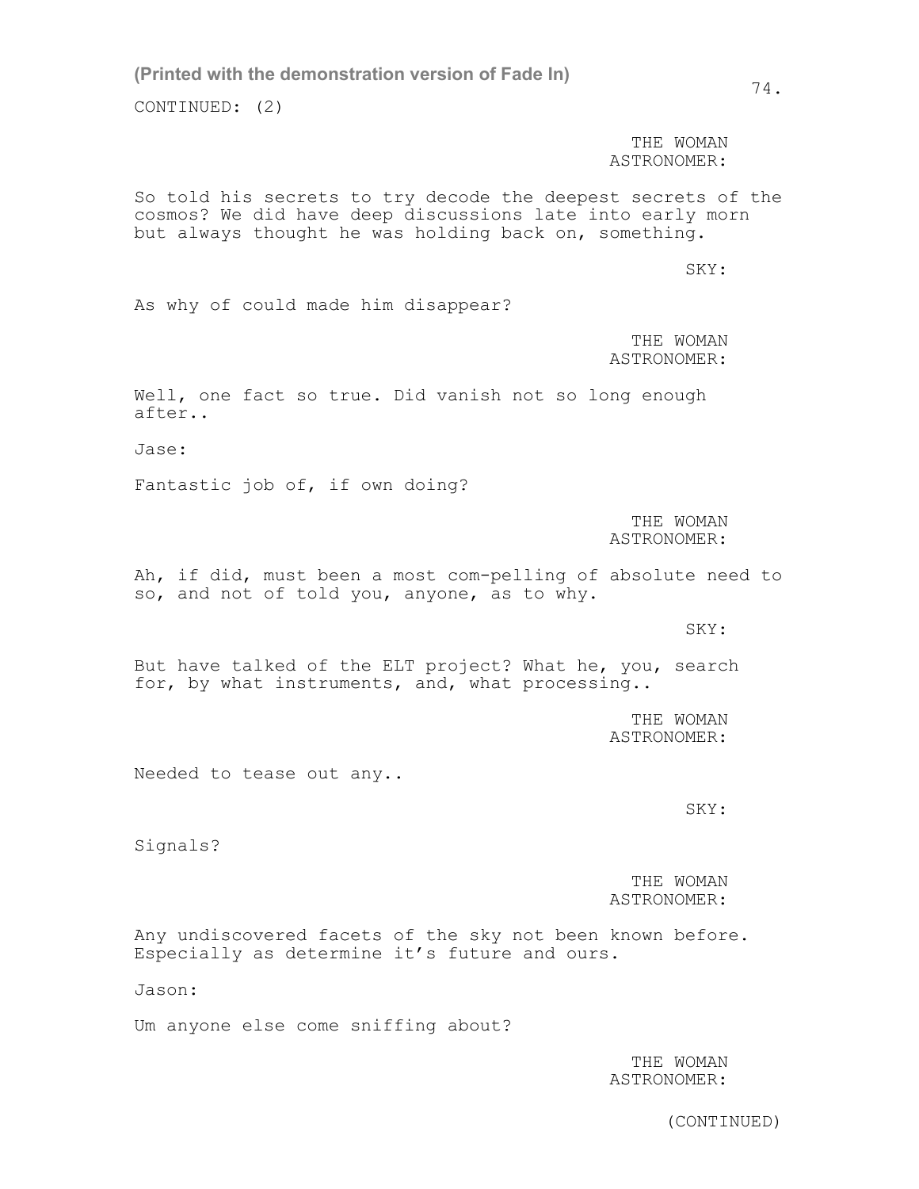(Printed with the demonstration version of Fade In)

CONTINUED: (2)

THE WOMAN ASTRONOMER:

So told his secrets to try decode the deepest secrets of the cosmos? We did have deep discussions late into early morn but always thought he was holding back on, something.

SKY:

As why of could made him disappear?

THE WOMAN ASTRONOMER:

Well, one fact so true. Did vanish not so long enough after..

Jase:

Fantastic job of, if own doing?

THE WOMAN ASTRONOMER:

Ah, if did, must been a most com-pelling of absolute need to so, and not of told you, anyone, as to why.

SKY:

But have talked of the ELT project? What he, you, search for, by what instruments, and, what processing..

THE WOMAN ASTRONOMER:

Needed to tease out any..

SKY:

Signals?

THE WOMAN ASTRONOMER:

Any undiscovered facets of the sky not been known before. Especially as determine it's future and ours.

Jason:

Um anyone else come sniffing about?

THE WOMAN ASTRONOMER:

(CONTINUED)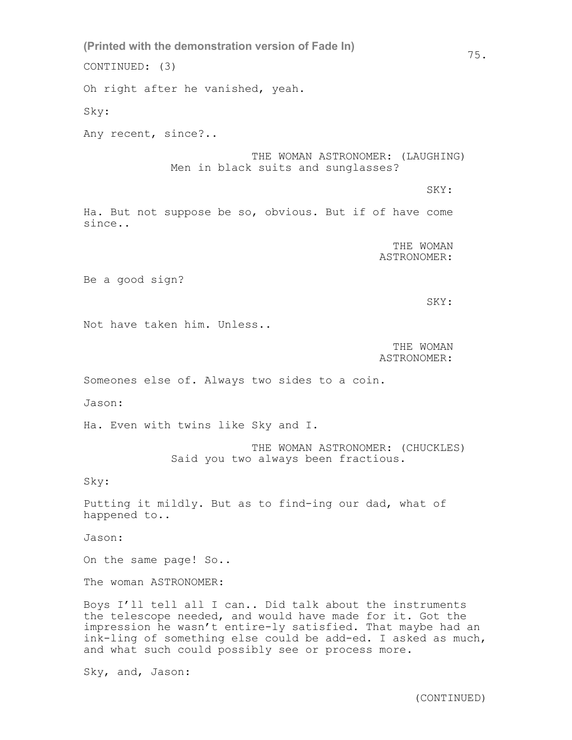CONTINUED: (3)

Oh right after he vanished, yeah.

Sky:

Any recent, since?..

THE WOMAN ASTRONOMER: (LAUGHING)
Men in black suits and sunglasses?

SKY:

Ha. But not suppose be so, obvious. But if of have come since..

THE WOMAN ASTRONOMER:

Be a good sign?

SKY:

Not have taken him. Unless..

THE WOMAN ASTRONOMER:

Someones else of. Always two sides to a coin.

Jason:

Ha. Even with twins like Sky and I.

THE WOMAN ASTRONOMER: (CHUCKLES)
Said you two always been fractious.

Sky:

Putting it mildly. But as to find-ing our dad, what of happened to..

Jason:

On the same page! So..

The woman ASTRONOMER:

Boys I'll tell all I can.. Did talk about the instruments the telescope needed, and would have made for it. Got the impression he wasn't entire-ly satisfied. That maybe had an ink-ling of something else could be add-ed. I asked as much, and what such could possibly see or process more.

Sky, and, Jason:

(CONTINUED)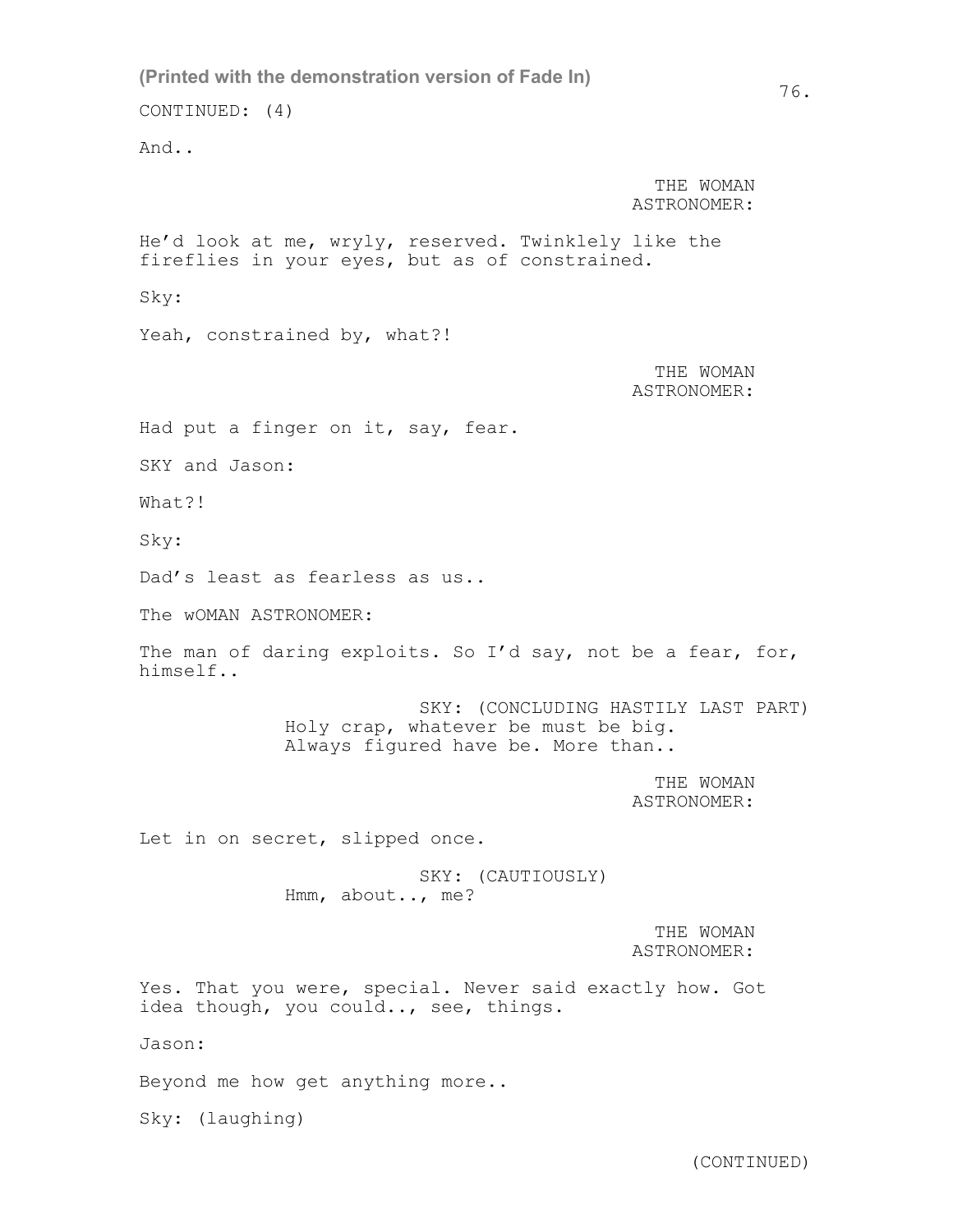(Printed with the demonstration version of Fade In)

CONTINUED: (4)

And..

THE WOMAN ASTRONOMER:

He'd look at me, wryly, reserved. Twinklely like the fireflies in your eyes, but as of constrained.

Sky:

Yeah, constrained by, what?!

THE WOMAN ASTRONOMER:

Had put a finger on it, say, fear.

SKY and Jason:

What?!

Sky:

Dad's least as fearless as us..

The wOMAN ASTRONOMER:

The man of daring exploits. So I'd say, not be a fear, for, himself..

SKY: (CONCLUDING HASTILY LAST PART)
Holy crap, whatever be must be big.
Always figured have be. More than..

THE WOMAN ASTRONOMER:

Let in on secret, slipped once.

SKY: (CAUTIOUSLY)
Hmm, about.., me?

THE WOMAN ASTRONOMER:

Yes. That you were, special. Never said exactly how. Got idea though, you could.., see, things.

Jason:

Beyond me how get anything more..

Sky: (laughing)

(CONTINUED)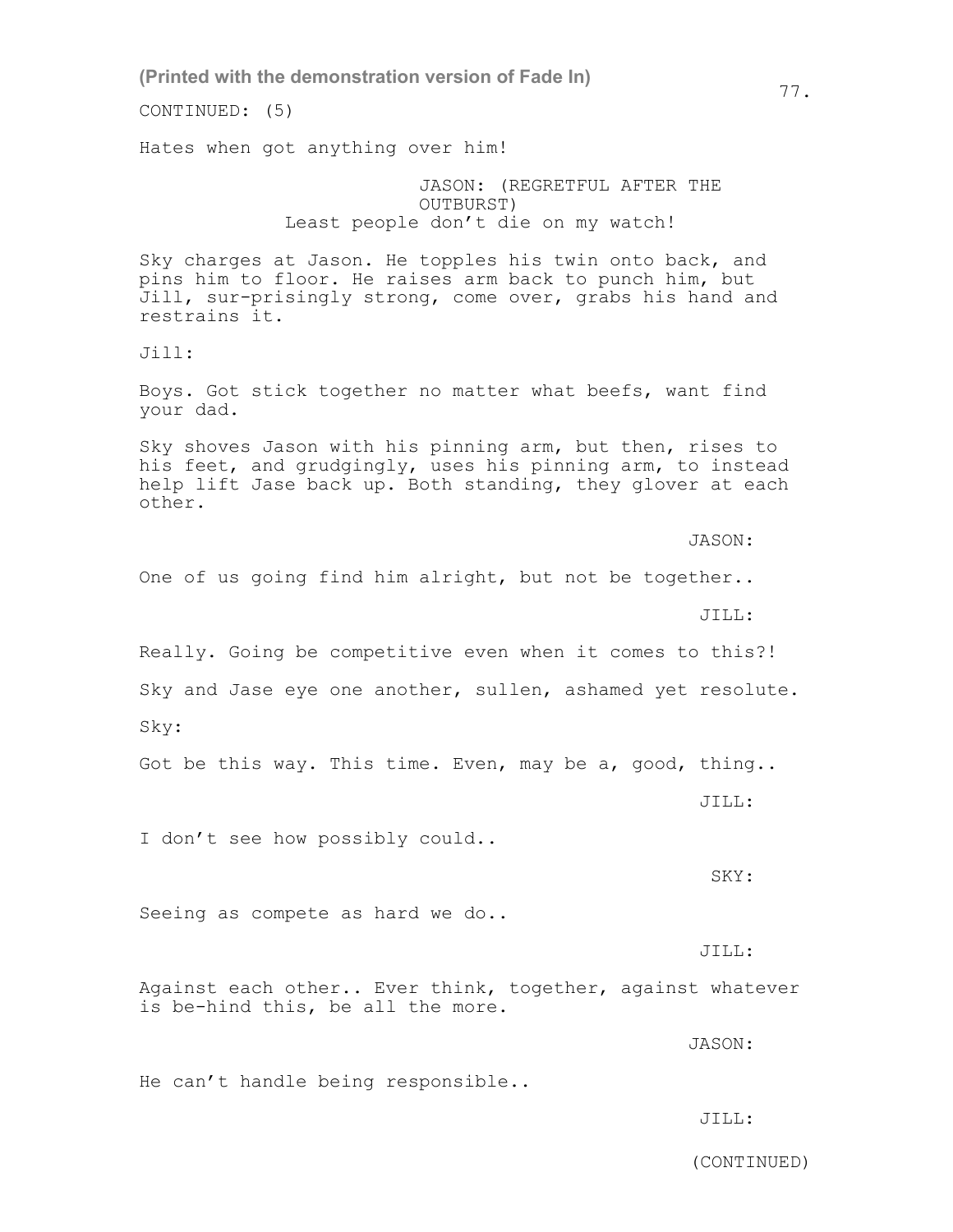(Printed with the demonstration version of Fade In)

CONTINUED: (5)

Hates when got anything over him!

JASON: (REGRETFUL AFTER THE OUTBURST)
Least people don't die on my watch!

Sky charges at Jason. He topples his twin onto back, and pins him to floor. He raises arm back to punch him, but Jill, sur-prisingly strong, come over, grabs his hand and restrains it.

Jill:

Boys. Got stick together no matter what beefs, want find your dad.

Sky shoves Jason with his pinning arm, but then, rises to his feet, and grudgingly, uses his pinning arm, to instead help lift Jase back up. Both standing, they glover at each other.

JASON:

One of us going find him alright, but not be together..

JILL:

Really. Going be competitive even when it comes to this?!

Sky and Jase eye one another, sullen, ashamed yet resolute.

Sky:

Got be this way. This time. Even, may be a, good, thing..

JILL:

I don't see how possibly could..

SKY:

Seeing as compete as hard we do..

JILL:

Against each other.. Ever think, together, against whatever is be-hind this, be all the more.

JASON:

He can't handle being responsible..

JILL:

(CONTINUED)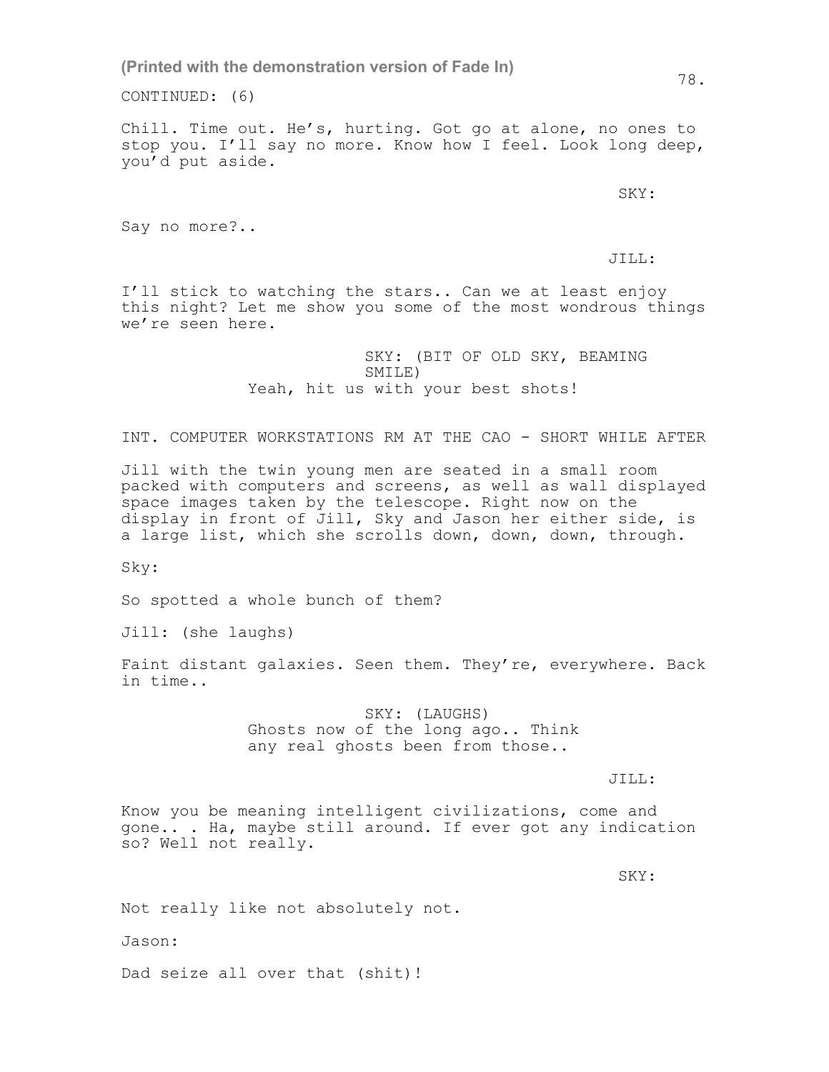(Printed with the demonstration version of Fade In)

CONTINUED: (6)

Chill. Time out. He's, hurting. Got go at alone, no ones to stop you. I'll say no more. Know how I feel. Look long deep, you'd put aside.

SKY:

Say no more?..

JILL:

I'll stick to watching the stars.. Can we at least enjoy this night? Let me show you some of the most wondrous things we're seen here.

SKY: (BIT OF OLD SKY, BEAMING SMILE)
Yeah, hit us with your best shots!

INT. COMPUTER WORKSTATIONS RM AT THE CAO - SHORT WHILE AFTER

Jill with the twin young men are seated in a small room packed with computers and screens, as well as wall displayed space images taken by the telescope. Right now on the display in front of Jill, Sky and Jason her either side, is a large list, which she scrolls down, down, down, through.

Sky:

So spotted a whole bunch of them?

Jill: (she laughs)

Faint distant galaxies. Seen them. They're, everywhere. Back in time..

SKY: (LAUGHS)
Ghosts now of the long ago.. Think any real ghosts been from those..

JILL:

Know you be meaning intelligent civilizations, come and gone.. . Ha, maybe still around. If ever got any indication so? Well not really.

SKY:

Not really like not absolutely not.

Jason:

Dad seize all over that (shit)!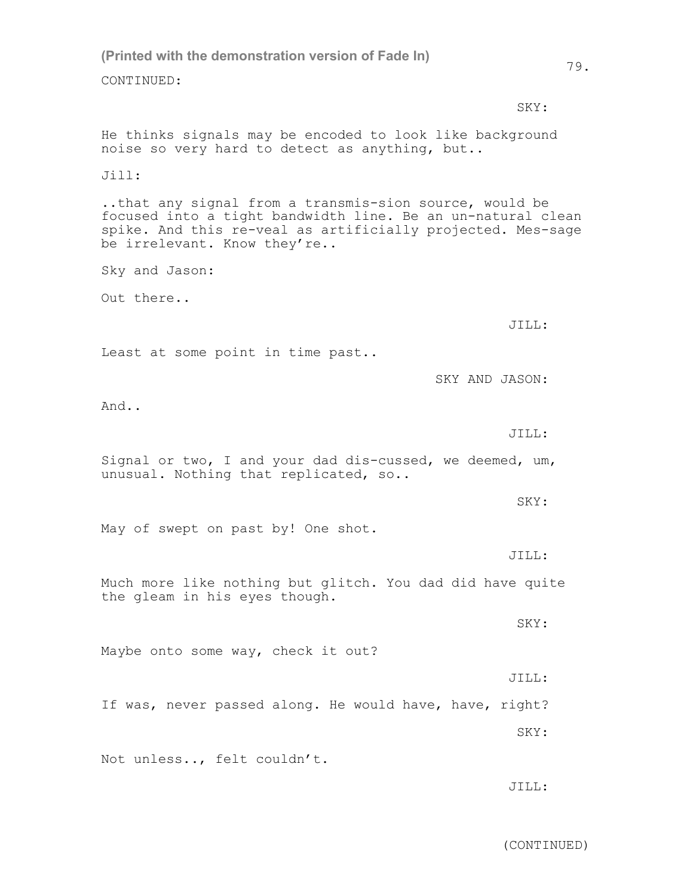CONTINUED:

SKY:

He thinks signals may be encoded to look like background noise so very hard to detect as anything, but..

Jill:

..that any signal from a transmis-sion source, would be focused into a tight bandwidth line. Be an un-natural clean spike. And this re-veal as artificially projected. Mes-sage be irrelevant. Know they're..

Sky and Jason:

Out there..

JILL:

Least at some point in time past..

SKY AND JASON:

And..

JILL:

Signal or two, I and your dad dis-cussed, we deemed, um, unusual. Nothing that replicated, so..

SKY:

May of swept on past by! One shot.

JILL:

Much more like nothing but glitch. You dad did have quite the gleam in his eyes though.

SKY:

Maybe onto some way, check it out?

JILL:

If was, never passed along. He would have, have, right?

SKY:

Not unless.., felt couldn't.

JILL:

(CONTINUED)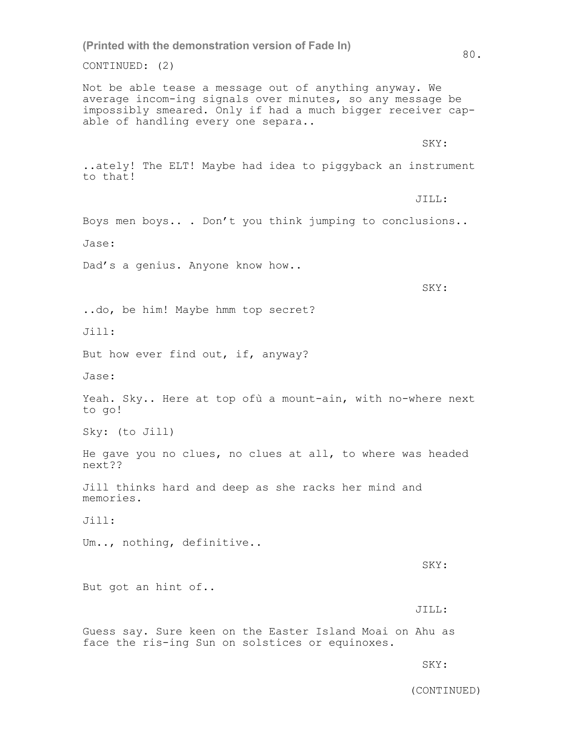(Printed with the demonstration version of Fade In)

CONTINUED: (2)

Not be able tease a message out of anything anyway. We average incom-ing signals over minutes, so any message be impossibly smeared. Only if had a much bigger receiver cap-able of handling every one separa..

SKY:

..ately! The ELT! Maybe had idea to piggyback an instrument to that!

JILL:

Boys men boys.. . Don't you think jumping to conclusions..

Jase:

Dad's a genius. Anyone know how..

SKY:

..do, be him! Maybe hmm top secret?

Jill:

But how ever find out, if, anyway?

Jase:

Yeah. Sky.. Here at top ofù a mount-ain, with no-where next to go!

Sky: (to Jill)

He gave you no clues, no clues at all, to where was headed next??

Jill thinks hard and deep as she racks her mind and memories.

Jill:

Um.., nothing, definitive..

SKY:

But got an hint of..

JILL:

Guess say. Sure keen on the Easter Island Moai on Ahu as face the ris-ing Sun on solstices or equinoxes.

SKY:

(CONTINUED)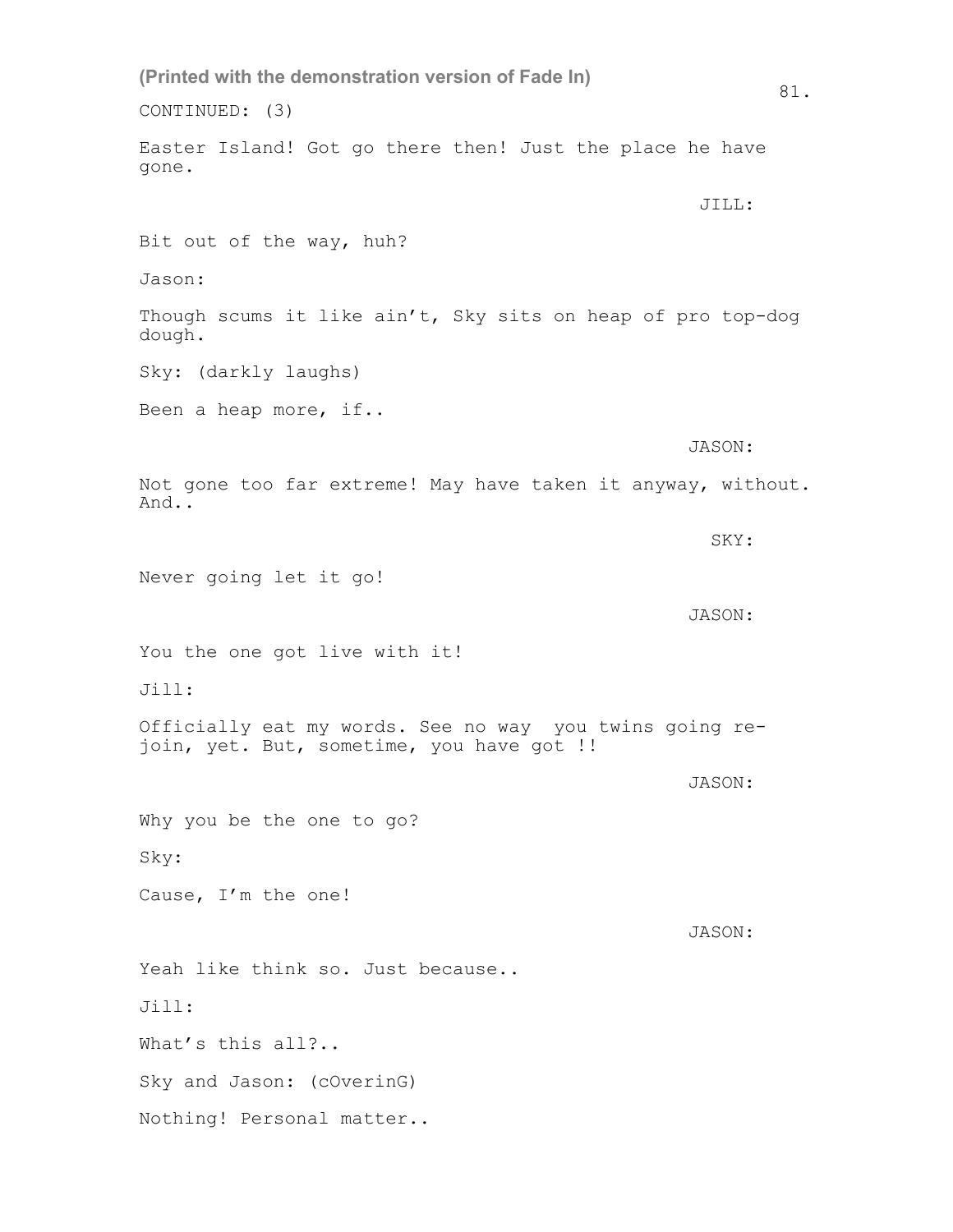(Printed with the demonstration version of Fade In)

CONTINUED: (3)

Easter Island! Got go there then! Just the place he have gone.

JILL:

Bit out of the way, huh?

Jason:

Though scums it like ain't, Sky sits on heap of pro top-dog dough.

Sky: (darkly laughs)

Been a heap more, if..

JASON:

Not gone too far extreme! May have taken it anyway, without. And..

SKY:

Never going let it go!

JASON:

You the one got live with it!

Jill:

Officially eat my words. See no way  you twins going re-join, yet. But, sometime, you have got !!

JASON:

Why you be the one to go?

Sky:

Cause, I'm the one!

JASON:

Yeah like think so. Just because..

Jill:

What's this all?..

Sky and Jason: (cOverinG)

Nothing! Personal matter..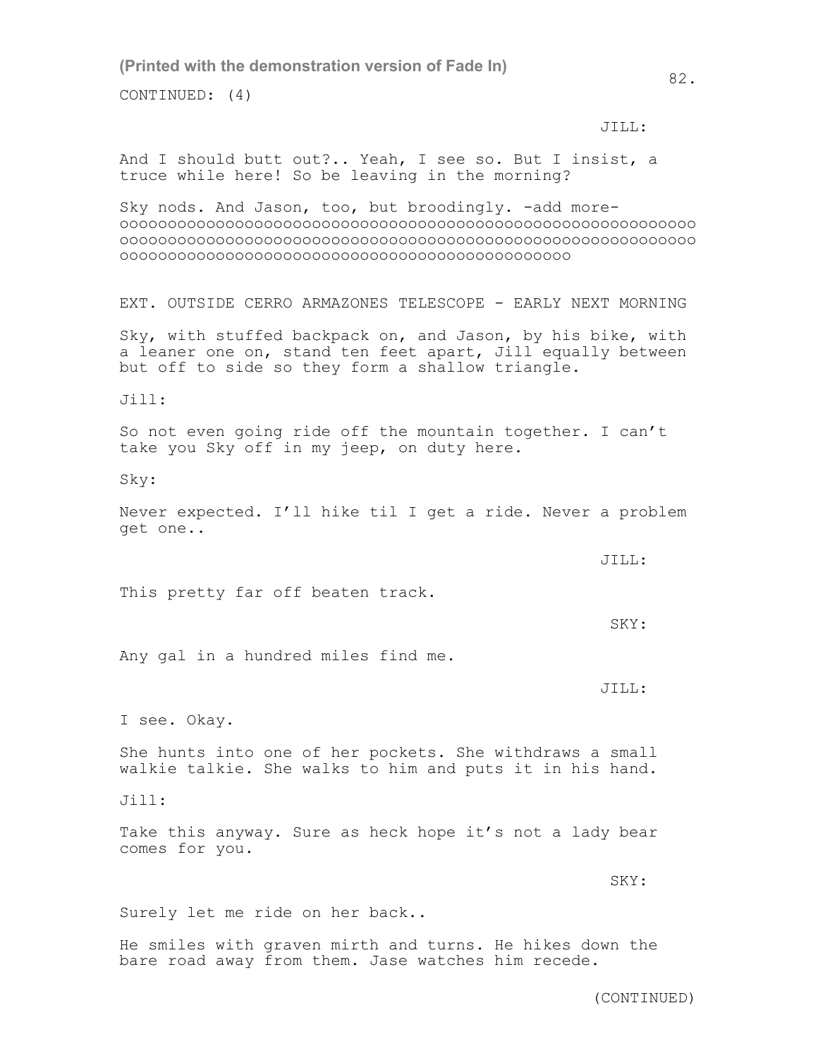(Printed with the demonstration version of Fade In)

CONTINUED: (4)

JILL:

And I should butt out?.. Yeah, I see so. But I insist, a truce while here! So be leaving in the morning?

Sky nods. And Jason, too, but broodingly. -add more-
oooooooooooooooooooooooooooooooooooooooooooooooooooooooooooo
oooooooooooooooooooooooooooooooooooooooooooooooooooooooooooo
oooooooooooooooooooooooooooooooooooooooooooooooo

EXT. OUTSIDE CERRO ARMAZONES TELESCOPE - EARLY NEXT MORNING

Sky, with stuffed backpack on, and Jason, by his bike, with a leaner one on, stand ten feet apart, Jill equally between but off to side so they form a shallow triangle.

Jill:

So not even going ride off the mountain together. I can't take you Sky off in my jeep, on duty here.

Sky:

Never expected. I'll hike til I get a ride. Never a problem get one..

JILL:

This pretty far off beaten track.

SKY:

Any gal in a hundred miles find me.

JILL:

I see. Okay.

She hunts into one of her pockets. She withdraws a small walkie talkie. She walks to him and puts it in his hand.

Jill:

Take this anyway. Sure as heck hope it's not a lady bear comes for you.

SKY:

Surely let me ride on her back..

He smiles with graven mirth and turns. He hikes down the bare road away from them. Jase watches him recede.

(CONTINUED)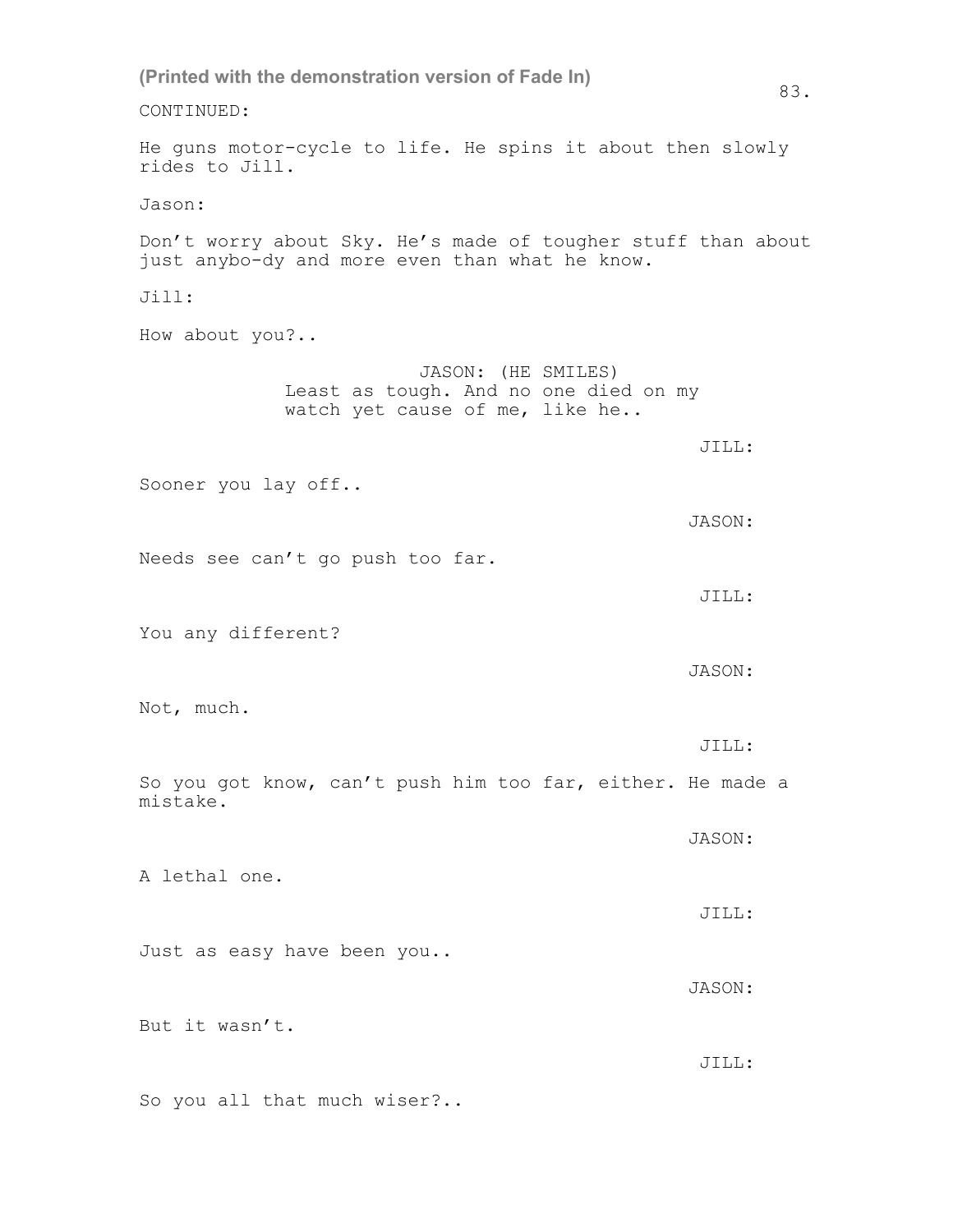(Printed with the demonstration version of Fade In)

CONTINUED:

He guns motor-cycle to life. He spins it about then slowly rides to Jill.

Jason:

Don't worry about Sky. He's made of tougher stuff than about just anybo-dy and more even than what he know.

Jill:

How about you?..

JASON: (HE SMILES)
Least as tough. And no one died on my watch yet cause of me, like he..

JILL:

Sooner you lay off..

JASON:

Needs see can't go push too far.

JILL:

You any different?

JASON:

Not, much.

JILL:

So you got know, can't push him too far, either. He made a mistake.

JASON:

A lethal one.

JILL:

Just as easy have been you..

JASON:

But it wasn't.

JILL:

So you all that much wiser?..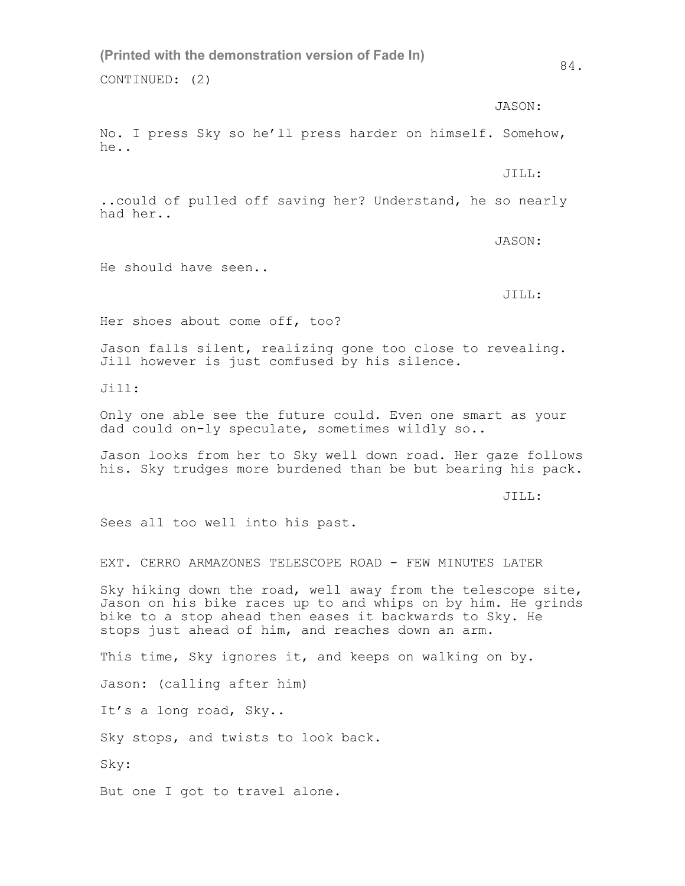CONTINUED: (2)

JASON:

No. I press Sky so he'll press harder on himself. Somehow, he..

JILL:

..could of pulled off saving her? Understand, he so nearly had her..

JASON:

He should have seen..

JILL:

Her shoes about come off, too?

Jason falls silent, realizing gone too close to revealing. Jill however is just comfused by his silence.

Jill:

Only one able see the future could. Even one smart as your dad could on-ly speculate, sometimes wildly so..

Jason looks from her to Sky well down road. Her gaze follows his. Sky trudges more burdened than be but bearing his pack.

JILL:

Sees all too well into his past.

EXT. CERRO ARMAZONES TELESCOPE ROAD - FEW MINUTES LATER

Sky hiking down the road, well away from the telescope site, Jason on his bike races up to and whips on by him. He grinds bike to a stop ahead then eases it backwards to Sky. He stops just ahead of him, and reaches down an arm.

This time, Sky ignores it, and keeps on walking on by.

Jason: (calling after him)

It's a long road, Sky..

Sky stops, and twists to look back.

Sky:

But one I got to travel alone.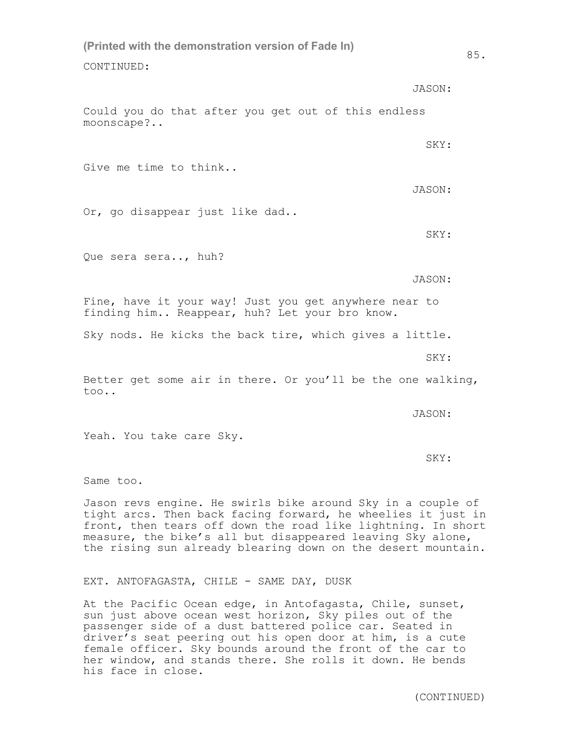CONTINUED:

JASON:

Could you do that after you get out of this endless moonscape?..

SKY:

Give me time to think..

JASON:

Or, go disappear just like dad..

SKY:

Que sera sera.., huh?

JASON:

Fine, have it your way! Just you get anywhere near to finding him.. Reappear, huh? Let your bro know.

Sky nods. He kicks the back tire, which gives a little.

SKY:

Better get some air in there. Or you'll be the one walking, too..

JASON:

Yeah. You take care Sky.

SKY:

Same too.

Jason revs engine. He swirls bike around Sky in a couple of tight arcs. Then back facing forward, he wheelies it just in front, then tears off down the road like lightning. In short measure, the bike's all but disappeared leaving Sky alone, the rising sun already blearing down on the desert mountain.

EXT. ANTOFAGASTA, CHILE - SAME DAY, DUSK

At the Pacific Ocean edge, in Antofagasta, Chile, sunset, sun just above ocean west horizon, Sky piles out of the passenger side of a dust battered police car. Seated in driver's seat peering out his open door at him, is a cute female officer. Sky bounds around the front of the car to her window, and stands there. She rolls it down. He bends his face in close.

(CONTINUED)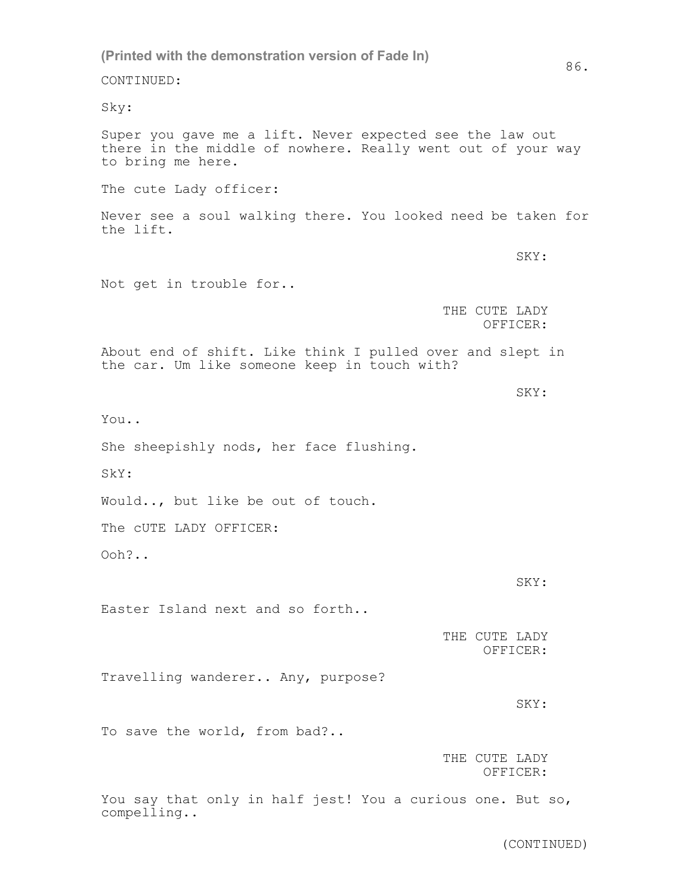(Printed with the demonstration version of Fade In)

CONTINUED:

Sky:

Super you gave me a lift. Never expected see the law out there in the middle of nowhere. Really went out of your way to bring me here.

The cute Lady officer:

Never see a soul walking there. You looked need be taken for the lift.

SKY:

Not get in trouble for..

THE CUTE LADY OFFICER:

About end of shift. Like think I pulled over and slept in the car. Um like someone keep in touch with?

SKY:

You..

She sheepishly nods, her face flushing.

SkY:

Would.., but like be out of touch.

The cUTE LADY OFFICER:

Ooh?..

SKY:

Easter Island next and so forth..

THE CUTE LADY OFFICER:

Travelling wanderer.. Any, purpose?

SKY:

To save the world, from bad?..

THE CUTE LADY OFFICER:

You say that only in half jest! You a curious one. But so, compelling..

(CONTINUED)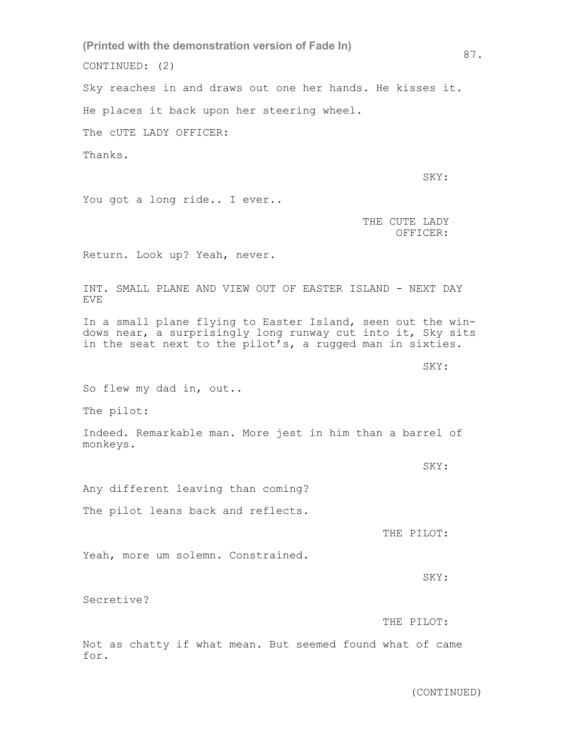CONTINUED: (2)

Sky reaches in and draws out one her hands. He kisses it.

He places it back upon her steering wheel.

The cUTE LADY OFFICER:

Thanks.

SKY:

You got a long ride.. I ever..

THE CUTE LADY OFFICER:

Return. Look up? Yeah, never.

INT. SMALL PLANE AND VIEW OUT OF EASTER ISLAND - NEXT DAY EVE

In a small plane flying to Easter Island, seen out the windows near, a surprisingly long runway cut into it, Sky sits in the seat next to the pilot's, a rugged man in sixties.

SKY:

So flew my dad in, out..

The pilot:

Indeed. Remarkable man. More jest in him than a barrel of monkeys.

SKY:

Any different leaving than coming?

The pilot leans back and reflects.

THE PILOT:

Yeah, more um solemn. Constrained.

SKY:

Secretive?

THE PILOT:

Not as chatty if what mean. But seemed found what of came for.

(CONTINUED)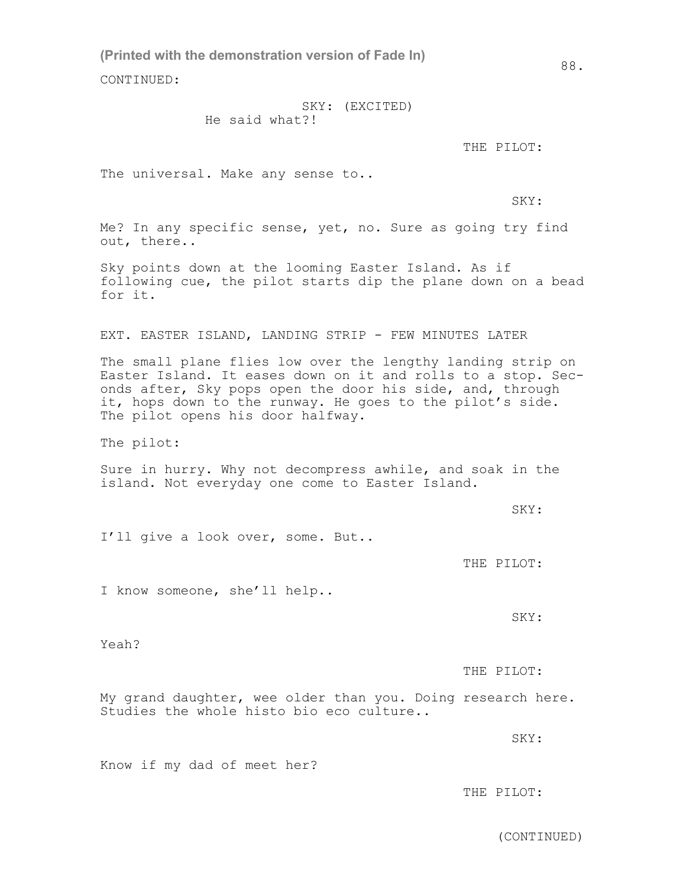(Printed with the demonstration version of Fade In)

CONTINUED:

SKY: (EXCITED)
He said what?!

THE PILOT:

The universal. Make any sense to..

SKY:

Me? In any specific sense, yet, no. Sure as going try find out, there..

Sky points down at the looming Easter Island. As if following cue, the pilot starts dip the plane down on a bead for it.

EXT. EASTER ISLAND, LANDING STRIP - FEW MINUTES LATER

The small plane flies low over the lengthy landing strip on Easter Island. It eases down on it and rolls to a stop. Seconds after, Sky pops open the door his side, and, through it, hops down to the runway. He goes to the pilot's side. The pilot opens his door halfway.

The pilot:

Sure in hurry. Why not decompress awhile, and soak in the island. Not everyday one come to Easter Island.

SKY:

I'll give a look over, some. But..

THE PILOT:

I know someone, she'll help..

SKY:

Yeah?

THE PILOT:

My grand daughter, wee older than you. Doing research here. Studies the whole histo bio eco culture..

SKY:

Know if my dad of meet her?

THE PILOT:

(CONTINUED)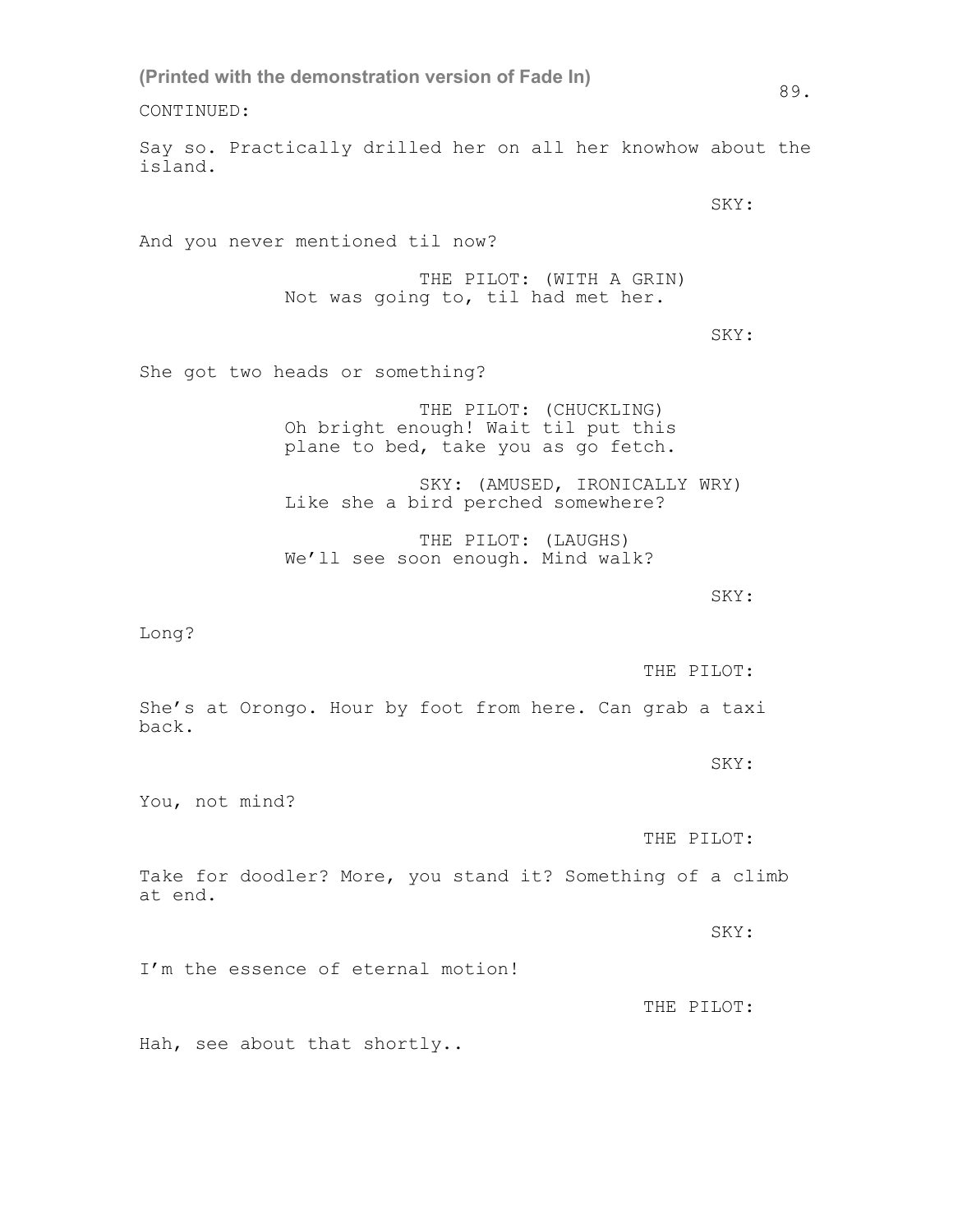(Printed with the demonstration version of Fade In)

CONTINUED:

Say so. Practically drilled her on all her knowhow about the island.

SKY:

And you never mentioned til now?

THE PILOT: (WITH A GRIN)
Not was going to, til had met her.

SKY:

She got two heads or something?

THE PILOT: (CHUCKLING)
Oh bright enough! Wait til put this plane to bed, take you as go fetch.

SKY: (AMUSED, IRONICALLY WRY)
Like she a bird perched somewhere?

THE PILOT: (LAUGHS)
We'll see soon enough. Mind walk?

SKY:

Long?

THE PILOT:

She's at Orongo. Hour by foot from here. Can grab a taxi back.

SKY:

You, not mind?

THE PILOT:

Take for doodler? More, you stand it? Something of a climb at end.

SKY:

I'm the essence of eternal motion!

THE PILOT:

Hah, see about that shortly..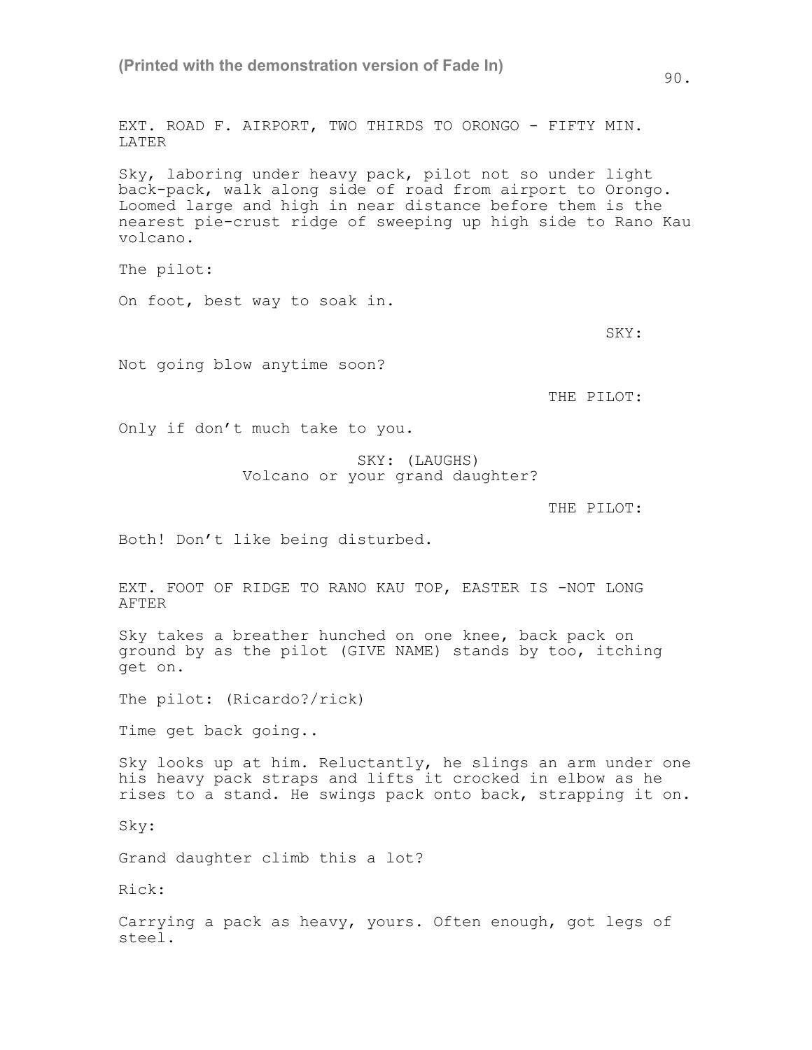EXT. ROAD F. AIRPORT, TWO THIRDS TO ORONGO - FIFTY MIN. LATER

Sky, laboring under heavy pack, pilot not so under light back-pack, walk along side of road from airport to Orongo. Loomed large and high in near distance before them is the nearest pie-crust ridge of sweeping up high side to Rano Kau volcano.

The pilot:

On foot, best way to soak in.

SKY:

Not going blow anytime soon?

THE PILOT:

Only if don't much take to you.

SKY: (LAUGHS)
Volcano or your grand daughter?

THE PILOT:

Both! Don't like being disturbed.

EXT. FOOT OF RIDGE TO RANO KAU TOP, EASTER IS -NOT LONG AFTER

Sky takes a breather hunched on one knee, back pack on ground by as the pilot (GIVE NAME) stands by too, itching get on.

The pilot: (Ricardo?/rick)

Time get back going..

Sky looks up at him. Reluctantly, he slings an arm under one his heavy pack straps and lifts it crocked in elbow as he rises to a stand. He swings pack onto back, strapping it on.

Sky:

Grand daughter climb this a lot?

Rick:

Carrying a pack as heavy, yours. Often enough, got legs of steel.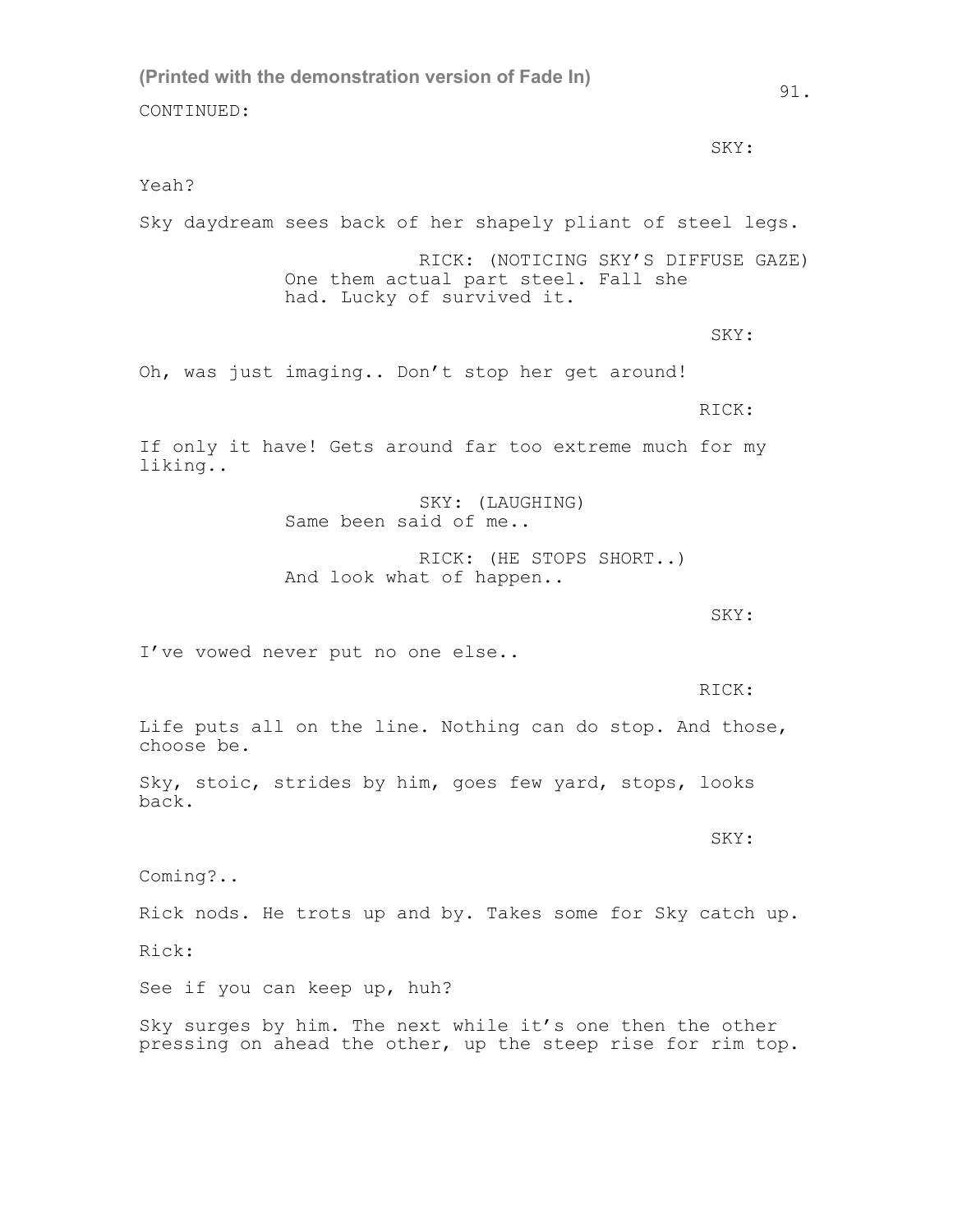(Printed with the demonstration version of Fade In)

CONTINUED:

SKY:

Yeah?

Sky daydream sees back of her shapely pliant of steel legs.

RICK: (NOTICING SKY'S DIFFUSE GAZE)
One them actual part steel. Fall she had. Lucky of survived it.

SKY:

Oh, was just imaging.. Don't stop her get around!

RICK:

If only it have! Gets around far too extreme much for my liking..

SKY: (LAUGHING)
Same been said of me..

RICK: (HE STOPS SHORT..)
And look what of happen..

SKY:

I've vowed never put no one else..

RICK:

Life puts all on the line. Nothing can do stop. And those, choose be.

Sky, stoic, strides by him, goes few yard, stops, looks back.

SKY:

Coming?..

Rick nods. He trots up and by. Takes some for Sky catch up.

Rick:

See if you can keep up, huh?

Sky surges by him. The next while it's one then the other pressing on ahead the other, up the steep rise for rim top.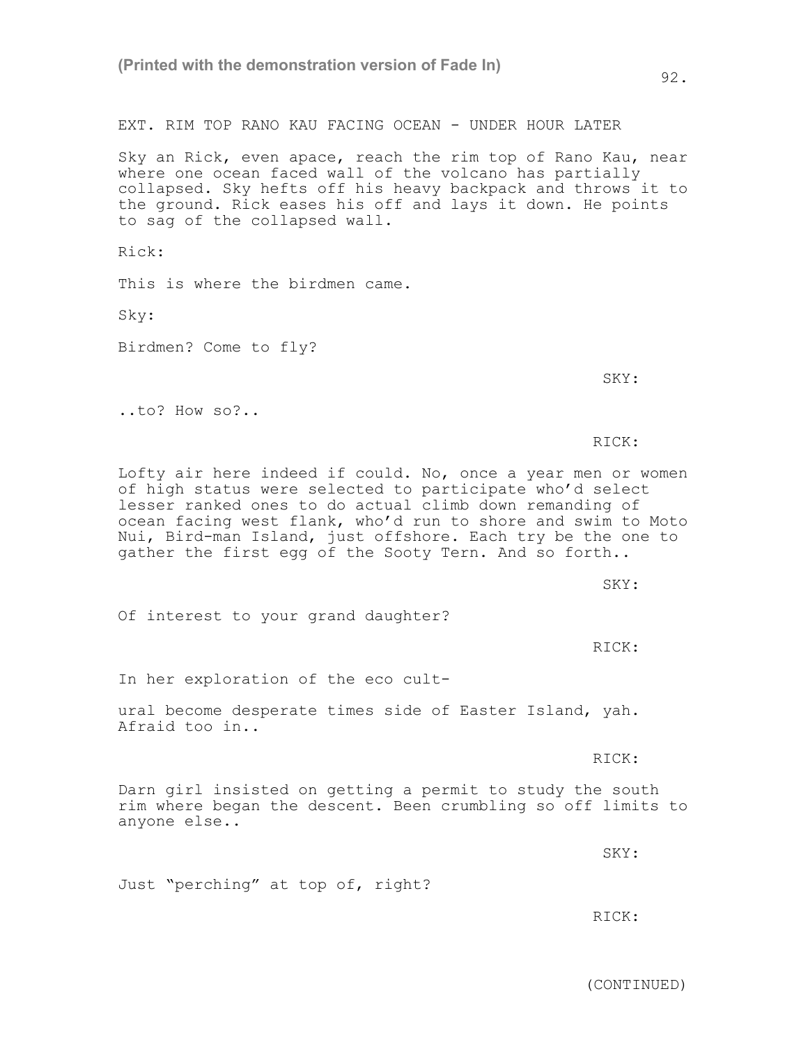EXT. RIM TOP RANO KAU FACING OCEAN - UNDER HOUR LATER

Sky an Rick, even apace, reach the rim top of Rano Kau, near where one ocean faced wall of the volcano has partially collapsed. Sky hefts off his heavy backpack and throws it to the ground. Rick eases his off and lays it down. He points to sag of the collapsed wall.

Rick:

This is where the birdmen came.

Sky:

Birdmen? Come to fly?

SKY:

..to? How so?..

RICK:

Lofty air here indeed if could. No, once a year men or women of high status were selected to participate who'd select lesser ranked ones to do actual climb down remanding of ocean facing west flank, who'd run to shore and swim to Moto Nui, Bird-man Island, just offshore. Each try be the one to gather the first egg of the Sooty Tern. And so forth..

SKY:

Of interest to your grand daughter?

RICK:

In her exploration of the eco cult-

ural become desperate times side of Easter Island, yah. Afraid too in..

RICK:

Darn girl insisted on getting a permit to study the south rim where began the descent. Been crumbling so off limits to anyone else..

SKY:

Just "perching" at top of, right?

RICK:

(CONTINUED)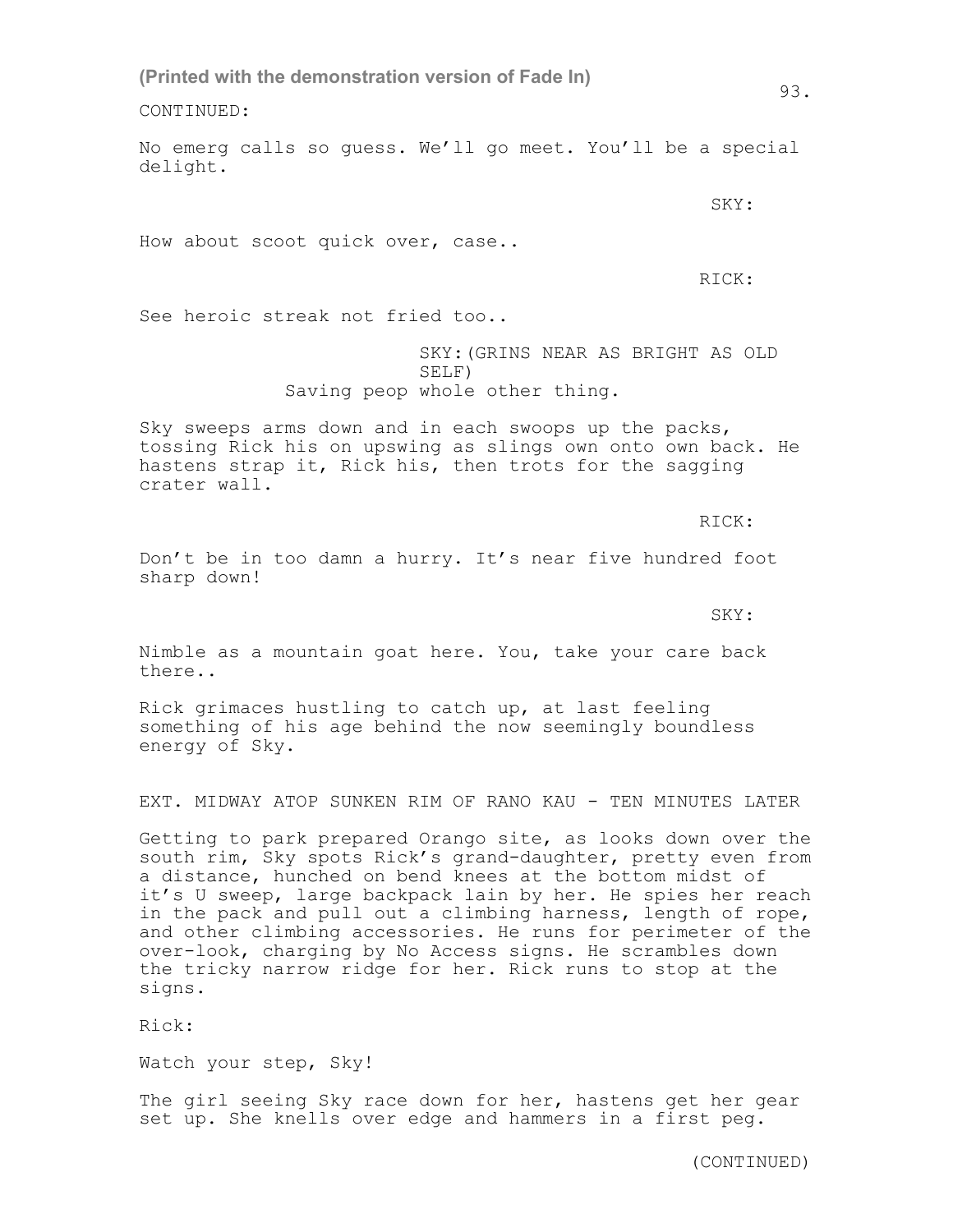(Printed with the demonstration version of Fade In)

CONTINUED:

No emerg calls so guess. We'll go meet. You'll be a special delight.

SKY:

How about scoot quick over, case..

RICK:

See heroic streak not fried too..

SKY:(GRINS NEAR AS BRIGHT AS OLD SELF)
Saving peop whole other thing.

Sky sweeps arms down and in each swoops up the packs, tossing Rick his on upswing as slings own onto own back. He hastens strap it, Rick his, then trots for the sagging crater wall.

RICK:

Don't be in too damn a hurry. It's near five hundred foot sharp down!

SKY:

Nimble as a mountain goat here. You, take your care back there..

Rick grimaces hustling to catch up, at last feeling something of his age behind the now seemingly boundless energy of Sky.

EXT. MIDWAY ATOP SUNKEN RIM OF RANO KAU - TEN MINUTES LATER

Getting to park prepared Orango site, as looks down over the south rim, Sky spots Rick's grand-daughter, pretty even from a distance, hunched on bend knees at the bottom midst of it's U sweep, large backpack lain by her. He spies her reach in the pack and pull out a climbing harness, length of rope, and other climbing accessories. He runs for perimeter of the over-look, charging by No Access signs. He scrambles down the tricky narrow ridge for her. Rick runs to stop at the signs.

Rick:

Watch your step, Sky!

The girl seeing Sky race down for her, hastens get her gear set up. She knells over edge and hammers in a first peg.

(CONTINUED)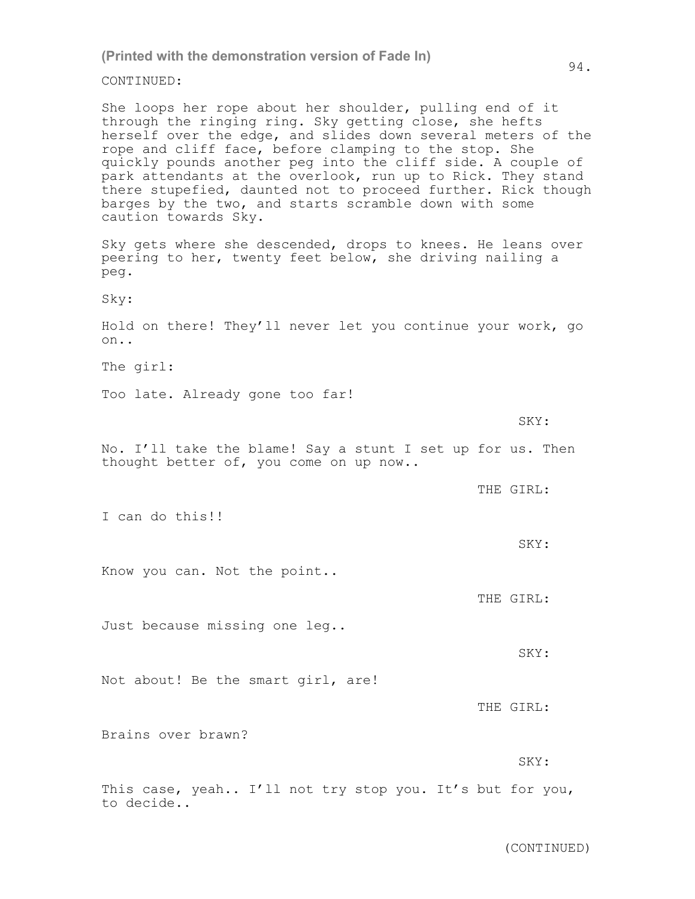(Printed with the demonstration version of Fade In)

CONTINUED:

She loops her rope about her shoulder, pulling end of it through the ringing ring. Sky getting close, she hefts herself over the edge, and slides down several meters of the rope and cliff face, before clamping to the stop. She quickly pounds another peg into the cliff side. A couple of park attendants at the overlook, run up to Rick. They stand there stupefied, daunted not to proceed further. Rick though barges by the two, and starts scramble down with some caution towards Sky.

Sky gets where she descended, drops to knees. He leans over peering to her, twenty feet below, she driving nailing a peg.

Sky:

Hold on there! They'll never let you continue your work, go on..

The girl:

Too late. Already gone too far!

SKY:

No. I'll take the blame! Say a stunt I set up for us. Then thought better of, you come on up now..

THE GIRL:

I can do this!!

SKY:

Know you can. Not the point..

THE GIRL:

Just because missing one leg..

SKY:

Not about! Be the smart girl, are!

THE GIRL:

Brains over brawn?

SKY:

This case, yeah.. I'll not try stop you. It's but for you, to decide..

(CONTINUED)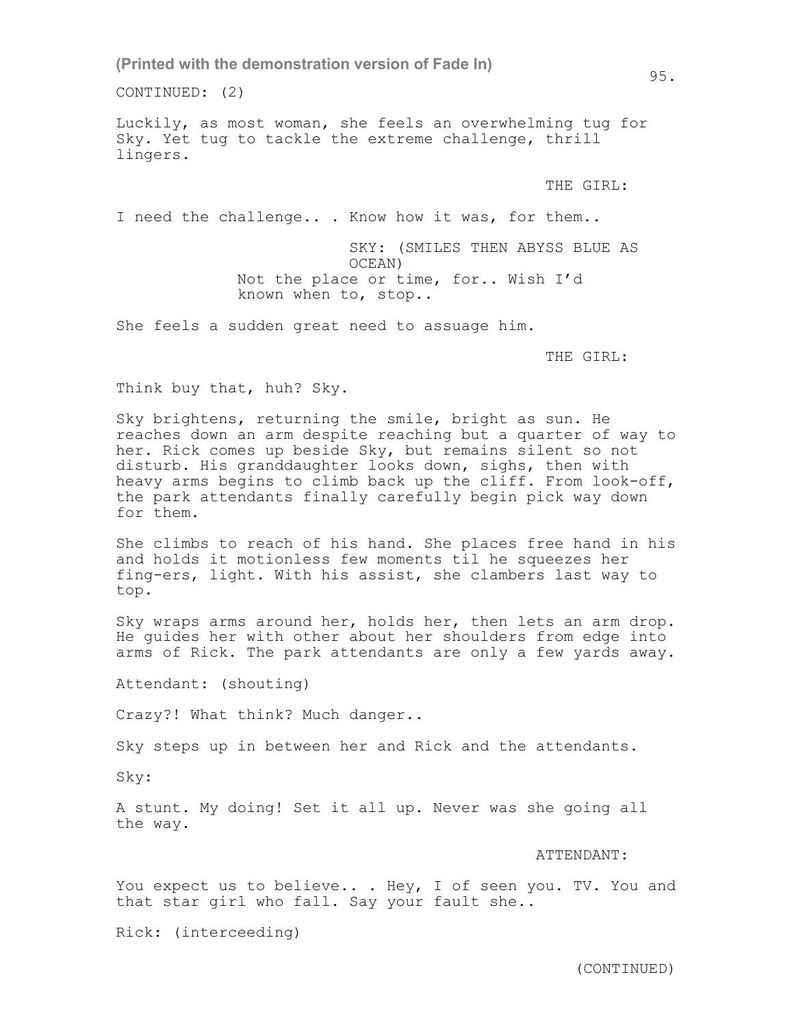CONTINUED: (2)

Luckily, as most woman, she feels an overwhelming tug for Sky. Yet tug to tackle the extreme challenge, thrill lingers.

THE GIRL:

I need the challenge.. . Know how it was, for them..

SKY: (SMILES THEN ABYSS BLUE AS OCEAN)

Not the place or time, for.. Wish I'd known when to, stop..

She feels a sudden great need to assuage him.

THE GIRL:

Think buy that, huh? Sky.

Sky brightens, returning the smile, bright as sun. He reaches down an arm despite reaching but a quarter of way to her. Rick comes up beside Sky, but remains silent so not disturb. His granddaughter looks down, sighs, then with heavy arms begins to climb back up the cliff. From look-off, the park attendants finally carefully begin pick way down for them.

She climbs to reach of his hand. She places free hand in his and holds it motionless few moments til he squeezes her fing-ers, light. With his assist, she clambers last way to top.

Sky wraps arms around her, holds her, then lets an arm drop. He guides her with other about her shoulders from edge into arms of Rick. The park attendants are only a few yards away.

Attendant: (shouting)

Crazy?! What think? Much danger..

Sky steps up in between her and Rick and the attendants.

Sky:

A stunt. My doing! Set it all up. Never was she going all the way.

ATTENDANT:

You expect us to believe.. . Hey, I of seen you. TV. You and that star girl who fall. Say your fault she..

Rick: (interceeding)

(CONTINUED)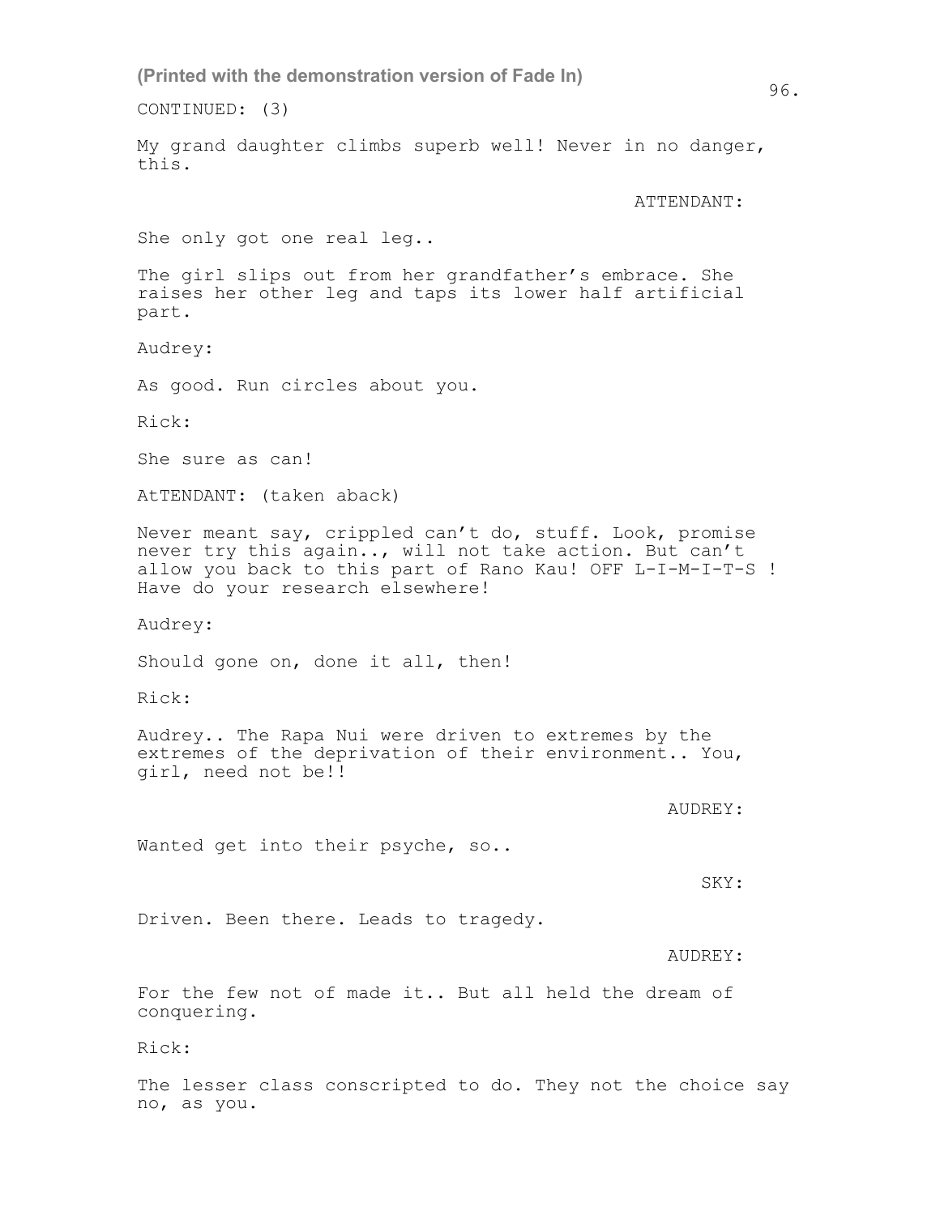(Printed with the demonstration version of Fade In)

CONTINUED: (3)

My grand daughter climbs superb well! Never in no danger, this.

ATTENDANT:

She only got one real leg..

The girl slips out from her grandfather's embrace. She raises her other leg and taps its lower half artificial part.

Audrey:

As good. Run circles about you.

Rick:

She sure as can!

AtTENDANT: (taken aback)

Never meant say, crippled can't do, stuff. Look, promise never try this again.., will not take action. But can't allow you back to this part of Rano Kau! OFF L-I-M-I-T-S ! Have do your research elsewhere!

Audrey:

Should gone on, done it all, then!

Rick:

Audrey.. The Rapa Nui were driven to extremes by the extremes of the deprivation of their environment.. You, girl, need not be!!

AUDREY:

Wanted get into their psyche, so..

SKY:

Driven. Been there. Leads to tragedy.

AUDREY:

For the few not of made it.. But all held the dream of conquering.

Rick:

The lesser class conscripted to do. They not the choice say no, as you.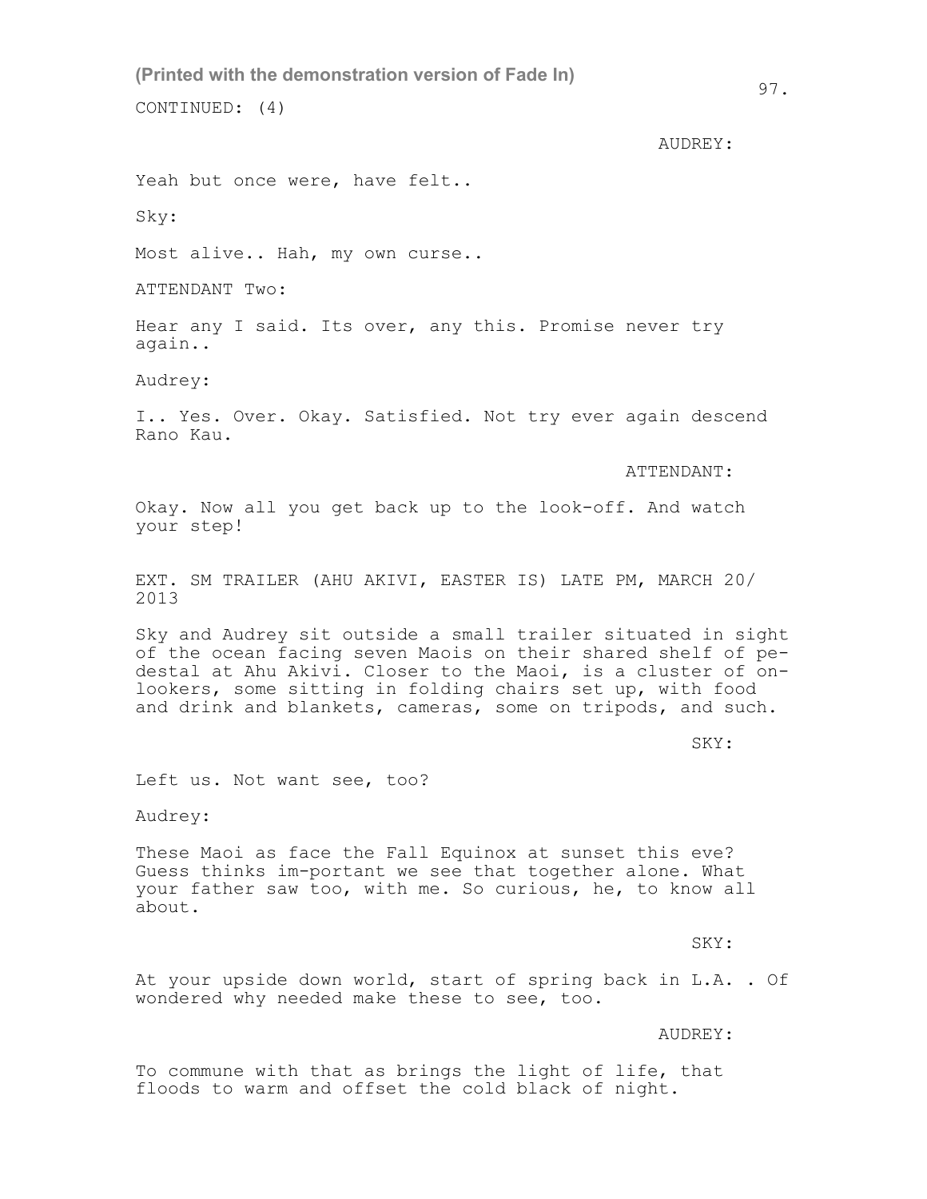CONTINUED: (4)

AUDREY:

Yeah but once were, have felt..

Sky:

Most alive.. Hah, my own curse..

ATTENDANT Two:

Hear any I said. Its over, any this. Promise never try again..

Audrey:

I.. Yes. Over. Okay. Satisfied. Not try ever again descend Rano Kau.

ATTENDANT:

Okay. Now all you get back up to the look-off. And watch your step!

EXT. SM TRAILER (AHU AKIVI, EASTER IS) LATE PM, MARCH 20/ 2013

Sky and Audrey sit outside a small trailer situated in sight of the ocean facing seven Maois on their shared shelf of pe-destal at Ahu Akivi. Closer to the Maoi, is a cluster of on-lookers, some sitting in folding chairs set up, with food and drink and blankets, cameras, some on tripods, and such.

SKY:

Left us. Not want see, too?

Audrey:

These Maoi as face the Fall Equinox at sunset this eve? Guess thinks im-portant we see that together alone. What your father saw too, with me. So curious, he, to know all about.

SKY:

At your upside down world, start of spring back in L.A. . Of wondered why needed make these to see, too.

AUDREY:

To commune with that as brings the light of life, that floods to warm and offset the cold black of night.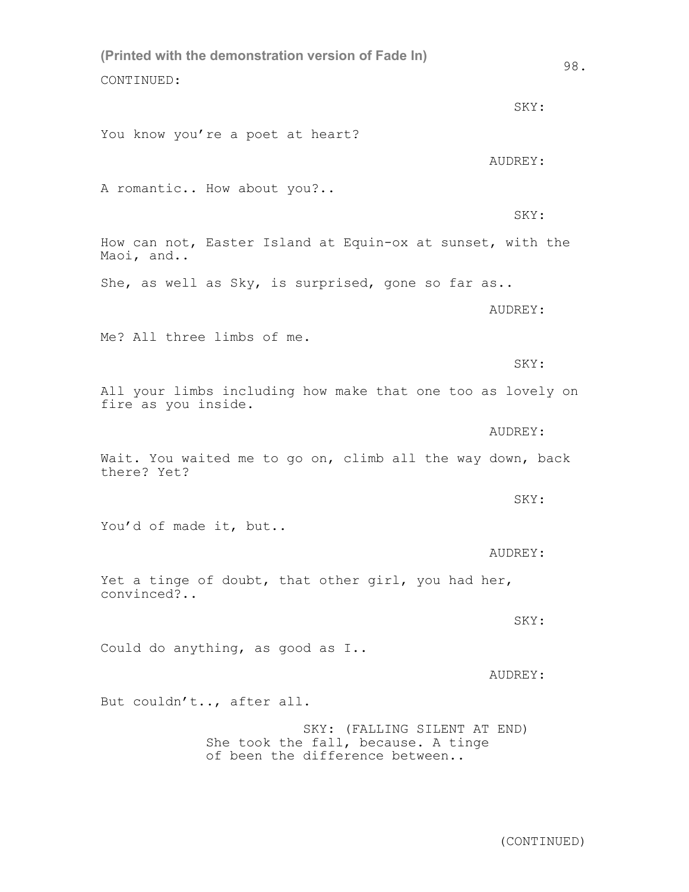(Printed with the demonstration version of Fade In)

CONTINUED:

SKY:

You know you're a poet at heart?

AUDREY:

A romantic.. How about you?..

SKY:

How can not, Easter Island at Equin-ox at sunset, with the Maoi, and..

She, as well as Sky, is surprised, gone so far as..

AUDREY:

Me? All three limbs of me.

SKY:

All your limbs including how make that one too as lovely on fire as you inside.

AUDREY:

Wait. You waited me to go on, climb all the way down, back there? Yet?

SKY:

You'd of made it, but..

AUDREY:

Yet a tinge of doubt, that other girl, you had her, convinced?..

SKY:

Could do anything, as good as I..

AUDREY:

But couldn't.., after all.

SKY: (FALLING SILENT AT END)
She took the fall, because. A tinge of been the difference between..

(CONTINUED)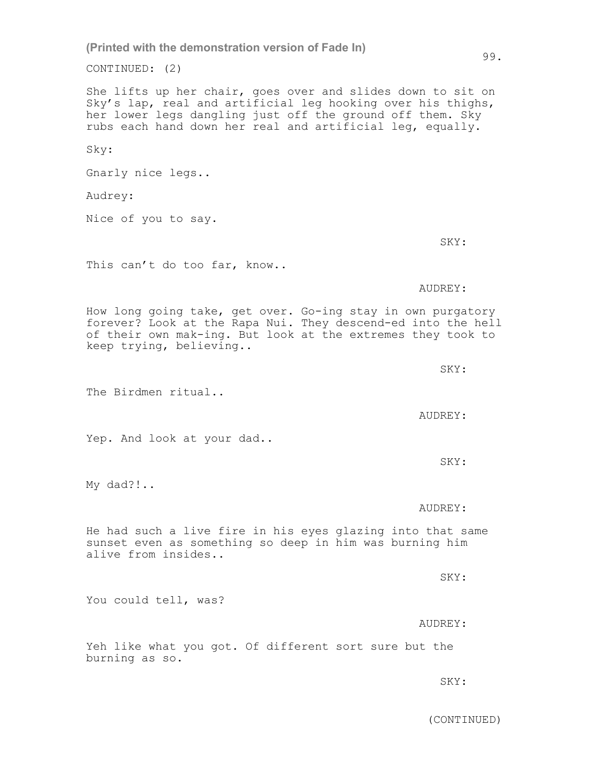(Printed with the demonstration version of Fade In)

CONTINUED: (2)

She lifts up her chair, goes over and slides down to sit on Sky's lap, real and artificial leg hooking over his thighs, her lower legs dangling just off the ground off them. Sky rubs each hand down her real and artificial leg, equally.

Sky:

Gnarly nice legs..

Audrey:

Nice of you to say.

SKY:

This can't do too far, know..

AUDREY:

How long going take, get over. Go-ing stay in own purgatory forever? Look at the Rapa Nui. They descend-ed into the hell of their own mak-ing. But look at the extremes they took to keep trying, believing..

SKY:

The Birdmen ritual..

AUDREY:

Yep. And look at your dad..

SKY:

My dad?!..

AUDREY:

He had such a live fire in his eyes glazing into that same sunset even as something so deep in him was burning him alive from insides..

SKY:

You could tell, was?

AUDREY:

Yeh like what you got. Of different sort sure but the burning as so.

SKY:

(CONTINUED)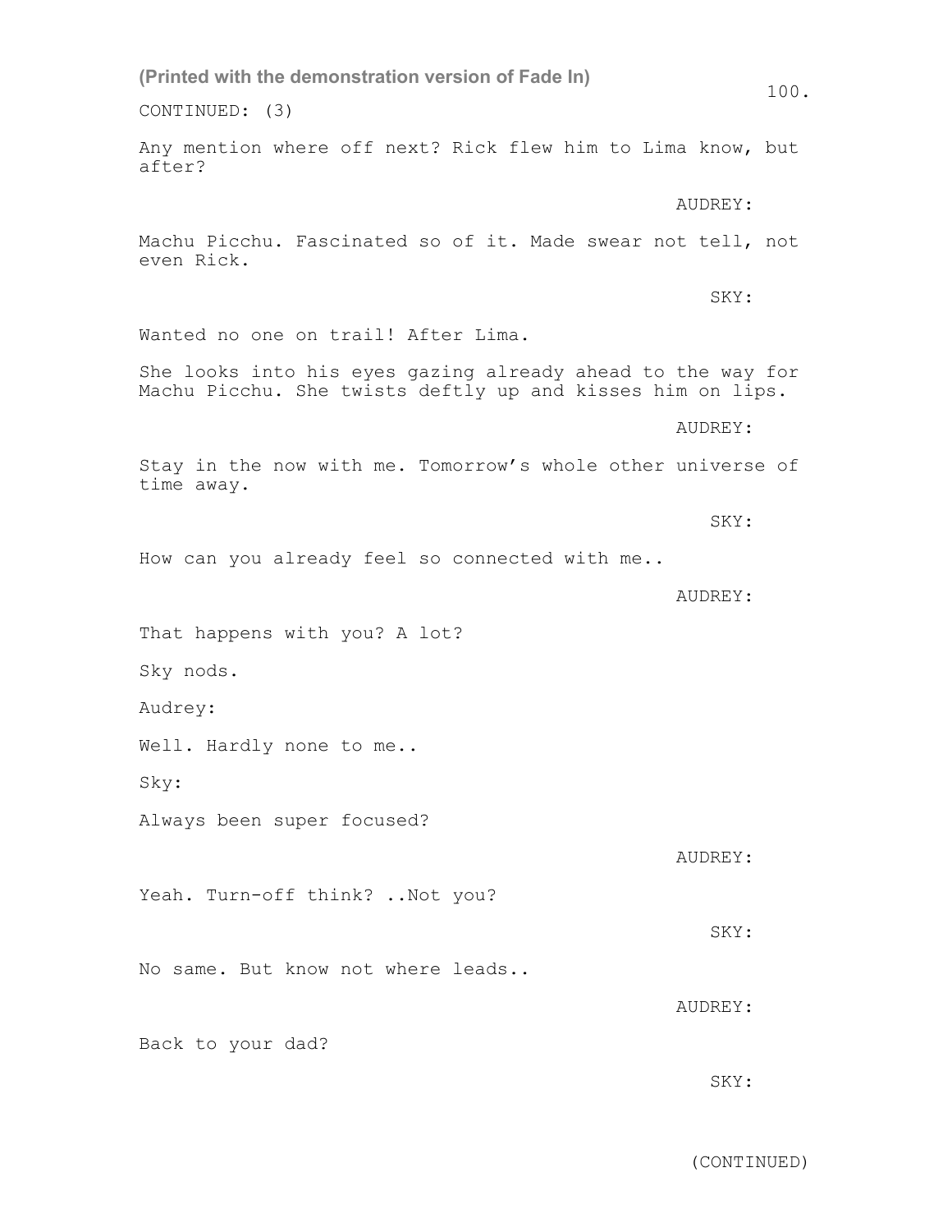CONTINUED: (3)

Any mention where off next? Rick flew him to Lima know, but after?

AUDREY:

Machu Picchu. Fascinated so of it. Made swear not tell, not even Rick.

SKY:

Wanted no one on trail! After Lima.

She looks into his eyes gazing already ahead to the way for Machu Picchu. She twists deftly up and kisses him on lips.

AUDREY:

Stay in the now with me. Tomorrow's whole other universe of time away.

SKY:

How can you already feel so connected with me..

AUDREY:

That happens with you? A lot?

Sky nods.

Audrey:

Well. Hardly none to me..

Sky:

Always been super focused?

AUDREY:

Yeah. Turn-off think? ..Not you?

SKY:

No same. But know not where leads..

AUDREY:

Back to your dad?

SKY:

(CONTINUED)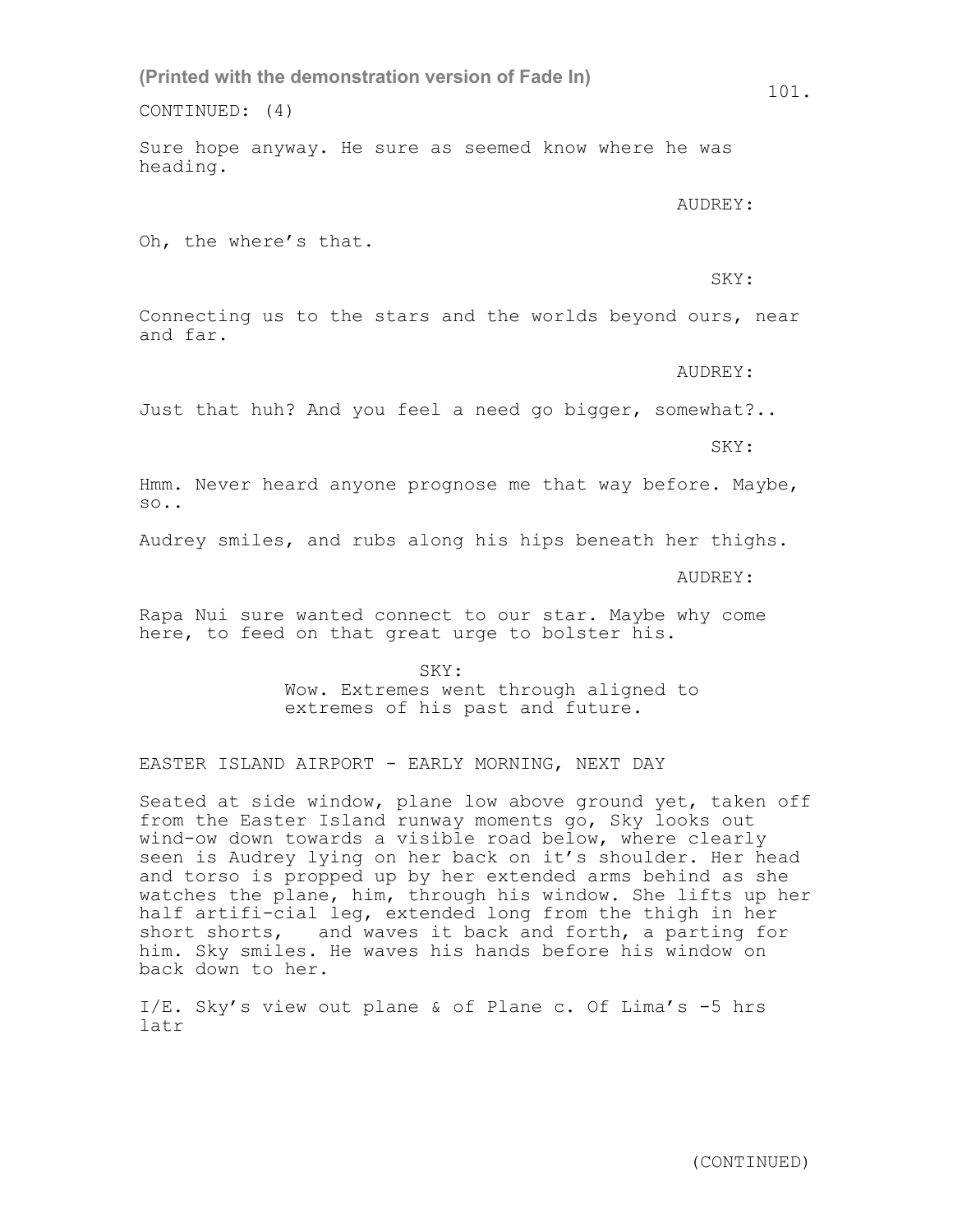CONTINUED: (4)

Sure hope anyway. He sure as seemed know where he was heading.

AUDREY:

Oh, the where's that.

SKY:

Connecting us to the stars and the worlds beyond ours, near and far.

AUDREY:

Just that huh? And you feel a need go bigger, somewhat?..

SKY:

Hmm. Never heard anyone prognose me that way before. Maybe, so..

Audrey smiles, and rubs along his hips beneath her thighs.

AUDREY:

Rapa Nui sure wanted connect to our star. Maybe why come here, to feed on that great urge to bolster his.

SKY:
Wow. Extremes went through aligned to extremes of his past and future.

EASTER ISLAND AIRPORT - EARLY MORNING, NEXT DAY

Seated at side window, plane low above ground yet, taken off from the Easter Island runway moments go, Sky looks out wind-ow down towards a visible road below, where clearly seen is Audrey lying on her back on it's shoulder. Her head and torso is propped up by her extended arms behind as she watches the plane, him, through his window. She lifts up her half artifi-cial leg, extended long from the thigh in her short shorts,   and waves it back and forth, a parting for him. Sky smiles. He waves his hands before his window on back down to her.

I/E. Sky's view out plane & of Plane c. Of Lima's -5 hrs latr

(CONTINUED)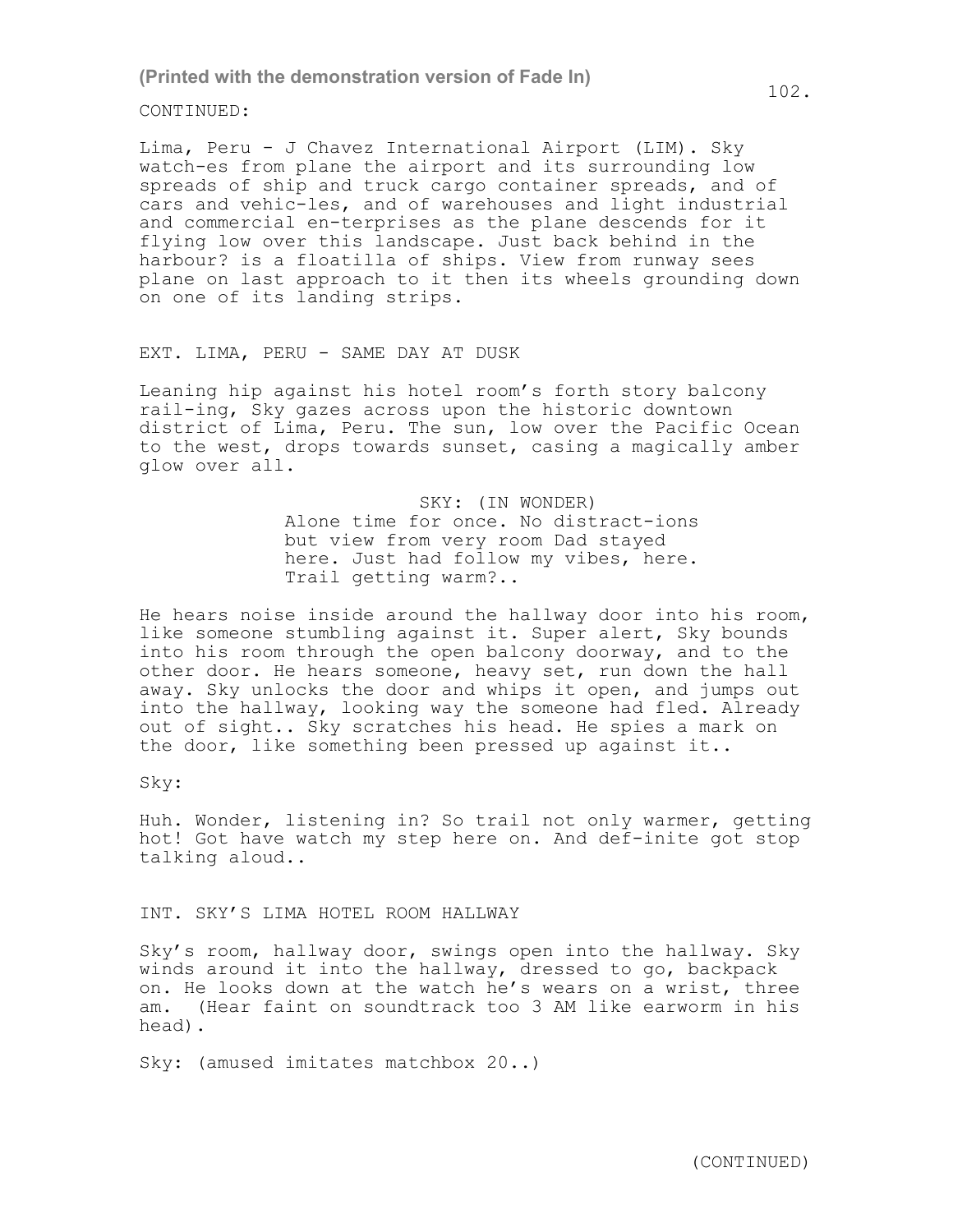CONTINUED:

Lima, Peru - J Chavez International Airport (LIM). Sky watch-es from plane the airport and its surrounding low spreads of ship and truck cargo container spreads, and of cars and vehic-les, and of warehouses and light industrial and commercial en-terprises as the plane descends for it flying low over this landscape. Just back behind in the harbour? is a floatilla of ships. View from runway sees plane on last approach to it then its wheels grounding down on one of its landing strips.

EXT. LIMA, PERU - SAME DAY AT DUSK

Leaning hip against his hotel room's forth story balcony rail-ing, Sky gazes across upon the historic downtown district of Lima, Peru. The sun, low over the Pacific Ocean to the west, drops towards sunset, casing a magically amber glow over all.

SKY: (IN WONDER)
Alone time for once. No distract-ions but view from very room Dad stayed here. Just had follow my vibes, here. Trail getting warm?..

He hears noise inside around the hallway door into his room, like someone stumbling against it. Super alert, Sky bounds into his room through the open balcony doorway, and to the other door. He hears someone, heavy set, run down the hall away. Sky unlocks the door and whips it open, and jumps out into the hallway, looking way the someone had fled. Already out of sight.. Sky scratches his head. He spies a mark on the door, like something been pressed up against it..

Sky:

Huh. Wonder, listening in? So trail not only warmer, getting hot! Got have watch my step here on. And def-inite got stop talking aloud..

INT. SKY'S LIMA HOTEL ROOM HALLWAY

Sky's room, hallway door, swings open into the hallway. Sky winds around it into the hallway, dressed to go, backpack on. He looks down at the watch he's wears on a wrist, three am. (Hear faint on soundtrack too 3 AM like earworm in his head).

Sky: (amused imitates matchbox 20..)

(CONTINUED)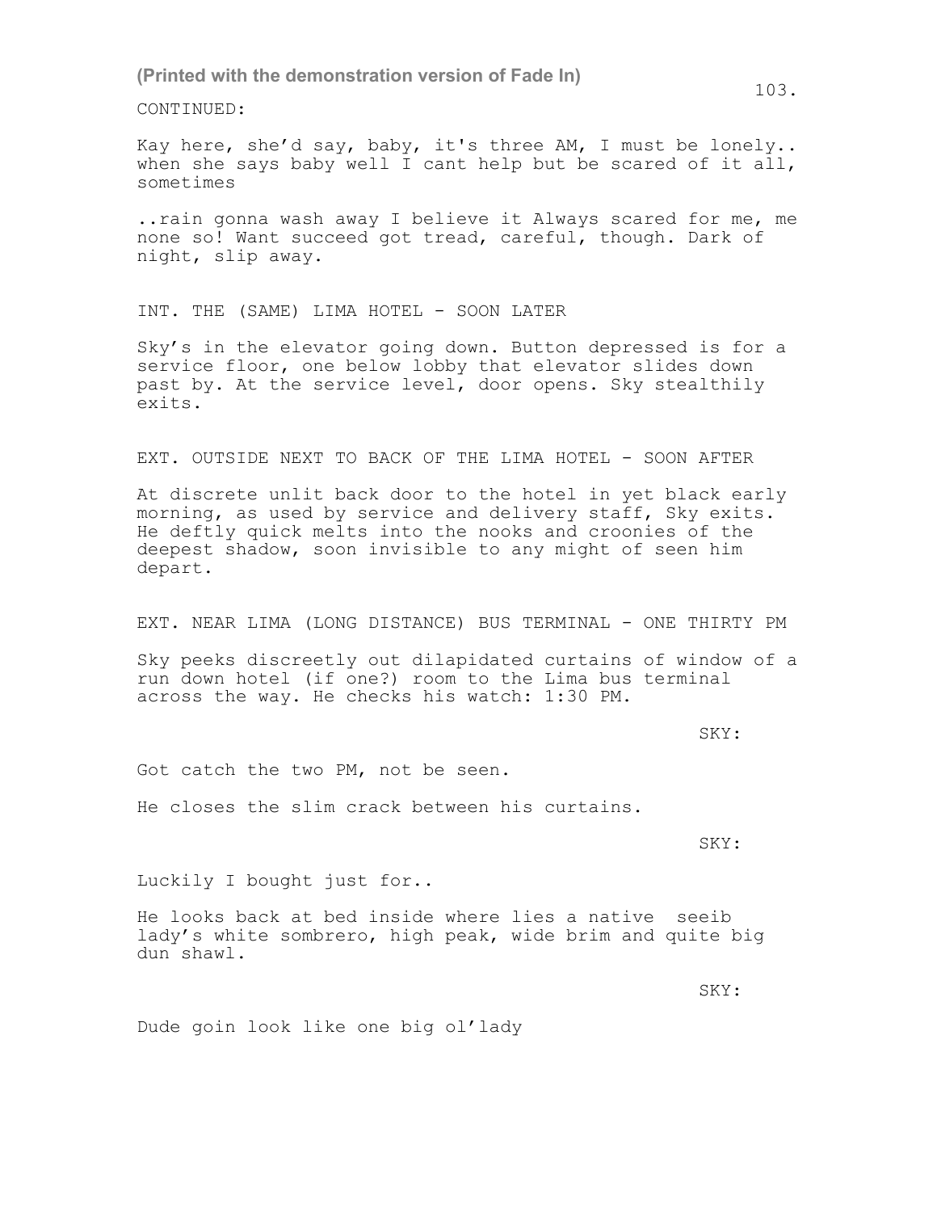CONTINUED:

Kay here, she'd say, baby, it's three AM, I must be lonely.. when she says baby well I cant help but be scared of it all, sometimes

..rain gonna wash away I believe it Always scared for me, me none so! Want succeed got tread, careful, though. Dark of night, slip away.

INT. THE (SAME) LIMA HOTEL - SOON LATER

Sky's in the elevator going down. Button depressed is for a service floor, one below lobby that elevator slides down past by. At the service level, door opens. Sky stealthily exits.

EXT. OUTSIDE NEXT TO BACK OF THE LIMA HOTEL - SOON AFTER

At discrete unlit back door to the hotel in yet black early morning, as used by service and delivery staff, Sky exits. He deftly quick melts into the nooks and croonies of the deepest shadow, soon invisible to any might of seen him depart.

EXT. NEAR LIMA (LONG DISTANCE) BUS TERMINAL - ONE THIRTY PM

Sky peeks discreetly out dilapidated curtains of window of a run down hotel (if one?) room to the Lima bus terminal across the way. He checks his watch: 1:30 PM.

SKY:

Got catch the two PM, not be seen.

He closes the slim crack between his curtains.

SKY:

Luckily I bought just for..

He looks back at bed inside where lies a native seeib lady's white sombrero, high peak, wide brim and quite big dun shawl.

SKY:

Dude goin look like one big ol'lady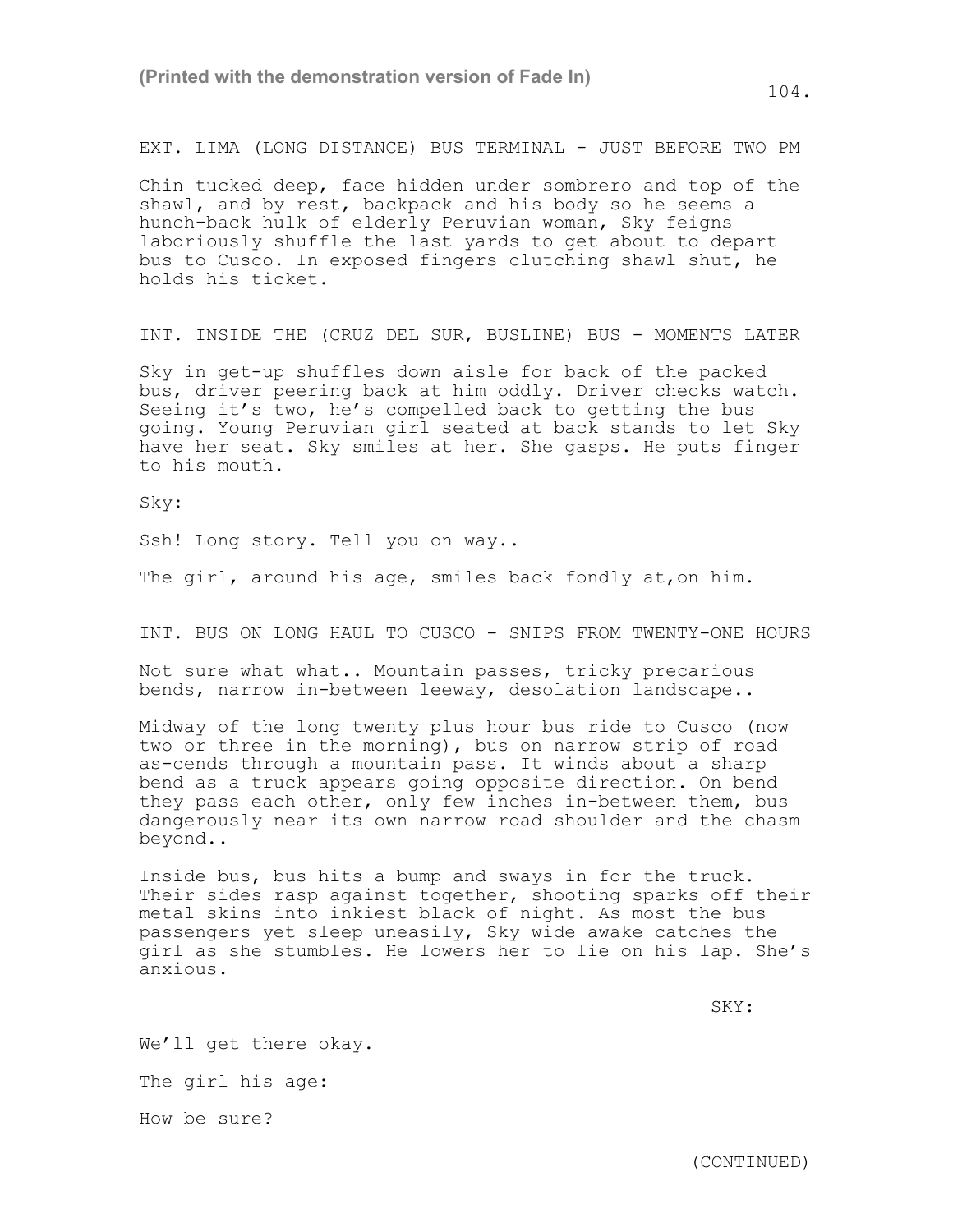EXT. LIMA (LONG DISTANCE) BUS TERMINAL - JUST BEFORE TWO PM

Chin tucked deep, face hidden under sombrero and top of the shawl, and by rest, backpack and his body so he seems a hunch-back hulk of elderly Peruvian woman, Sky feigns laboriously shuffle the last yards to get about to depart bus to Cusco. In exposed fingers clutching shawl shut, he holds his ticket.

INT. INSIDE THE (CRUZ DEL SUR, BUSLINE) BUS - MOMENTS LATER

Sky in get-up shuffles down aisle for back of the packed bus, driver peering back at him oddly. Driver checks watch. Seeing it's two, he's compelled back to getting the bus going. Young Peruvian girl seated at back stands to let Sky have her seat. Sky smiles at her. She gasps. He puts finger to his mouth.

Sky:

Ssh! Long story. Tell you on way..

The girl, around his age, smiles back fondly at,on him.

INT. BUS ON LONG HAUL TO CUSCO - SNIPS FROM TWENTY-ONE HOURS

Not sure what what.. Mountain passes, tricky precarious bends, narrow in-between leeway, desolation landscape..

Midway of the long twenty plus hour bus ride to Cusco (now two or three in the morning), bus on narrow strip of road as-cends through a mountain pass. It winds about a sharp bend as a truck appears going opposite direction. On bend they pass each other, only few inches in-between them, bus dangerously near its own narrow road shoulder and the chasm beyond..

Inside bus, bus hits a bump and sways in for the truck. Their sides rasp against together, shooting sparks off their metal skins into inkiest black of night. As most the bus passengers yet sleep uneasily, Sky wide awake catches the girl as she stumbles. He lowers her to lie on his lap. She's anxious.

SKY:

We'll get there okay.

The girl his age:

How be sure?

(CONTINUED)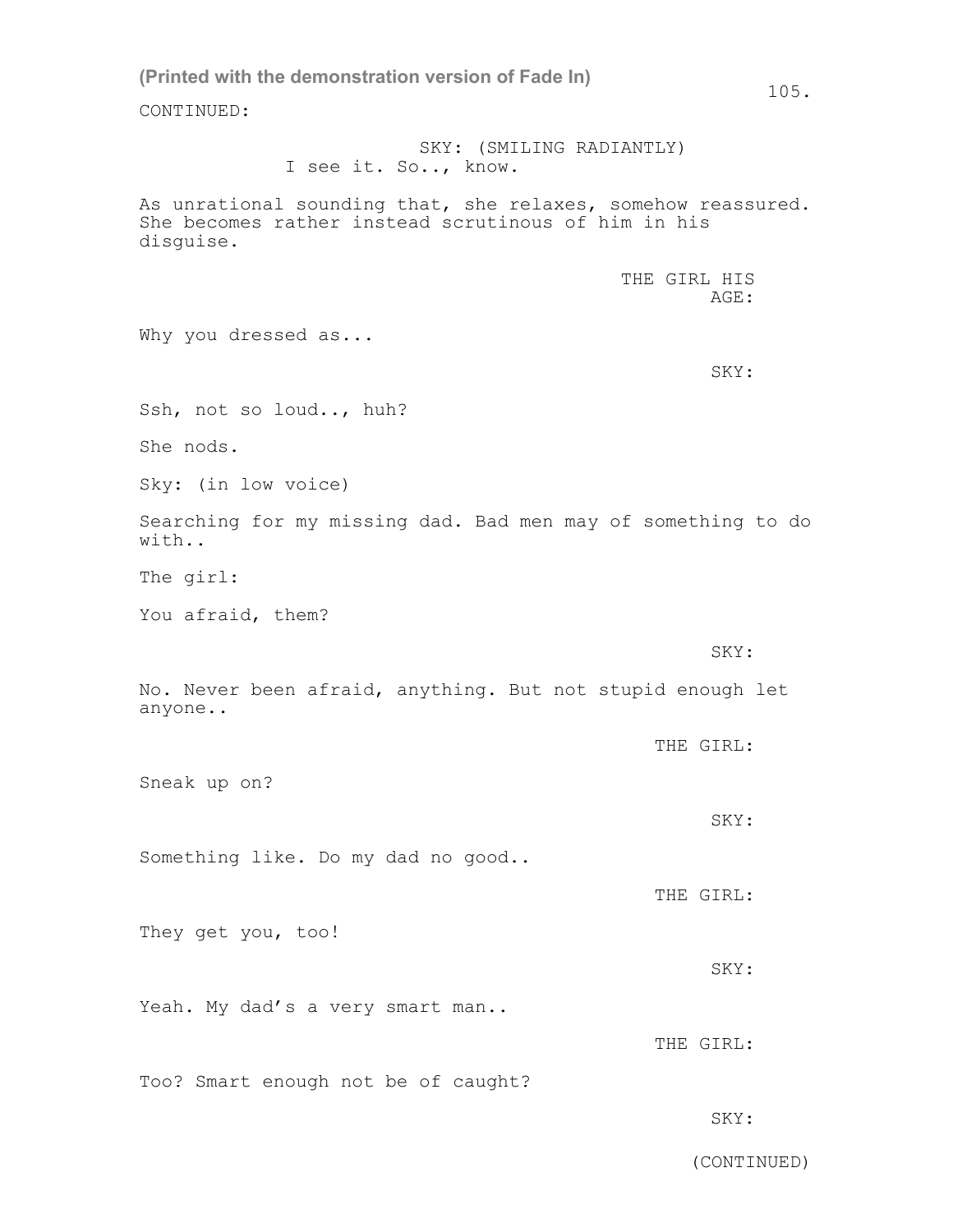(Printed with the demonstration version of Fade In)

CONTINUED:

SKY: (SMILING RADIANTLY)
I see it. So.., know.

As unrational sounding that, she relaxes, somehow reassured. She becomes rather instead scrutinous of him in his disguise.

THE GIRL HIS AGE:

Why you dressed as...

SKY:

Ssh, not so loud.., huh?

She nods.

Sky: (in low voice)

Searching for my missing dad. Bad men may of something to do with..

The girl:

You afraid, them?

SKY:

No. Never been afraid, anything. But not stupid enough let anyone..

THE GIRL:

Sneak up on?

SKY:

Something like. Do my dad no good..

THE GIRL:

They get you, too!

SKY:

Yeah. My dad's a very smart man..

THE GIRL:

Too? Smart enough not be of caught?

SKY:

(CONTINUED)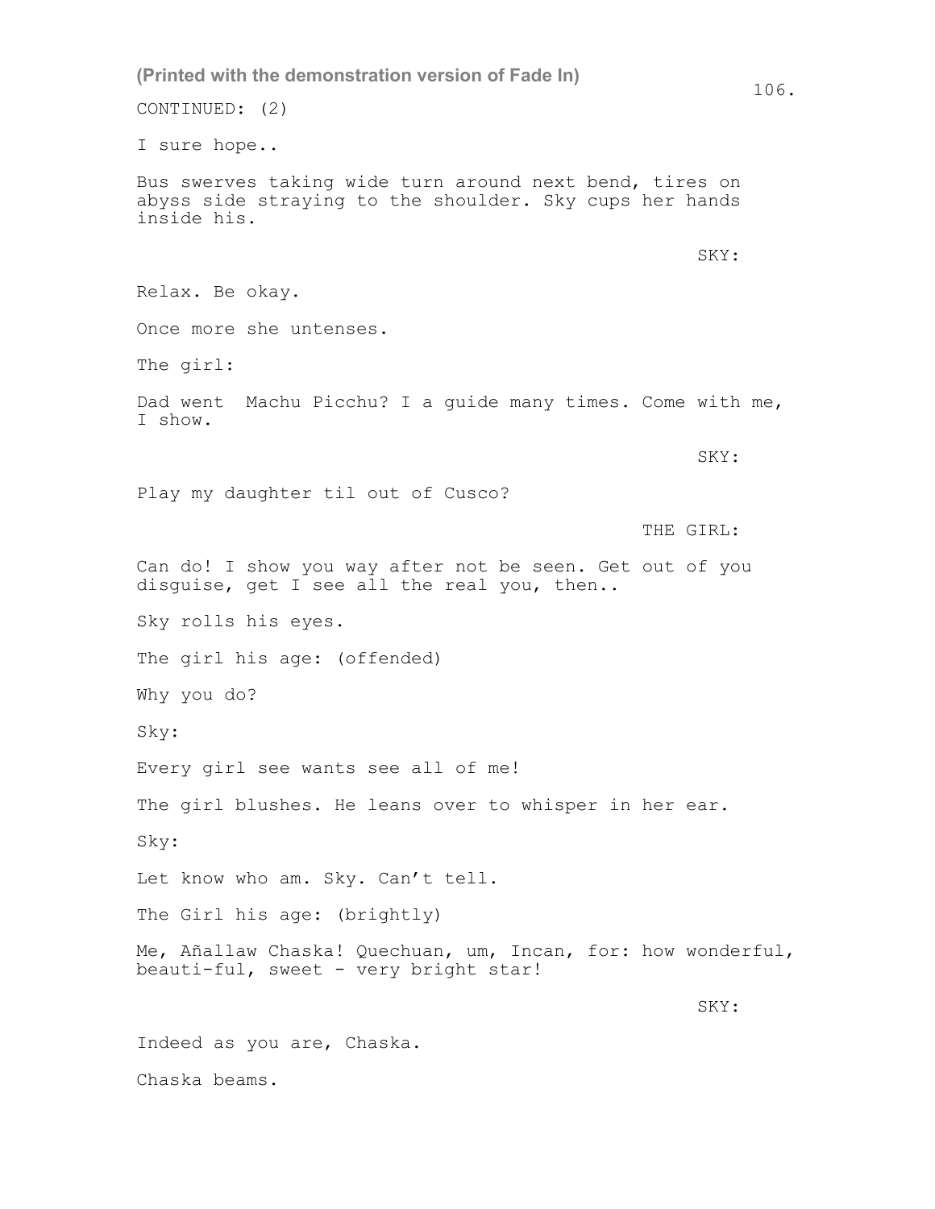(Printed with the demonstration version of Fade In)

CONTINUED: (2)

I sure hope..

Bus swerves taking wide turn around next bend, tires on abyss side straying to the shoulder. Sky cups her hands inside his.

SKY:

Relax. Be okay.

Once more she untenses.

The girl:

Dad went  Machu Picchu? I a guide many times. Come with me, I show.

SKY:

Play my daughter til out of Cusco?

THE GIRL:

Can do! I show you way after not be seen. Get out of you disguise, get I see all the real you, then..

Sky rolls his eyes.

The girl his age: (offended)

Why you do?

Sky:

Every girl see wants see all of me!

The girl blushes. He leans over to whisper in her ear.

Sky:

Let know who am. Sky. Can't tell.

The Girl his age: (brightly)

Me, Añallaw Chaska! Quechuan, um, Incan, for: how wonderful, beauti-ful, sweet - very bright star!

SKY:

Indeed as you are, Chaska.

Chaska beams.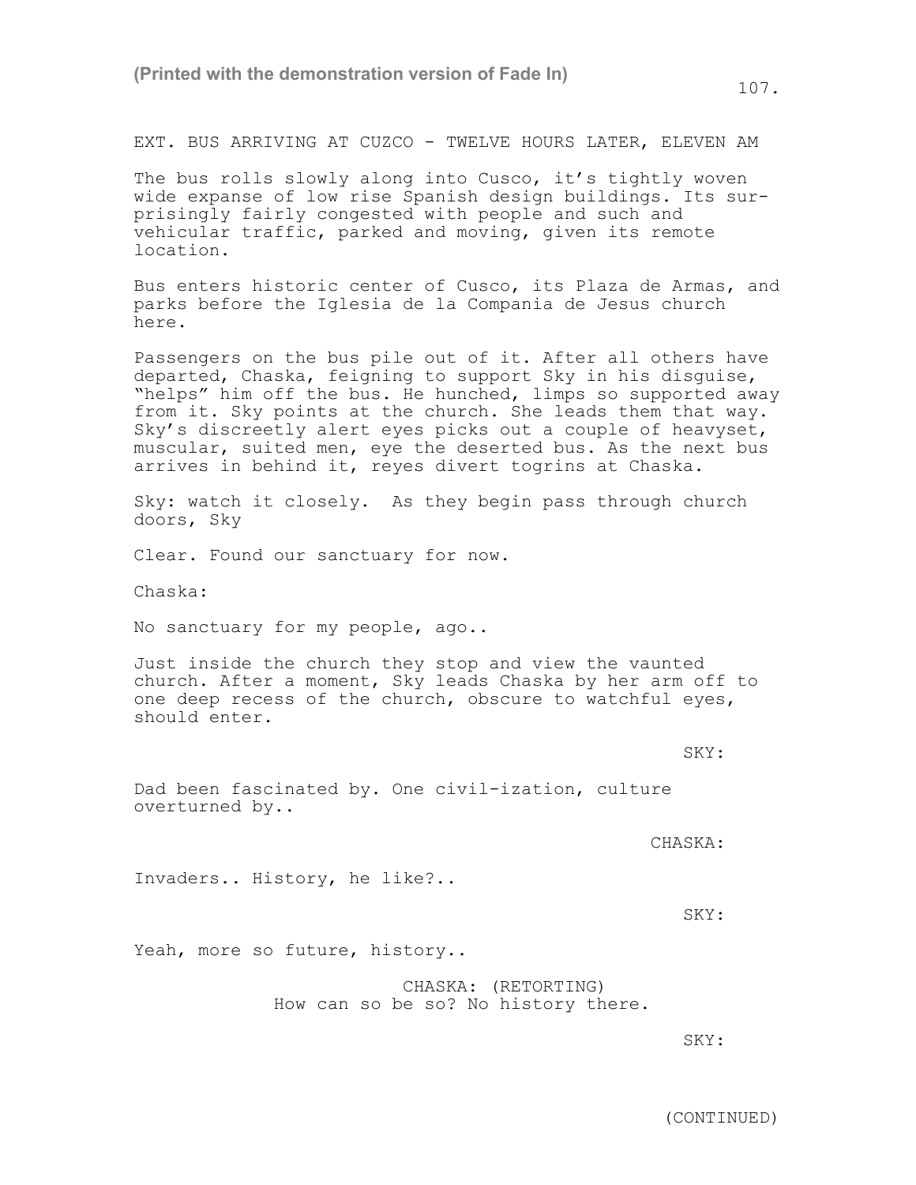EXT. BUS ARRIVING AT CUZCO - TWELVE HOURS LATER, ELEVEN AM

The bus rolls slowly along into Cusco, it's tightly woven wide expanse of low rise Spanish design buildings. Its surprisingly fairly congested with people and such and vehicular traffic, parked and moving, given its remote location.

Bus enters historic center of Cusco, its Plaza de Armas, and parks before the Iglesia de la Compania de Jesus church here.

Passengers on the bus pile out of it. After all others have departed, Chaska, feigning to support Sky in his disguise, "helps" him off the bus. He hunched, limps so supported away from it. Sky points at the church. She leads them that way. Sky's discreetly alert eyes picks out a couple of heavyset, muscular, suited men, eye the deserted bus. As the next bus arrives in behind it, reyes divert togrins at Chaska.

Sky: watch it closely.  As they begin pass through church doors, Sky

Clear. Found our sanctuary for now.

Chaska:

No sanctuary for my people, ago..

Just inside the church they stop and view the vaunted church. After a moment, Sky leads Chaska by her arm off to one deep recess of the church, obscure to watchful eyes, should enter.

SKY:

Dad been fascinated by. One civil-ization, culture overturned by..

CHASKA:

Invaders.. History, he like?..

SKY:

Yeah, more so future, history..

CHASKA: (RETORTING)
How can so be so? No history there.

SKY:

(CONTINUED)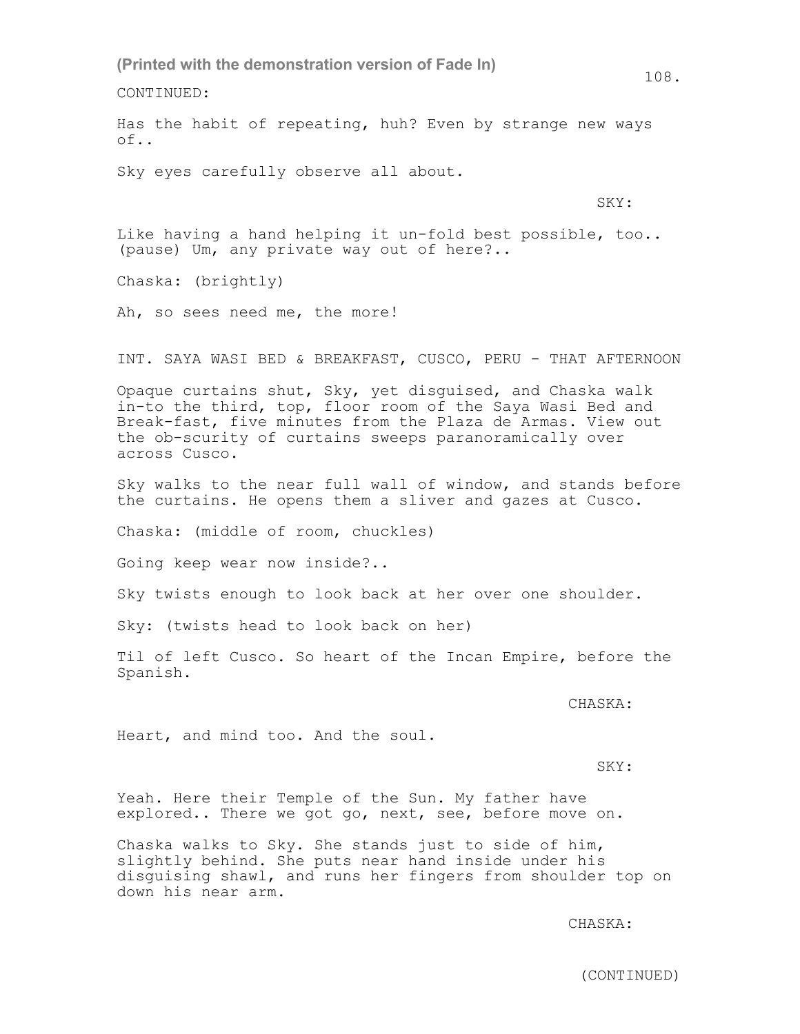CONTINUED:

Has the habit of repeating, huh? Even by strange new ways of..

Sky eyes carefully observe all about.

SKY:

Like having a hand helping it un-fold best possible, too.. (pause) Um, any private way out of here?..

Chaska: (brightly)

Ah, so sees need me, the more!

INT. SAYA WASI BED & BREAKFAST, CUSCO, PERU - THAT AFTERNOON

Opaque curtains shut, Sky, yet disguised, and Chaska walk in-to the third, top, floor room of the Saya Wasi Bed and Break-fast, five minutes from the Plaza de Armas. View out the ob-scurity of curtains sweeps paranoramically over across Cusco.

Sky walks to the near full wall of window, and stands before the curtains. He opens them a sliver and gazes at Cusco.

Chaska: (middle of room, chuckles)

Going keep wear now inside?..

Sky twists enough to look back at her over one shoulder.

Sky: (twists head to look back on her)

Til of left Cusco. So heart of the Incan Empire, before the Spanish.

CHASKA:

Heart, and mind too. And the soul.

SKY:

Yeah. Here their Temple of the Sun. My father have explored.. There we got go, next, see, before move on.

Chaska walks to Sky. She stands just to side of him, slightly behind. She puts near hand inside under his disguising shawl, and runs her fingers from shoulder top on down his near arm.

CHASKA:

(CONTINUED)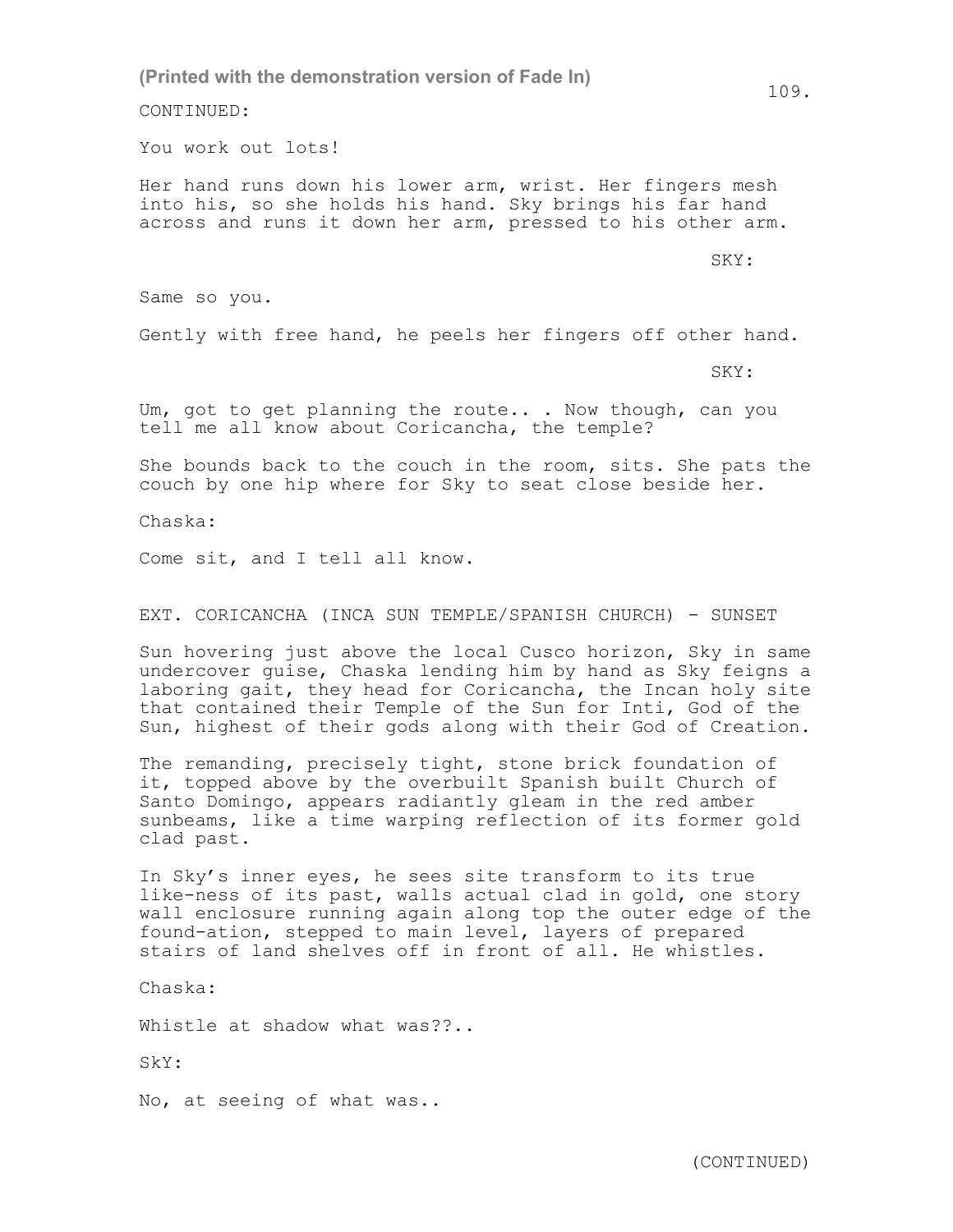CONTINUED:

You work out lots!

Her hand runs down his lower arm, wrist. Her fingers mesh into his, so she holds his hand. Sky brings his far hand across and runs it down her arm, pressed to his other arm.

SKY:

Same so you.

Gently with free hand, he peels her fingers off other hand.

SKY:

Um, got to get planning the route.. . Now though, can you tell me all know about Coricancha, the temple?

She bounds back to the couch in the room, sits. She pats the couch by one hip where for Sky to seat close beside her.

Chaska:

Come sit, and I tell all know.

EXT. CORICANCHA (INCA SUN TEMPLE/SPANISH CHURCH) - SUNSET

Sun hovering just above the local Cusco horizon, Sky in same undercover guise, Chaska lending him by hand as Sky feigns a laboring gait, they head for Coricancha, the Incan holy site that contained their Temple of the Sun for Inti, God of the Sun, highest of their gods along with their God of Creation.

The remanding, precisely tight, stone brick foundation of it, topped above by the overbuilt Spanish built Church of Santo Domingo, appears radiantly gleam in the red amber sunbeams, like a time warping reflection of its former gold clad past.

In Sky's inner eyes, he sees site transform to its true like-ness of its past, walls actual clad in gold, one story wall enclosure running again along top the outer edge of the found-ation, stepped to main level, layers of prepared stairs of land shelves off in front of all. He whistles.

Chaska:

Whistle at shadow what was??..

SkY:

No, at seeing of what was..

(CONTINUED)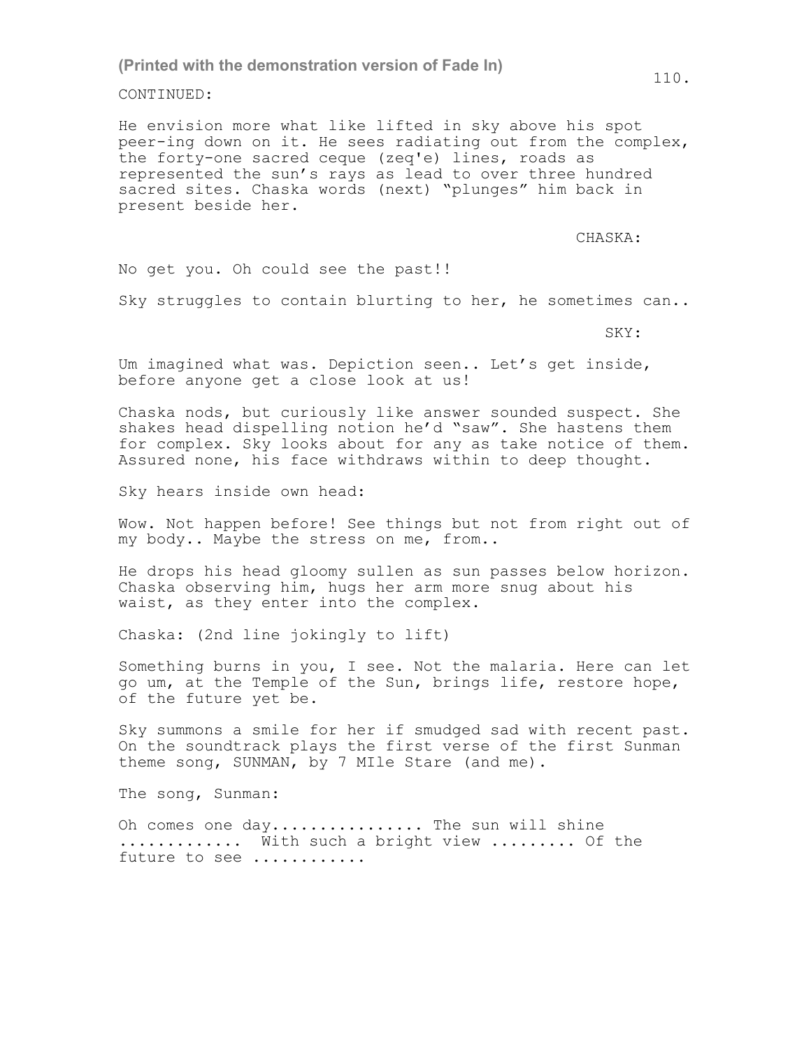CONTINUED:

He envision more what like lifted in sky above his spot peer-ing down on it. He sees radiating out from the complex, the forty-one sacred ceque (zeq'e) lines, roads as represented the sun's rays as lead to over three hundred sacred sites. Chaska words (next) "plunges" him back in present beside her.

CHASKA:

No get you. Oh could see the past!!

Sky struggles to contain blurting to her, he sometimes can..

SKY:

Um imagined what was. Depiction seen.. Let's get inside, before anyone get a close look at us!

Chaska nods, but curiously like answer sounded suspect. She shakes head dispelling notion he'd "saw". She hastens them for complex. Sky looks about for any as take notice of them. Assured none, his face withdraws within to deep thought.

Sky hears inside own head:

Wow. Not happen before! See things but not from right out of my body.. Maybe the stress on me, from..

He drops his head gloomy sullen as sun passes below horizon. Chaska observing him, hugs her arm more snug about his waist, as they enter into the complex.

Chaska: (2nd line jokingly to lift)

Something burns in you, I see. Not the malaria. Here can let go um, at the Temple of the Sun, brings life, restore hope, of the future yet be.

Sky summons a smile for her if smudged sad with recent past. On the soundtrack plays the first verse of the first Sunman theme song, SUNMAN, by 7 MIle Stare (and me).

The song, Sunman:

Oh comes one day................ The sun will shine ............ With such a bright view ......... Of the future to see ...........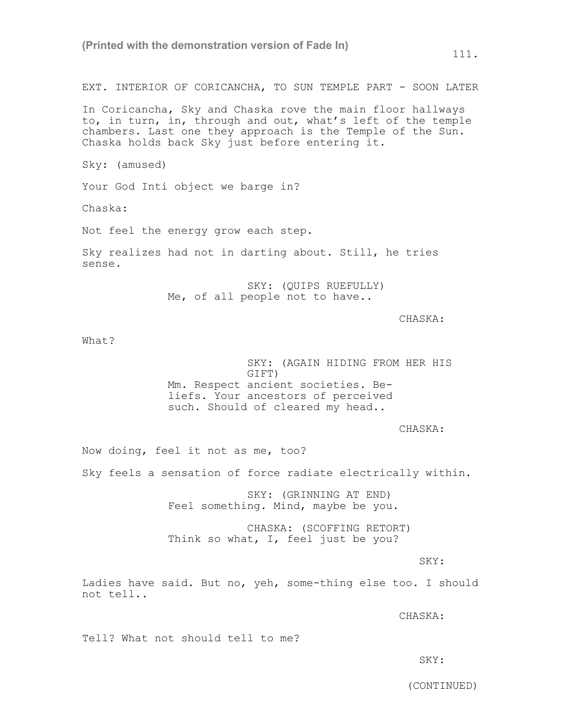EXT. INTERIOR OF CORICANCHA, TO SUN TEMPLE PART - SOON LATER

In Coricancha, Sky and Chaska rove the main floor hallways to, in turn, in, through and out, what's left of the temple chambers. Last one they approach is the Temple of the Sun. Chaska holds back Sky just before entering it.

Sky: (amused)

Your God Inti object we barge in?

Chaska:

Not feel the energy grow each step.

Sky realizes had not in darting about. Still, he tries sense.

SKY: (QUIPS RUEFULLY)
Me, of all people not to have..

CHASKA:

What?

SKY: (AGAIN HIDING FROM HER HIS GIFT)
Mm. Respect ancient societies. Beliefs. Your ancestors of perceived such. Should of cleared my head..

CHASKA:

Now doing, feel it not as me, too?

Sky feels a sensation of force radiate electrically within.

SKY: (GRINNING AT END)
Feel something. Mind, maybe be you.

CHASKA: (SCOFFING RETORT)
Think so what, I, feel just be you?

SKY:

Ladies have said. But no, yeh, some-thing else too. I should not tell..

CHASKA:

Tell? What not should tell to me?

SKY:

(CONTINUED)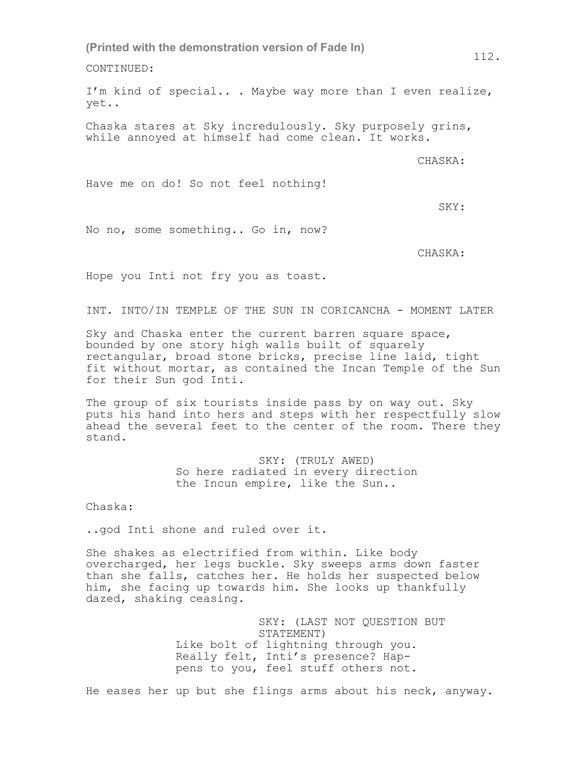CONTINUED:

I'm kind of special.. . Maybe way more than I even realize, yet..

Chaska stares at Sky incredulously. Sky purposely grins, while annoyed at himself had come clean. It works.

CHASKA:

Have me on do! So not feel nothing!

SKY:

No no, some something.. Go in, now?

CHASKA:

Hope you Inti not fry you as toast.

INT. INTO/IN TEMPLE OF THE SUN IN CORICANCHA - MOMENT LATER

Sky and Chaska enter the current barren square space, bounded by one story high walls built of squarely rectangular, broad stone bricks, precise line laid, tight fit without mortar, as contained the Incan Temple of the Sun for their Sun god Inti.

The group of six tourists inside pass by on way out. Sky puts his hand into hers and steps with her respectfully slow ahead the several feet to the center of the room. There they stand.

SKY: (TRULY AWED)
So here radiated in every direction the Incun empire, like the Sun..

Chaska:

..god Inti shone and ruled over it.

She shakes as electrified from within. Like body overcharged, her legs buckle. Sky sweeps arms down faster than she falls, catches her. He holds her suspected below him, she facing up towards him. She looks up thankfully dazed, shaking ceasing.

SKY: (LAST NOT QUESTION BUT STATEMENT)
Like bolt of lightning through you. Really felt, Inti's presence? Hap-pens to you, feel stuff others not.

He eases her up but she flings arms about his neck, anyway.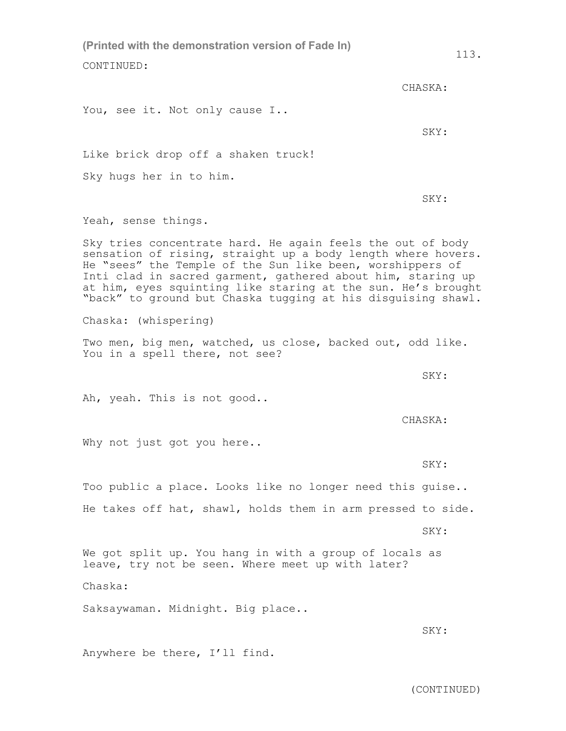CONTINUED:

CHASKA:

You, see it. Not only cause I..

SKY:

Like brick drop off a shaken truck!

Sky hugs her in to him.

SKY:

Yeah, sense things.

Sky tries concentrate hard. He again feels the out of body sensation of rising, straight up a body length where hovers. He "sees" the Temple of the Sun like been, worshippers of Inti clad in sacred garment, gathered about him, staring up at him, eyes squinting like staring at the sun. He's brought "back" to ground but Chaska tugging at his disguising shawl.

Chaska: (whispering)

Two men, big men, watched, us close, backed out, odd like. You in a spell there, not see?

SKY:

Ah, yeah. This is not good..

CHASKA:

Why not just got you here..

SKY:

Too public a place. Looks like no longer need this guise..

He takes off hat, shawl, holds them in arm pressed to side.

SKY:

We got split up. You hang in with a group of locals as leave, try not be seen. Where meet up with later?

Chaska:

Saksaywaman. Midnight. Big place..

SKY:

Anywhere be there, I'll find.

(CONTINUED)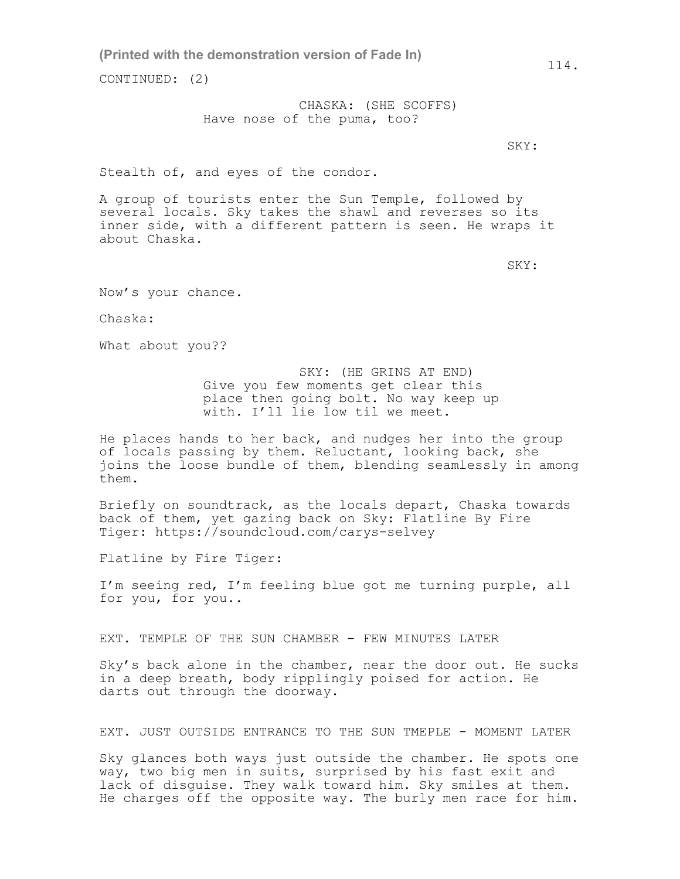CONTINUED: (2)

CHASKA: (SHE SCOFFS)
Have nose of the puma, too?

SKY:

Stealth of, and eyes of the condor.

A group of tourists enter the Sun Temple, followed by several locals. Sky takes the shawl and reverses so its inner side, with a different pattern is seen. He wraps it about Chaska.

SKY:

Now's your chance.

Chaska:

What about you??

SKY: (HE GRINS AT END)
Give you few moments get clear this place then going bolt. No way keep up with. I'll lie low til we meet.

He places hands to her back, and nudges her into the group of locals passing by them. Reluctant, looking back, she joins the loose bundle of them, blending seamlessly in among them.

Briefly on soundtrack, as the locals depart, Chaska towards back of them, yet gazing back on Sky: Flatline By Fire Tiger: https://soundcloud.com/carys-selvey

Flatline by Fire Tiger:

I'm seeing red, I'm feeling blue got me turning purple, all for you, for you..

EXT. TEMPLE OF THE SUN CHAMBER - FEW MINUTES LATER

Sky's back alone in the chamber, near the door out. He sucks in a deep breath, body ripplingly poised for action. He darts out through the doorway.

EXT. JUST OUTSIDE ENTRANCE TO THE SUN TMEPLE - MOMENT LATER

Sky glances both ways just outside the chamber. He spots one way, two big men in suits, surprised by his fast exit and lack of disguise. They walk toward him. Sky smiles at them. He charges off the opposite way. The burly men race for him.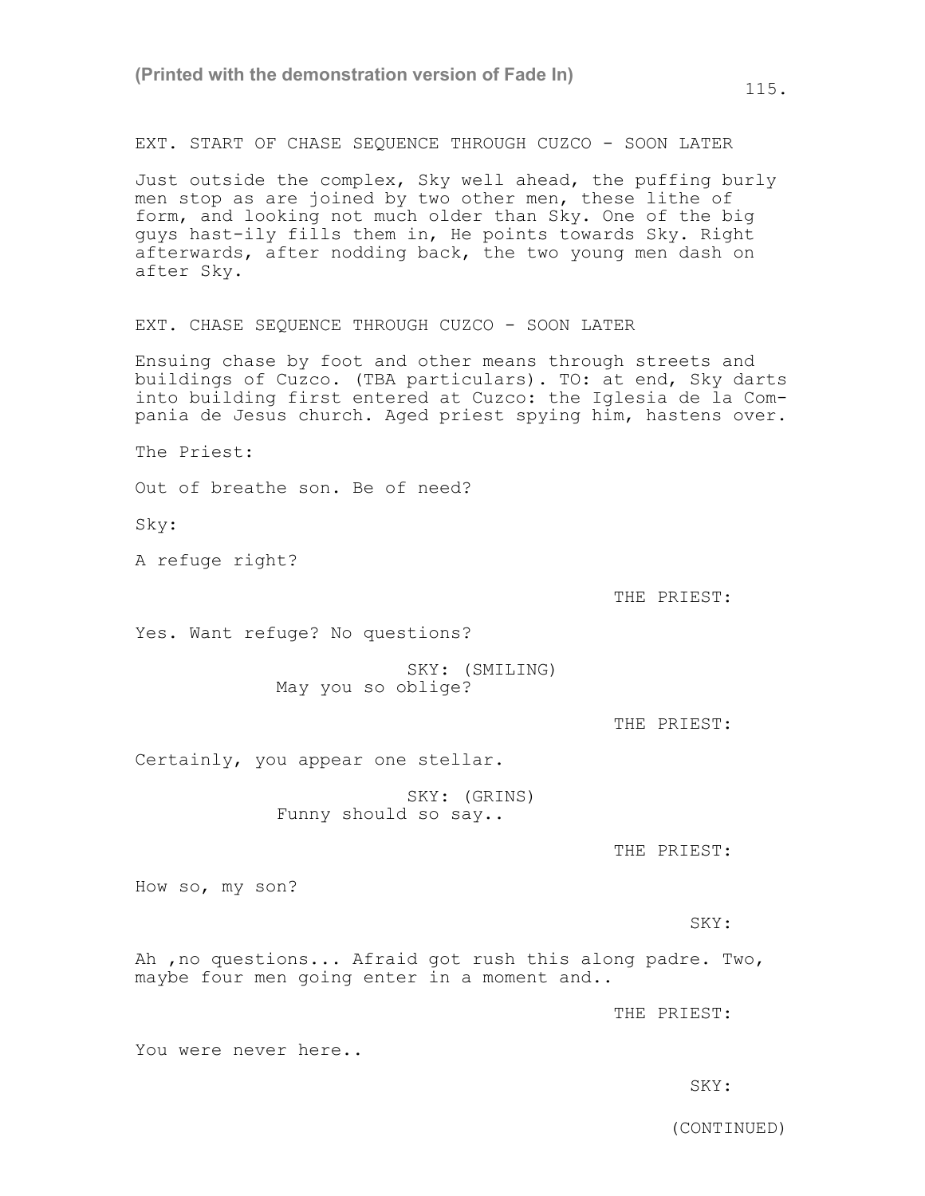EXT. START OF CHASE SEQUENCE THROUGH CUZCO - SOON LATER

Just outside the complex, Sky well ahead, the puffing burly men stop as are joined by two other men, these lithe of form, and looking not much older than Sky. One of the big guys hast-ily fills them in, He points towards Sky. Right afterwards, after nodding back, the two young men dash on after Sky.

EXT. CHASE SEQUENCE THROUGH CUZCO - SOON LATER

Ensuing chase by foot and other means through streets and buildings of Cuzco. (TBA particulars). TO: at end, Sky darts into building first entered at Cuzco: the Iglesia de la Com-pania de Jesus church. Aged priest spying him, hastens over.

The Priest:

Out of breathe son. Be of need?

Sky:

A refuge right?

THE PRIEST:

Yes. Want refuge? No questions?

SKY: (SMILING)
May you so oblige?

THE PRIEST:

Certainly, you appear one stellar.

SKY: (GRINS)
Funny should so say..

THE PRIEST:

How so, my son?

SKY:

Ah ,no questions... Afraid got rush this along padre. Two, maybe four men going enter in a moment and..

THE PRIEST:

You were never here..

SKY:

(CONTINUED)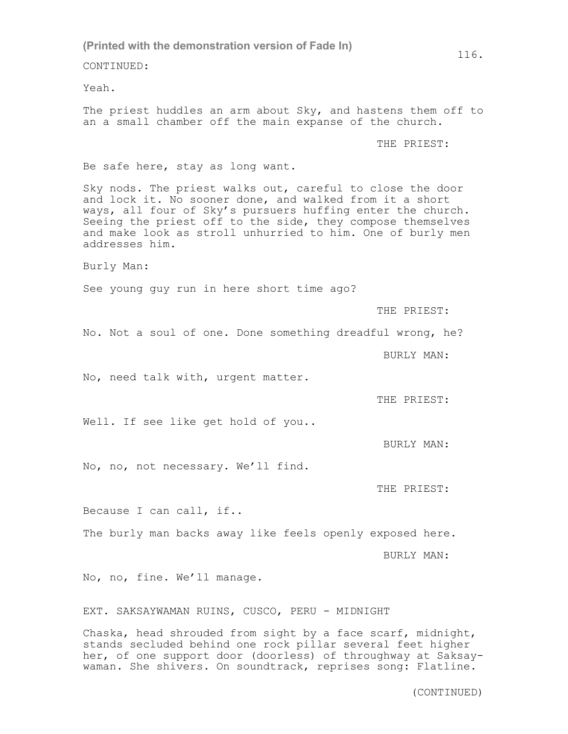CONTINUED:

Yeah.

The priest huddles an arm about Sky, and hastens them off to an a small chamber off the main expanse of the church.

THE PRIEST:

Be safe here, stay as long want.

Sky nods. The priest walks out, careful to close the door and lock it. No sooner done, and walked from it a short ways, all four of Sky's pursuers huffing enter the church. Seeing the priest off to the side, they compose themselves and make look as stroll unhurried to him. One of burly men addresses him.

Burly Man:

See young guy run in here short time ago?

THE PRIEST:

No. Not a soul of one. Done something dreadful wrong, he?

BURLY MAN:

No, need talk with, urgent matter.

THE PRIEST:

Well. If see like get hold of you..

BURLY MAN:

No, no, not necessary. We'll find.

THE PRIEST:

Because I can call, if..

The burly man backs away like feels openly exposed here.

BURLY MAN:

No, no, fine. We'll manage.

EXT. SAKSAYWAMAN RUINS, CUSCO, PERU - MIDNIGHT

Chaska, head shrouded from sight by a face scarf, midnight, stands secluded behind one rock pillar several feet higher her, of one support door (doorless) of throughway at Saksay-waman. She shivers. On soundtrack, reprises song: Flatline.

(CONTINUED)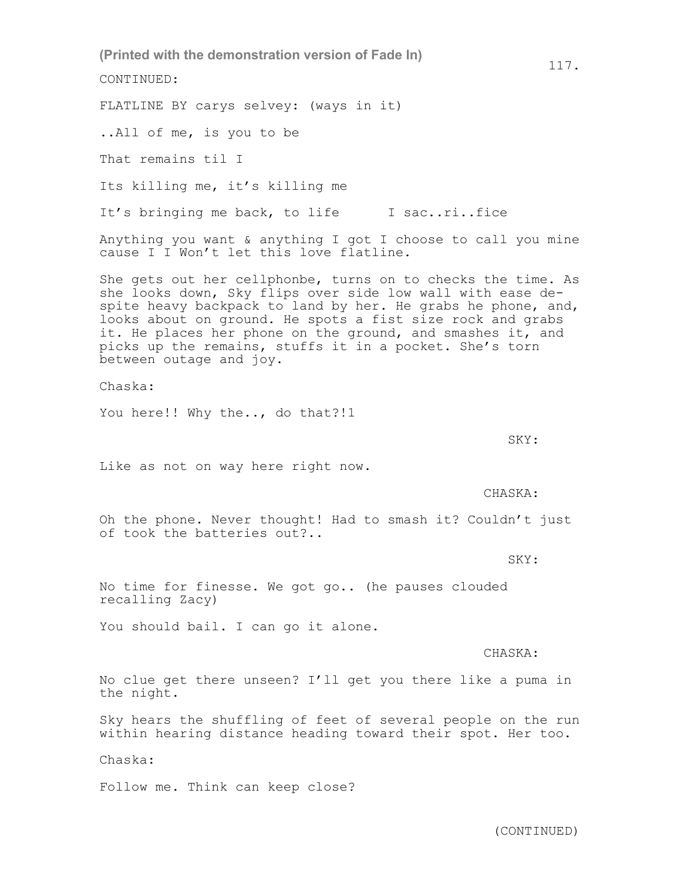CONTINUED:

FLATLINE BY carys selvey: (ways in it)

..All of me, is you to be

That remains til I

Its killing me, it's killing me

It's bringing me back, to life      I sac..ri..fice

Anything you want & anything I got I choose to call you mine cause I I Won't let this love flatline.

She gets out her cellphonbe, turns on to checks the time. As she looks down, Sky flips over side low wall with ease despite heavy backpack to land by her. He grabs he phone, and, looks about on ground. He spots a fist size rock and grabs it. He places her phone on the ground, and smashes it, and picks up the remains, stuffs it in a pocket. She's torn between outage and joy.

Chaska:

You here!! Why the.., do that?!1

SKY:

Like as not on way here right now.

CHASKA:

Oh the phone. Never thought! Had to smash it? Couldn't just of took the batteries out?..

SKY:

No time for finesse. We got go.. (he pauses clouded recalling Zacy)

You should bail. I can go it alone.

CHASKA:

No clue get there unseen? I'll get you there like a puma in the night.

Sky hears the shuffling of feet of several people on the run within hearing distance heading toward their spot. Her too.

Chaska:

Follow me. Think can keep close?

(CONTINUED)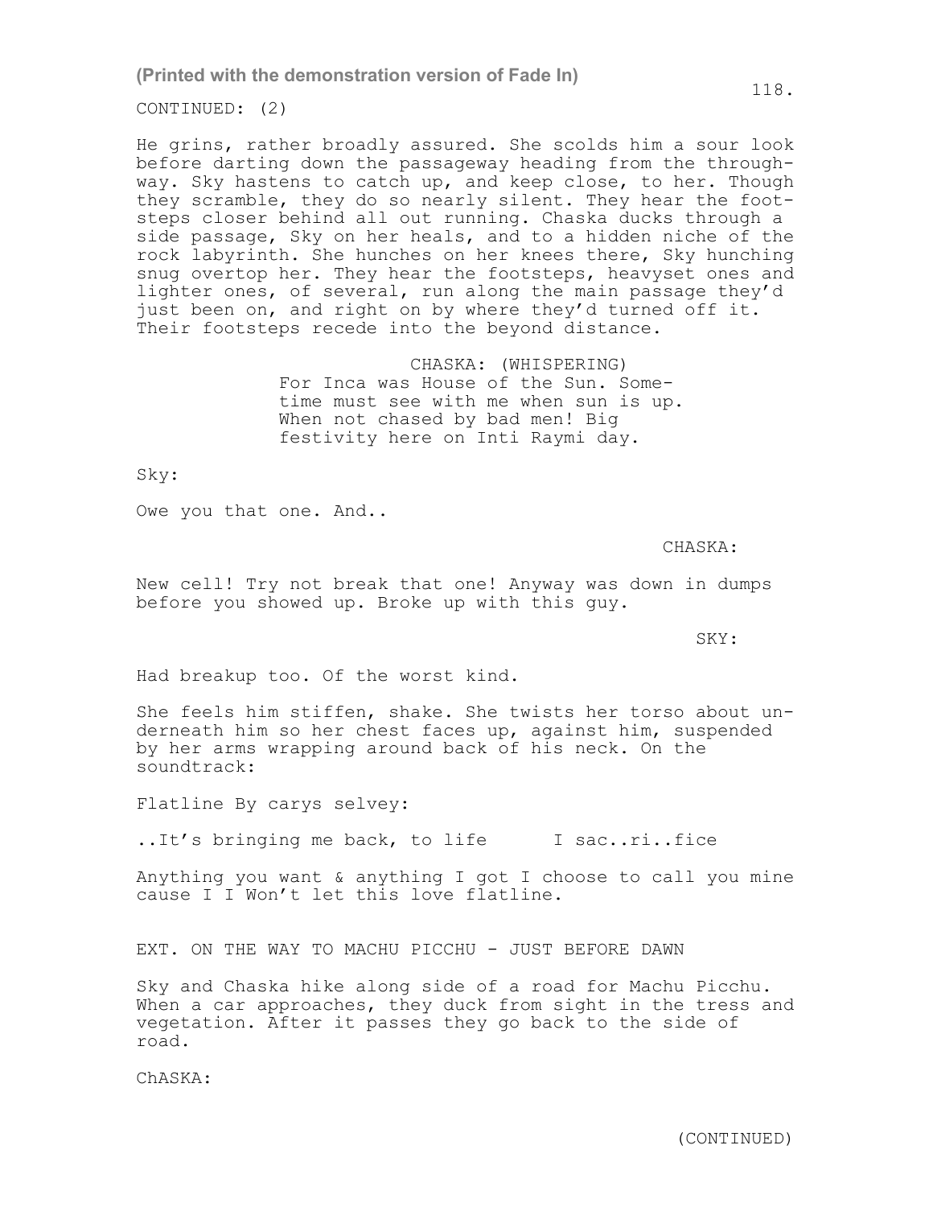(Printed with the demonstration version of Fade In)

CONTINUED: (2)

He grins, rather broadly assured. She scolds him a sour look before darting down the passageway heading from the throughway. Sky hastens to catch up, and keep close, to her. Though they scramble, they do so nearly silent. They hear the footsteps closer behind all out running. Chaska ducks through a side passage, Sky on her heals, and to a hidden niche of the rock labyrinth. She hunches on her knees there, Sky hunching snug overtop her. They hear the footsteps, heavyset ones and lighter ones, of several, run along the main passage they'd just been on, and right on by where they'd turned off it. Their footsteps recede into the beyond distance.

CHASKA: (WHISPERING)
For Inca was House of the Sun. Sometime must see with me when sun is up. When not chased by bad men! Big festivity here on Inti Raymi day.

Sky:

Owe you that one. And..

CHASKA:

New cell! Try not break that one! Anyway was down in dumps before you showed up. Broke up with this guy.

SKY:

Had breakup too. Of the worst kind.

She feels him stiffen, shake. She twists her torso about underneath him so her chest faces up, against him, suspended by her arms wrapping around back of his neck. On the soundtrack:

Flatline By carys selvey:

..It's bringing me back, to life      I sac..ri..fice

Anything you want & anything I got I choose to call you mine cause I I Won't let this love flatline.

EXT. ON THE WAY TO MACHU PICCHU - JUST BEFORE DAWN

Sky and Chaska hike along side of a road for Machu Picchu. When a car approaches, they duck from sight in the tress and vegetation. After it passes they go back to the side of road.

ChASKA:

(CONTINUED)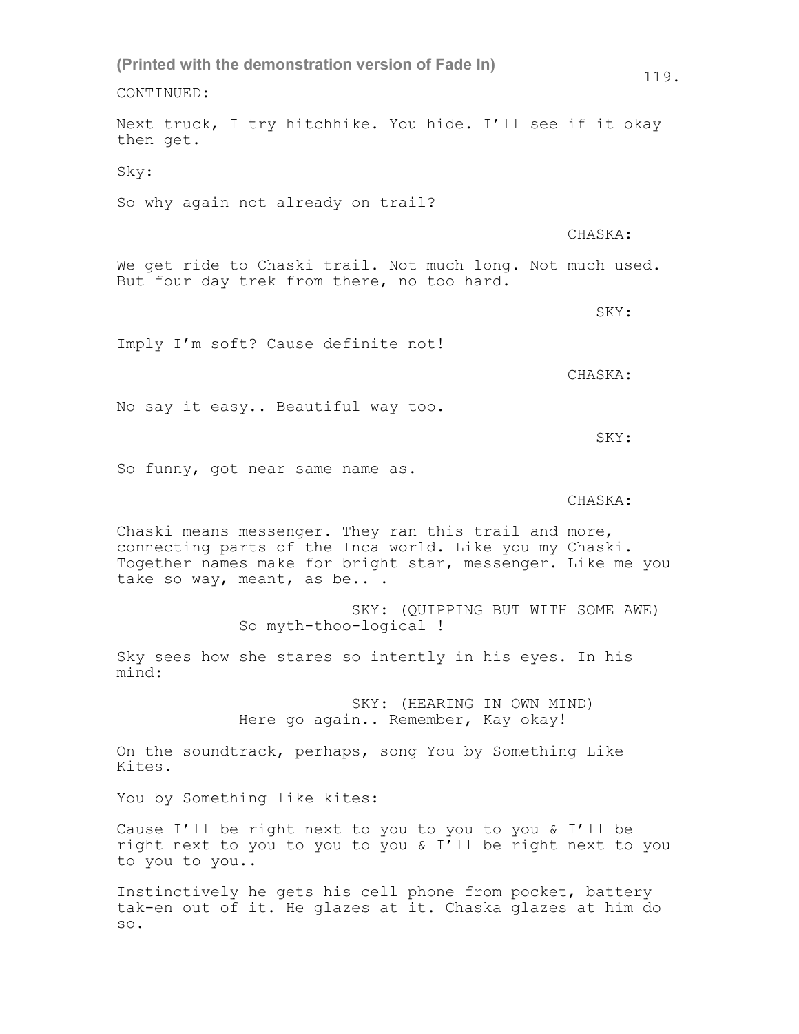CONTINUED:

Next truck, I try hitchhike. You hide. I'll see if it okay then get.

Sky:

So why again not already on trail?

CHASKA:

We get ride to Chaski trail. Not much long. Not much used. But four day trek from there, no too hard.

SKY:

Imply I'm soft? Cause definite not!

CHASKA:

No say it easy.. Beautiful way too.

SKY:

So funny, got near same name as.

CHASKA:

Chaski means messenger. They ran this trail and more, connecting parts of the Inca world. Like you my Chaski. Together names make for bright star, messenger. Like me you take so way, meant, as be.. .

SKY: (QUIPPING BUT WITH SOME AWE)
So myth-thoo-logical !

Sky sees how she stares so intently in his eyes. In his mind:

SKY: (HEARING IN OWN MIND)
Here go again.. Remember, Kay okay!

On the soundtrack, perhaps, song You by Something Like Kites.

You by Something like kites:

Cause I'll be right next to you to you to you & I'll be right next to you to you to you & I'll be right next to you to you to you..

Instinctively he gets his cell phone from pocket, battery tak-en out of it. He glazes at it. Chaska glazes at him do so.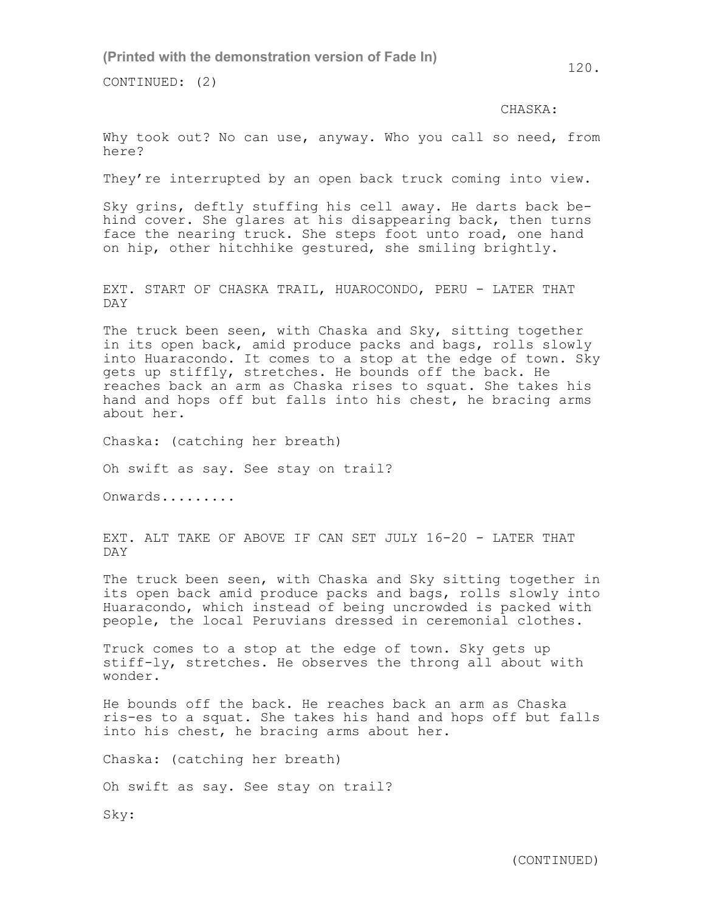(Printed with the demonstration version of Fade In)

CONTINUED: (2)

CHASKA:

Why took out? No can use, anyway. Who you call so need, from here?

They're interrupted by an open back truck coming into view.

Sky grins, deftly stuffing his cell away. He darts back be-hind cover. She glares at his disappearing back, then turns face the nearing truck. She steps foot unto road, one hand on hip, other hitchhike gestured, she smiling brightly.

EXT. START OF CHASKA TRAIL, HUAROCONDO, PERU - LATER THAT DAY

The truck been seen, with Chaska and Sky, sitting together in its open back, amid produce packs and bags, rolls slowly into Huaracondo. It comes to a stop at the edge of town. Sky gets up stiffly, stretches. He bounds off the back. He reaches back an arm as Chaska rises to squat. She takes his hand and hops off but falls into his chest, he bracing arms about her.

Chaska: (catching her breath)

Oh swift as say. See stay on trail?

Onwards.........

EXT. ALT TAKE OF ABOVE IF CAN SET JULY 16-20 - LATER THAT DAY

The truck been seen, with Chaska and Sky sitting together in its open back amid produce packs and bags, rolls slowly into Huaracondo, which instead of being uncrowded is packed with people, the local Peruvians dressed in ceremonial clothes.

Truck comes to a stop at the edge of town. Sky gets up stiff-ly, stretches. He observes the throng all about with wonder.

He bounds off the back. He reaches back an arm as Chaska ris-es to a squat. She takes his hand and hops off but falls into his chest, he bracing arms about her.

Chaska: (catching her breath)

Oh swift as say. See stay on trail?

Sky:

(CONTINUED)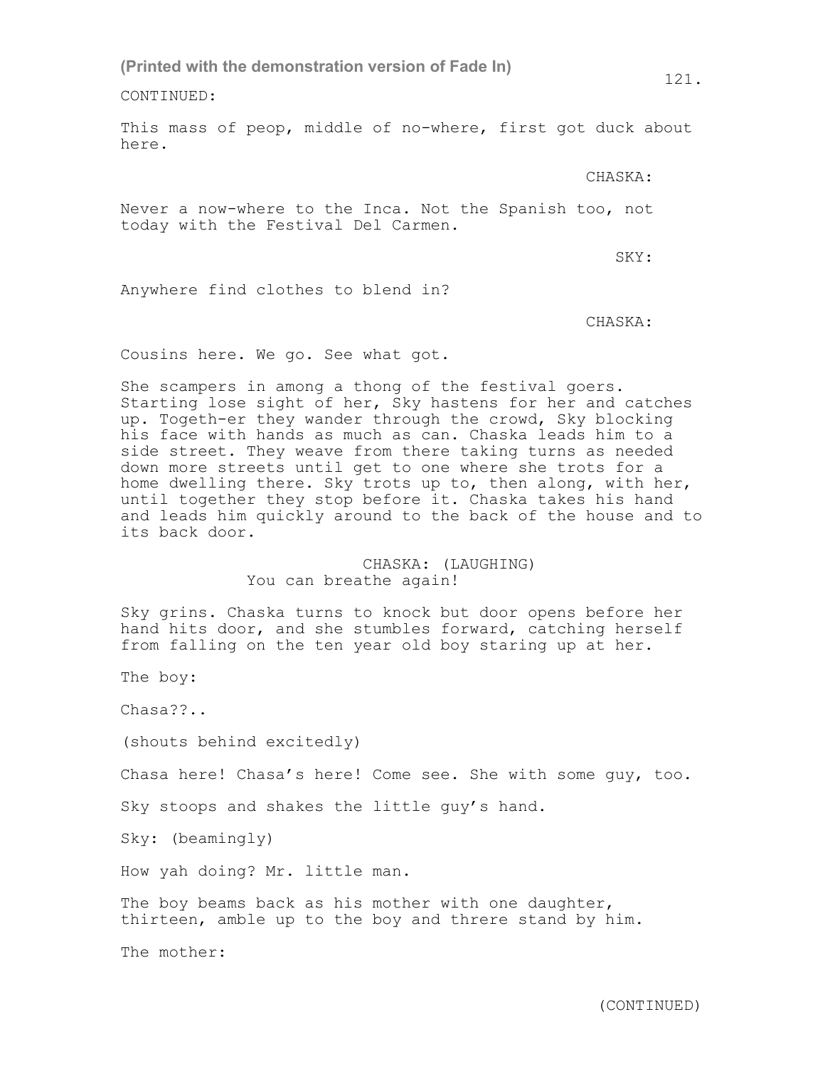CONTINUED:

This mass of peop, middle of no-where, first got duck about here.

CHASKA:

Never a now-where to the Inca. Not the Spanish too, not today with the Festival Del Carmen.

SKY:

Anywhere find clothes to blend in?

CHASKA:

Cousins here. We go. See what got.

She scampers in among a thong of the festival goers. Starting lose sight of her, Sky hastens for her and catches up. Togeth-er they wander through the crowd, Sky blocking his face with hands as much as can. Chaska leads him to a side street. They weave from there taking turns as needed down more streets until get to one where she trots for a home dwelling there. Sky trots up to, then along, with her, until together they stop before it. Chaska takes his hand and leads him quickly around to the back of the house and to its back door.

CHASKA: (LAUGHING)
You can breathe again!

Sky grins. Chaska turns to knock but door opens before her hand hits door, and she stumbles forward, catching herself from falling on the ten year old boy staring up at her.

The boy:

Chasa??..

(shouts behind excitedly)

Chasa here! Chasa's here! Come see. She with some guy, too.

Sky stoops and shakes the little guy's hand.

Sky: (beamingly)

How yah doing? Mr. little man.

The boy beams back as his mother with one daughter, thirteen, amble up to the boy and threre stand by him.

The mother:

(CONTINUED)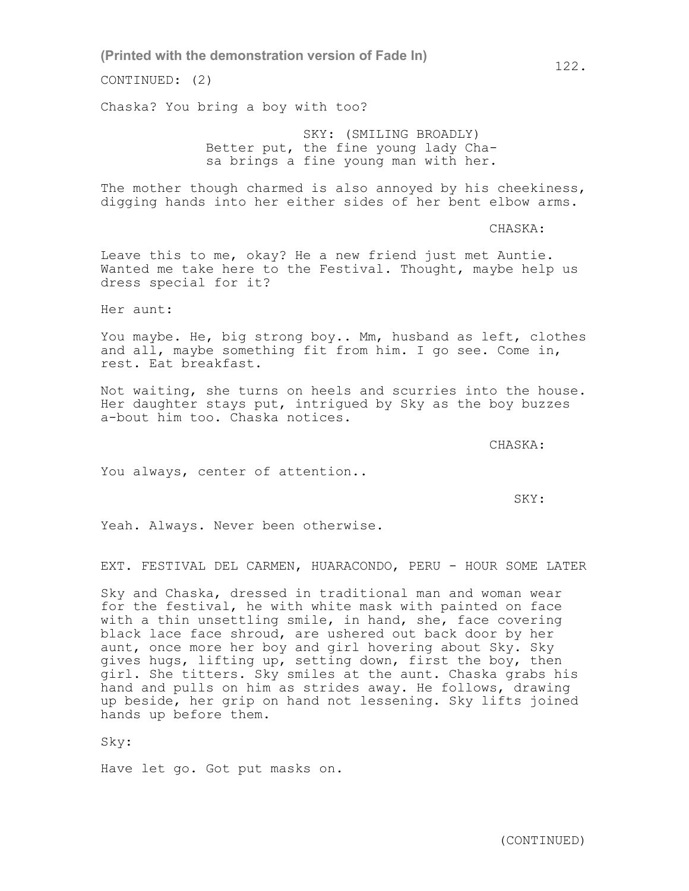(Printed with the demonstration version of Fade In)

CONTINUED: (2)

Chaska? You bring a boy with too?

SKY: (SMILING BROADLY)
Better put, the fine young lady Cha-
sa brings a fine young man with her.

The mother though charmed is also annoyed by his cheekiness, digging hands into her either sides of her bent elbow arms.

CHASKA:

Leave this to me, okay? He a new friend just met Auntie. Wanted me take here to the Festival. Thought, maybe help us dress special for it?

Her aunt:

You maybe. He, big strong boy.. Mm, husband as left, clothes and all, maybe something fit from him. I go see. Come in, rest. Eat breakfast.

Not waiting, she turns on heels and scurries into the house. Her daughter stays put, intrigued by Sky as the boy buzzes a-bout him too. Chaska notices.

CHASKA:

You always, center of attention..

SKY:

Yeah. Always. Never been otherwise.

EXT. FESTIVAL DEL CARMEN, HUARACONDO, PERU - HOUR SOME LATER

Sky and Chaska, dressed in traditional man and woman wear for the festival, he with white mask with painted on face with a thin unsettling smile, in hand, she, face covering black lace face shroud, are ushered out back door by her aunt, once more her boy and girl hovering about Sky. Sky gives hugs, lifting up, setting down, first the boy, then girl. She titters. Sky smiles at the aunt. Chaska grabs his hand and pulls on him as strides away. He follows, drawing up beside, her grip on hand not lessening. Sky lifts joined hands up before them.

Sky:

Have let go. Got put masks on.

(CONTINUED)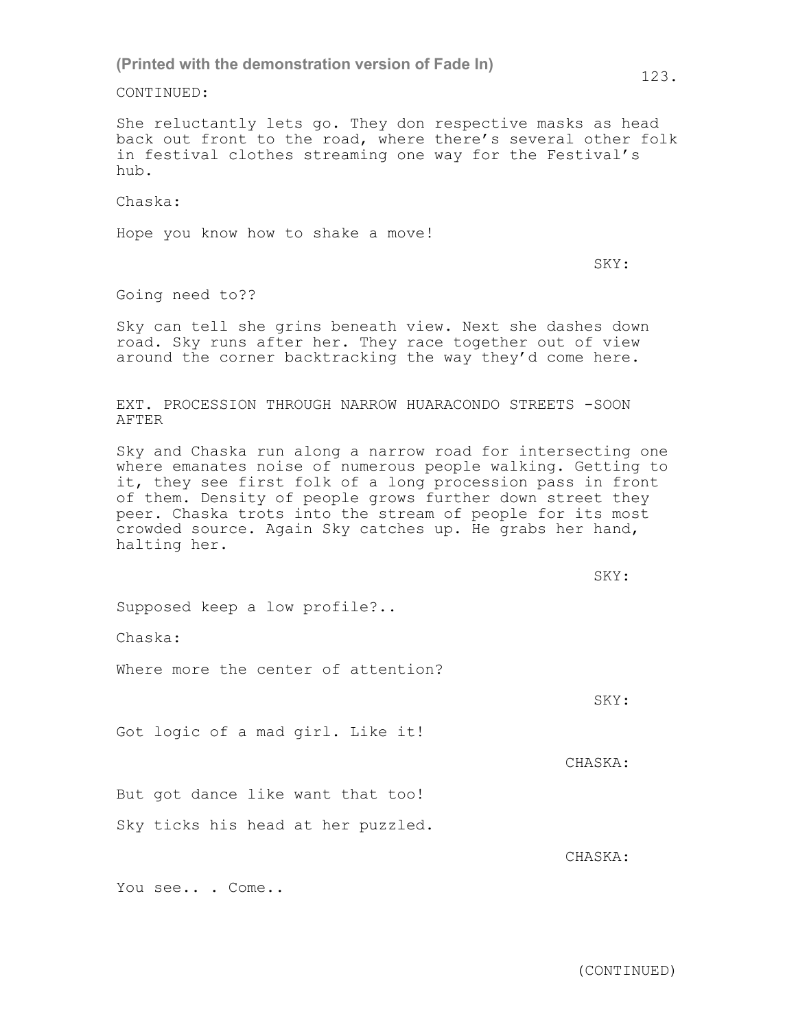(Printed with the demonstration version of Fade In)

CONTINUED:

She reluctantly lets go. They don respective masks as head back out front to the road, where there's several other folk in festival clothes streaming one way for the Festival's hub.

Chaska:

Hope you know how to shake a move!

SKY:

Going need to??

Sky can tell she grins beneath view. Next she dashes down road. Sky runs after her. They race together out of view around the corner backtracking the way they'd come here.

EXT. PROCESSION THROUGH NARROW HUARACONDO STREETS -SOON AFTER

Sky and Chaska run along a narrow road for intersecting one where emanates noise of numerous people walking. Getting to it, they see first folk of a long procession pass in front of them. Density of people grows further down street they peer. Chaska trots into the stream of people for its most crowded source. Again Sky catches up. He grabs her hand, halting her.

SKY:

Supposed keep a low profile?..

Chaska:

Where more the center of attention?

SKY:

Got logic of a mad girl. Like it!

CHASKA:

But got dance like want that too!

Sky ticks his head at her puzzled.

CHASKA:

You see.. . Come..

(CONTINUED)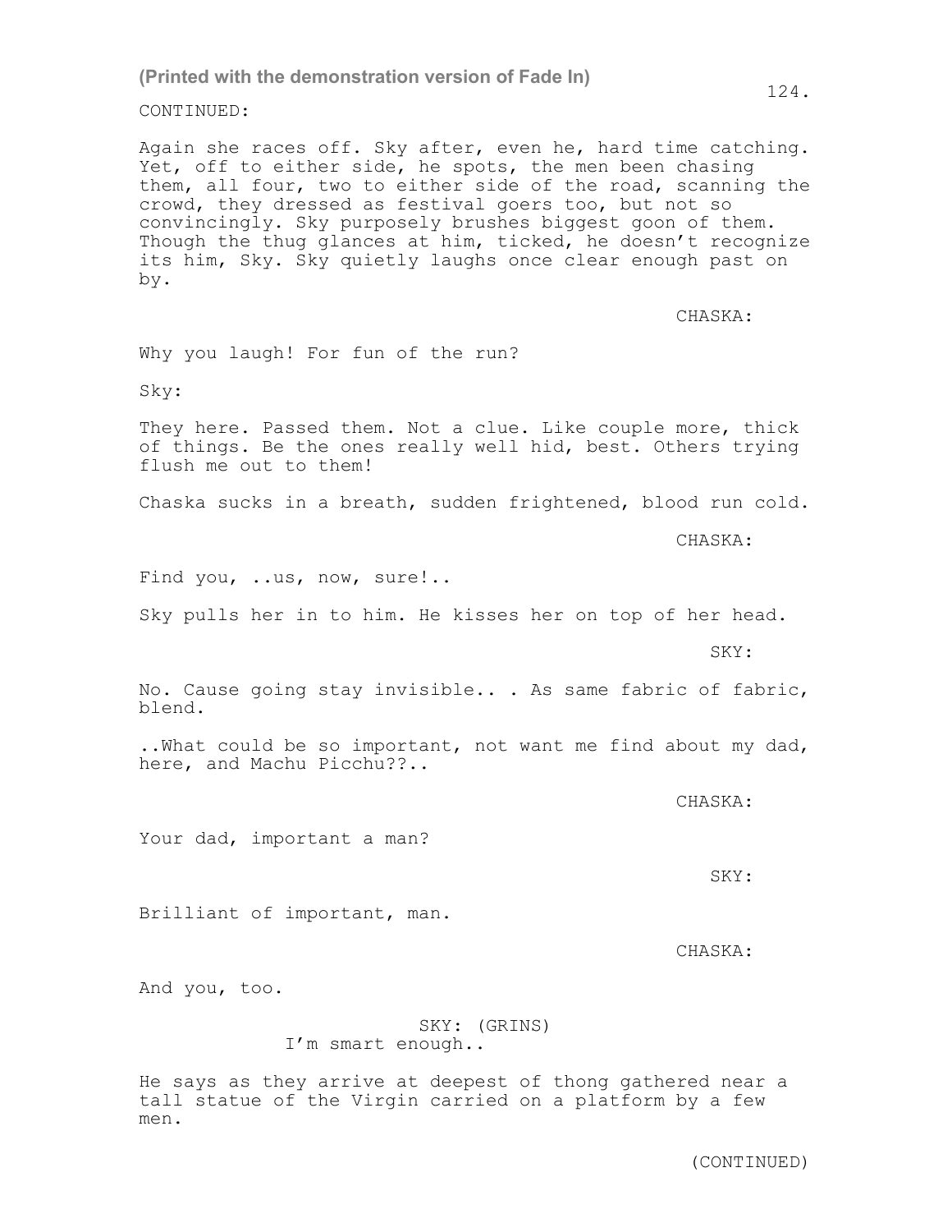CONTINUED:

Again she races off. Sky after, even he, hard time catching. Yet, off to either side, he spots, the men been chasing them, all four, two to either side of the road, scanning the crowd, they dressed as festival goers too, but not so convincingly. Sky purposely brushes biggest goon of them. Though the thug glances at him, ticked, he doesn't recognize its him, Sky. Sky quietly laughs once clear enough past on by.

CHASKA:

Why you laugh! For fun of the run?

Sky:

They here. Passed them. Not a clue. Like couple more, thick of things. Be the ones really well hid, best. Others trying flush me out to them!

Chaska sucks in a breath, sudden frightened, blood run cold.

CHASKA:

Find you, ..us, now, sure!..

Sky pulls her in to him. He kisses her on top of her head.

SKY:

No. Cause going stay invisible.. . As same fabric of fabric, blend.

..What could be so important, not want me find about my dad, here, and Machu Picchu??..

CHASKA:

Your dad, important a man?

SKY:

Brilliant of important, man.

CHASKA:

And you, too.

SKY: (GRINS)
I'm smart enough..

He says as they arrive at deepest of thong gathered near a tall statue of the Virgin carried on a platform by a few men.

(CONTINUED)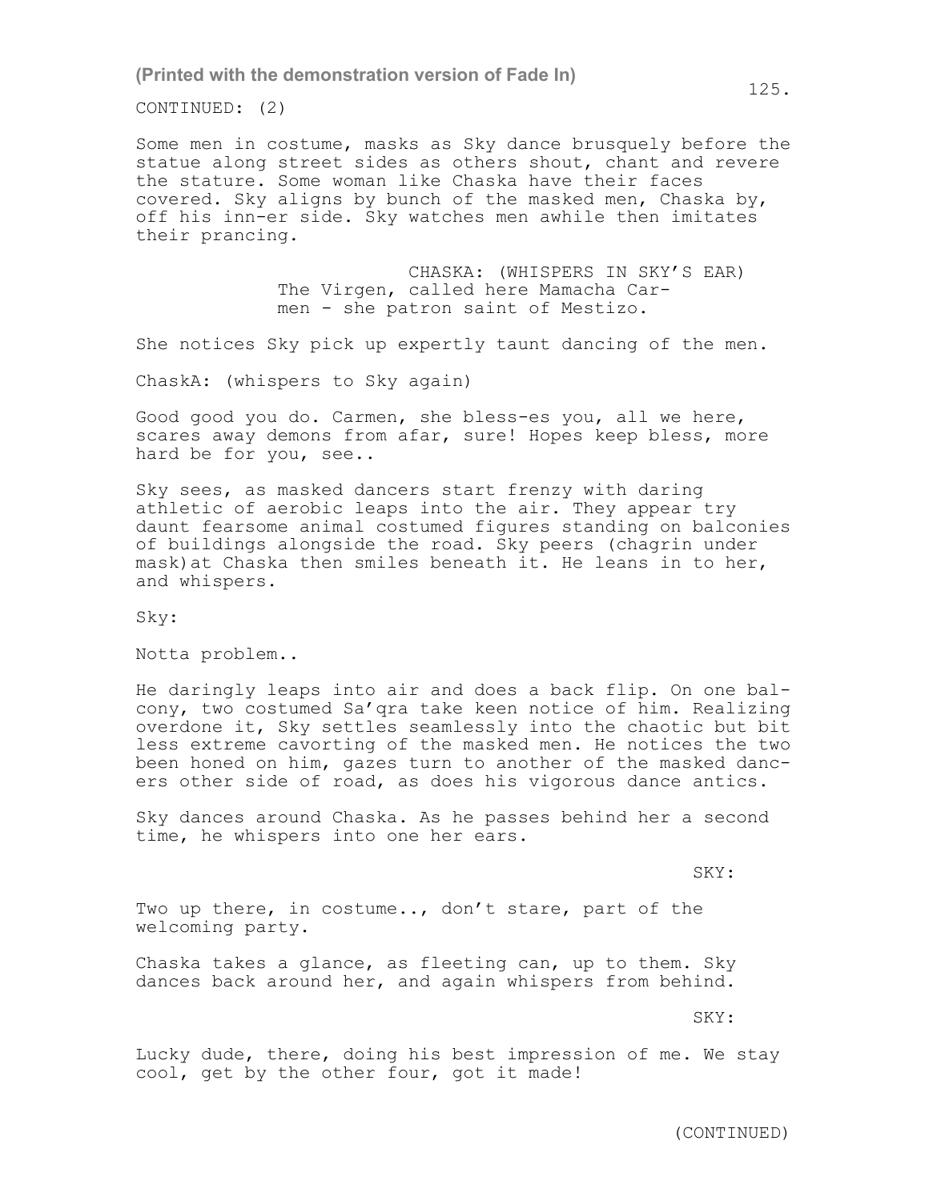CONTINUED: (2)

Some men in costume, masks as Sky dance brusquely before the statue along street sides as others shout, chant and revere the stature. Some woman like Chaska have their faces covered. Sky aligns by bunch of the masked men, Chaska by, off his inn-er side. Sky watches men awhile then imitates their prancing.

CHASKA: (WHISPERS IN SKY'S EAR)
The Virgen, called here Mamacha Carmen - she patron saint of Mestizo.

She notices Sky pick up expertly taunt dancing of the men.

ChaskA: (whispers to Sky again)

Good good you do. Carmen, she bless-es you, all we here, scares away demons from afar, sure! Hopes keep bless, more hard be for you, see..

Sky sees, as masked dancers start frenzy with daring athletic of aerobic leaps into the air. They appear try daunt fearsome animal costumed figures standing on balconies of buildings alongside the road. Sky peers (chagrin under mask)at Chaska then smiles beneath it. He leans in to her, and whispers.

Sky:

Notta problem..

He daringly leaps into air and does a back flip. On one balcony, two costumed Sa'qra take keen notice of him. Realizing overdone it, Sky settles seamlessly into the chaotic but bit less extreme cavorting of the masked men. He notices the two been honed on him, gazes turn to another of the masked dancers other side of road, as does his vigorous dance antics.

Sky dances around Chaska. As he passes behind her a second time, he whispers into one her ears.

SKY:

Two up there, in costume.., don't stare, part of the welcoming party.

Chaska takes a glance, as fleeting can, up to them. Sky dances back around her, and again whispers from behind.

SKY:

Lucky dude, there, doing his best impression of me. We stay cool, get by the other four, got it made!

(CONTINUED)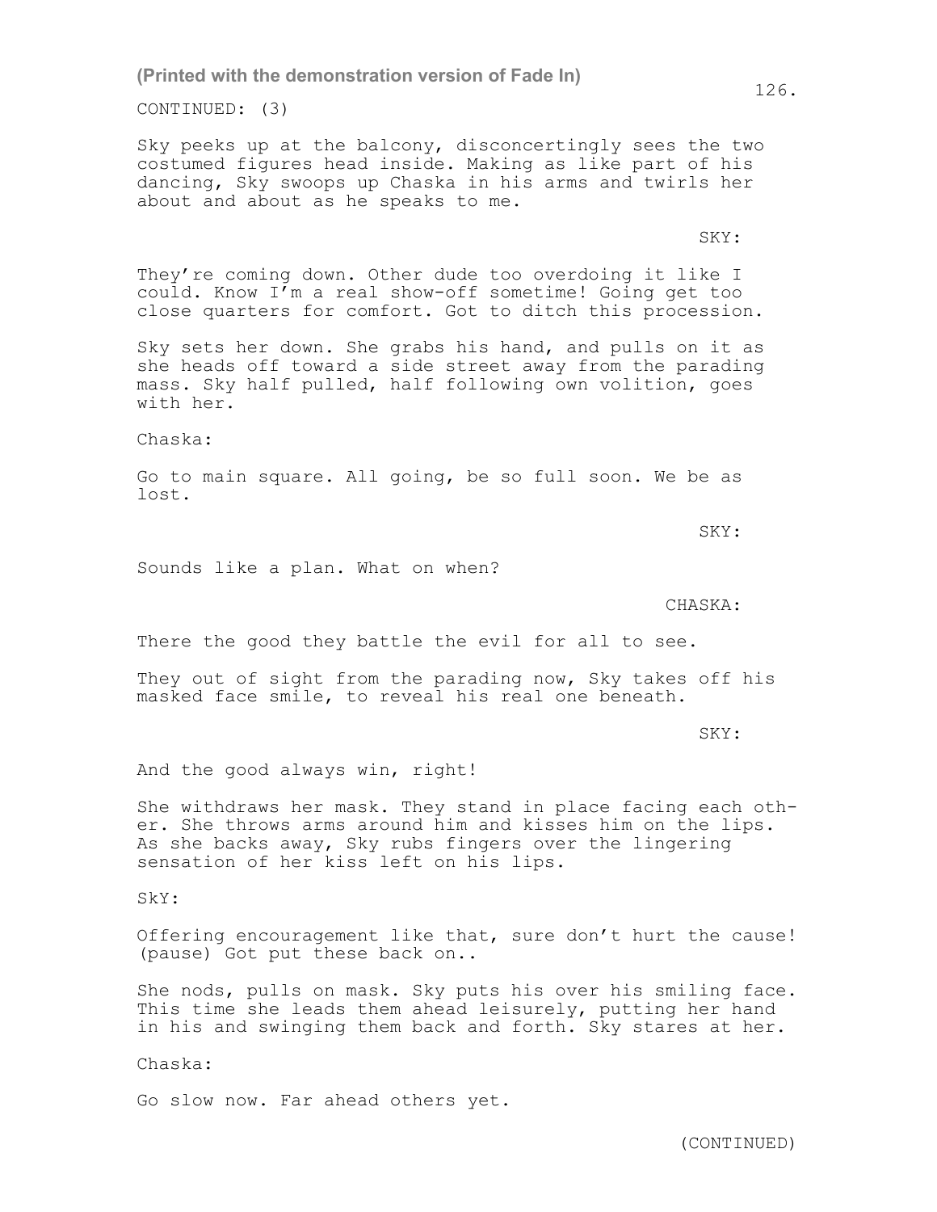CONTINUED: (3)

Sky peeks up at the balcony, disconcertingly sees the two costumed figures head inside. Making as like part of his dancing, Sky swoops up Chaska in his arms and twirls her about and about as he speaks to me.

SKY:

They're coming down. Other dude too overdoing it like I could. Know I'm a real show-off sometime! Going get too close quarters for comfort. Got to ditch this procession.

Sky sets her down. She grabs his hand, and pulls on it as she heads off toward a side street away from the parading mass. Sky half pulled, half following own volition, goes with her.

Chaska:

Go to main square. All going, be so full soon. We be as lost.

SKY:

Sounds like a plan. What on when?

CHASKA:

There the good they battle the evil for all to see.

They out of sight from the parading now, Sky takes off his masked face smile, to reveal his real one beneath.

SKY:

And the good always win, right!

She withdraws her mask. They stand in place facing each other. She throws arms around him and kisses him on the lips. As she backs away, Sky rubs fingers over the lingering sensation of her kiss left on his lips.

SkY:

Offering encouragement like that, sure don't hurt the cause! (pause) Got put these back on..

She nods, pulls on mask. Sky puts his over his smiling face. This time she leads them ahead leisurely, putting her hand in his and swinging them back and forth. Sky stares at her.

Chaska:

Go slow now. Far ahead others yet.

(CONTINUED)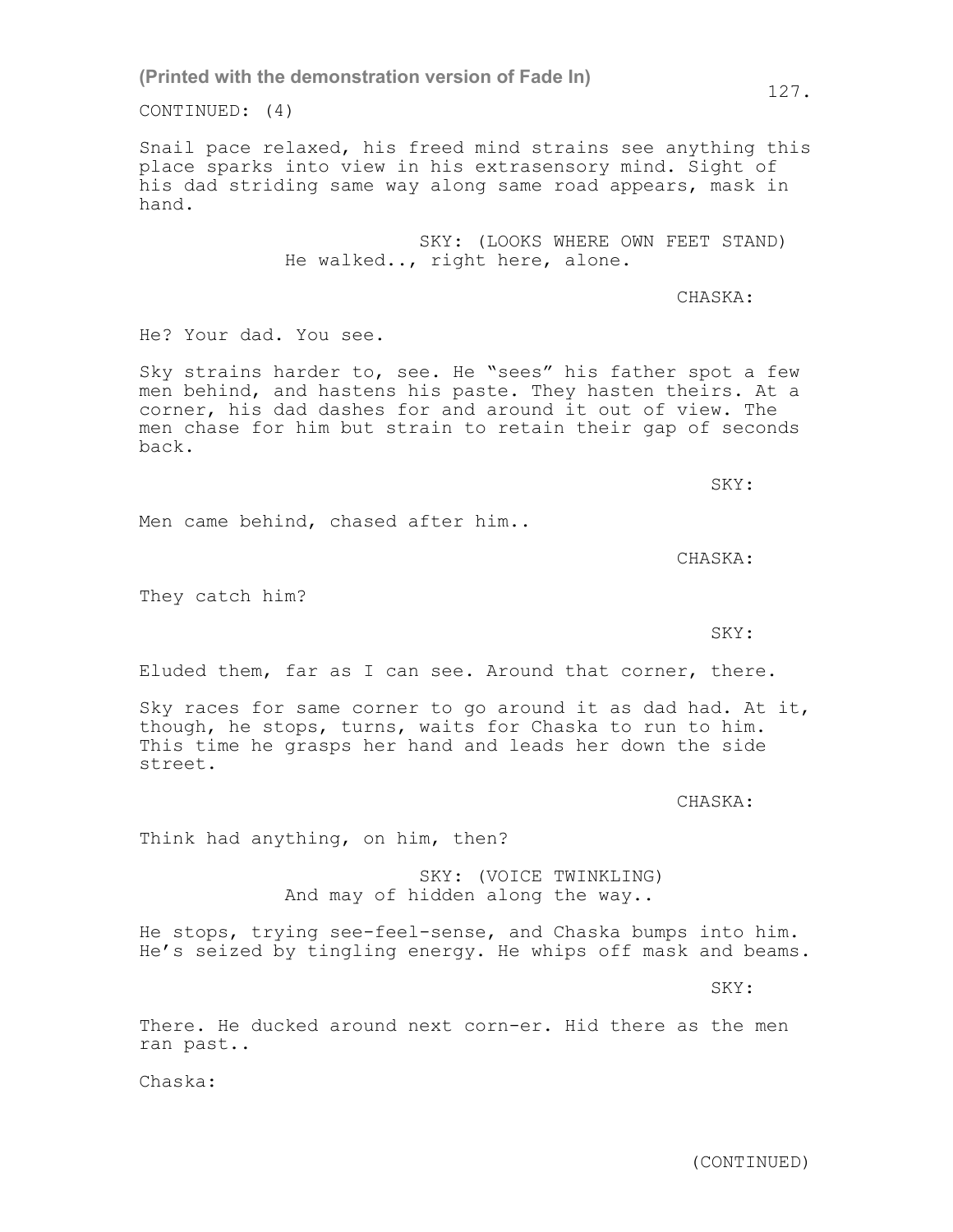(Printed with the demonstration version of Fade In)

CONTINUED: (4)

Snail pace relaxed, his freed mind strains see anything this place sparks into view in his extrasensory mind. Sight of his dad striding same way along same road appears, mask in hand.

SKY: (LOOKS WHERE OWN FEET STAND)
He walked.., right here, alone.

CHASKA:

He? Your dad. You see.

Sky strains harder to, see. He "sees" his father spot a few men behind, and hastens his paste. They hasten theirs. At a corner, his dad dashes for and around it out of view. The men chase for him but strain to retain their gap of seconds back.

SKY:

Men came behind, chased after him..

CHASKA:

They catch him?

SKY:

Eluded them, far as I can see. Around that corner, there.

Sky races for same corner to go around it as dad had. At it, though, he stops, turns, waits for Chaska to run to him. This time he grasps her hand and leads her down the side street.

CHASKA:

Think had anything, on him, then?

SKY: (VOICE TWINKLING)
And may of hidden along the way..

He stops, trying see-feel-sense, and Chaska bumps into him. He's seized by tingling energy. He whips off mask and beams.

SKY:

There. He ducked around next corn-er. Hid there as the men ran past..

Chaska:

(CONTINUED)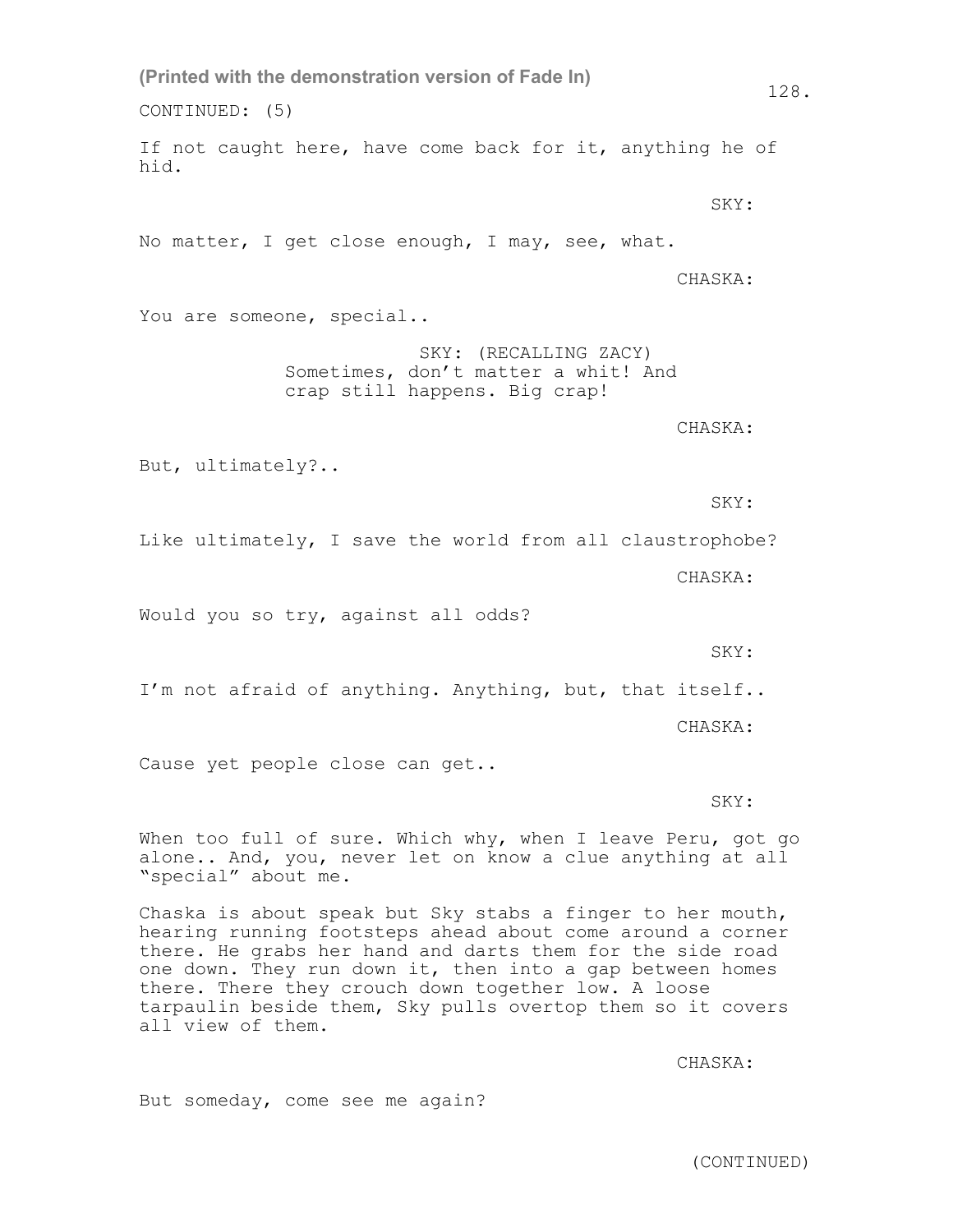CONTINUED: (5)

If not caught here, have come back for it, anything he of hid.

SKY:

No matter, I get close enough, I may, see, what.

CHASKA:

You are someone, special..

SKY: (RECALLING ZACY)
Sometimes, don't matter a whit! And crap still happens. Big crap!

CHASKA:

But, ultimately?..

SKY:

Like ultimately, I save the world from all claustrophobe?

CHASKA:

Would you so try, against all odds?

SKY:

I'm not afraid of anything. Anything, but, that itself..

CHASKA:

Cause yet people close can get..

SKY:

When too full of sure. Which why, when I leave Peru, got go alone.. And, you, never let on know a clue anything at all "special" about me.

Chaska is about speak but Sky stabs a finger to her mouth, hearing running footsteps ahead about come around a corner there. He grabs her hand and darts them for the side road one down. They run down it, then into a gap between homes there. There they crouch down together low. A loose tarpaulin beside them, Sky pulls overtop them so it covers all view of them.

CHASKA:

But someday, come see me again?

(CONTINUED)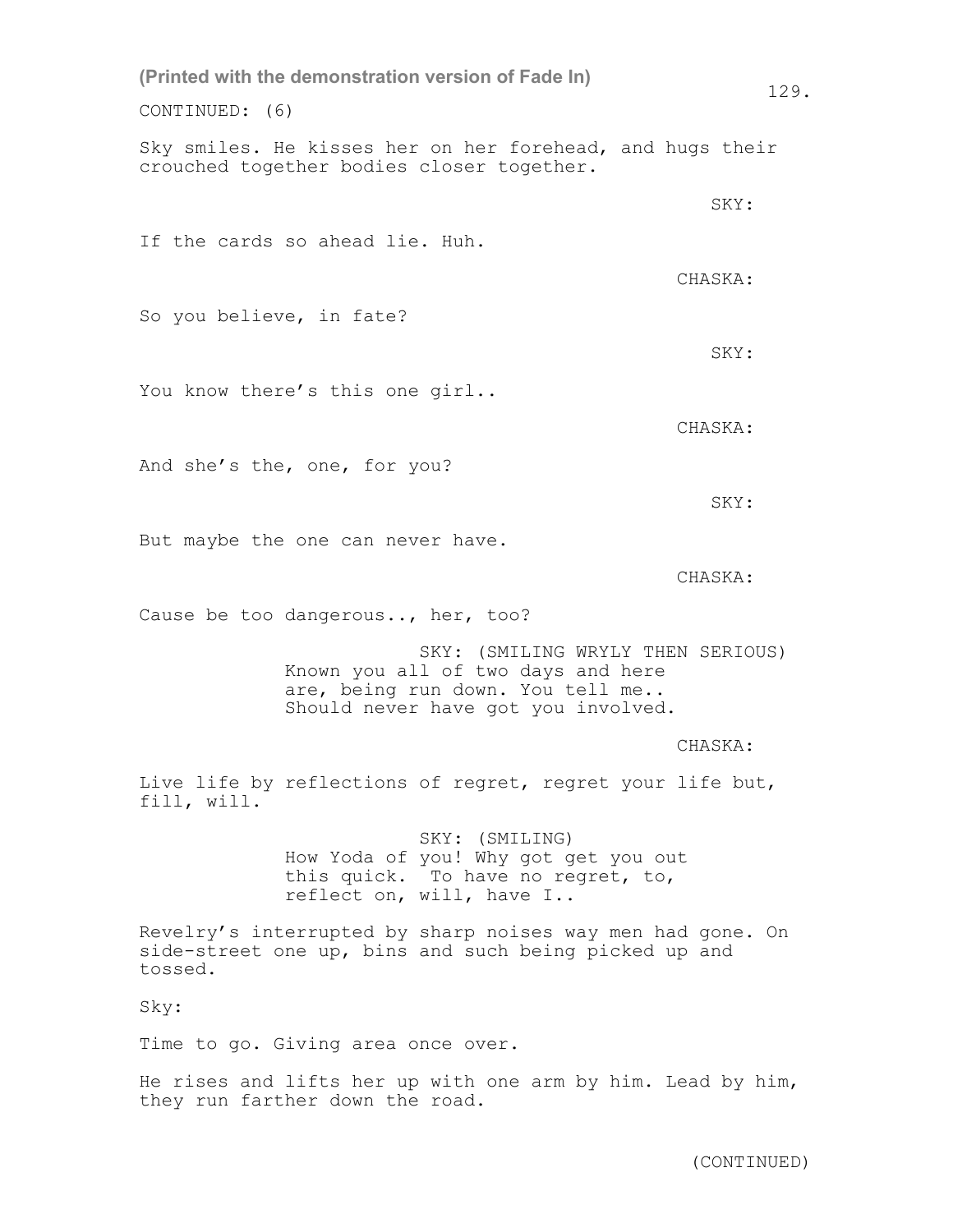CONTINUED: (6)

Sky smiles. He kisses her on her forehead, and hugs their crouched together bodies closer together.

SKY:

If the cards so ahead lie. Huh.

CHASKA:

So you believe, in fate?

SKY:

You know there's this one girl..

CHASKA:

And she's the, one, for you?

SKY:

But maybe the one can never have.

CHASKA:

Cause be too dangerous.., her, too?

SKY: (SMILING WRYLY THEN SERIOUS)
Known you all of two days and here are, being run down. You tell me.. Should never have got you involved.

CHASKA:

Live life by reflections of regret, regret your life but, fill, will.

SKY: (SMILING)
How Yoda of you! Why got get you out this quick. To have no regret, to, reflect on, will, have I..

Revelry's interrupted by sharp noises way men had gone. On side-street one up, bins and such being picked up and tossed.

Sky:

Time to go. Giving area once over.

He rises and lifts her up with one arm by him. Lead by him, they run farther down the road.

(CONTINUED)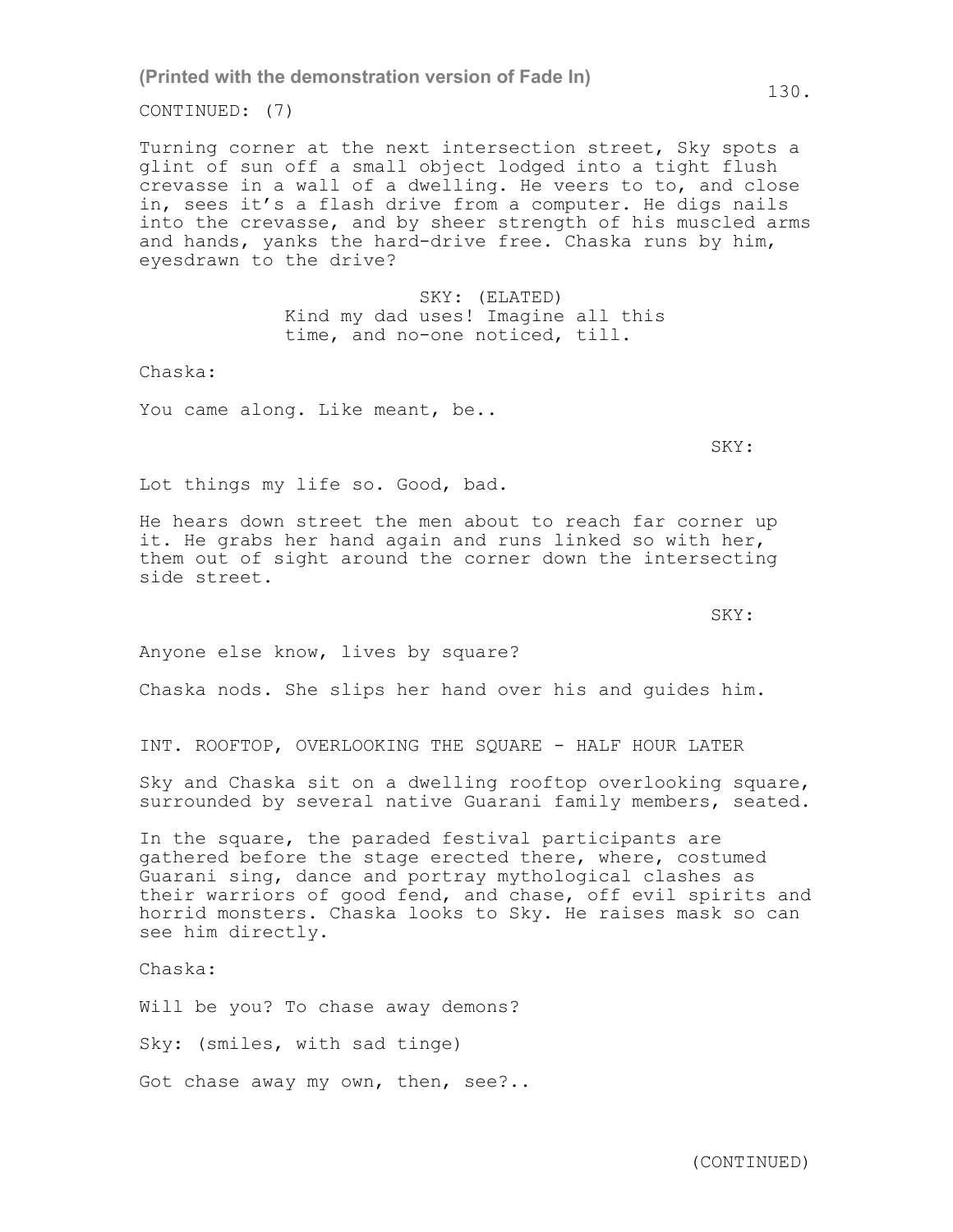CONTINUED: (7)

Turning corner at the next intersection street, Sky spots a glint of sun off a small object lodged into a tight flush crevasse in a wall of a dwelling. He veers to to, and close in, sees it's a flash drive from a computer. He digs nails into the crevasse, and by sheer strength of his muscled arms and hands, yanks the hard-drive free. Chaska runs by him, eyesdrawn to the drive?

SKY: (ELATED)
Kind my dad uses! Imagine all this time, and no-one noticed, till.

Chaska:

You came along. Like meant, be..

SKY:

Lot things my life so. Good, bad.

He hears down street the men about to reach far corner up it. He grabs her hand again and runs linked so with her, them out of sight around the corner down the intersecting side street.

SKY:

Anyone else know, lives by square?

Chaska nods. She slips her hand over his and guides him.

INT. ROOFTOP, OVERLOOKING THE SQUARE - HALF HOUR LATER

Sky and Chaska sit on a dwelling rooftop overlooking square, surrounded by several native Guarani family members, seated.

In the square, the paraded festival participants are gathered before the stage erected there, where, costumed Guarani sing, dance and portray mythological clashes as their warriors of good fend, and chase, off evil spirits and horrid monsters. Chaska looks to Sky. He raises mask so can see him directly.

Chaska:

Will be you? To chase away demons?

Sky: (smiles, with sad tinge)

Got chase away my own, then, see?..

(CONTINUED)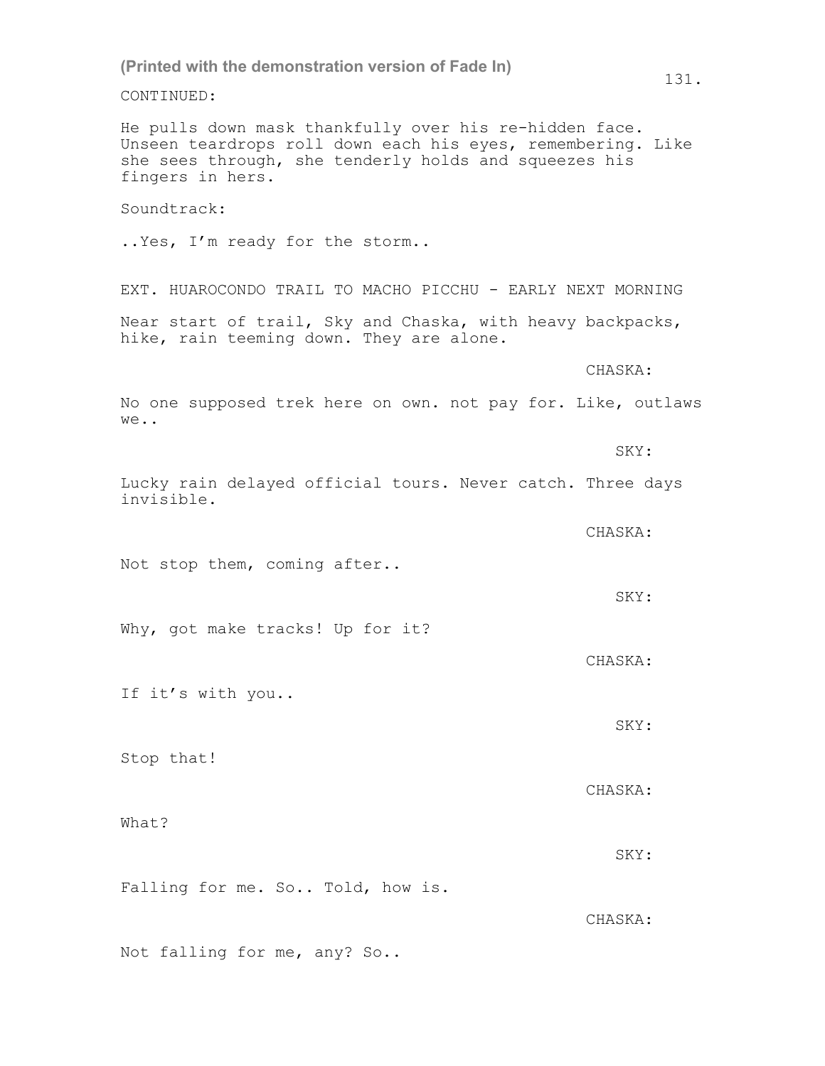CONTINUED:

He pulls down mask thankfully over his re-hidden face. Unseen teardrops roll down each his eyes, remembering. Like she sees through, she tenderly holds and squeezes his fingers in hers.

Soundtrack:

..Yes, I'm ready for the storm..

EXT. HUAROCONDO TRAIL TO MACHO PICCHU - EARLY NEXT MORNING

Near start of trail, Sky and Chaska, with heavy backpacks, hike, rain teeming down. They are alone.

CHASKA:

No one supposed trek here on own. not pay for. Like, outlaws we..

SKY:

Lucky rain delayed official tours. Never catch. Three days invisible.

CHASKA:

Not stop them, coming after..

SKY:

Why, got make tracks! Up for it?

CHASKA:

If it's with you..

SKY:

Stop that!

CHASKA:

What?

SKY:

Falling for me. So.. Told, how is.

CHASKA:

Not falling for me, any? So..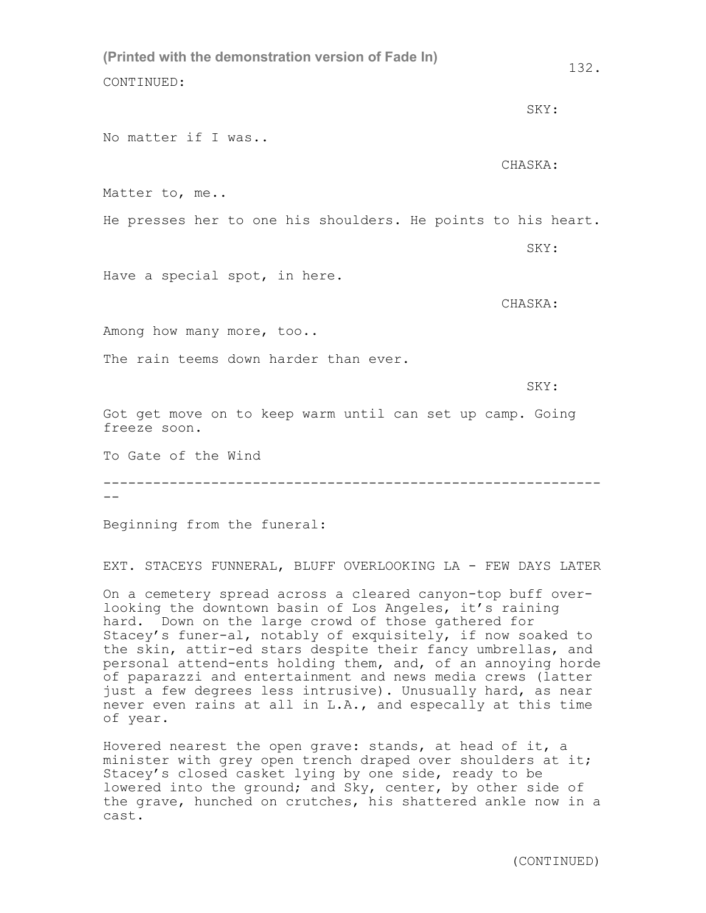CONTINUED:

SKY:

No matter if I was..

CHASKA:

Matter to, me..

He presses her to one his shoulders. He points to his heart.

SKY:

Have a special spot, in here.

CHASKA:

Among how many more, too..

The rain teems down harder than ever.

SKY:

Got get move on to keep warm until can set up camp. Going freeze soon.

To Gate of the Wind

--------------------------------------------------------------
--

Beginning from the funeral:

EXT. STACEYS FUNNERAL, BLUFF OVERLOOKING LA - FEW DAYS LATER

On a cemetery spread across a cleared canyon-top buff over-looking the downtown basin of Los Angeles, it's raining hard. Down on the large crowd of those gathered for Stacey's funer-al, notably of exquisitely, if now soaked to the skin, attir-ed stars despite their fancy umbrellas, and personal attend-ents holding them, and, of an annoying horde of paparazzi and entertainment and news media crews (latter just a few degrees less intrusive). Unusually hard, as near never even rains at all in L.A., and especally at this time of year.

Hovered nearest the open grave: stands, at head of it, a minister with grey open trench draped over shoulders at it; Stacey's closed casket lying by one side, ready to be lowered into the ground; and Sky, center, by other side of the grave, hunched on crutches, his shattered ankle now in a cast.

(CONTINUED)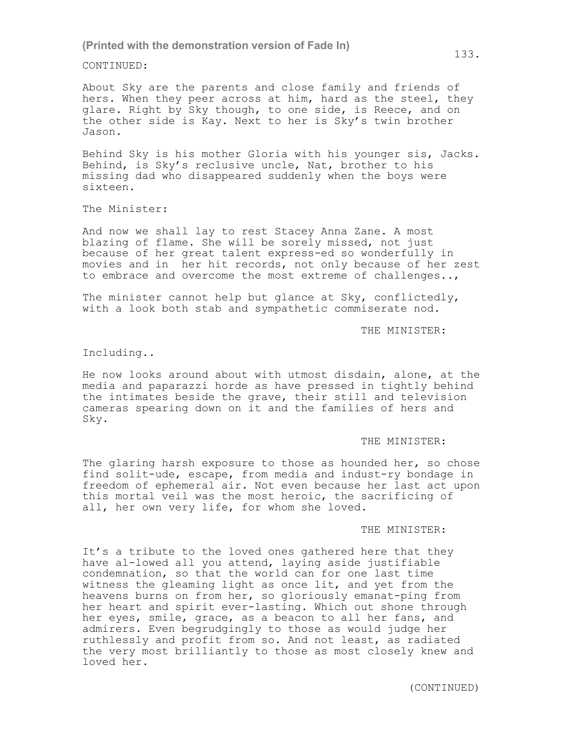CONTINUED:

About Sky are the parents and close family and friends of hers. When they peer across at him, hard as the steel, they glare. Right by Sky though, to one side, is Reece, and on the other side is Kay. Next to her is Sky's twin brother Jason.

Behind Sky is his mother Gloria with his younger sis, Jacks. Behind, is Sky's reclusive uncle, Nat, brother to his missing dad who disappeared suddenly when the boys were sixteen.

The Minister:

And now we shall lay to rest Stacey Anna Zane. A most blazing of flame. She will be sorely missed, not just because of her great talent express-ed so wonderfully in movies and in her hit records, not only because of her zest to embrace and overcome the most extreme of challenges..,

The minister cannot help but glance at Sky, conflictedly, with a look both stab and sympathetic commiserate nod.

THE MINISTER:

Including..

He now looks around about with utmost disdain, alone, at the media and paparazzi horde as have pressed in tightly behind the intimates beside the grave, their still and television cameras spearing down on it and the families of hers and Sky.

THE MINISTER:

The glaring harsh exposure to those as hounded her, so chose find solit-ude, escape, from media and indust-ry bondage in freedom of ephemeral air. Not even because her last act upon this mortal veil was the most heroic, the sacrificing of all, her own very life, for whom she loved.

THE MINISTER:

It's a tribute to the loved ones gathered here that they have al-lowed all you attend, laying aside justifiable condemnation, so that the world can for one last time witness the gleaming light as once lit, and yet from the heavens burns on from her, so gloriously emanat-ping from her heart and spirit ever-lasting. Which out shone through her eyes, smile, grace, as a beacon to all her fans, and admirers. Even begrudgingly to those as would judge her ruthlessly and profit from so. And not least, as radiated the very most brilliantly to those as most closely knew and loved her.

(CONTINUED)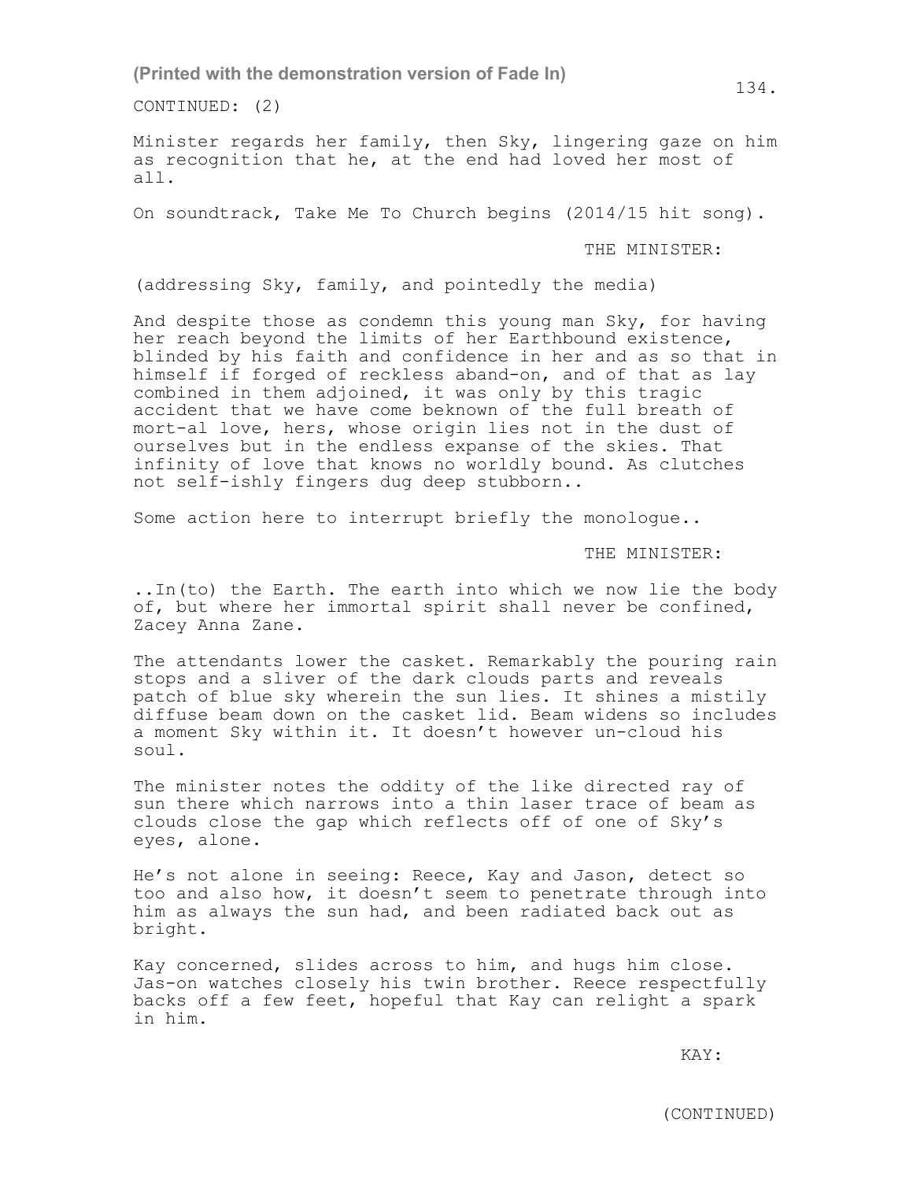CONTINUED: (2)

Minister regards her family, then Sky, lingering gaze on him as recognition that he, at the end had loved her most of all.

On soundtrack, Take Me To Church begins (2014/15 hit song).

THE MINISTER:

(addressing Sky, family, and pointedly the media)

And despite those as condemn this young man Sky, for having her reach beyond the limits of her Earthbound existence, blinded by his faith and confidence in her and as so that in himself if forged of reckless aband-on, and of that as lay combined in them adjoined, it was only by this tragic accident that we have come beknown of the full breath of mort-al love, hers, whose origin lies not in the dust of ourselves but in the endless expanse of the skies. That infinity of love that knows no worldly bound. As clutches not self-ishly fingers dug deep stubborn..

Some action here to interrupt briefly the monologue..

THE MINISTER:

..In(to) the Earth. The earth into which we now lie the body of, but where her immortal spirit shall never be confined, Zacey Anna Zane.

The attendants lower the casket. Remarkably the pouring rain stops and a sliver of the dark clouds parts and reveals patch of blue sky wherein the sun lies. It shines a mistily diffuse beam down on the casket lid. Beam widens so includes a moment Sky within it. It doesn't however un-cloud his soul.

The minister notes the oddity of the like directed ray of sun there which narrows into a thin laser trace of beam as clouds close the gap which reflects off of one of Sky's eyes, alone.

He's not alone in seeing: Reece, Kay and Jason, detect so too and also how, it doesn't seem to penetrate through into him as always the sun had, and been radiated back out as bright.

Kay concerned, slides across to him, and hugs him close. Jas-on watches closely his twin brother. Reece respectfully backs off a few feet, hopeful that Kay can relight a spark in him.

KAY:

(CONTINUED)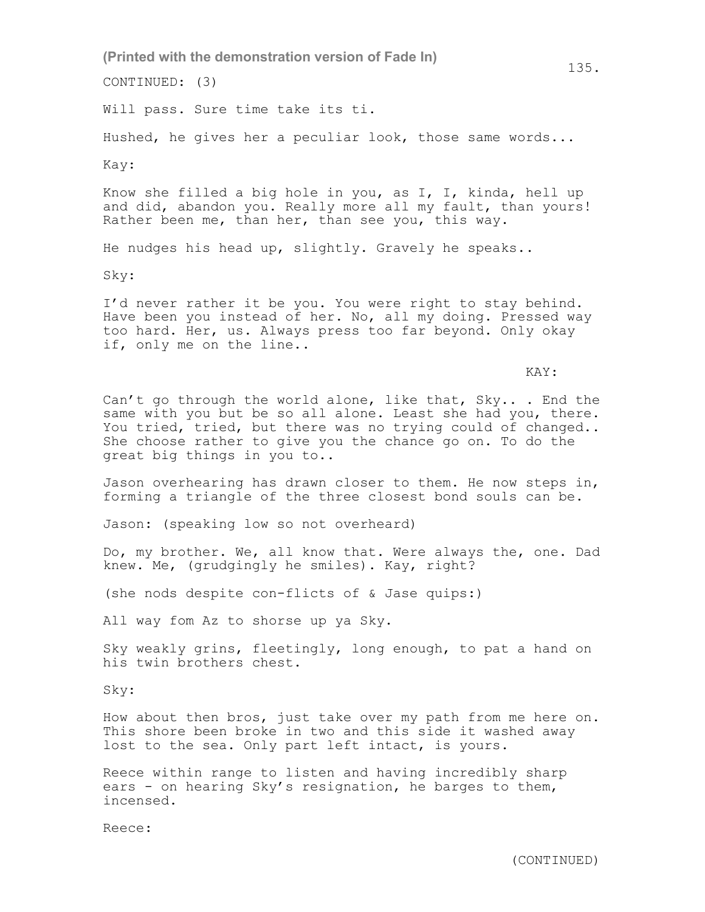CONTINUED: (3)

Will pass. Sure time take its ti.

Hushed, he gives her a peculiar look, those same words...

Kay:

Know she filled a big hole in you, as I, I, kinda, hell up and did, abandon you. Really more all my fault, than yours! Rather been me, than her, than see you, this way.

He nudges his head up, slightly. Gravely he speaks..

Sky:

I'd never rather it be you. You were right to stay behind. Have been you instead of her. No, all my doing. Pressed way too hard. Her, us. Always press too far beyond. Only okay if, only me on the line..

KAY:

Can't go through the world alone, like that, Sky.. . End the same with you but be so all alone. Least she had you, there. You tried, tried, but there was no trying could of changed.. She choose rather to give you the chance go on. To do the great big things in you to..

Jason overhearing has drawn closer to them. He now steps in, forming a triangle of the three closest bond souls can be.

Jason: (speaking low so not overheard)

Do, my brother. We, all know that. Were always the, one. Dad knew. Me, (grudgingly he smiles). Kay, right?

(she nods despite con-flicts of & Jase quips:)

All way fom Az to shorse up ya Sky.

Sky weakly grins, fleetingly, long enough, to pat a hand on his twin brothers chest.

Sky:

How about then bros, just take over my path from me here on. This shore been broke in two and this side it washed away lost to the sea. Only part left intact, is yours.

Reece within range to listen and having incredibly sharp ears - on hearing Sky's resignation, he barges to them, incensed.

Reece:

(CONTINUED)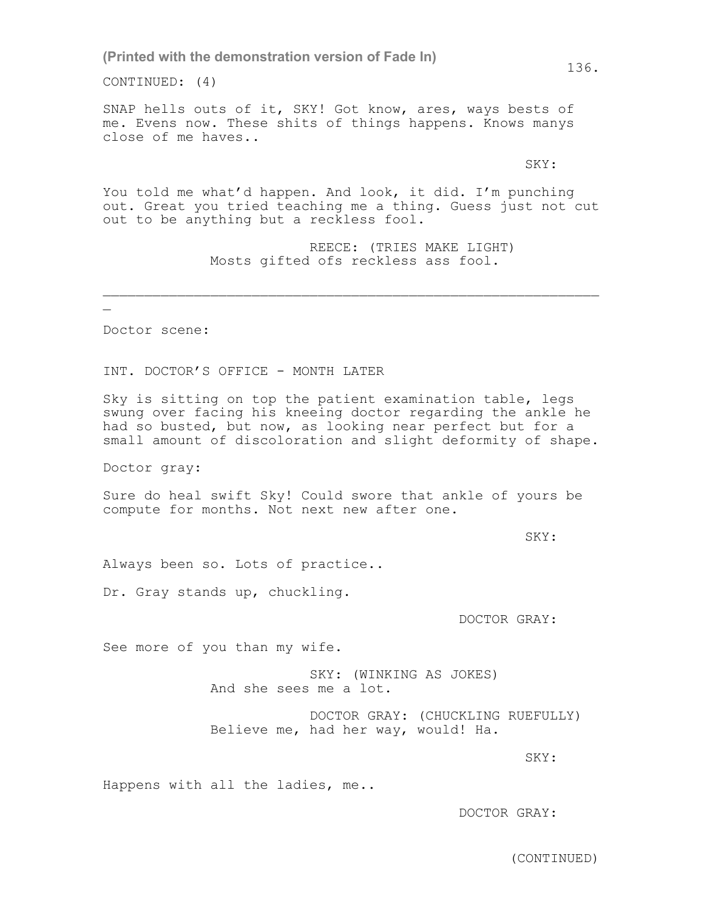(Printed with the demonstration version of Fade In)

CONTINUED: (4)

SNAP hells outs of it, SKY! Got know, ares, ways bests of me. Evens now. These shits of things happens. Knows manys close of me haves..

SKY:

You told me what'd happen. And look, it did. I'm punching out. Great you tried teaching me a thing. Guess just not cut out to be anything but a reckless fool.

REECE: (TRIES MAKE LIGHT)
Mosts gifted ofs reckless ass fool.

______________________________________________________________

Doctor scene:

INT. DOCTOR'S OFFICE - MONTH LATER

Sky is sitting on top the patient examination table, legs swung over facing his kneeing doctor regarding the ankle he had so busted, but now, as looking near perfect but for a small amount of discoloration and slight deformity of shape.

Doctor gray:

Sure do heal swift Sky! Could swore that ankle of yours be compute for months. Not next new after one.

SKY:

Always been so. Lots of practice..

Dr. Gray stands up, chuckling.

DOCTOR GRAY:

See more of you than my wife.

SKY: (WINKING AS JOKES)
And she sees me a lot.

DOCTOR GRAY: (CHUCKLING RUEFULLY)
Believe me, had her way, would! Ha.

SKY:

Happens with all the ladies, me..

DOCTOR GRAY:

(CONTINUED)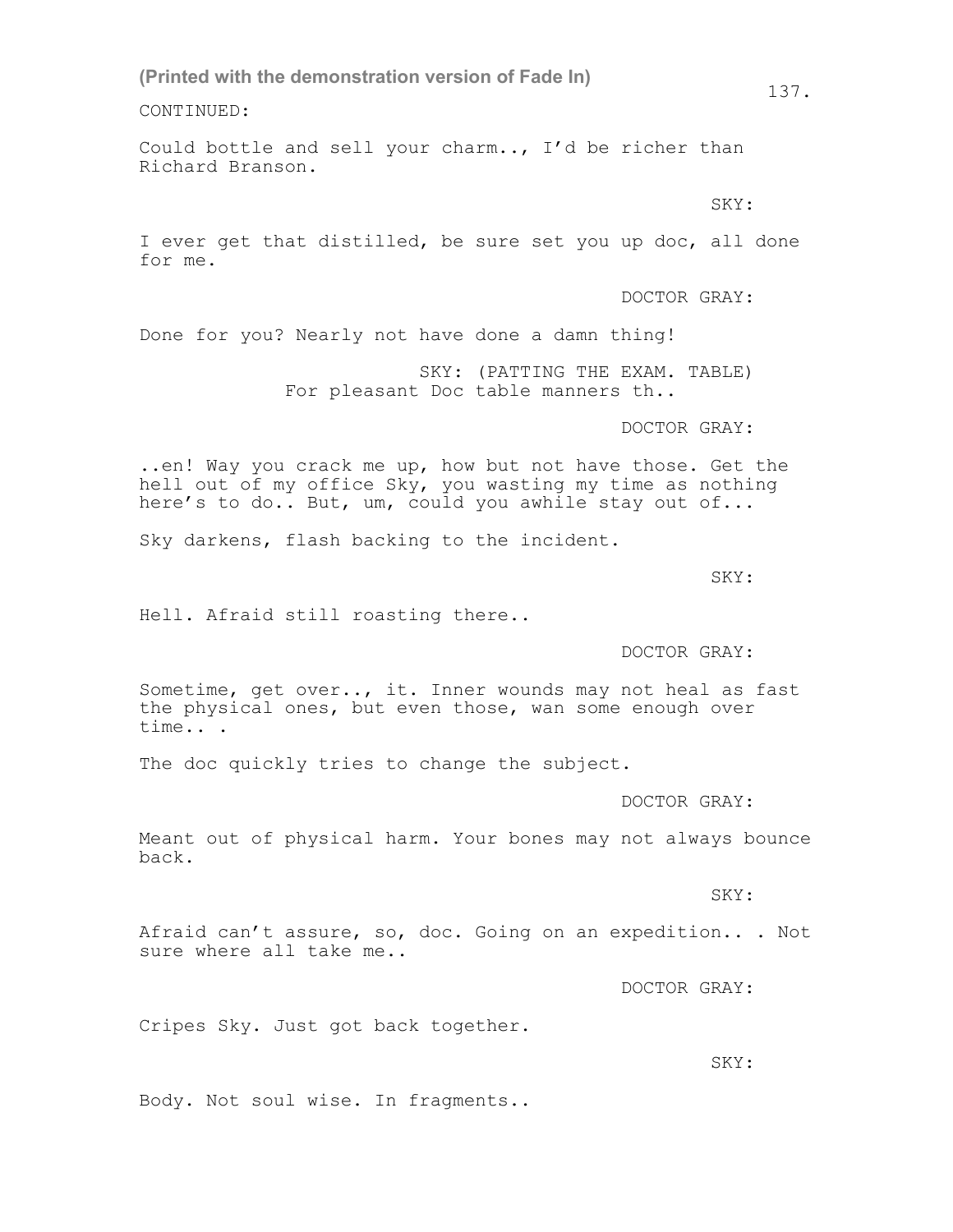CONTINUED:

Could bottle and sell your charm.., I'd be richer than Richard Branson.

SKY:

I ever get that distilled, be sure set you up doc, all done for me.

DOCTOR GRAY:

Done for you? Nearly not have done a damn thing!

SKY: (PATTING THE EXAM. TABLE)
For pleasant Doc table manners th..

DOCTOR GRAY:

..en! Way you crack me up, how but not have those. Get the hell out of my office Sky, you wasting my time as nothing here's to do.. But, um, could you awhile stay out of...

Sky darkens, flash backing to the incident.

SKY:

Hell. Afraid still roasting there..

DOCTOR GRAY:

Sometime, get over.., it. Inner wounds may not heal as fast the physical ones, but even those, wan some enough over time.. .

The doc quickly tries to change the subject.

DOCTOR GRAY:

Meant out of physical harm. Your bones may not always bounce back.

SKY:

Afraid can't assure, so, doc. Going on an expedition.. . Not sure where all take me..

DOCTOR GRAY:

Cripes Sky. Just got back together.

SKY:

Body. Not soul wise. In fragments..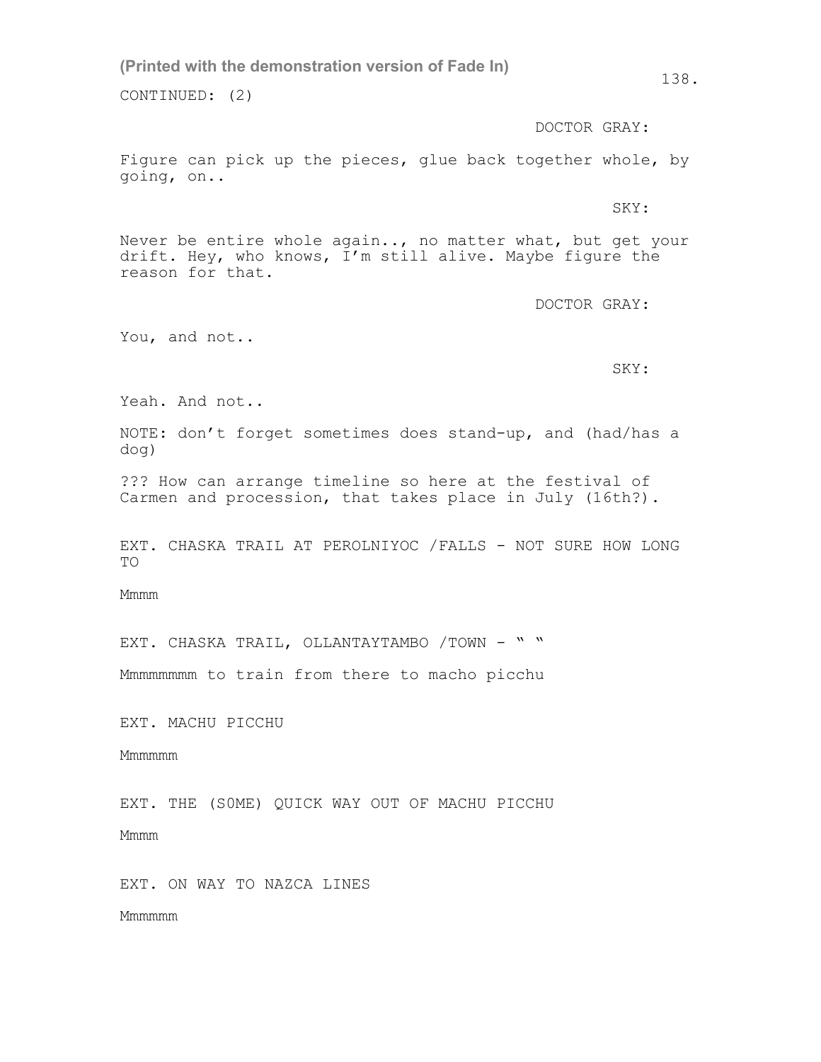CONTINUED: (2)

DOCTOR GRAY:

Figure can pick up the pieces, glue back together whole, by going, on..

SKY:

Never be entire whole again.., no matter what, but get your drift. Hey, who knows, I'm still alive. Maybe figure the reason for that.

DOCTOR GRAY:

You, and not..

SKY:

Yeah. And not..

NOTE: don't forget sometimes does stand-up, and (had/has a dog)

??? How can arrange timeline so here at the festival of Carmen and procession, that takes place in July (16th?).

EXT. CHASKA TRAIL AT PEROLNIYOC /FALLS - NOT SURE HOW LONG TO

Mmmm

EXT. CHASKA TRAIL, OLLANTAYTAMBO /TOWN - " "

Mmmmmmmm to train from there to macho picchu

EXT. MACHU PICCHU

Mmmmmm

EXT. THE (S0ME) QUICK WAY OUT OF MACHU PICCHU

Mmmm

EXT. ON WAY TO NAZCA LINES

Mmmmmm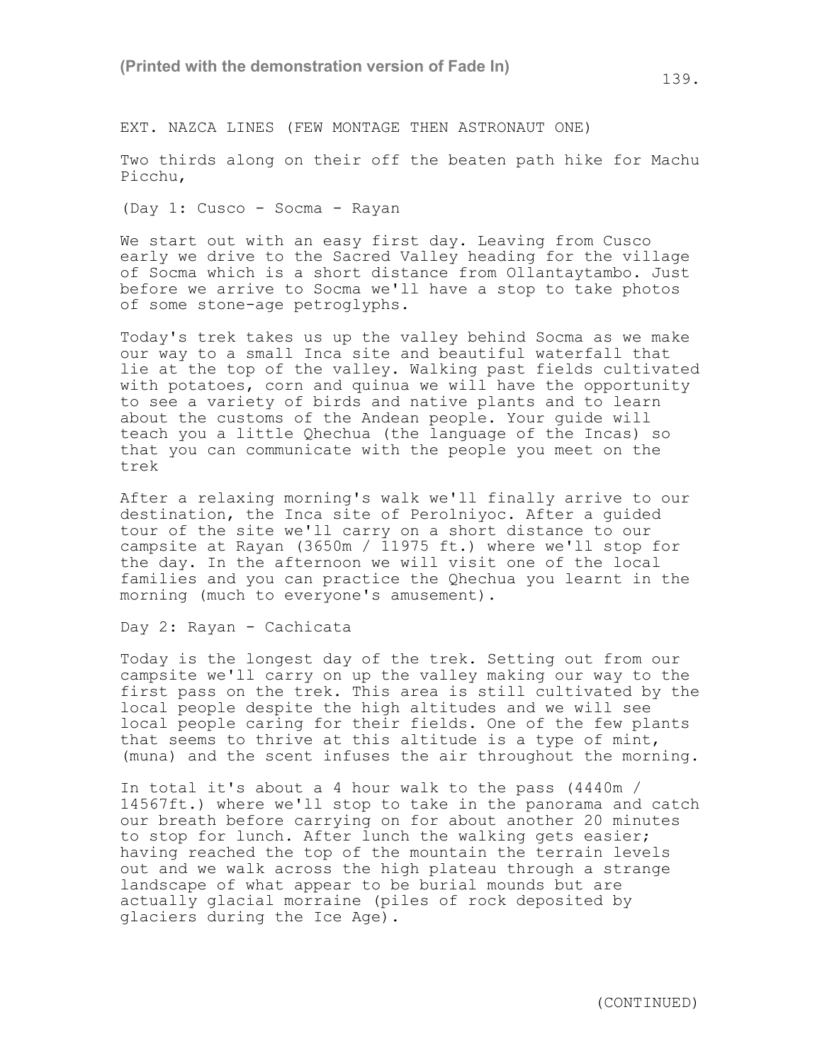EXT. NAZCA LINES (FEW MONTAGE THEN ASTRONAUT ONE)

Two thirds along on their off the beaten path hike for Machu Picchu,

(Day 1: Cusco - Socma - Rayan

We start out with an easy first day. Leaving from Cusco early we drive to the Sacred Valley heading for the village of Socma which is a short distance from Ollantaytambo. Just before we arrive to Socma we'll have a stop to take photos of some stone-age petroglyphs.

Today's trek takes us up the valley behind Socma as we make our way to a small Inca site and beautiful waterfall that lie at the top of the valley. Walking past fields cultivated with potatoes, corn and quinua we will have the opportunity to see a variety of birds and native plants and to learn about the customs of the Andean people. Your guide will teach you a little Qhechua (the language of the Incas) so that you can communicate with the people you meet on the trek

After a relaxing morning's walk we'll finally arrive to our destination, the Inca site of Perolniyoc. After a guided tour of the site we'll carry on a short distance to our campsite at Rayan (3650m / 11975 ft.) where we'll stop for the day. In the afternoon we will visit one of the local families and you can practice the Qhechua you learnt in the morning (much to everyone's amusement).

Day 2: Rayan - Cachicata

Today is the longest day of the trek. Setting out from our campsite we'll carry on up the valley making our way to the first pass on the trek. This area is still cultivated by the local people despite the high altitudes and we will see local people caring for their fields. One of the few plants that seems to thrive at this altitude is a type of mint, (muna) and the scent infuses the air throughout the morning.

In total it's about a 4 hour walk to the pass (4440m / 14567ft.) where we'll stop to take in the panorama and catch our breath before carrying on for about another 20 minutes to stop for lunch. After lunch the walking gets easier; having reached the top of the mountain the terrain levels out and we walk across the high plateau through a strange landscape of what appear to be burial mounds but are actually glacial morraine (piles of rock deposited by glaciers during the Ice Age).

(CONTINUED)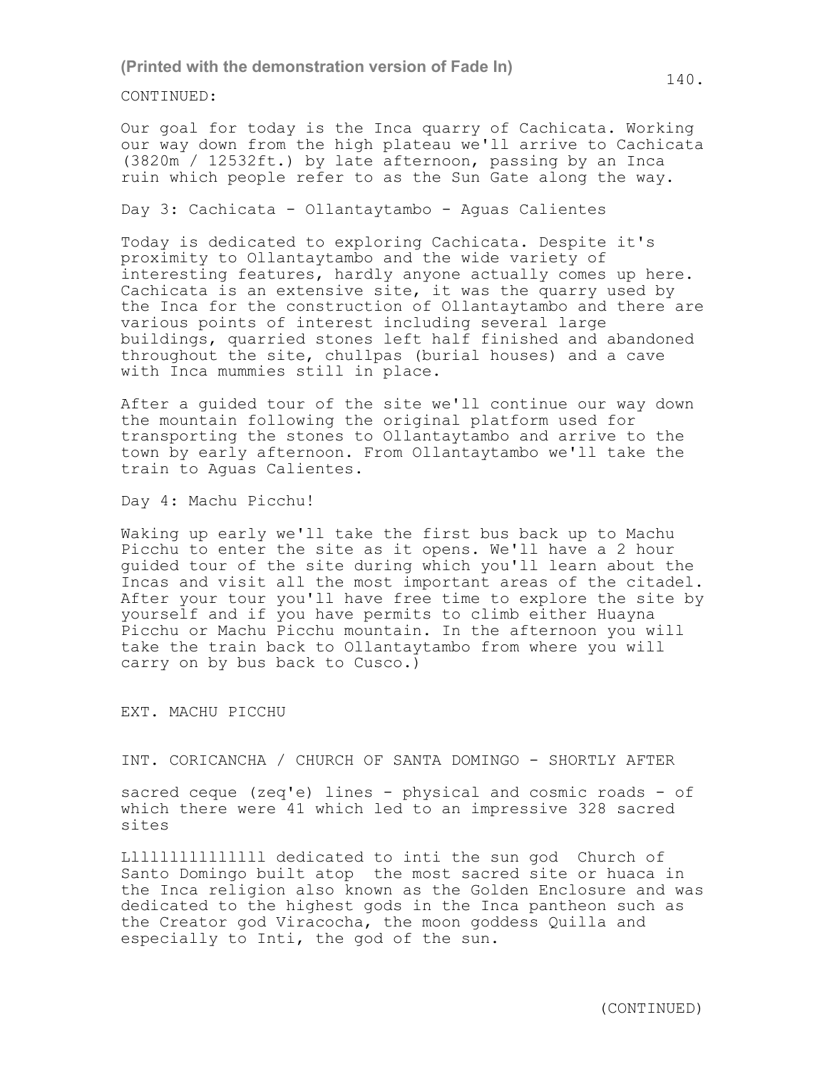CONTINUED:

Our goal for today is the Inca quarry of Cachicata. Working our way down from the high plateau we'll arrive to Cachicata (3820m / 12532ft.) by late afternoon, passing by an Inca ruin which people refer to as the Sun Gate along the way.

Day 3: Cachicata - Ollantaytambo - Aguas Calientes

Today is dedicated to exploring Cachicata. Despite it's proximity to Ollantaytambo and the wide variety of interesting features, hardly anyone actually comes up here. Cachicata is an extensive site, it was the quarry used by the Inca for the construction of Ollantaytambo and there are various points of interest including several large buildings, quarried stones left half finished and abandoned throughout the site, chullpas (burial houses) and a cave with Inca mummies still in place.

After a guided tour of the site we'll continue our way down the mountain following the original platform used for transporting the stones to Ollantaytambo and arrive to the town by early afternoon. From Ollantaytambo we'll take the train to Aguas Calientes.

Day 4: Machu Picchu!

Waking up early we'll take the first bus back up to Machu Picchu to enter the site as it opens. We'll have a 2 hour guided tour of the site during which you'll learn about the Incas and visit all the most important areas of the citadel. After your tour you'll have free time to explore the site by yourself and if you have permits to climb either Huayna Picchu or Machu Picchu mountain. In the afternoon you will take the train back to Ollantaytambo from where you will carry on by bus back to Cusco.)

EXT. MACHU PICCHU

INT. CORICANCHA / CHURCH OF SANTA DOMINGO - SHORTLY AFTER

sacred ceque (zeq'e) lines - physical and cosmic roads - of which there were 41 which led to an impressive 328 sacred sites

Lllllllllllll dedicated to inti the sun god  Church of Santo Domingo built atop  the most sacred site or huaca in the Inca religion also known as the Golden Enclosure and was dedicated to the highest gods in the Inca pantheon such as the Creator god Viracocha, the moon goddess Quilla and especially to Inti, the god of the sun.

(CONTINUED)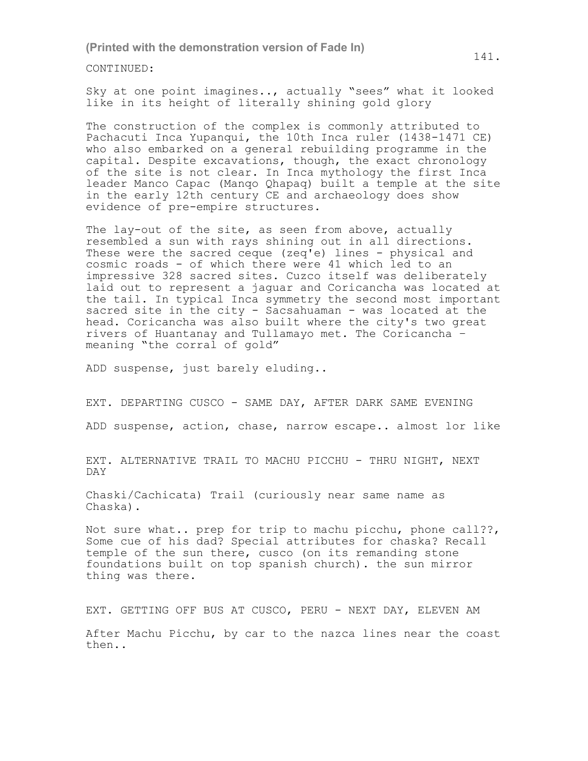CONTINUED:

Sky at one point imagines.., actually "sees" what it looked like in its height of literally shining gold glory

The construction of the complex is commonly attributed to Pachacuti Inca Yupanqui, the 10th Inca ruler (1438-1471 CE) who also embarked on a general rebuilding programme in the capital. Despite excavations, though, the exact chronology of the site is not clear. In Inca mythology the first Inca leader Manco Capac (Manqo Qhapaq) built a temple at the site in the early 12th century CE and archaeology does show evidence of pre-empire structures.

The lay-out of the site, as seen from above, actually resembled a sun with rays shining out in all directions. These were the sacred ceque (zeq'e) lines - physical and cosmic roads - of which there were 41 which led to an impressive 328 sacred sites. Cuzco itself was deliberately laid out to represent a jaguar and Coricancha was located at the tail. In typical Inca symmetry the second most important sacred site in the city - Sacsahuaman - was located at the head. Coricancha was also built where the city's two great rivers of Huantanay and Tullamayo met. The Coricancha – meaning "the corral of gold"

ADD suspense, just barely eluding..

EXT. DEPARTING CUSCO - SAME DAY, AFTER DARK SAME EVENING

ADD suspense, action, chase, narrow escape.. almost lor like

EXT. ALTERNATIVE TRAIL TO MACHU PICCHU - THRU NIGHT, NEXT DAY

Chaski/Cachicata) Trail (curiously near same name as Chaska).

Not sure what.. prep for trip to machu picchu, phone call??, Some cue of his dad? Special attributes for chaska? Recall temple of the sun there, cusco (on its remanding stone foundations built on top spanish church). the sun mirror thing was there.

EXT. GETTING OFF BUS AT CUSCO, PERU - NEXT DAY, ELEVEN AM

After Machu Picchu, by car to the nazca lines near the coast then..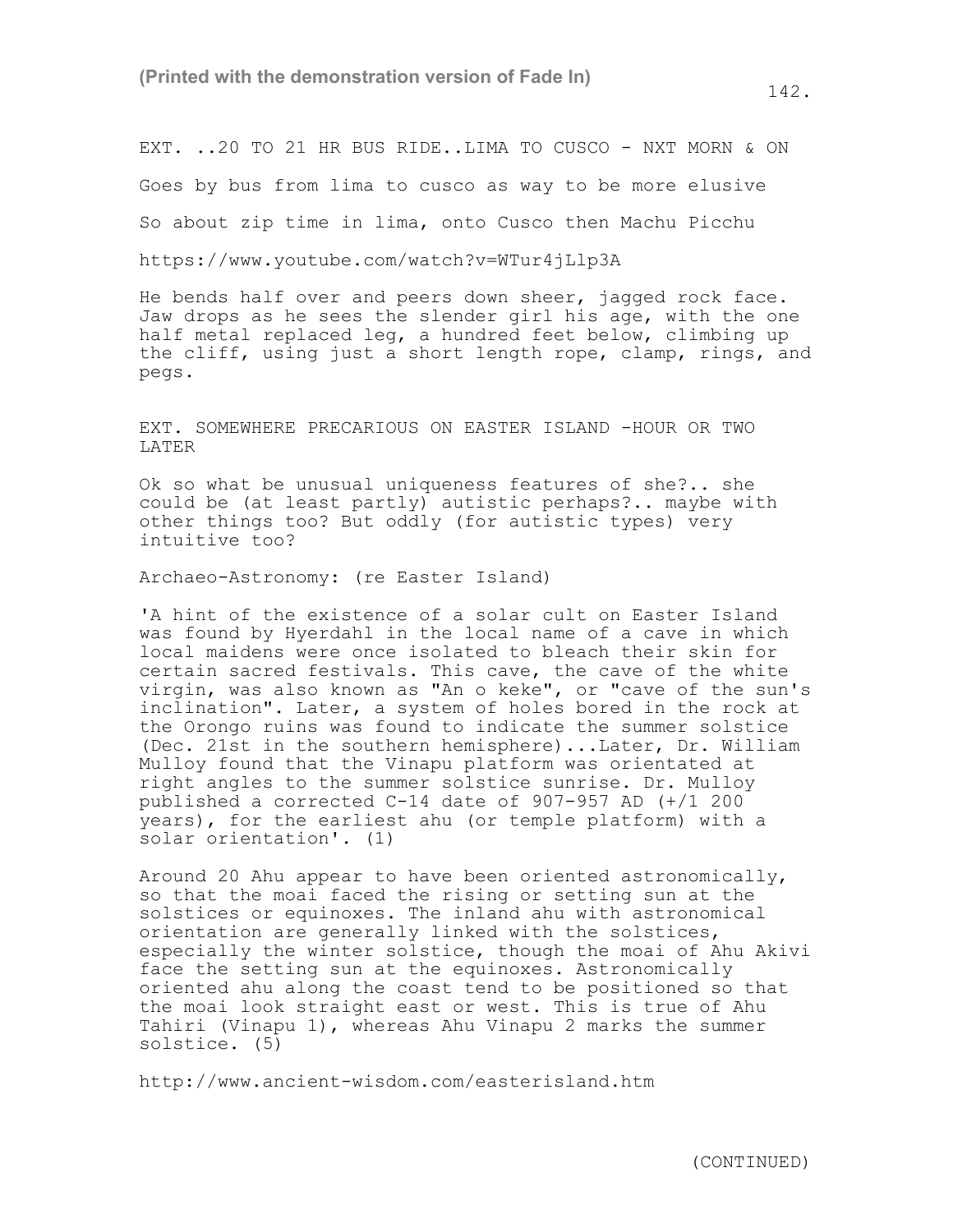EXT. ..20 TO 21 HR BUS RIDE..LIMA TO CUSCO - NXT MORN & ON

Goes by bus from lima to cusco as way to be more elusive

So about zip time in lima, onto Cusco then Machu Picchu

https://www.youtube.com/watch?v=WTur4jLlp3A

He bends half over and peers down sheer, jagged rock face. Jaw drops as he sees the slender girl his age, with the one half metal replaced leg, a hundred feet below, climbing up the cliff, using just a short length rope, clamp, rings, and pegs.

EXT. SOMEWHERE PRECARIOUS ON EASTER ISLAND -HOUR OR TWO LATER

Ok so what be unusual uniqueness features of she?.. she could be (at least partly) autistic perhaps?.. maybe with other things too? But oddly (for autistic types) very intuitive too?

Archaeo-Astronomy: (re Easter Island)

'A hint of the existence of a solar cult on Easter Island was found by Hyerdahl in the local name of a cave in which local maidens were once isolated to bleach their skin for certain sacred festivals. This cave, the cave of the white virgin, was also known as "An o keke", or "cave of the sun's inclination". Later, a system of holes bored in the rock at the Orongo ruins was found to indicate the summer solstice (Dec. 21st in the southern hemisphere)...Later, Dr. William Mulloy found that the Vinapu platform was orientated at right angles to the summer solstice sunrise. Dr. Mulloy published a corrected C-14 date of 907-957 AD (+/1 200 years), for the earliest ahu (or temple platform) with a solar orientation'. (1)

Around 20 Ahu appear to have been oriented astronomically, so that the moai faced the rising or setting sun at the solstices or equinoxes. The inland ahu with astronomical orientation are generally linked with the solstices, especially the winter solstice, though the moai of Ahu Akivi face the setting sun at the equinoxes. Astronomically oriented ahu along the coast tend to be positioned so that the moai look straight east or west. This is true of Ahu Tahiri (Vinapu 1), whereas Ahu Vinapu 2 marks the summer solstice. (5)

http://www.ancient-wisdom.com/easterisland.htm

(CONTINUED)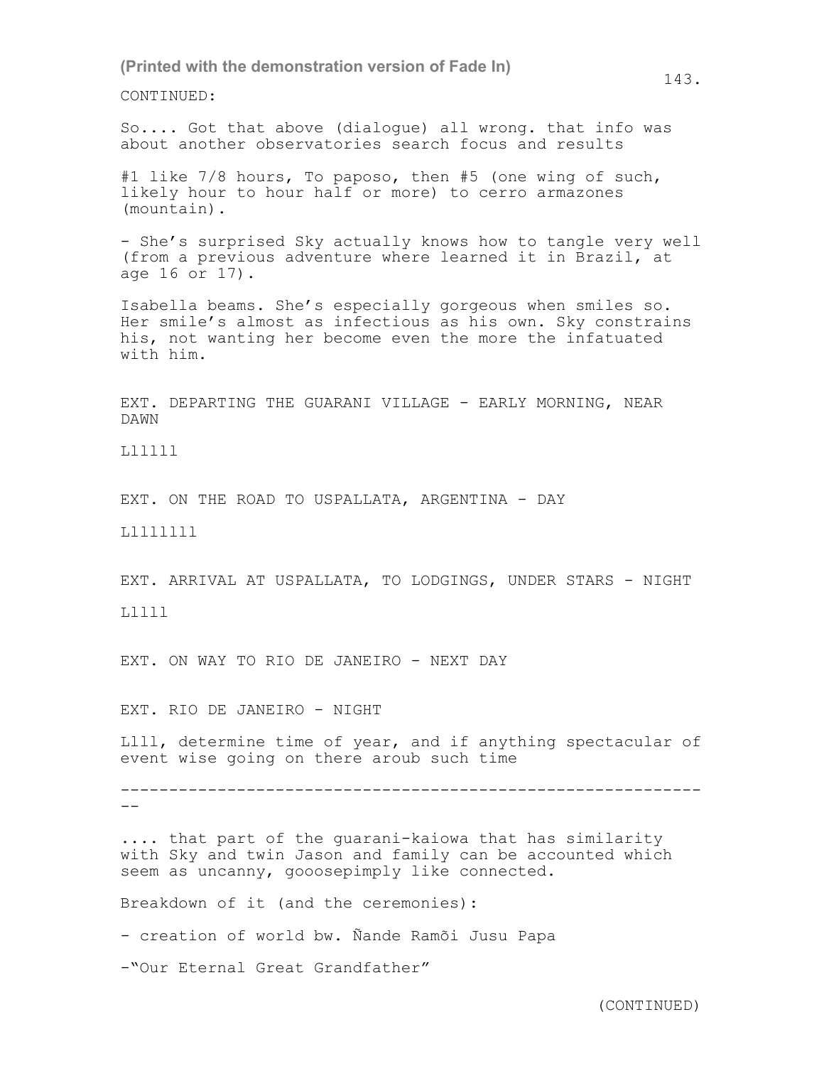CONTINUED:

So.... Got that above (dialogue) all wrong. that info was about another observatories search focus and results

#1 like 7/8 hours, To paposo, then #5 (one wing of such, likely hour to hour half or more) to cerro armazones (mountain).

- She's surprised Sky actually knows how to tangle very well (from a previous adventure where learned it in Brazil, at age 16 or 17).

Isabella beams. She's especially gorgeous when smiles so. Her smile's almost as infectious as his own. Sky constrains his, not wanting her become even the more the infatuated with him.

EXT. DEPARTING THE GUARANI VILLAGE - EARLY MORNING, NEAR DAWN

Lllll

EXT. ON THE ROAD TO USPALLATA, ARGENTINA - DAY

Lllllll

EXT. ARRIVAL AT USPALLATA, TO LODGINGS, UNDER STARS - NIGHT

Lllll

EXT. ON WAY TO RIO DE JANEIRO - NEXT DAY

EXT. RIO DE JANEIRO - NIGHT

Llll, determine time of year, and if anything spectacular of event wise going on there aroub such time

---

.... that part of the guarani-kaiowa that has similarity with Sky and twin Jason and family can be accounted which seem as uncanny, gooosepimply like connected.

Breakdown of it (and the ceremonies):

- creation of world bw. Ñande Ramõi Jusu Papa

-"Our Eternal Great Grandfather"

(CONTINUED)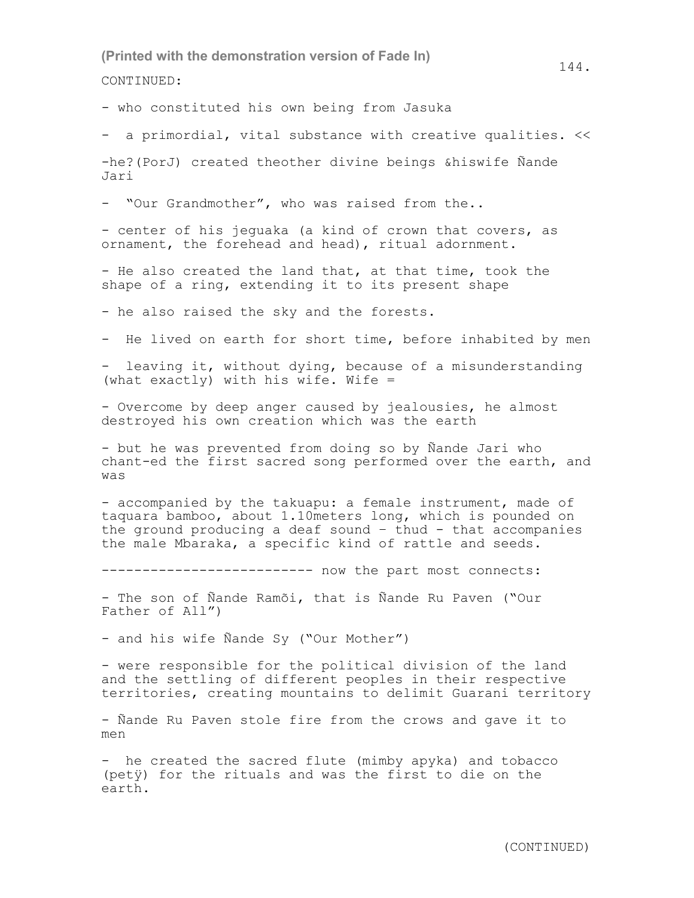CONTINUED:

- who constituted his own being from Jasuka

- a primordial, vital substance with creative qualities. <<

-he?(PorJ) created theother divine beings &hiswife Ñande Jari

- "Our Grandmother", who was raised from the..

- center of his jeguaka (a kind of crown that covers, as ornament, the forehead and head), ritual adornment.

- He also created the land that, at that time, took the shape of a ring, extending it to its present shape

- he also raised the sky and the forests.

- He lived on earth for short time, before inhabited by men

- leaving it, without dying, because of a misunderstanding (what exactly) with his wife. Wife =

- Overcome by deep anger caused by jealousies, he almost destroyed his own creation which was the earth

- but he was prevented from doing so by Ñande Jari who chant-ed the first sacred song performed over the earth, and was

- accompanied by the takuapu: a female instrument, made of taquara bamboo, about 1.10meters long, which is pounded on the ground producing a deaf sound - thud - that accompanies the male Mbaraka, a specific kind of rattle and seeds.

-------------------------- now the part most connects:

- The son of Ñande Ramõi, that is Ñande Ru Paven ("Our Father of All")

- and his wife Ñande Sy ("Our Mother")

- were responsible for the political division of the land and the settling of different peoples in their respective territories, creating mountains to delimit Guarani territory

- Ñande Ru Paven stole fire from the crows and gave it to men

- he created the sacred flute (mimby apyka) and tobacco (petÿ) for the rituals and was the first to die on the earth.

(CONTINUED)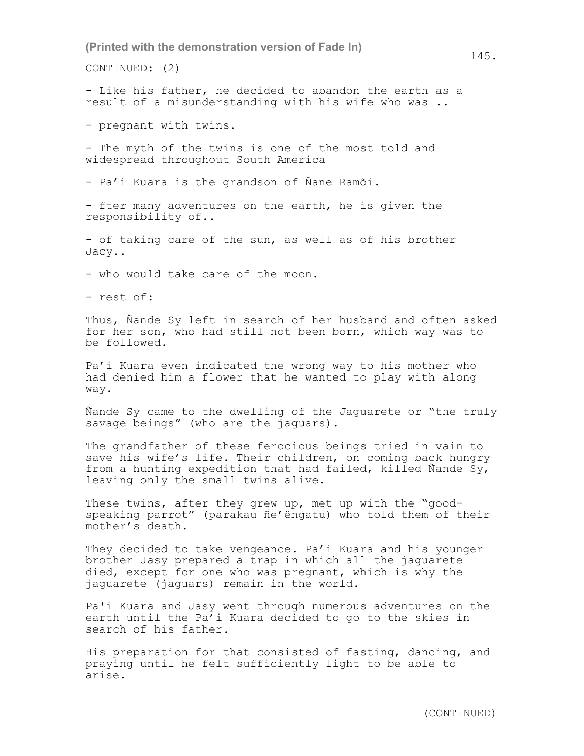CONTINUED: (2)

- Like his father, he decided to abandon the earth as a result of a misunderstanding with his wife who was ..

- pregnant with twins.

- The myth of the twins is one of the most told and widespread throughout South America

- Pa'i Kuara is the grandson of Ñane Ramõi.

- fter many adventures on the earth, he is given the responsibility of..

- of taking care of the sun, as well as of his brother Jacy..

- who would take care of the moon.

- rest of:

Thus, Ñande Sy left in search of her husband and often asked for her son, who had still not been born, which way was to be followed.

Pa'i Kuara even indicated the wrong way to his mother who had denied him a flower that he wanted to play with along way.

Ñande Sy came to the dwelling of the Jaguarete or "the truly savage beings" (who are the jaguars).

The grandfather of these ferocious beings tried in vain to save his wife's life. Their children, on coming back hungry from a hunting expedition that had failed, killed Ñande Sy, leaving only the small twins alive.

These twins, after they grew up, met up with the "good-speaking parrot" (parakau ñe'ëngatu) who told them of their mother's death.

They decided to take vengeance. Pa'i Kuara and his younger brother Jasy prepared a trap in which all the jaguarete died, except for one who was pregnant, which is why the jaguarete (jaguars) remain in the world.

Pa'i Kuara and Jasy went through numerous adventures on the earth until the Pa'i Kuara decided to go to the skies in search of his father.

His preparation for that consisted of fasting, dancing, and praying until he felt sufficiently light to be able to arise.

(CONTINUED)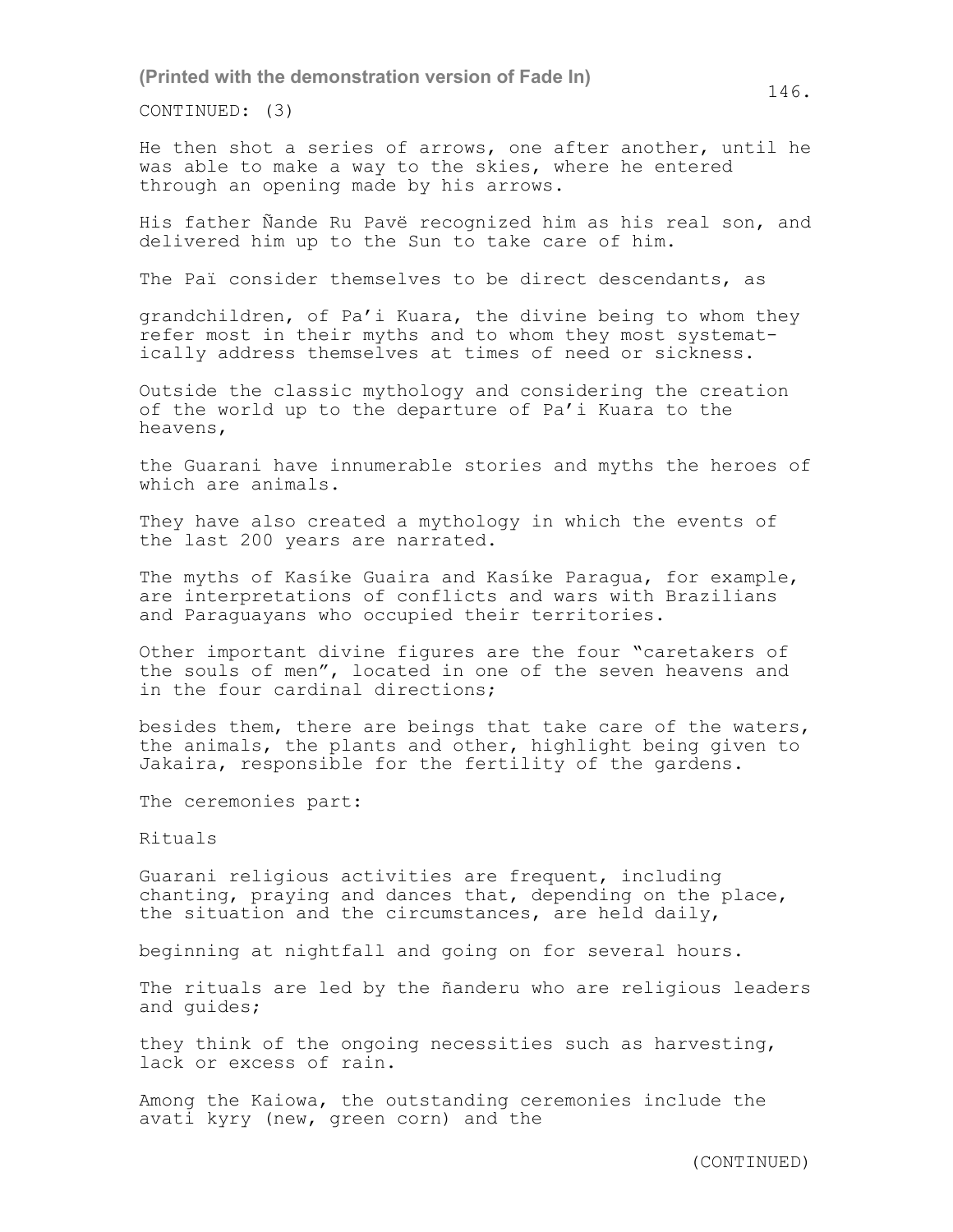CONTINUED: (3)

He then shot a series of arrows, one after another, until he was able to make a way to the skies, where he entered through an opening made by his arrows.

His father Ñande Ru Pavë recognized him as his real son, and delivered him up to the Sun to take care of him.

The Paï consider themselves to be direct descendants, as

grandchildren, of Pa'i Kuara, the divine being to whom they refer most in their myths and to whom they most systematically address themselves at times of need or sickness.

Outside the classic mythology and considering the creation of the world up to the departure of Pa'i Kuara to the heavens,

the Guarani have innumerable stories and myths the heroes of which are animals.

They have also created a mythology in which the events of the last 200 years are narrated.

The myths of Kasíke Guaira and Kasíke Paragua, for example, are interpretations of conflicts and wars with Brazilians and Paraguayans who occupied their territories.

Other important divine figures are the four "caretakers of the souls of men", located in one of the seven heavens and in the four cardinal directions;

besides them, there are beings that take care of the waters, the animals, the plants and other, highlight being given to Jakaira, responsible for the fertility of the gardens.

The ceremonies part:

Rituals

Guarani religious activities are frequent, including chanting, praying and dances that, depending on the place, the situation and the circumstances, are held daily,

beginning at nightfall and going on for several hours.

The rituals are led by the ñanderu who are religious leaders and guides;

they think of the ongoing necessities such as harvesting, lack or excess of rain.

Among the Kaiowa, the outstanding ceremonies include the avati kyry (new, green corn) and the

(CONTINUED)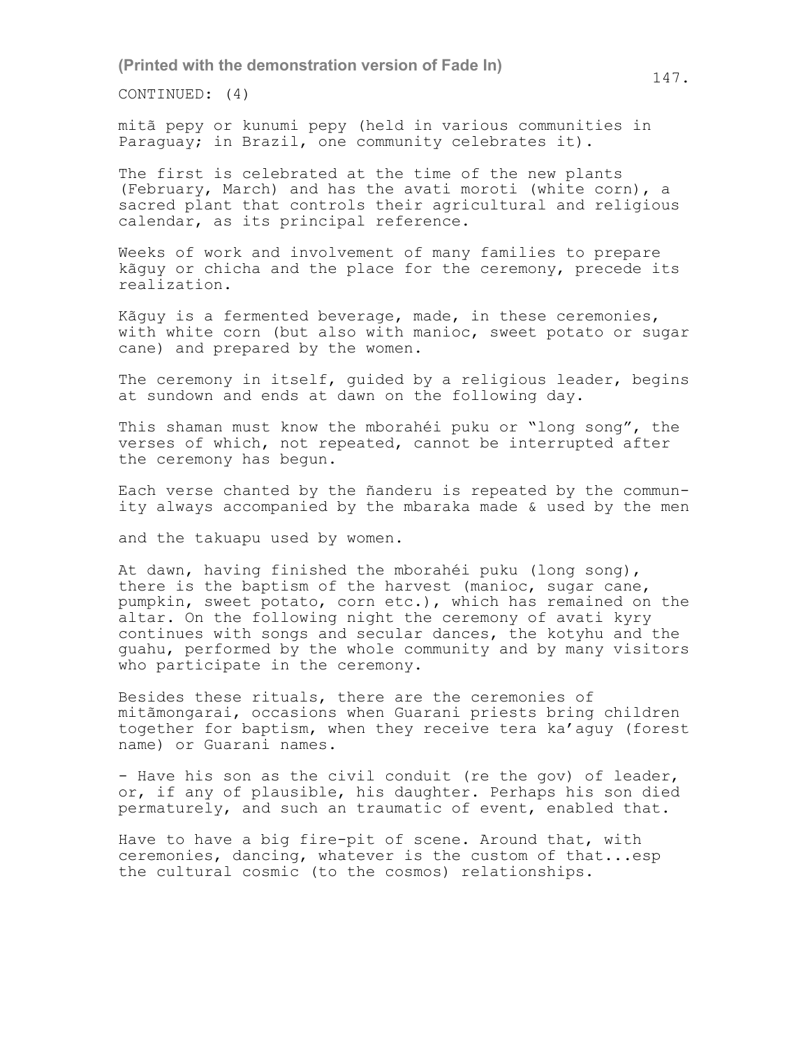CONTINUED: (4)

mitã pepy or kunumi pepy (held in various communities in Paraguay; in Brazil, one community celebrates it).

The first is celebrated at the time of the new plants (February, March) and has the avati moroti (white corn), a sacred plant that controls their agricultural and religious calendar, as its principal reference.

Weeks of work and involvement of many families to prepare kãguy or chicha and the place for the ceremony, precede its realization.

Kãguy is a fermented beverage, made, in these ceremonies, with white corn (but also with manioc, sweet potato or sugar cane) and prepared by the women.

The ceremony in itself, guided by a religious leader, begins at sundown and ends at dawn on the following day.

This shaman must know the mborahéi puku or "long song", the verses of which, not repeated, cannot be interrupted after the ceremony has begun.

Each verse chanted by the ñanderu is repeated by the community always accompanied by the mbaraka made & used by the men

and the takuapu used by women.

At dawn, having finished the mborahéi puku (long song), there is the baptism of the harvest (manioc, sugar cane, pumpkin, sweet potato, corn etc.), which has remained on the altar. On the following night the ceremony of avati kyry continues with songs and secular dances, the kotyhu and the guahu, performed by the whole community and by many visitors who participate in the ceremony.

Besides these rituals, there are the ceremonies of mitãmongarai, occasions when Guarani priests bring children together for baptism, when they receive tera ka'aguy (forest name) or Guarani names.

- Have his son as the civil conduit (re the gov) of leader, or, if any of plausible, his daughter. Perhaps his son died permaturely, and such an traumatic of event, enabled that.

Have to have a big fire-pit of scene. Around that, with ceremonies, dancing, whatever is the custom of that...esp the cultural cosmic (to the cosmos) relationships.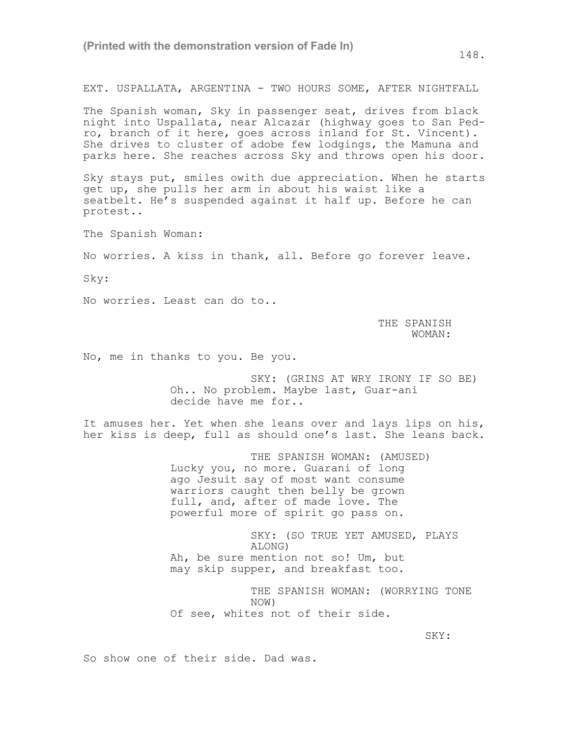EXT. USPALLATA, ARGENTINA - TWO HOURS SOME, AFTER NIGHTFALL

The Spanish woman, Sky in passenger seat, drives from black night into Uspallata, near Alcazar (highway goes to San Pedro, branch of it here, goes across inland for St. Vincent). She drives to cluster of adobe few lodgings, the Mamuna and parks here. She reaches across Sky and throws open his door.

Sky stays put, smiles owith due appreciation. When he starts get up, she pulls her arm in about his waist like a seatbelt. He's suspended against it half up. Before he can protest..

The Spanish Woman:

No worries. A kiss in thank, all. Before go forever leave.

Sky:

No worries. Least can do to..

THE SPANISH WOMAN:

No, me in thanks to you. Be you.

SKY: (GRINS AT WRY IRONY IF SO BE)
Oh.. No problem. Maybe last, Guar-ani decide have me for..

It amuses her. Yet when she leans over and lays lips on his, her kiss is deep, full as should one's last. She leans back.

THE SPANISH WOMAN: (AMUSED)
Lucky you, no more. Guarani of long ago Jesuit say of most want consume warriors caught then belly be grown full, and, after of made love. The powerful more of spirit go pass on.

SKY: (SO TRUE YET AMUSED, PLAYS ALONG)
Ah, be sure mention not so! Um, but may skip supper, and breakfast too.

THE SPANISH WOMAN: (WORRYING TONE NOW)
Of see, whites not of their side.

SKY:

So show one of their side. Dad was.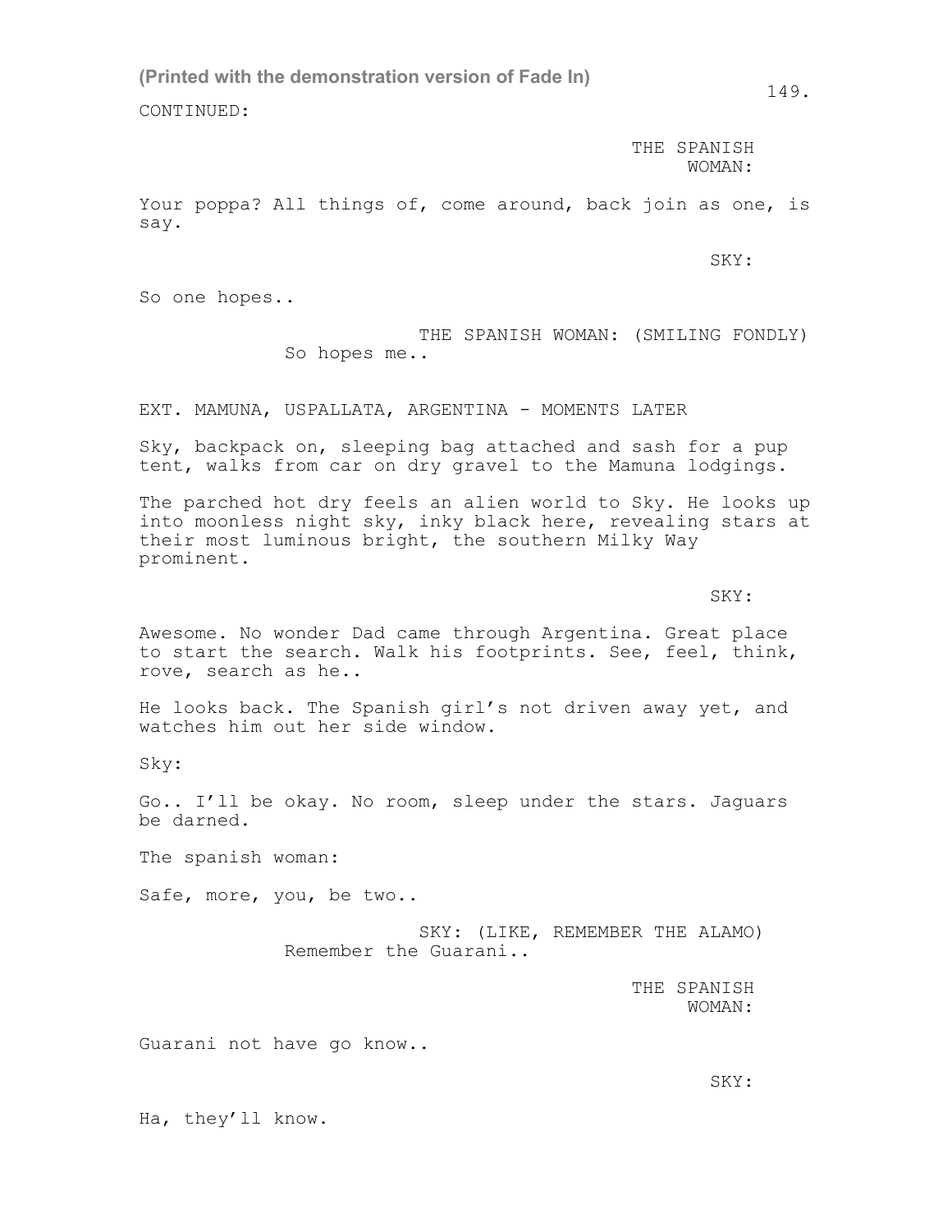CONTINUED:

THE SPANISH WOMAN:

Your poppa? All things of, come around, back join as one, is say.

SKY:

So one hopes..

THE SPANISH WOMAN: (SMILING FONDLY)
So hopes me..

EXT. MAMUNA, USPALLATA, ARGENTINA - MOMENTS LATER

Sky, backpack on, sleeping bag attached and sash for a pup tent, walks from car on dry gravel to the Mamuna lodgings.

The parched hot dry feels an alien world to Sky. He looks up into moonless night sky, inky black here, revealing stars at their most luminous bright, the southern Milky Way prominent.

SKY:

Awesome. No wonder Dad came through Argentina. Great place to start the search. Walk his footprints. See, feel, think, rove, search as he..

He looks back. The Spanish girl's not driven away yet, and watches him out her side window.

Sky:

Go.. I'll be okay. No room, sleep under the stars. Jaguars be darned.

The spanish woman:

Safe, more, you, be two..

SKY: (LIKE, REMEMBER THE ALAMO)
Remember the Guarani..

THE SPANISH WOMAN:

Guarani not have go know..

SKY:

Ha, they'll know.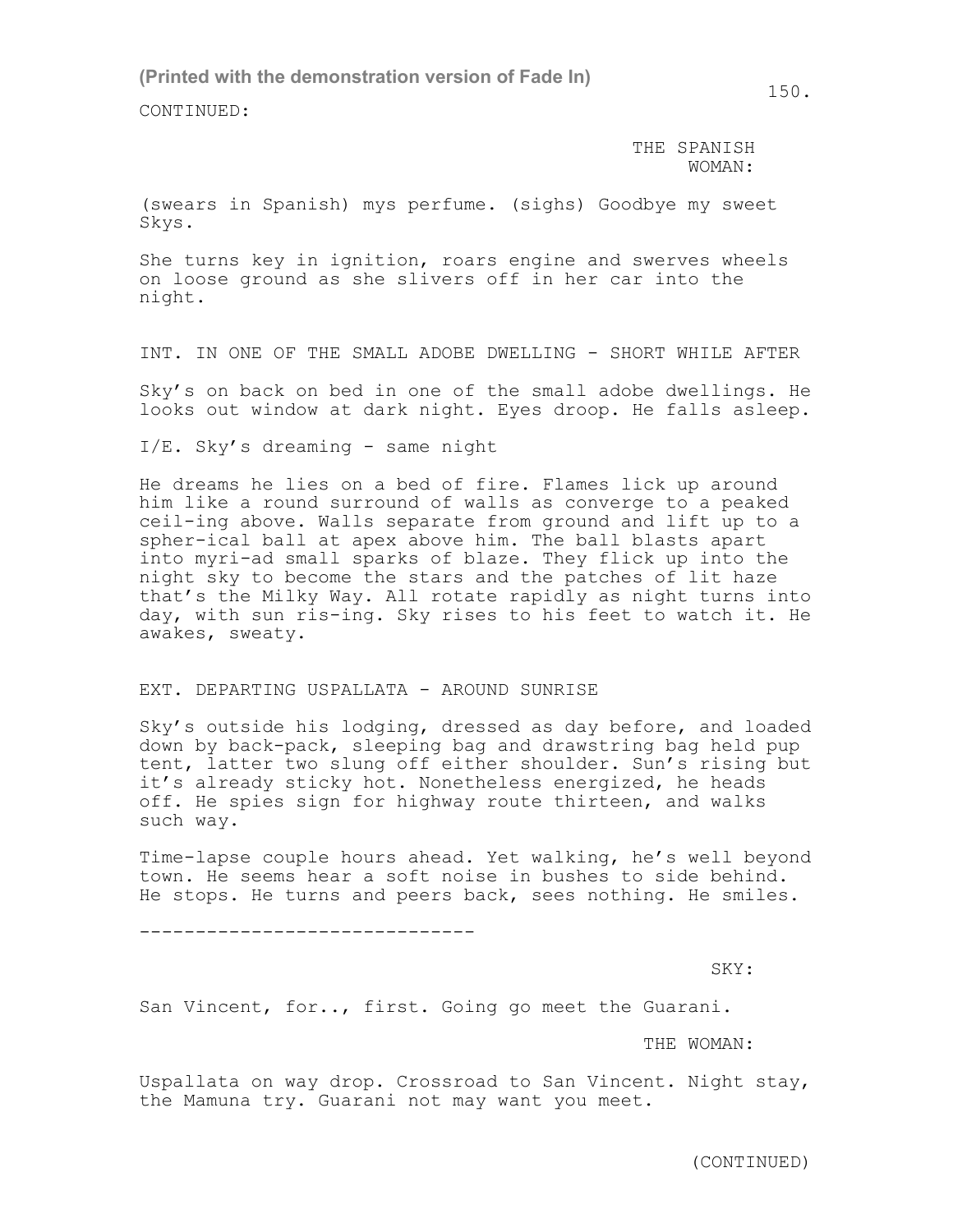CONTINUED:

THE SPANISH WOMAN:

(swears in Spanish) mys perfume. (sighs) Goodbye my sweet Skys.

She turns key in ignition, roars engine and swerves wheels on loose ground as she slivers off in her car into the night.

INT. IN ONE OF THE SMALL ADOBE DWELLING - SHORT WHILE AFTER

Sky's on back on bed in one of the small adobe dwellings. He looks out window at dark night. Eyes droop. He falls asleep.

I/E. Sky's dreaming - same night

He dreams he lies on a bed of fire. Flames lick up around him like a round surround of walls as converge to a peaked ceil-ing above. Walls separate from ground and lift up to a spher-ical ball at apex above him. The ball blasts apart into myri-ad small sparks of blaze. They flick up into the night sky to become the stars and the patches of lit haze that's the Milky Way. All rotate rapidly as night turns into day, with sun ris-ing. Sky rises to his feet to watch it. He awakes, sweaty.

EXT. DEPARTING USPALLATA - AROUND SUNRISE

Sky's outside his lodging, dressed as day before, and loaded down by back-pack, sleeping bag and drawstring bag held pup tent, latter two slung off either shoulder. Sun's rising but it's already sticky hot. Nonetheless energized, he heads off. He spies sign for highway route thirteen, and walks such way.

Time-lapse couple hours ahead. Yet walking, he's well beyond town. He seems hear a soft noise in bushes to side behind. He stops. He turns and peers back, sees nothing. He smiles.

------------------------------

SKY:

San Vincent, for.., first. Going go meet the Guarani.

THE WOMAN:

Uspallata on way drop. Crossroad to San Vincent. Night stay, the Mamuna try. Guarani not may want you meet.

(CONTINUED)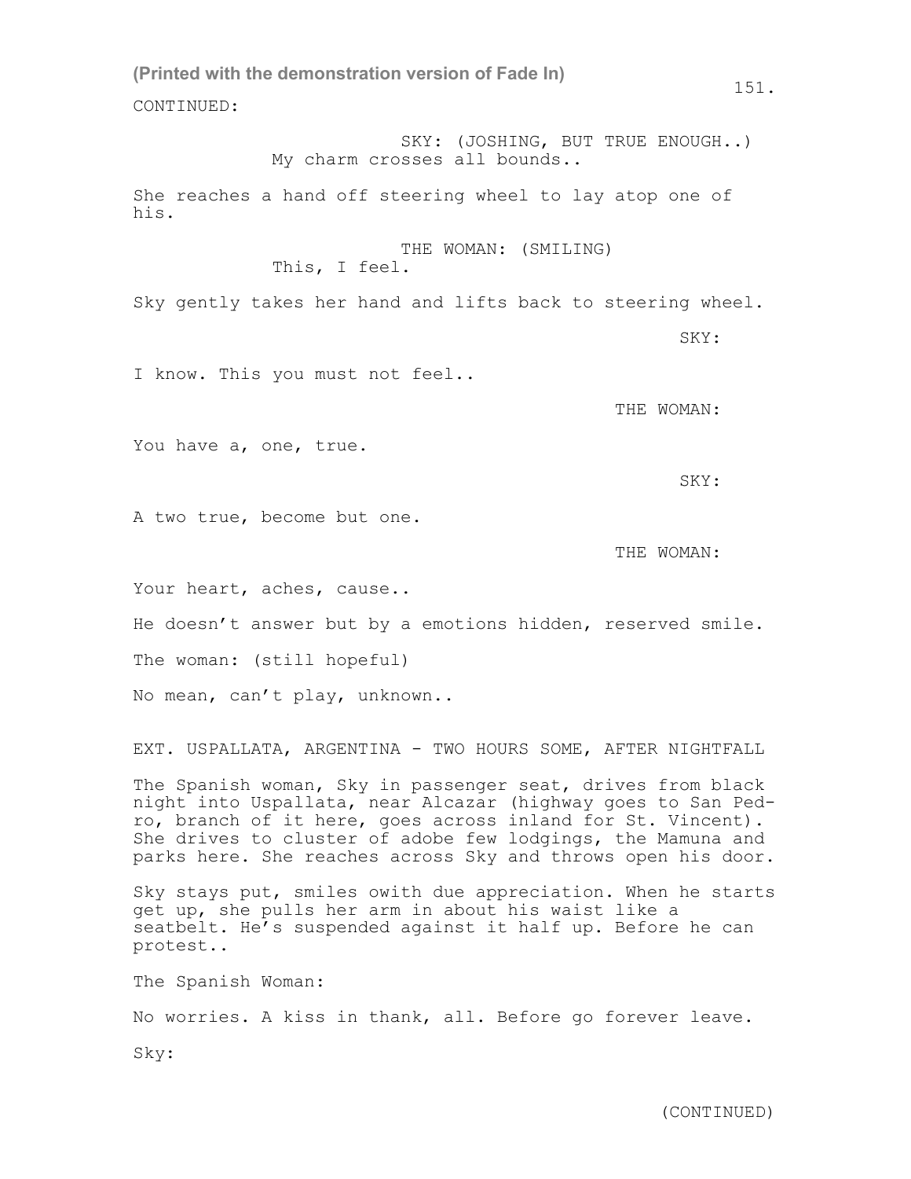CONTINUED:

SKY: (JOSHING, BUT TRUE ENOUGH..)
My charm crosses all bounds..

She reaches a hand off steering wheel to lay atop one of his.

THE WOMAN: (SMILING)
This, I feel.

Sky gently takes her hand and lifts back to steering wheel.

SKY:

I know. This you must not feel..

THE WOMAN:

You have a, one, true.

SKY:

A two true, become but one.

THE WOMAN:

Your heart, aches, cause..

He doesn't answer but by a emotions hidden, reserved smile.

The woman: (still hopeful)

No mean, can't play, unknown..

EXT. USPALLATA, ARGENTINA - TWO HOURS SOME, AFTER NIGHTFALL

The Spanish woman, Sky in passenger seat, drives from black night into Uspallata, near Alcazar (highway goes to San Ped-ro, branch of it here, goes across inland for St. Vincent). She drives to cluster of adobe few lodgings, the Mamuna and parks here. She reaches across Sky and throws open his door.

Sky stays put, smiles owith due appreciation. When he starts get up, she pulls her arm in about his waist like a seatbelt. He's suspended against it half up. Before he can protest..

The Spanish Woman:

No worries. A kiss in thank, all. Before go forever leave.

Sky:

(CONTINUED)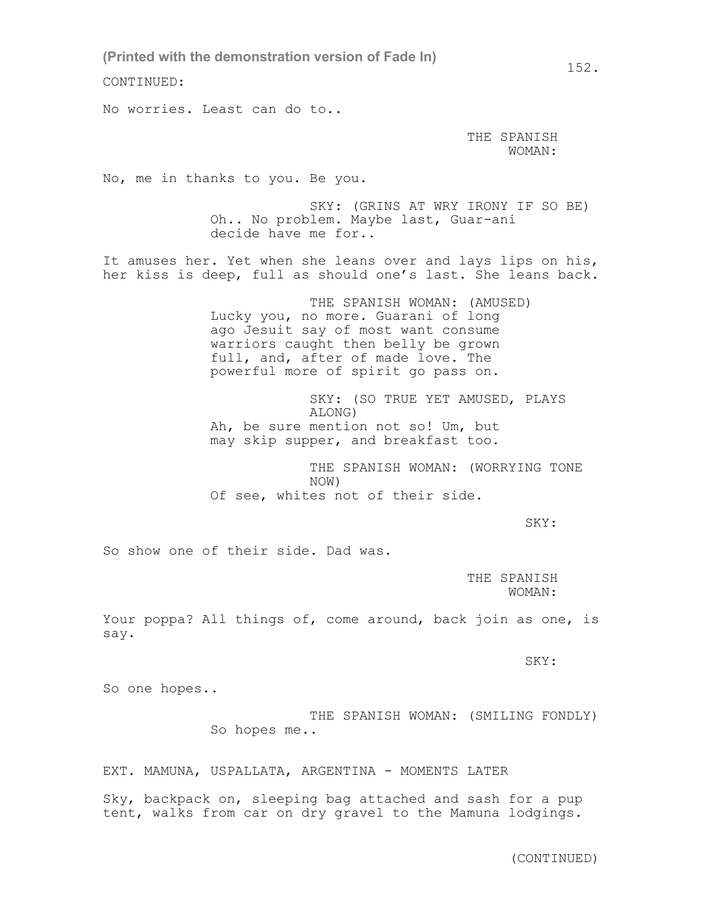CONTINUED:

No worries. Least can do to..

THE SPANISH WOMAN:

No, me in thanks to you. Be you.

SKY: (GRINS AT WRY IRONY IF SO BE)
Oh.. No problem. Maybe last, Guar-ani decide have me for..

It amuses her. Yet when she leans over and lays lips on his, her kiss is deep, full as should one's last. She leans back.

THE SPANISH WOMAN: (AMUSED)
Lucky you, no more. Guarani of long ago Jesuit say of most want consume warriors caught then belly be grown full, and, after of made love. The powerful more of spirit go pass on.

SKY: (SO TRUE YET AMUSED, PLAYS ALONG)
Ah, be sure mention not so! Um, but may skip supper, and breakfast too.

THE SPANISH WOMAN: (WORRYING TONE NOW)
Of see, whites not of their side.

SKY:

So show one of their side. Dad was.

THE SPANISH WOMAN:

Your poppa? All things of, come around, back join as one, is say.

SKY:

So one hopes..

THE SPANISH WOMAN: (SMILING FONDLY)
So hopes me..

EXT. MAMUNA, USPALLATA, ARGENTINA - MOMENTS LATER

Sky, backpack on, sleeping bag attached and sash for a pup tent, walks from car on dry gravel to the Mamuna lodgings.

(CONTINUED)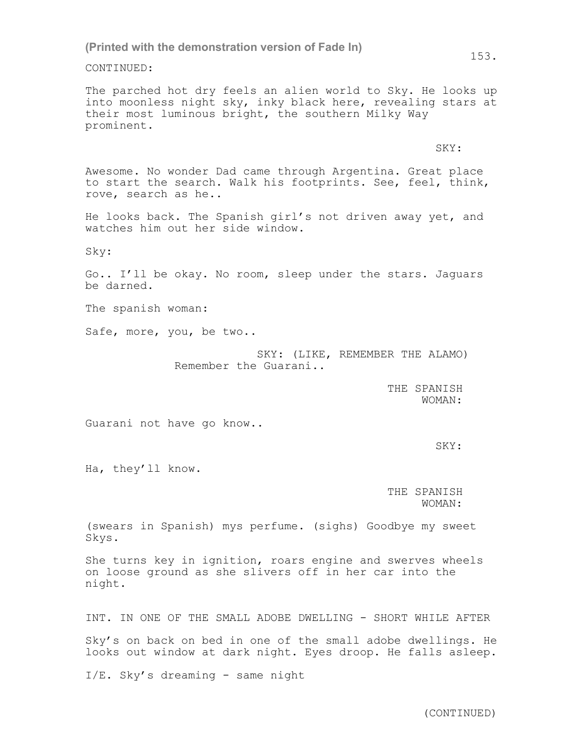CONTINUED:

The parched hot dry feels an alien world to Sky. He looks up into moonless night sky, inky black here, revealing stars at their most luminous bright, the southern Milky Way prominent.

SKY:

Awesome. No wonder Dad came through Argentina. Great place to start the search. Walk his footprints. See, feel, think, rove, search as he..

He looks back. The Spanish girl's not driven away yet, and watches him out her side window.

Sky:

Go.. I'll be okay. No room, sleep under the stars. Jaguars be darned.

The spanish woman:

Safe, more, you, be two..

SKY: (LIKE, REMEMBER THE ALAMO)
Remember the Guarani..

THE SPANISH WOMAN:

Guarani not have go know..

SKY:

Ha, they'll know.

THE SPANISH WOMAN:

(swears in Spanish) mys perfume. (sighs) Goodbye my sweet Skys.

She turns key in ignition, roars engine and swerves wheels on loose ground as she slivers off in her car into the night.

INT. IN ONE OF THE SMALL ADOBE DWELLING - SHORT WHILE AFTER

Sky's on back on bed in one of the small adobe dwellings. He looks out window at dark night. Eyes droop. He falls asleep.

I/E. Sky's dreaming - same night

(CONTINUED)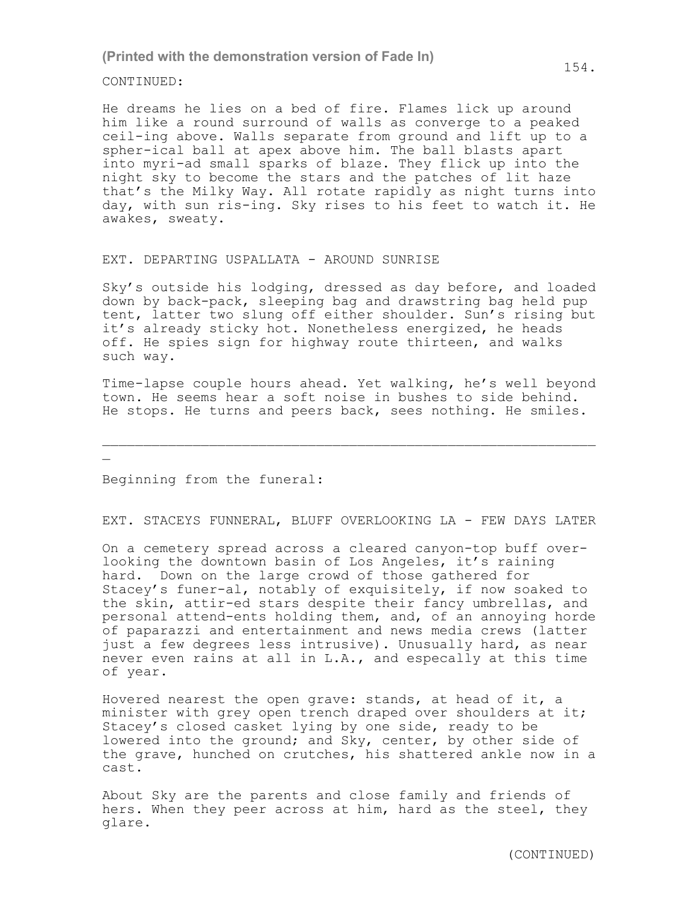CONTINUED:

He dreams he lies on a bed of fire. Flames lick up around him like a round surround of walls as converge to a peaked ceil-ing above. Walls separate from ground and lift up to a spher-ical ball at apex above him. The ball blasts apart into myri-ad small sparks of blaze. They flick up into the night sky to become the stars and the patches of lit haze that's the Milky Way. All rotate rapidly as night turns into day, with sun ris-ing. Sky rises to his feet to watch it. He awakes, sweaty.

EXT. DEPARTING USPALLATA - AROUND SUNRISE

Sky's outside his lodging, dressed as day before, and loaded down by back-pack, sleeping bag and drawstring bag held pup tent, latter two slung off either shoulder. Sun's rising but it's already sticky hot. Nonetheless energized, he heads off. He spies sign for highway route thirteen, and walks such way.

Time-lapse couple hours ahead. Yet walking, he's well beyond town. He seems hear a soft noise in bushes to side behind. He stops. He turns and peers back, sees nothing. He smiles.

---

Beginning from the funeral:

EXT. STACEYS FUNNERAL, BLUFF OVERLOOKING LA - FEW DAYS LATER

On a cemetery spread across a cleared canyon-top buff over-looking the downtown basin of Los Angeles, it's raining hard. Down on the large crowd of those gathered for Stacey's funer-al, notably of exquisitely, if now soaked to the skin, attir-ed stars despite their fancy umbrellas, and personal attend-ents holding them, and, of an annoying horde of paparazzi and entertainment and news media crews (latter just a few degrees less intrusive). Unusually hard, as near never even rains at all in L.A., and especally at this time of year.

Hovered nearest the open grave: stands, at head of it, a minister with grey open trench draped over shoulders at it; Stacey's closed casket lying by one side, ready to be lowered into the ground; and Sky, center, by other side of the grave, hunched on crutches, his shattered ankle now in a cast.

About Sky are the parents and close family and friends of hers. When they peer across at him, hard as the steel, they glare.

(CONTINUED)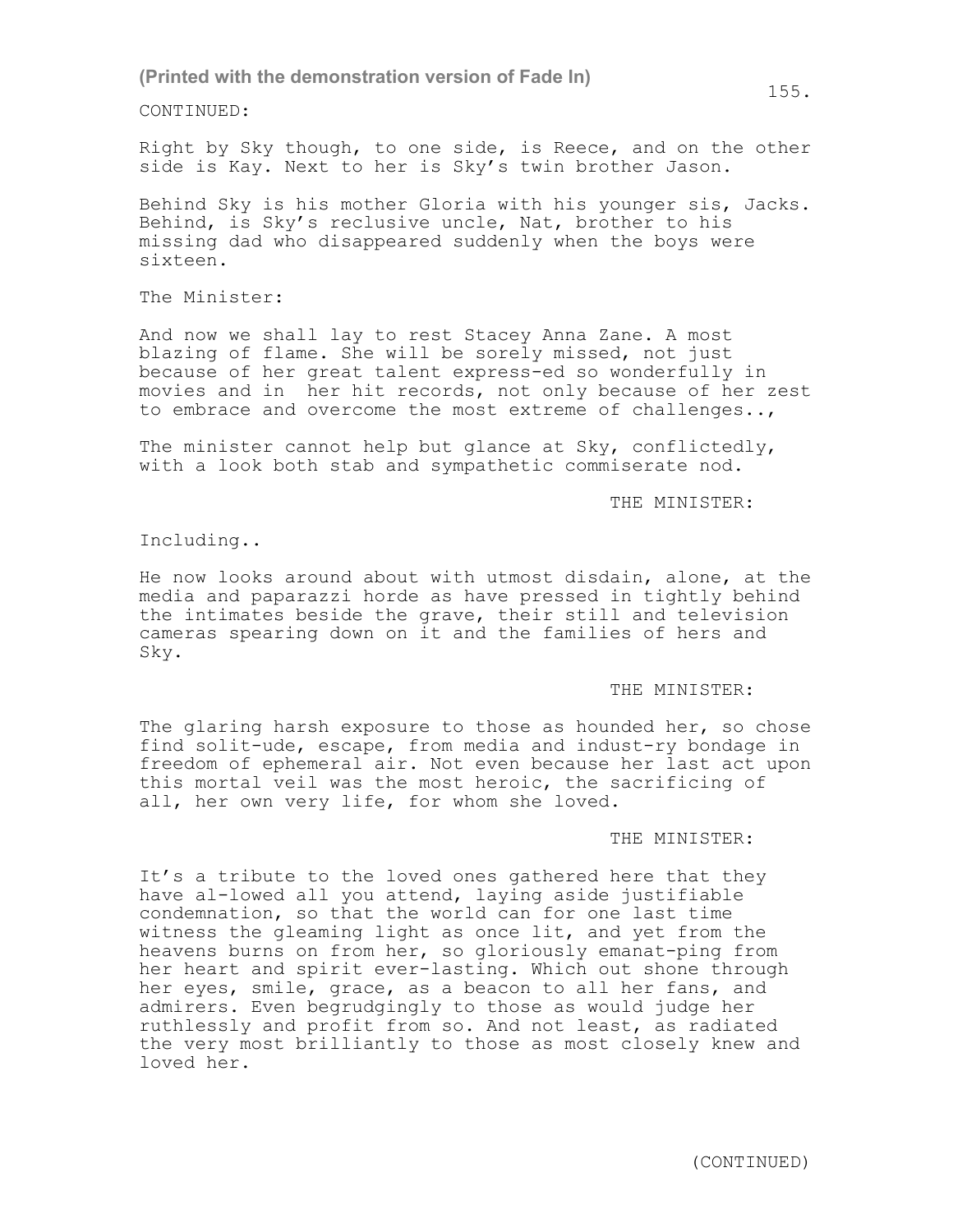CONTINUED:

Right by Sky though, to one side, is Reece, and on the other side is Kay. Next to her is Sky's twin brother Jason.

Behind Sky is his mother Gloria with his younger sis, Jacks. Behind, is Sky's reclusive uncle, Nat, brother to his missing dad who disappeared suddenly when the boys were sixteen.

The Minister:

And now we shall lay to rest Stacey Anna Zane. A most blazing of flame. She will be sorely missed, not just because of her great talent express-ed so wonderfully in movies and in her hit records, not only because of her zest to embrace and overcome the most extreme of challenges..,

The minister cannot help but glance at Sky, conflictedly, with a look both stab and sympathetic commiserate nod.

THE MINISTER:

Including..

He now looks around about with utmost disdain, alone, at the media and paparazzi horde as have pressed in tightly behind the intimates beside the grave, their still and television cameras spearing down on it and the families of hers and Sky.

THE MINISTER:

The glaring harsh exposure to those as hounded her, so chose find solit-ude, escape, from media and indust-ry bondage in freedom of ephemeral air. Not even because her last act upon this mortal veil was the most heroic, the sacrificing of all, her own very life, for whom she loved.

THE MINISTER:

It's a tribute to the loved ones gathered here that they have al-lowed all you attend, laying aside justifiable condemnation, so that the world can for one last time witness the gleaming light as once lit, and yet from the heavens burns on from her, so gloriously emanat-ping from her heart and spirit ever-lasting. Which out shone through her eyes, smile, grace, as a beacon to all her fans, and admirers. Even begrudgingly to those as would judge her ruthlessly and profit from so. And not least, as radiated the very most brilliantly to those as most closely knew and loved her.

(CONTINUED)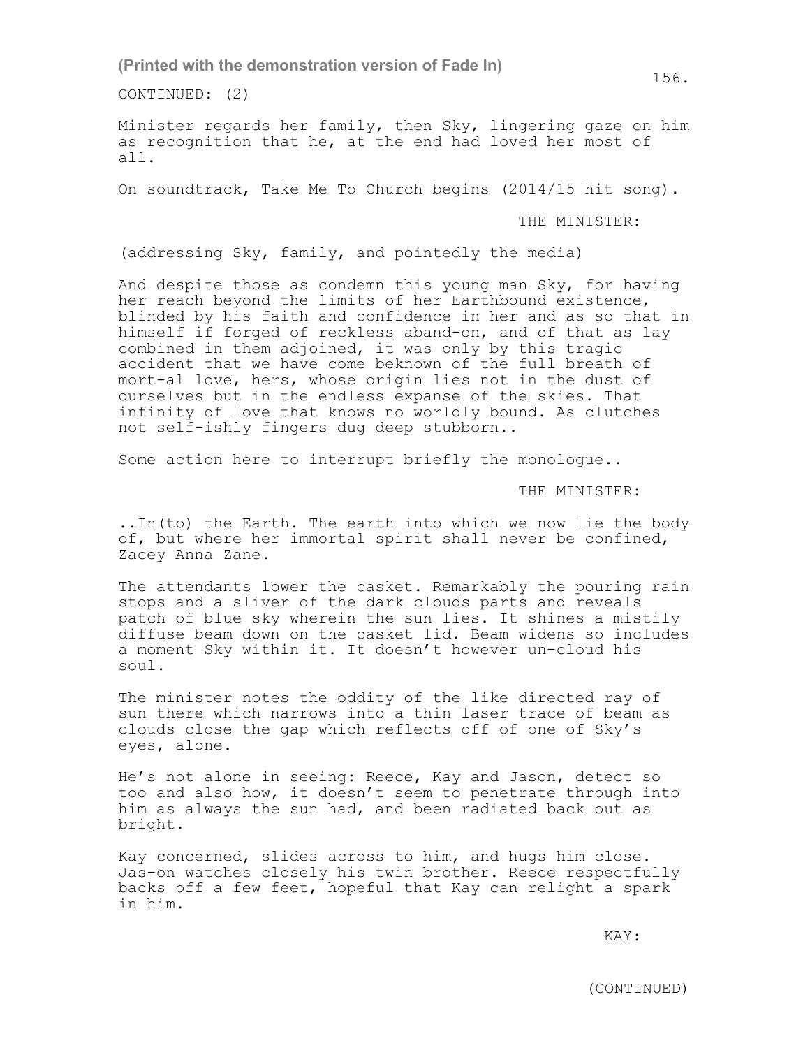CONTINUED: (2)

Minister regards her family, then Sky, lingering gaze on him as recognition that he, at the end had loved her most of all.

On soundtrack, Take Me To Church begins (2014/15 hit song).

THE MINISTER:

(addressing Sky, family, and pointedly the media)

And despite those as condemn this young man Sky, for having her reach beyond the limits of her Earthbound existence, blinded by his faith and confidence in her and as so that in himself if forged of reckless aband-on, and of that as lay combined in them adjoined, it was only by this tragic accident that we have come beknown of the full breath of mort-al love, hers, whose origin lies not in the dust of ourselves but in the endless expanse of the skies. That infinity of love that knows no worldly bound. As clutches not self-ishly fingers dug deep stubborn..

Some action here to interrupt briefly the monologue..

THE MINISTER:

..In(to) the Earth. The earth into which we now lie the body of, but where her immortal spirit shall never be confined, Zacey Anna Zane.

The attendants lower the casket. Remarkably the pouring rain stops and a sliver of the dark clouds parts and reveals patch of blue sky wherein the sun lies. It shines a mistily diffuse beam down on the casket lid. Beam widens so includes a moment Sky within it. It doesn't however un-cloud his soul.

The minister notes the oddity of the like directed ray of sun there which narrows into a thin laser trace of beam as clouds close the gap which reflects off of one of Sky's eyes, alone.

He's not alone in seeing: Reece, Kay and Jason, detect so too and also how, it doesn't seem to penetrate through into him as always the sun had, and been radiated back out as bright.

Kay concerned, slides across to him, and hugs him close. Jas-on watches closely his twin brother. Reece respectfully backs off a few feet, hopeful that Kay can relight a spark in him.

KAY:

(CONTINUED)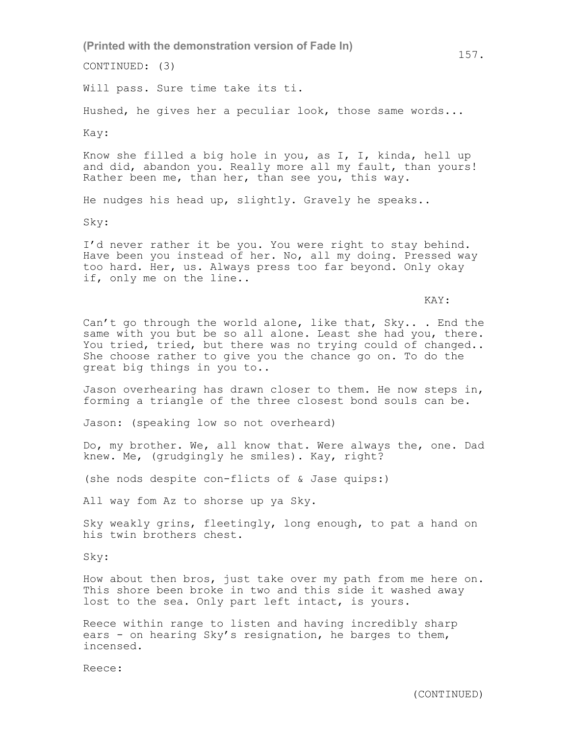CONTINUED: (3)

Will pass. Sure time take its ti.

Hushed, he gives her a peculiar look, those same words...

Kay:

Know she filled a big hole in you, as I, I, kinda, hell up and did, abandon you. Really more all my fault, than yours! Rather been me, than her, than see you, this way.

He nudges his head up, slightly. Gravely he speaks..

Sky:

I'd never rather it be you. You were right to stay behind. Have been you instead of her. No, all my doing. Pressed way too hard. Her, us. Always press too far beyond. Only okay if, only me on the line..

KAY:

Can't go through the world alone, like that, Sky.. . End the same with you but be so all alone. Least she had you, there. You tried, tried, but there was no trying could of changed.. She choose rather to give you the chance go on. To do the great big things in you to..

Jason overhearing has drawn closer to them. He now steps in, forming a triangle of the three closest bond souls can be.

Jason: (speaking low so not overheard)

Do, my brother. We, all know that. Were always the, one. Dad knew. Me, (grudgingly he smiles). Kay, right?

(she nods despite con-flicts of & Jase quips:)

All way fom Az to shorse up ya Sky.

Sky weakly grins, fleetingly, long enough, to pat a hand on his twin brothers chest.

Sky:

How about then bros, just take over my path from me here on. This shore been broke in two and this side it washed away lost to the sea. Only part left intact, is yours.

Reece within range to listen and having incredibly sharp ears - on hearing Sky's resignation, he barges to them, incensed.

Reece:

(CONTINUED)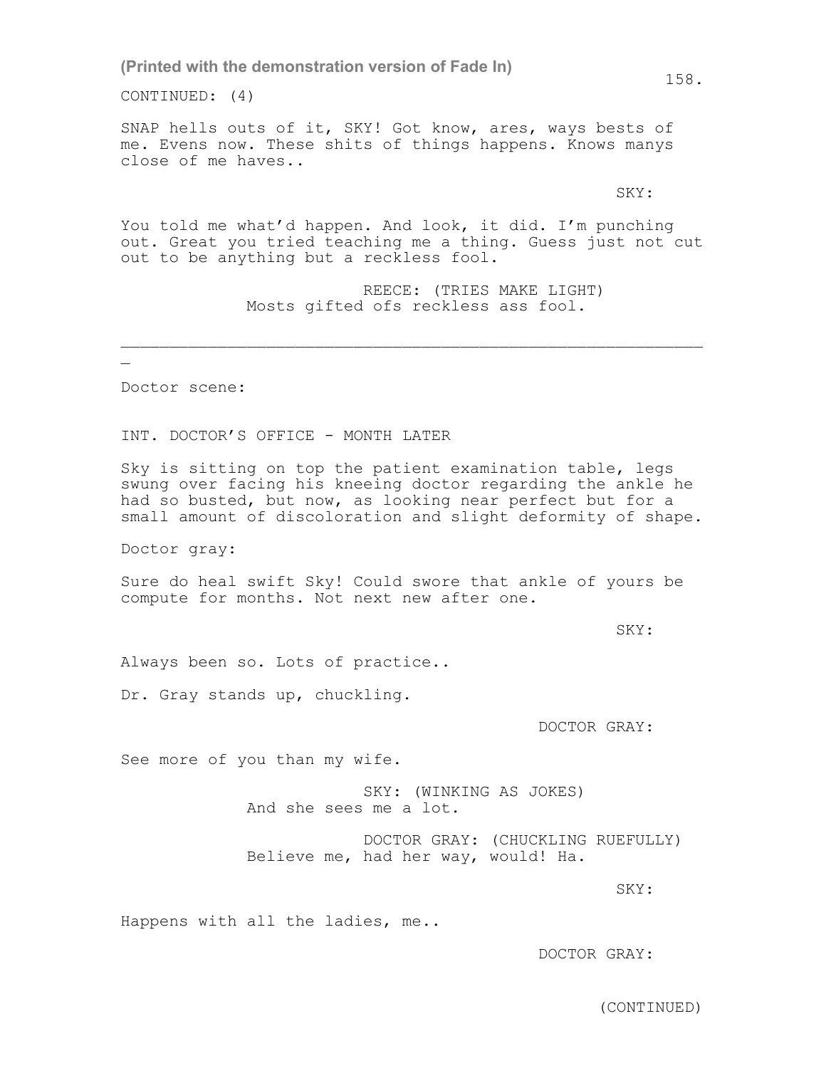(Printed with the demonstration version of Fade In)

CONTINUED: (4)

SNAP hells outs of it, SKY! Got know, ares, ways bests of me. Evens now. These shits of things happens. Knows manys close of me haves..

SKY:

You told me what'd happen. And look, it did. I'm punching out. Great you tried teaching me a thing. Guess just not cut out to be anything but a reckless fool.

REECE: (TRIES MAKE LIGHT)
Mosts gifted ofs reckless ass fool.

______________________________________________________________
_

Doctor scene:

INT. DOCTOR'S OFFICE - MONTH LATER

Sky is sitting on top the patient examination table, legs swung over facing his kneeing doctor regarding the ankle he had so busted, but now, as looking near perfect but for a small amount of discoloration and slight deformity of shape.

Doctor gray:

Sure do heal swift Sky! Could swore that ankle of yours be compute for months. Not next new after one.

SKY:

Always been so. Lots of practice..

Dr. Gray stands up, chuckling.

DOCTOR GRAY:

See more of you than my wife.

SKY: (WINKING AS JOKES)
And she sees me a lot.

DOCTOR GRAY: (CHUCKLING RUEFULLY)
Believe me, had her way, would! Ha.

SKY:

Happens with all the ladies, me..

DOCTOR GRAY:

(CONTINUED)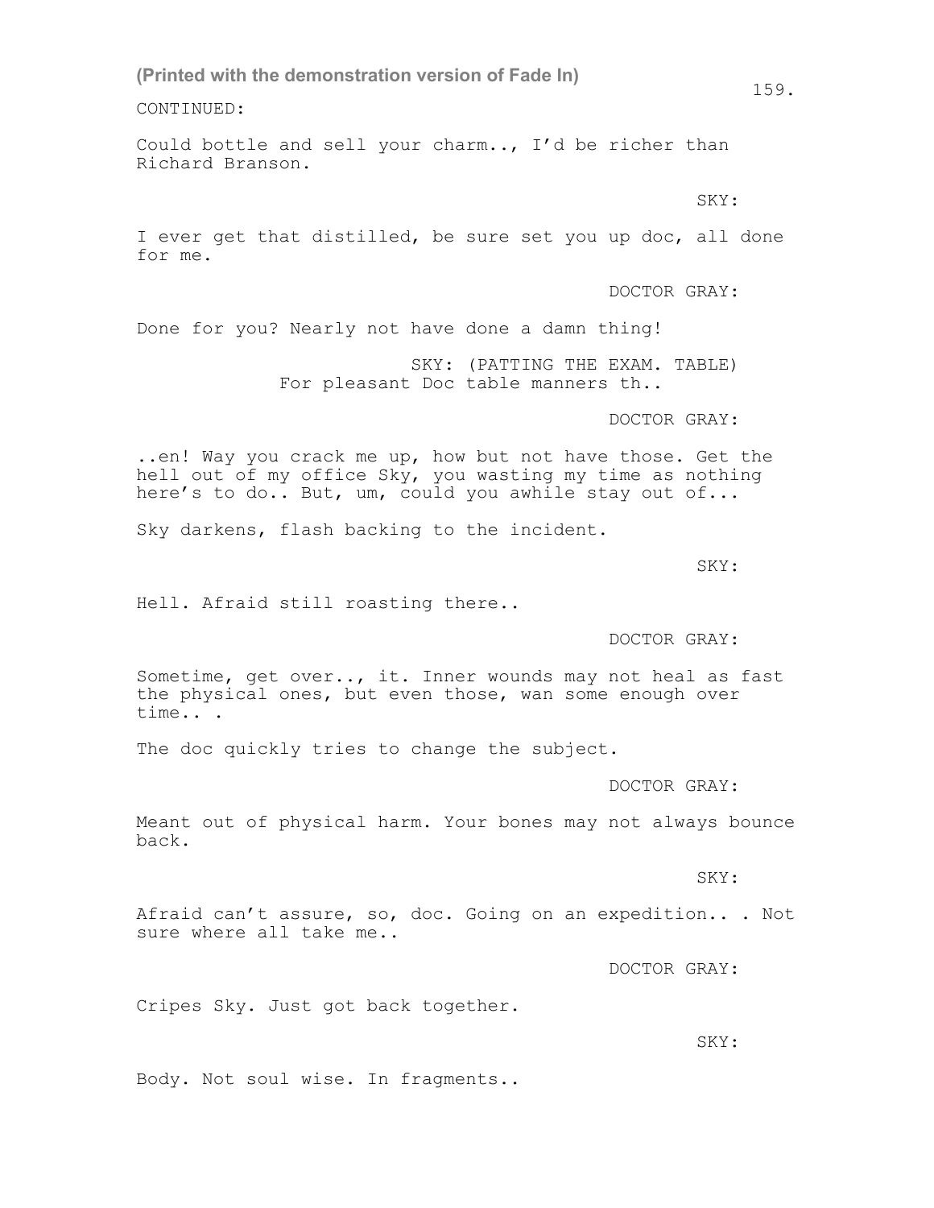(Printed with the demonstration version of Fade In)

CONTINUED:

Could bottle and sell your charm.., I'd be richer than Richard Branson.

SKY:

I ever get that distilled, be sure set you up doc, all done for me.

DOCTOR GRAY:

Done for you? Nearly not have done a damn thing!

SKY: (PATTING THE EXAM. TABLE)
For pleasant Doc table manners th..

DOCTOR GRAY:

..en! Way you crack me up, how but not have those. Get the hell out of my office Sky, you wasting my time as nothing here's to do.. But, um, could you awhile stay out of...

Sky darkens, flash backing to the incident.

SKY:

Hell. Afraid still roasting there..

DOCTOR GRAY:

Sometime, get over.., it. Inner wounds may not heal as fast the physical ones, but even those, wan some enough over time.. .

The doc quickly tries to change the subject.

DOCTOR GRAY:

Meant out of physical harm. Your bones may not always bounce back.

SKY:

Afraid can't assure, so, doc. Going on an expedition.. . Not sure where all take me..

DOCTOR GRAY:

Cripes Sky. Just got back together.

SKY:

Body. Not soul wise. In fragments..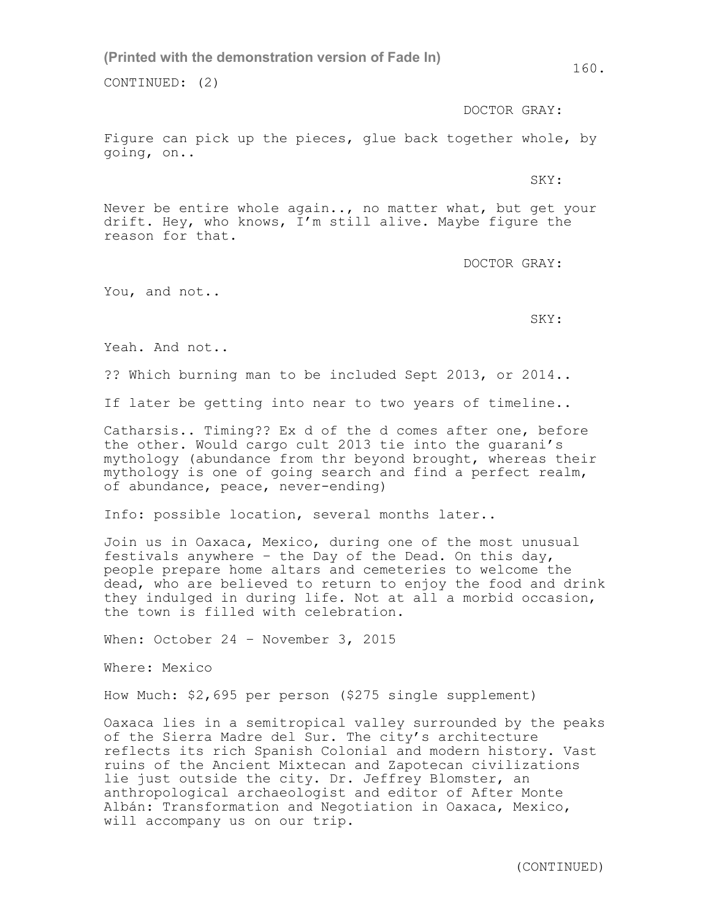CONTINUED: (2)

DOCTOR GRAY:

Figure can pick up the pieces, glue back together whole, by going, on..

SKY:

Never be entire whole again.., no matter what, but get your drift. Hey, who knows, I'm still alive. Maybe figure the reason for that.

DOCTOR GRAY:

You, and not..

SKY:

Yeah. And not..

?? Which burning man to be included Sept 2013, or 2014..

If later be getting into near to two years of timeline..

Catharsis.. Timing?? Ex d of the d comes after one, before the other. Would cargo cult 2013 tie into the guarani's mythology (abundance from thr beyond brought, whereas their mythology is one of going search and find a perfect realm, of abundance, peace, never-ending)

Info: possible location, several months later..

Join us in Oaxaca, Mexico, during one of the most unusual festivals anywhere – the Day of the Dead. On this day, people prepare home altars and cemeteries to welcome the dead, who are believed to return to enjoy the food and drink they indulged in during life. Not at all a morbid occasion, the town is filled with celebration.

When: October 24 – November 3, 2015

Where: Mexico

How Much: $2,695 per person ($275 single supplement)

Oaxaca lies in a semitropical valley surrounded by the peaks of the Sierra Madre del Sur. The city's architecture reflects its rich Spanish Colonial and modern history. Vast ruins of the Ancient Mixtecan and Zapotecan civilizations lie just outside the city. Dr. Jeffrey Blomster, an anthropological archaeologist and editor of After Monte Albán: Transformation and Negotiation in Oaxaca, Mexico, will accompany us on our trip.

(CONTINUED)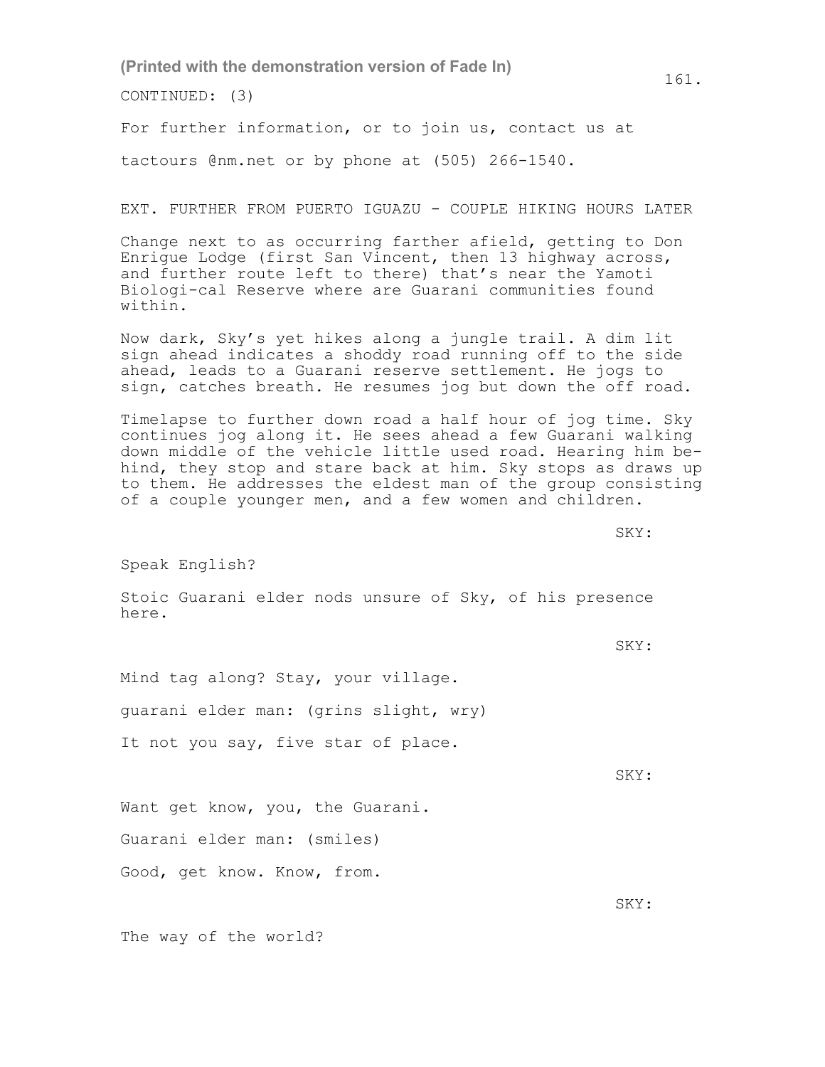CONTINUED: (3)

For further information, or to join us, contact us at

tactours @nm.net or by phone at (505) 266-1540.

EXT. FURTHER FROM PUERTO IGUAZU - COUPLE HIKING HOURS LATER

Change next to as occurring farther afield, getting to Don Enrigue Lodge (first San Vincent, then 13 highway across, and further route left to there) that's near the Yamoti Biologi-cal Reserve where are Guarani communities found within.

Now dark, Sky's yet hikes along a jungle trail. A dim lit sign ahead indicates a shoddy road running off to the side ahead, leads to a Guarani reserve settlement. He jogs to sign, catches breath. He resumes jog but down the off road.

Timelapse to further down road a half hour of jog time. Sky continues jog along it. He sees ahead a few Guarani walking down middle of the vehicle little used road. Hearing him be-hind, they stop and stare back at him. Sky stops as draws up to them. He addresses the eldest man of the group consisting of a couple younger men, and a few women and children.

SKY:

Speak English?

Stoic Guarani elder nods unsure of Sky, of his presence here.

SKY:

Mind tag along? Stay, your village.

guarani elder man: (grins slight, wry)

It not you say, five star of place.

SKY:

Want get know, you, the Guarani.

Guarani elder man: (smiles)

Good, get know. Know, from.

SKY:

The way of the world?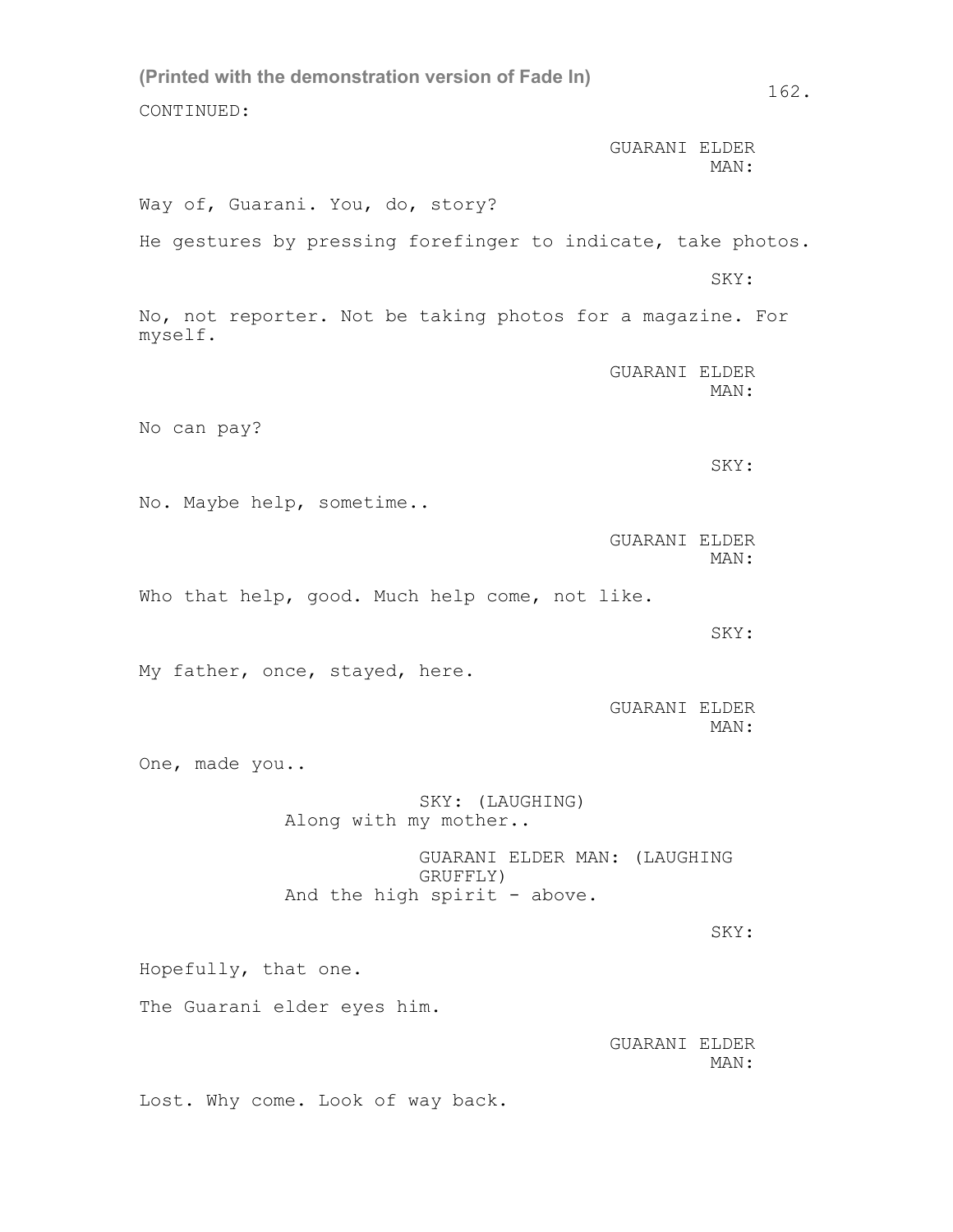(Printed with the demonstration version of Fade In)

CONTINUED:

GUARANI ELDER MAN:

Way of, Guarani. You, do, story?

He gestures by pressing forefinger to indicate, take photos.

SKY:

No, not reporter. Not be taking photos for a magazine. For myself.

GUARANI ELDER MAN:

No can pay?

SKY:

No. Maybe help, sometime..

GUARANI ELDER MAN:

Who that help, good. Much help come, not like.

SKY:

My father, once, stayed, here.

GUARANI ELDER MAN:

One, made you..

SKY: (LAUGHING)
Along with my mother..

GUARANI ELDER MAN: (LAUGHING GRUFFLY)
And the high spirit - above.

SKY:

Hopefully, that one.

The Guarani elder eyes him.

GUARANI ELDER MAN:

Lost. Why come. Look of way back.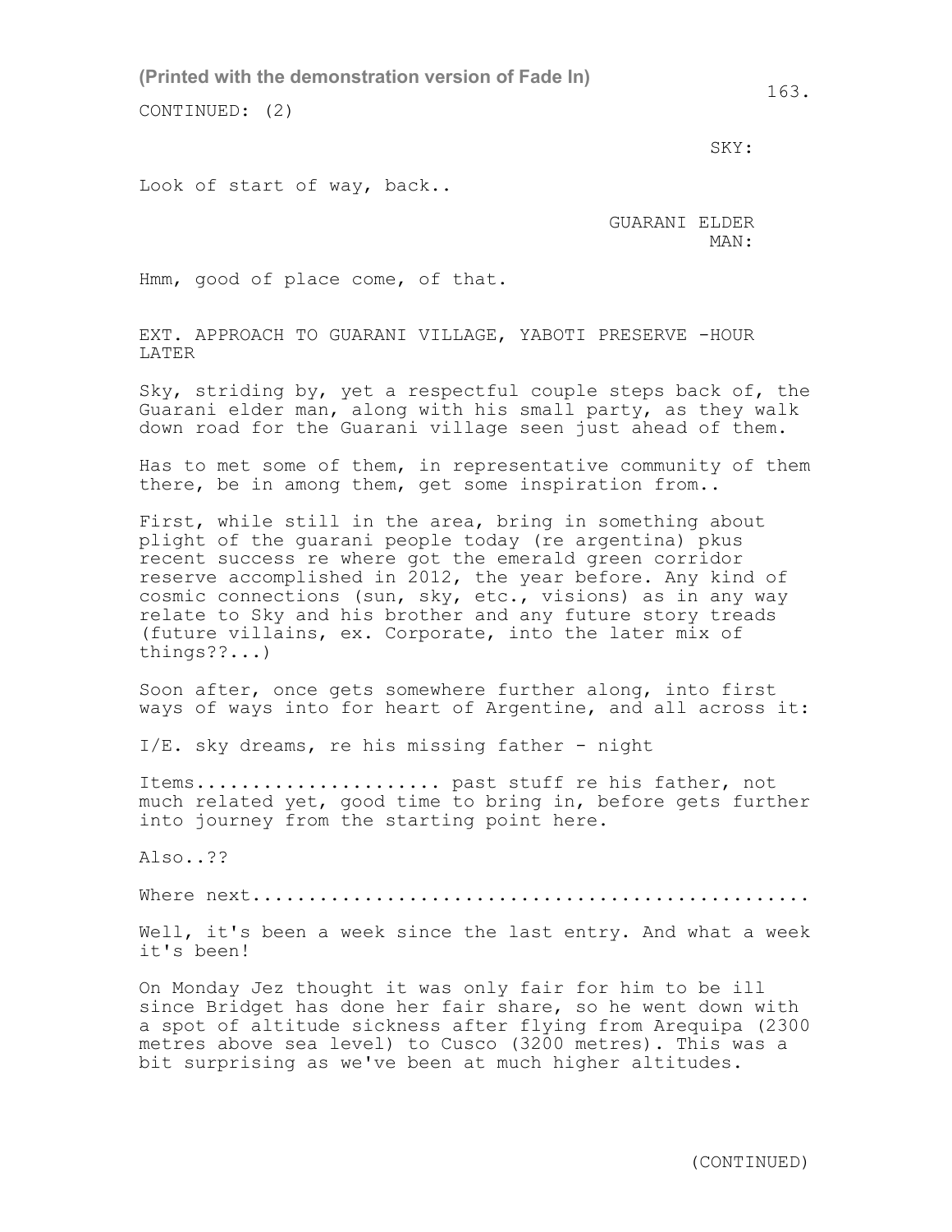CONTINUED: (2)

SKY:

Look of start of way, back..

GUARANI ELDER MAN:

Hmm, good of place come, of that.

EXT. APPROACH TO GUARANI VILLAGE, YABOTI PRESERVE -HOUR LATER

Sky, striding by, yet a respectful couple steps back of, the Guarani elder man, along with his small party, as they walk down road for the Guarani village seen just ahead of them.

Has to met some of them, in representative community of them there, be in among them, get some inspiration from..

First, while still in the area, bring in something about plight of the guarani people today (re argentina) pkus recent success re where got the emerald green corridor reserve accomplished in 2012, the year before. Any kind of cosmic connections (sun, sky, etc., visions) as in any way relate to Sky and his brother and any future story treads (future villains, ex. Corporate, into the later mix of things??...)

Soon after, once gets somewhere further along, into first ways of ways into for heart of Argentine, and all across it:

I/E. sky dreams, re his missing father - night

Items..................... past stuff re his father, not much related yet, good time to bring in, before gets further into journey from the starting point here.

Also..??

Where next.................................................

Well, it's been a week since the last entry. And what a week it's been!

On Monday Jez thought it was only fair for him to be ill since Bridget has done her fair share, so he went down with a spot of altitude sickness after flying from Arequipa (2300 metres above sea level) to Cusco (3200 metres). This was a bit surprising as we've been at much higher altitudes.

(CONTINUED)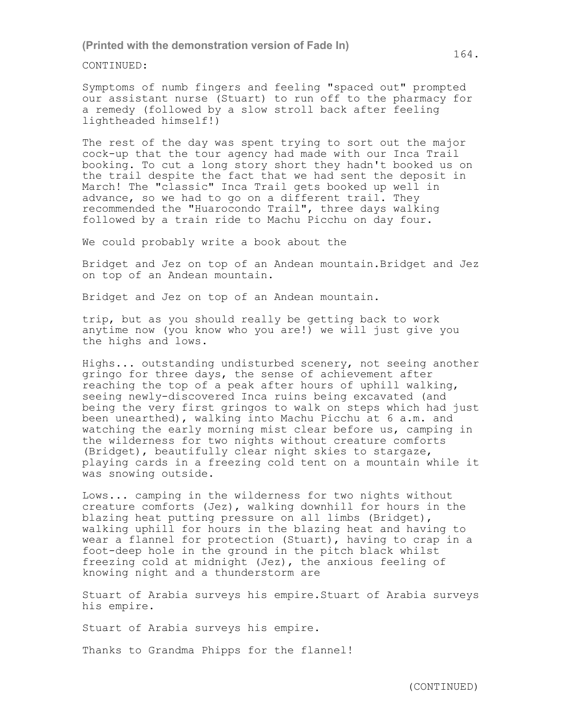CONTINUED:

Symptoms of numb fingers and feeling "spaced out" prompted our assistant nurse (Stuart) to run off to the pharmacy for a remedy (followed by a slow stroll back after feeling lightheaded himself!)

The rest of the day was spent trying to sort out the major cock-up that the tour agency had made with our Inca Trail booking. To cut a long story short they hadn't booked us on the trail despite the fact that we had sent the deposit in March! The "classic" Inca Trail gets booked up well in advance, so we had to go on a different trail. They recommended the "Huarocondo Trail", three days walking followed by a train ride to Machu Picchu on day four.

We could probably write a book about the

Bridget and Jez on top of an Andean mountain.Bridget and Jez on top of an Andean mountain.

Bridget and Jez on top of an Andean mountain.

trip, but as you should really be getting back to work anytime now (you know who you are!) we will just give you the highs and lows.

Highs... outstanding undisturbed scenery, not seeing another gringo for three days, the sense of achievement after reaching the top of a peak after hours of uphill walking, seeing newly-discovered Inca ruins being excavated (and being the very first gringos to walk on steps which had just been unearthed), walking into Machu Picchu at 6 a.m. and watching the early morning mist clear before us, camping in the wilderness for two nights without creature comforts (Bridget), beautifully clear night skies to stargaze, playing cards in a freezing cold tent on a mountain while it was snowing outside.

Lows... camping in the wilderness for two nights without creature comforts (Jez), walking downhill for hours in the blazing heat putting pressure on all limbs (Bridget), walking uphill for hours in the blazing heat and having to wear a flannel for protection (Stuart), having to crap in a foot-deep hole in the ground in the pitch black whilst freezing cold at midnight (Jez), the anxious feeling of knowing night and a thunderstorm are

Stuart of Arabia surveys his empire.Stuart of Arabia surveys his empire.

Stuart of Arabia surveys his empire.

Thanks to Grandma Phipps for the flannel!

(CONTINUED)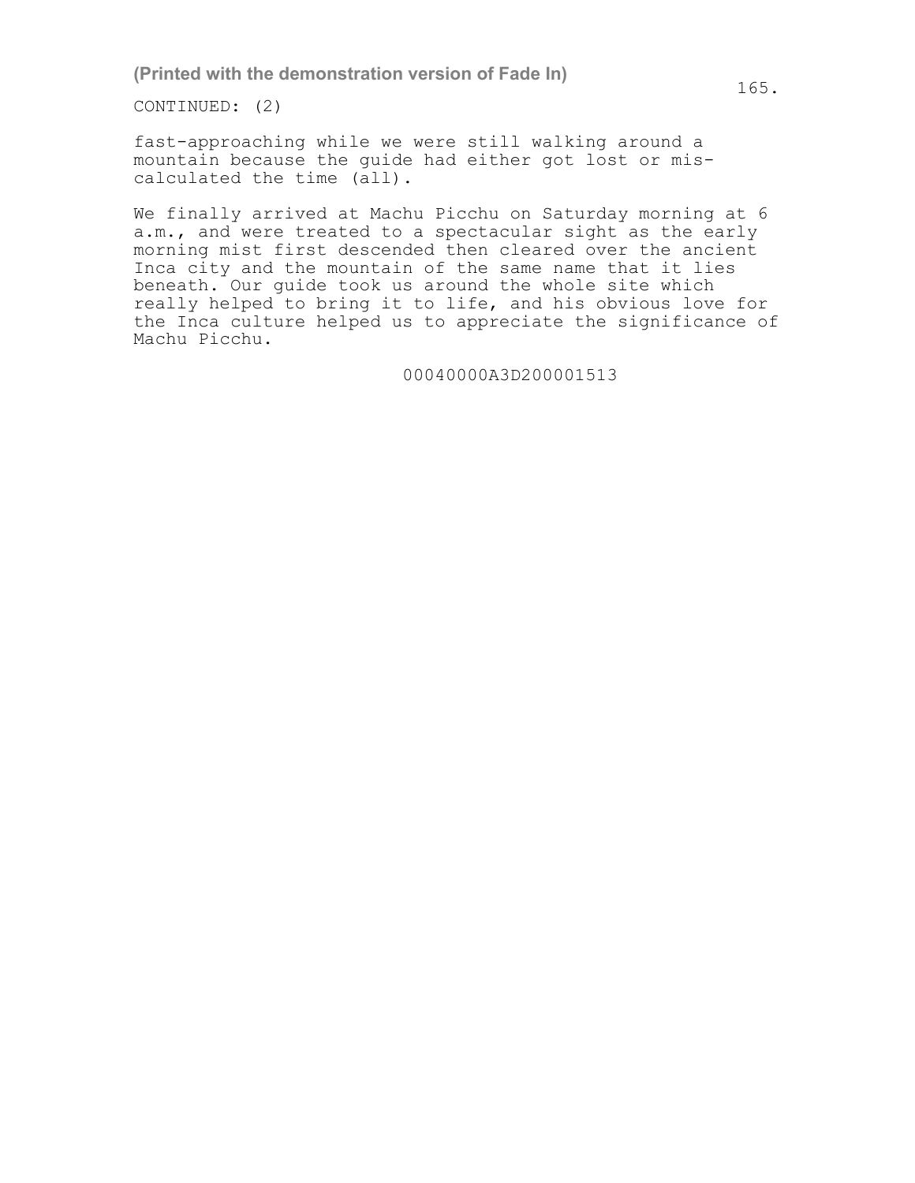CONTINUED: (2)

fast-approaching while we were still walking around a mountain because the guide had either got lost or mis-calculated the time (all).

We finally arrived at Machu Picchu on Saturday morning at 6 a.m., and were treated to a spectacular sight as the early morning mist first descended then cleared over the ancient Inca city and the mountain of the same name that it lies beneath. Our guide took us around the whole site which really helped to bring it to life, and his obvious love for the Inca culture helped us to appreciate the significance of Machu Picchu.

00040000A3D200001513